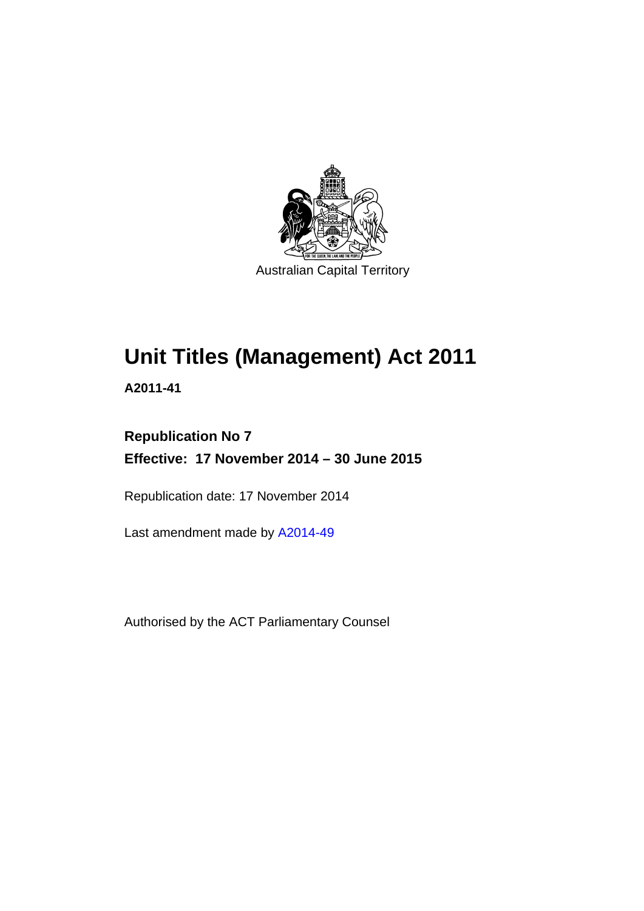Australian Capital Territory

# Unit Titles (Management) Act 2011

**A2011-41**

**Republication No 7**

**Effective: 17 November 2014 – 30 June 2015**

Republication date: 17 November 2014

Last amendment made by A2014-49

Authorised by the ACT Parliamentary Counsel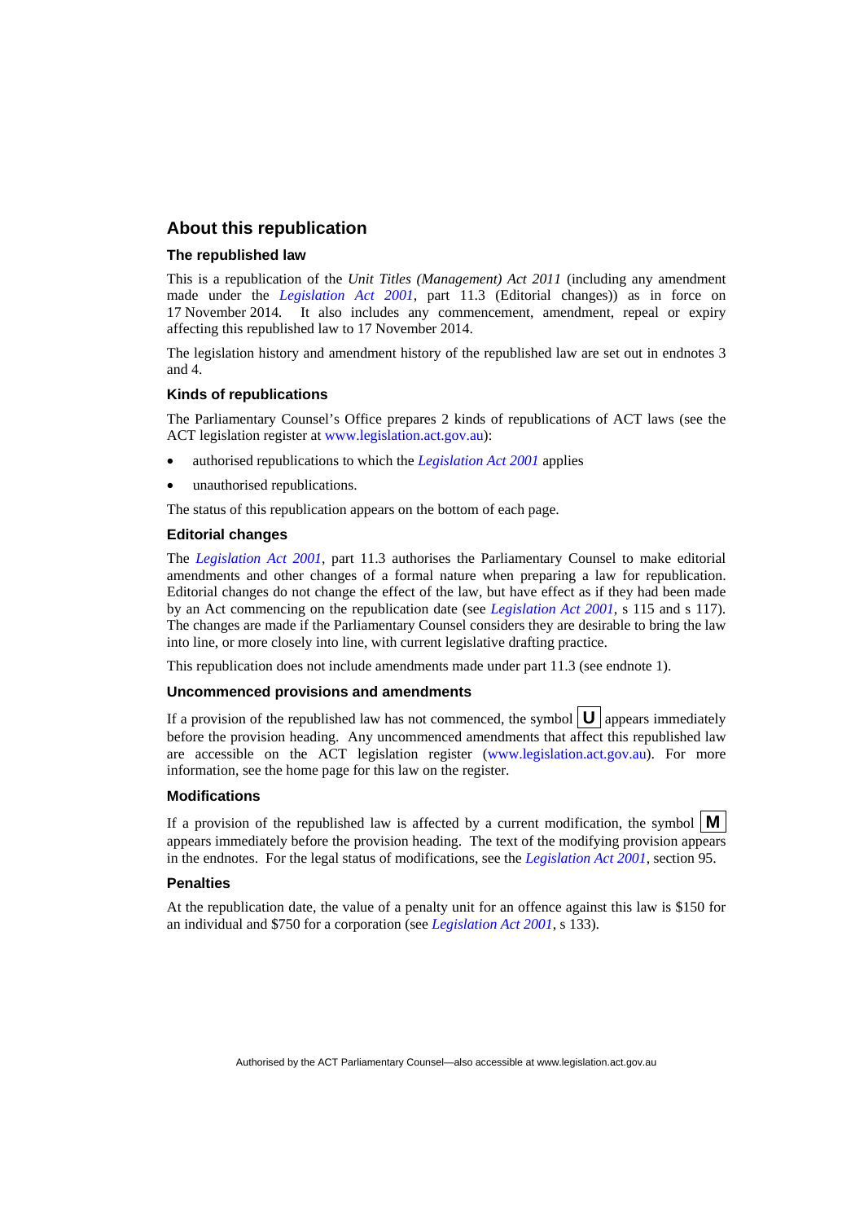## About this republication

### The republished law

This is a republication of the *Unit Titles (Management) Act 2011* (including any amendment made under the *Legislation Act 2001*, part 11.3 (Editorial changes)) as in force on 17 November 2014. It also includes any commencement, amendment, repeal or expiry affecting this republished law to 17 November 2014.

The legislation history and amendment history of the republished law are set out in endnotes 3 and 4.

### Kinds of republications

The Parliamentary Counsel's Office prepares 2 kinds of republications of ACT laws (see the ACT legislation register at www.legislation.act.gov.au):

- authorised republications to which the *Legislation Act 2001* applies
- unauthorised republications.

The status of this republication appears on the bottom of each page.

### Editorial changes

The *Legislation Act 2001*, part 11.3 authorises the Parliamentary Counsel to make editorial amendments and other changes of a formal nature when preparing a law for republication. Editorial changes do not change the effect of the law, but have effect as if they had been made by an Act commencing on the republication date (see *Legislation Act 2001*, s 115 and s 117). The changes are made if the Parliamentary Counsel considers they are desirable to bring the law into line, or more closely into line, with current legislative drafting practice.

This republication does not include amendments made under part 11.3 (see endnote 1).

### Uncommenced provisions and amendments

If a provision of the republished law has not commenced, the symbol **U** appears immediately before the provision heading. Any uncommenced amendments that affect this republished law are accessible on the ACT legislation register (www.legislation.act.gov.au). For more information, see the home page for this law on the register.

### Modifications

If a provision of the republished law is affected by a current modification, the symbol **M** appears immediately before the provision heading. The text of the modifying provision appears in the endnotes. For the legal status of modifications, see the *Legislation Act 2001*, section 95.

### Penalties

At the republication date, the value of a penalty unit for an offence against this law is $150 for an individual and $750 for a corporation (see *Legislation Act 2001*, s 133).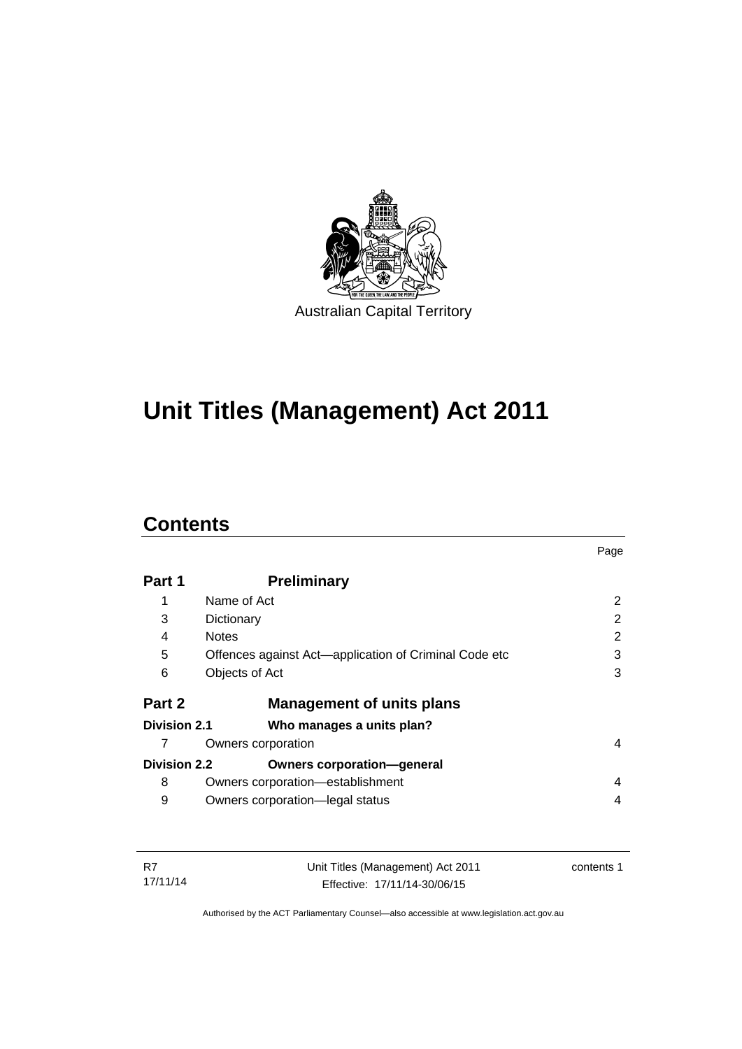Australian Capital Territory

# Unit Titles (Management) Act 2011

## Contents

| | | Page |
|---|---|---|
| **Part 1** | **Preliminary** | |
| 1 | Name of Act | 2 |
| 3 | Dictionary | 2 |
| 4 | Notes | 2 |
| 5 | Offences against Act—application of Criminal Code etc | 3 |
| 6 | Objects of Act | 3 |
| **Part 2** | **Management of units plans** | |
| **Division 2.1** | **Who manages a units plan?** | |
| 7 | Owners corporation | 4 |
| **Division 2.2** | **Owners corporation—general** | |
| 8 | Owners corporation—establishment | 4 |
| 9 | Owners corporation—legal status | 4 |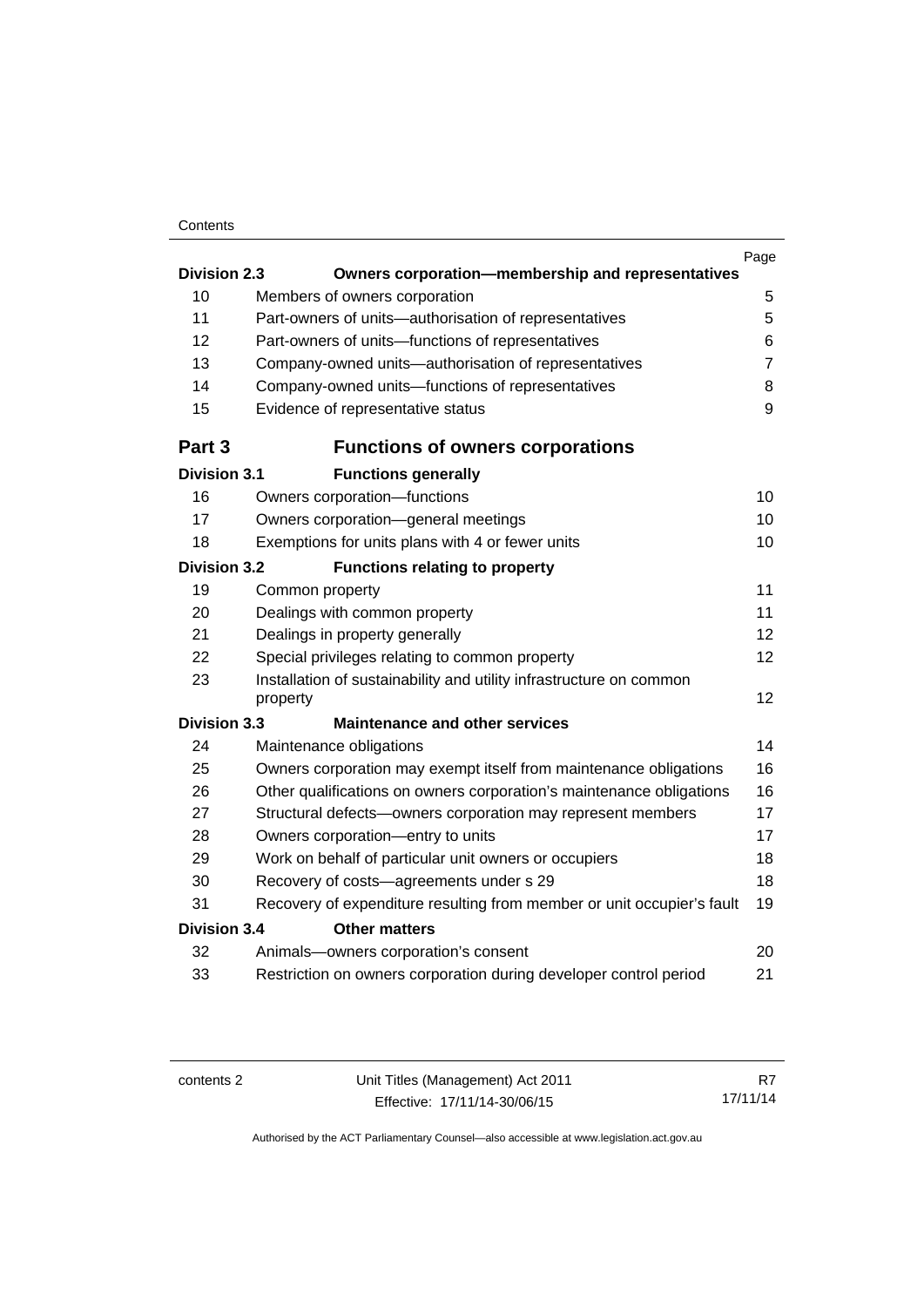| | | Page |
|---|---|---|
| **Division 2.3** | **Owners corporation—membership and representatives** | |
| 10 | Members of owners corporation | 5 |
| 11 | Part-owners of units—authorisation of representatives | 5 |
| 12 | Part-owners of units—functions of representatives | 6 |
| 13 | Company-owned units—authorisation of representatives | 7 |
| 14 | Company-owned units—functions of representatives | 8 |
| 15 | Evidence of representative status | 9 |
| **Part 3** | **Functions of owners corporations** | |
| **Division 3.1** | **Functions generally** | |
| 16 | Owners corporation—functions | 10 |
| 17 | Owners corporation—general meetings | 10 |
| 18 | Exemptions for units plans with 4 or fewer units | 10 |
| **Division 3.2** | **Functions relating to property** | |
| 19 | Common property | 11 |
| 20 | Dealings with common property | 11 |
| 21 | Dealings in property generally | 12 |
| 22 | Special privileges relating to common property | 12 |
| 23 | Installation of sustainability and utility infrastructure on common property | 12 |
| **Division 3.3** | **Maintenance and other services** | |
| 24 | Maintenance obligations | 14 |
| 25 | Owners corporation may exempt itself from maintenance obligations | 16 |
| 26 | Other qualifications on owners corporation's maintenance obligations | 16 |
| 27 | Structural defects—owners corporation may represent members | 17 |
| 28 | Owners corporation—entry to units | 17 |
| 29 | Work on behalf of particular unit owners or occupiers | 18 |
| 30 | Recovery of costs—agreements under s 29 | 18 |
| 31 | Recovery of expenditure resulting from member or unit occupier's fault | 19 |
| **Division 3.4** | **Other matters** | |
| 32 | Animals—owners corporation's consent | 20 |
| 33 | Restriction on owners corporation during developer control period | 21 |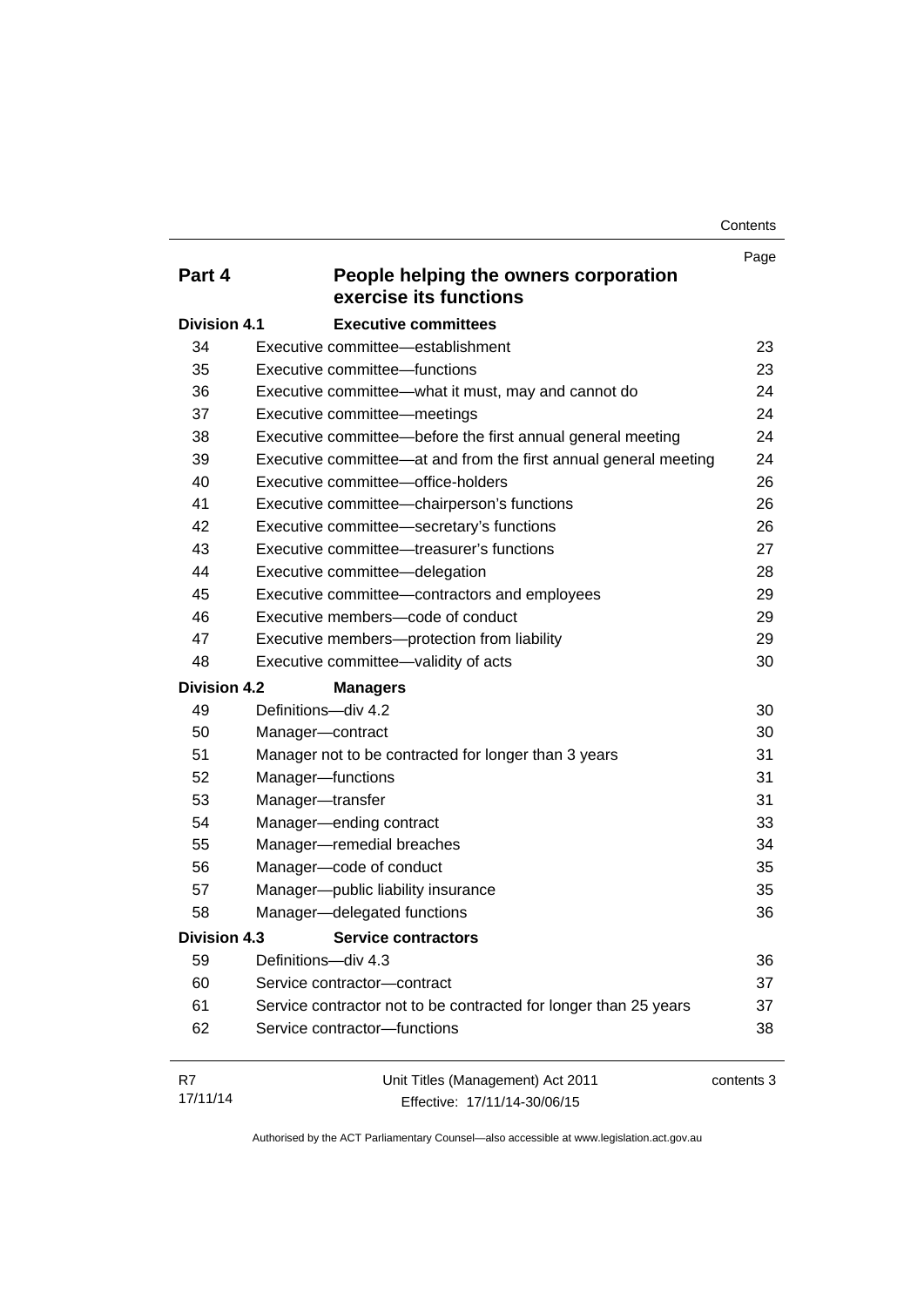| | | Page |
|---|---|---|
| **Part 4** | **People helping the owners corporation exercise its functions** | |
| **Division 4.1** | **Executive committees** | |
| 34 | Executive committee—establishment | 23 |
| 35 | Executive committee—functions | 23 |
| 36 | Executive committee—what it must, may and cannot do | 24 |
| 37 | Executive committee—meetings | 24 |
| 38 | Executive committee—before the first annual general meeting | 24 |
| 39 | Executive committee—at and from the first annual general meeting | 24 |
| 40 | Executive committee—office-holders | 26 |
| 41 | Executive committee—chairperson's functions | 26 |
| 42 | Executive committee—secretary's functions | 26 |
| 43 | Executive committee—treasurer's functions | 27 |
| 44 | Executive committee—delegation | 28 |
| 45 | Executive committee—contractors and employees | 29 |
| 46 | Executive members—code of conduct | 29 |
| 47 | Executive members—protection from liability | 29 |
| 48 | Executive committee—validity of acts | 30 |
| **Division 4.2** | **Managers** | |
| 49 | Definitions—div 4.2 | 30 |
| 50 | Manager—contract | 30 |
| 51 | Manager not to be contracted for longer than 3 years | 31 |
| 52 | Manager—functions | 31 |
| 53 | Manager—transfer | 31 |
| 54 | Manager—ending contract | 33 |
| 55 | Manager—remedial breaches | 34 |
| 56 | Manager—code of conduct | 35 |
| 57 | Manager—public liability insurance | 35 |
| 58 | Manager—delegated functions | 36 |
| **Division 4.3** | **Service contractors** | |
| 59 | Definitions—div 4.3 | 36 |
| 60 | Service contractor—contract | 37 |
| 61 | Service contractor not to be contracted for longer than 25 years | 37 |
| 62 | Service contractor—functions | 38 |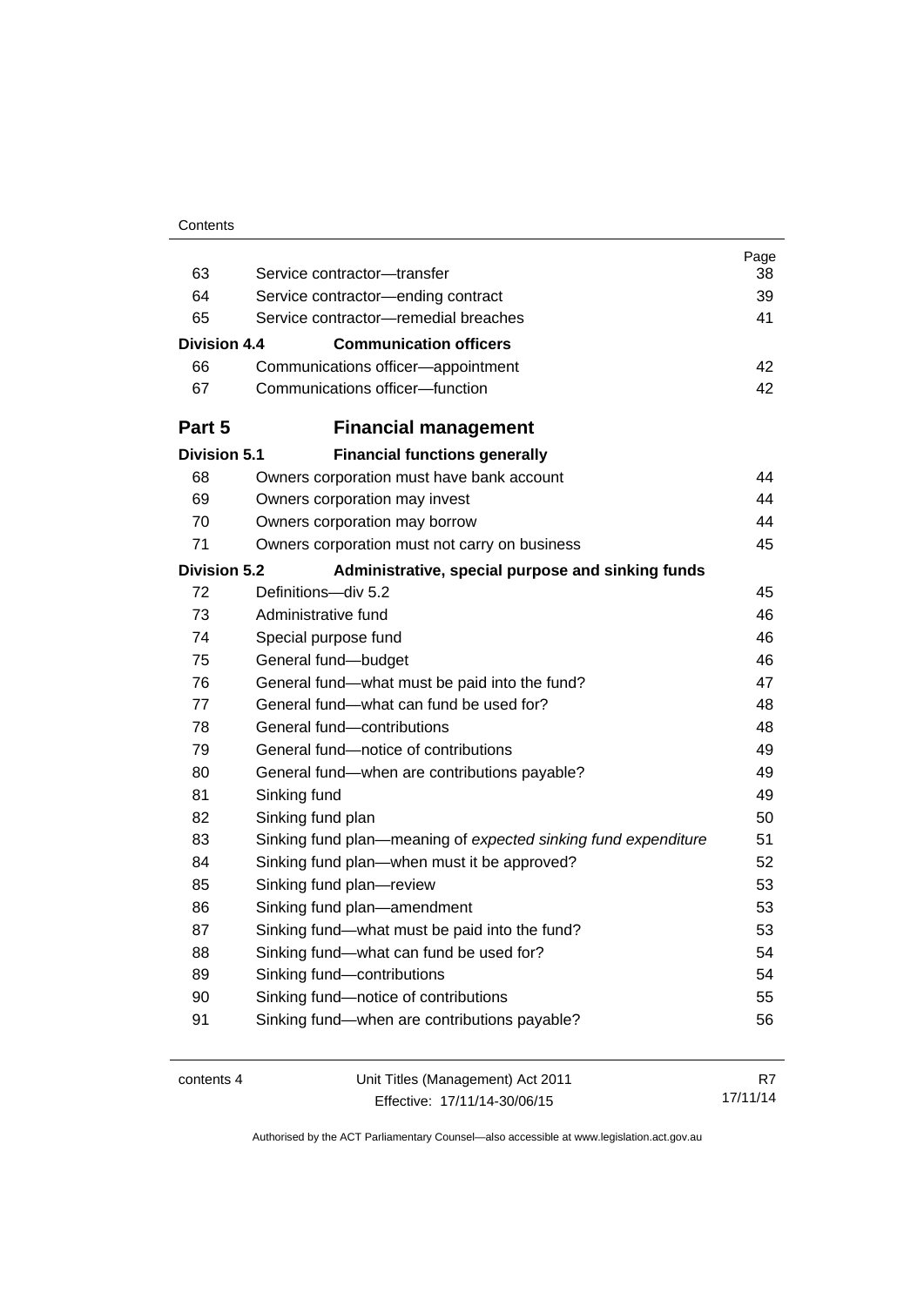| | | Page |
|---|---|---|
| 63 | Service contractor—transfer | 38 |
| 64 | Service contractor—ending contract | 39 |
| 65 | Service contractor—remedial breaches | 41 |
| **Division 4.4** | **Communication officers** | |
| 66 | Communications officer—appointment | 42 |
| 67 | Communications officer—function | 42 |
| **Part 5** | **Financial management** | |
| **Division 5.1** | **Financial functions generally** | |
| 68 | Owners corporation must have bank account | 44 |
| 69 | Owners corporation may invest | 44 |
| 70 | Owners corporation may borrow | 44 |
| 71 | Owners corporation must not carry on business | 45 |
| **Division 5.2** | **Administrative, special purpose and sinking funds** | |
| 72 | Definitions—div 5.2 | 45 |
| 73 | Administrative fund | 46 |
| 74 | Special purpose fund | 46 |
| 75 | General fund—budget | 46 |
| 76 | General fund—what must be paid into the fund? | 47 |
| 77 | General fund—what can fund be used for? | 48 |
| 78 | General fund—contributions | 48 |
| 79 | General fund—notice of contributions | 49 |
| 80 | General fund—when are contributions payable? | 49 |
| 81 | Sinking fund | 49 |
| 82 | Sinking fund plan | 50 |
| 83 | Sinking fund plan—meaning of *expected sinking fund expenditure* | 51 |
| 84 | Sinking fund plan—when must it be approved? | 52 |
| 85 | Sinking fund plan—review | 53 |
| 86 | Sinking fund plan—amendment | 53 |
| 87 | Sinking fund—what must be paid into the fund? | 53 |
| 88 | Sinking fund—what can fund be used for? | 54 |
| 89 | Sinking fund—contributions | 54 |
| 90 | Sinking fund—notice of contributions | 55 |
| 91 | Sinking fund—when are contributions payable? | 56 |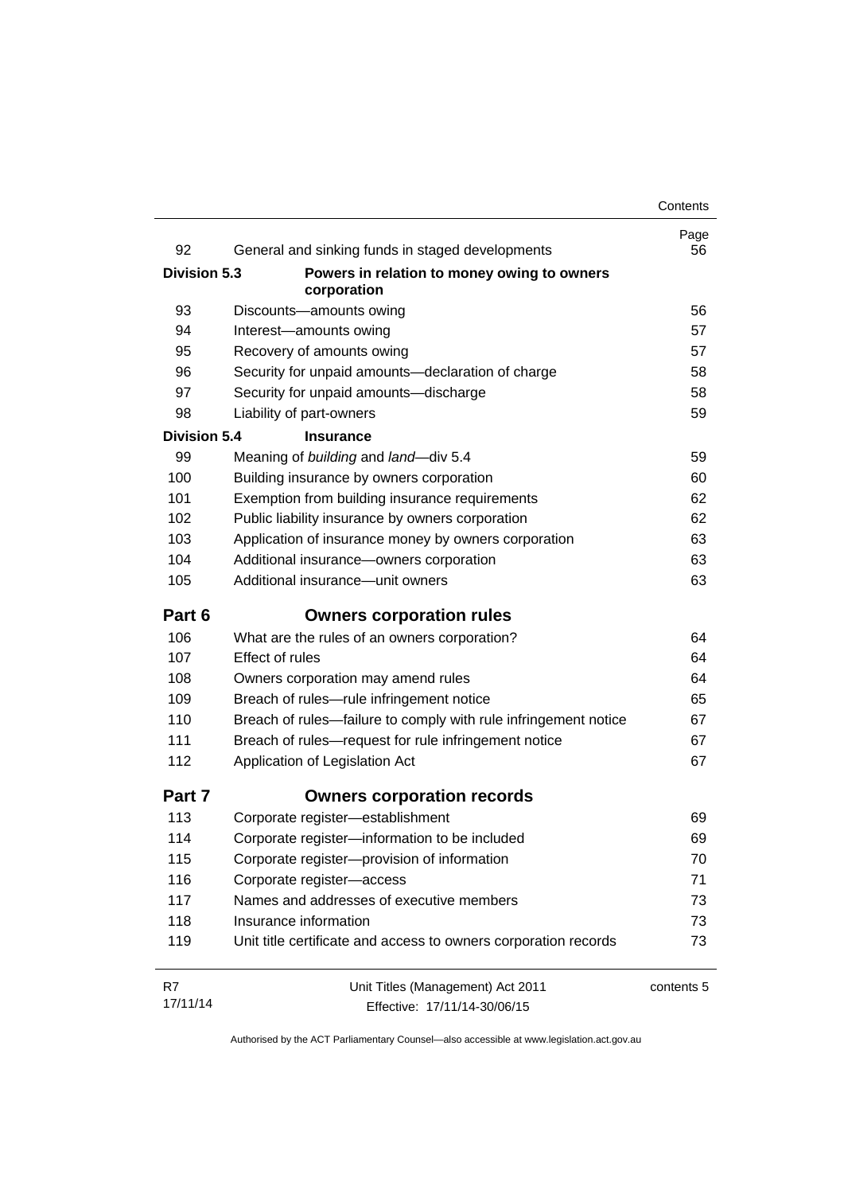| | | Page |
|---|---|---|
| 92 | General and sinking funds in staged developments | 56 |
| **Division 5.3** | **Powers in relation to money owing to owners corporation** | |
| 93 | Discounts—amounts owing | 56 |
| 94 | Interest—amounts owing | 57 |
| 95 | Recovery of amounts owing | 57 |
| 96 | Security for unpaid amounts—declaration of charge | 58 |
| 97 | Security for unpaid amounts—discharge | 58 |
| 98 | Liability of part-owners | 59 |
| **Division 5.4** | **Insurance** | |
| 99 | Meaning of *building* and *land*—div 5.4 | 59 |
| 100 | Building insurance by owners corporation | 60 |
| 101 | Exemption from building insurance requirements | 62 |
| 102 | Public liability insurance by owners corporation | 62 |
| 103 | Application of insurance money by owners corporation | 63 |
| 104 | Additional insurance—owners corporation | 63 |
| 105 | Additional insurance—unit owners | 63 |
| **Part 6** | **Owners corporation rules** | |
| 106 | What are the rules of an owners corporation? | 64 |
| 107 | Effect of rules | 64 |
| 108 | Owners corporation may amend rules | 64 |
| 109 | Breach of rules—rule infringement notice | 65 |
| 110 | Breach of rules—failure to comply with rule infringement notice | 67 |
| 111 | Breach of rules—request for rule infringement notice | 67 |
| 112 | Application of Legislation Act | 67 |
| **Part 7** | **Owners corporation records** | |
| 113 | Corporate register—establishment | 69 |
| 114 | Corporate register—information to be included | 69 |
| 115 | Corporate register—provision of information | 70 |
| 116 | Corporate register—access | 71 |
| 117 | Names and addresses of executive members | 73 |
| 118 | Insurance information | 73 |
| 119 | Unit title certificate and access to owners corporation records | 73 |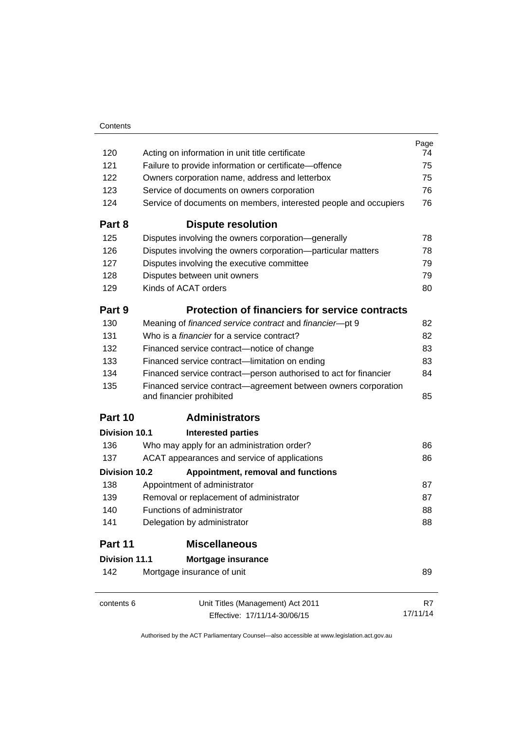| | | Page |
|---|---|---|
| 120 | Acting on information in unit title certificate | 74 |
| 121 | Failure to provide information or certificate—offence | 75 |
| 122 | Owners corporation name, address and letterbox | 75 |
| 123 | Service of documents on owners corporation | 76 |
| 124 | Service of documents on members, interested people and occupiers | 76 |
| **Part 8** | **Dispute resolution** | |
| 125 | Disputes involving the owners corporation—generally | 78 |
| 126 | Disputes involving the owners corporation—particular matters | 78 |
| 127 | Disputes involving the executive committee | 79 |
| 128 | Disputes between unit owners | 79 |
| 129 | Kinds of ACAT orders | 80 |
| **Part 9** | **Protection of financiers for service contracts** | |
| 130 | Meaning of *financed service contract* and *financier*—pt 9 | 82 |
| 131 | Who is a *financier* for a service contract? | 82 |
| 132 | Financed service contract—notice of change | 83 |
| 133 | Financed service contract—limitation on ending | 83 |
| 134 | Financed service contract—person authorised to act for financier | 84 |
| 135 | Financed service contract—agreement between owners corporation and financier prohibited | 85 |
| **Part 10** | **Administrators** | |
| **Division 10.1** | **Interested parties** | |
| 136 | Who may apply for an administration order? | 86 |
| 137 | ACAT appearances and service of applications | 86 |
| **Division 10.2** | **Appointment, removal and functions** | |
| 138 | Appointment of administrator | 87 |
| 139 | Removal or replacement of administrator | 87 |
| 140 | Functions of administrator | 88 |
| 141 | Delegation by administrator | 88 |
| **Part 11** | **Miscellaneous** | |
| **Division 11.1** | **Mortgage insurance** | |
| 142 | Mortgage insurance of unit | 89 |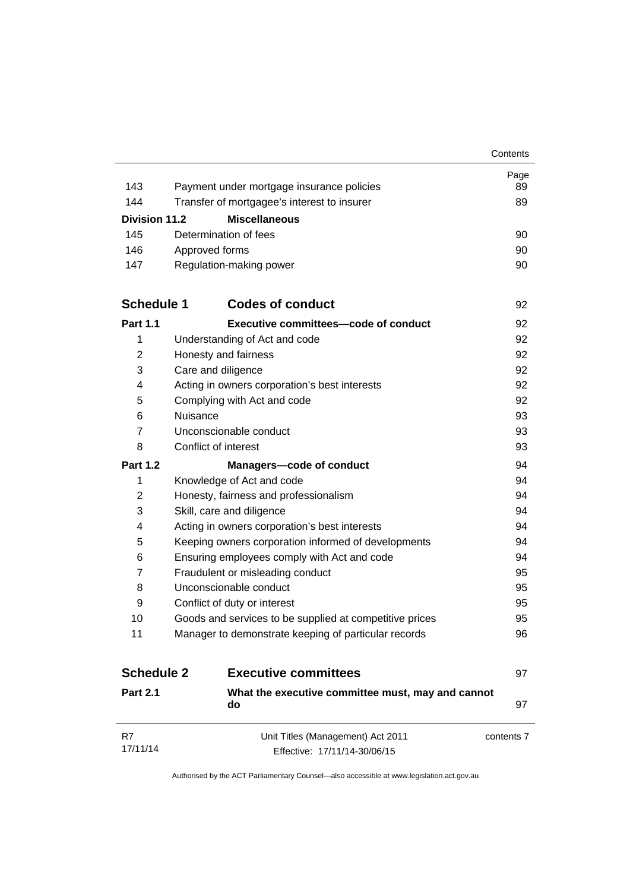| | | Page |
|---|---|---|
| 143 | Payment under mortgage insurance policies | 89 |
| 144 | Transfer of mortgagee's interest to insurer | 89 |
| **Division 11.2** | **Miscellaneous** | |
| 145 | Determination of fees | 90 |
| 146 | Approved forms | 90 |
| 147 | Regulation-making power | 90 |

| | | |
|---|---|---|
| **Schedule 1** | **Codes of conduct** | 92 |
| **Part 1.1** | **Executive committees—code of conduct** | 92 |
| 1 | Understanding of Act and code | 92 |
| 2 | Honesty and fairness | 92 |
| 3 | Care and diligence | 92 |
| 4 | Acting in owners corporation's best interests | 92 |
| 5 | Complying with Act and code | 92 |
| 6 | Nuisance | 93 |
| 7 | Unconscionable conduct | 93 |
| 8 | Conflict of interest | 93 |
| **Part 1.2** | **Managers—code of conduct** | 94 |
| 1 | Knowledge of Act and code | 94 |
| 2 | Honesty, fairness and professionalism | 94 |
| 3 | Skill, care and diligence | 94 |
| 4 | Acting in owners corporation's best interests | 94 |
| 5 | Keeping owners corporation informed of developments | 94 |
| 6 | Ensuring employees comply with Act and code | 94 |
| 7 | Fraudulent or misleading conduct | 95 |
| 8 | Unconscionable conduct | 95 |
| 9 | Conflict of duty or interest | 95 |
| 10 | Goods and services to be supplied at competitive prices | 95 |
| 11 | Manager to demonstrate keeping of particular records | 96 |

| | | |
|---|---|---|
| **Schedule 2** | **Executive committees** | 97 |
| **Part 2.1** | **What the executive committee must, may and cannot do** | 97 |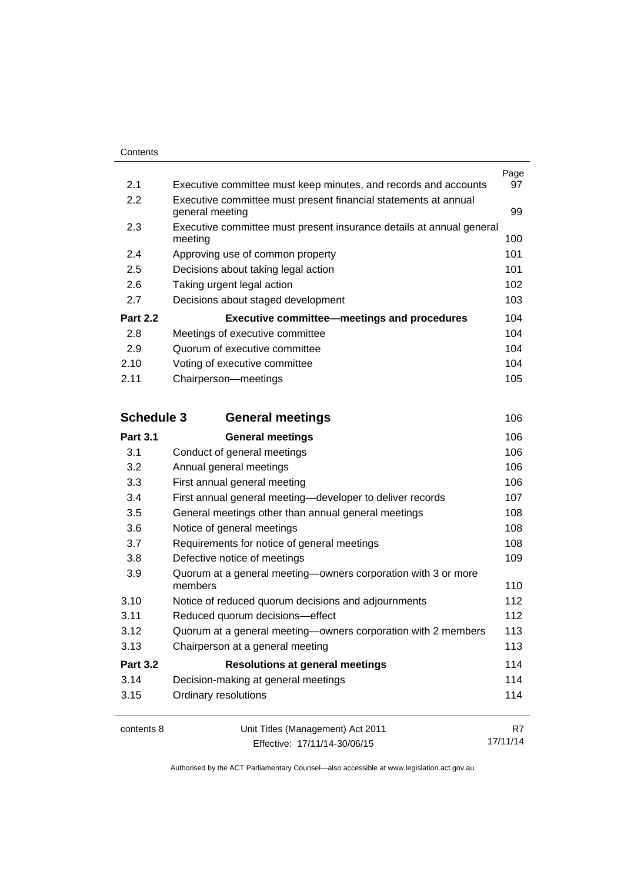| | | Page |
|---|---|---|
| 2.1 | Executive committee must keep minutes, and records and accounts | 97 |
| 2.2 | Executive committee must present financial statements at annual general meeting | 99 |
| 2.3 | Executive committee must present insurance details at annual general meeting | 100 |
| 2.4 | Approving use of common property | 101 |
| 2.5 | Decisions about taking legal action | 101 |
| 2.6 | Taking urgent legal action | 102 |
| 2.7 | Decisions about staged development | 103 |
| **Part 2.2** | **Executive committee—meetings and procedures** | 104 |
| 2.8 | Meetings of executive committee | 104 |
| 2.9 | Quorum of executive committee | 104 |
| 2.10 | Voting of executive committee | 104 |
| 2.11 | Chairperson—meetings | 105 |

## Schedule 3 General meetings 106

| | | |
|---|---|---|
| **Part 3.1** | **General meetings** | 106 |
| 3.1 | Conduct of general meetings | 106 |
| 3.2 | Annual general meetings | 106 |
| 3.3 | First annual general meeting | 106 |
| 3.4 | First annual general meeting—developer to deliver records | 107 |
| 3.5 | General meetings other than annual general meetings | 108 |
| 3.6 | Notice of general meetings | 108 |
| 3.7 | Requirements for notice of general meetings | 108 |
| 3.8 | Defective notice of meetings | 109 |
| 3.9 | Quorum at a general meeting—owners corporation with 3 or more members | 110 |
| 3.10 | Notice of reduced quorum decisions and adjournments | 112 |
| 3.11 | Reduced quorum decisions—effect | 112 |
| 3.12 | Quorum at a general meeting—owners corporation with 2 members | 113 |
| 3.13 | Chairperson at a general meeting | 113 |
| **Part 3.2** | **Resolutions at general meetings** | 114 |
| 3.14 | Decision-making at general meetings | 114 |
| 3.15 | Ordinary resolutions | 114 |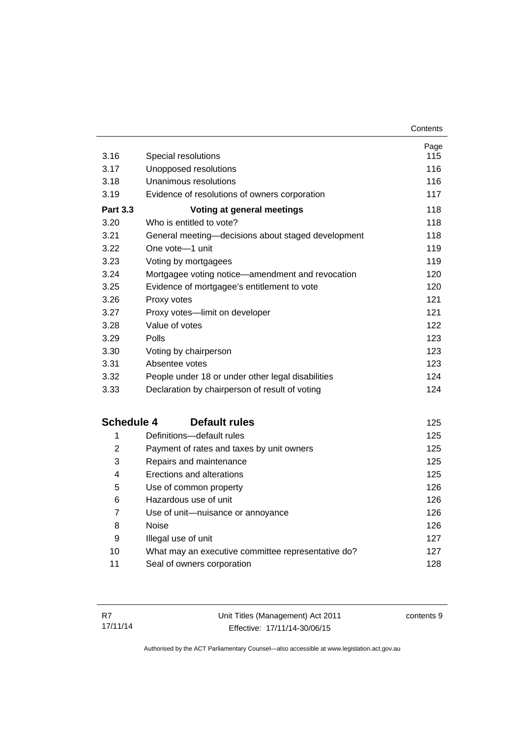| | | Page |
|---|---|---|
| 3.16 | Special resolutions | 115 |
| 3.17 | Unopposed resolutions | 116 |
| 3.18 | Unanimous resolutions | 116 |
| 3.19 | Evidence of resolutions of owners corporation | 117 |
| **Part 3.3** | **Voting at general meetings** | 118 |
| 3.20 | Who is entitled to vote? | 118 |
| 3.21 | General meeting—decisions about staged development | 118 |
| 3.22 | One vote—1 unit | 119 |
| 3.23 | Voting by mortgagees | 119 |
| 3.24 | Mortgagee voting notice—amendment and revocation | 120 |
| 3.25 | Evidence of mortgagee's entitlement to vote | 120 |
| 3.26 | Proxy votes | 121 |
| 3.27 | Proxy votes—limit on developer | 121 |
| 3.28 | Value of votes | 122 |
| 3.29 | Polls | 123 |
| 3.30 | Voting by chairperson | 123 |
| 3.31 | Absentee votes | 123 |
| 3.32 | People under 18 or under other legal disabilities | 124 |
| 3.33 | Declaration by chairperson of result of voting | 124 |

| | | |
|---|---|---|
| **Schedule 4** | **Default rules** | 125 |
| 1 | Definitions—default rules | 125 |
| 2 | Payment of rates and taxes by unit owners | 125 |
| 3 | Repairs and maintenance | 125 |
| 4 | Erections and alterations | 125 |
| 5 | Use of common property | 126 |
| 6 | Hazardous use of unit | 126 |
| 7 | Use of unit—nuisance or annoyance | 126 |
| 8 | Noise | 126 |
| 9 | Illegal use of unit | 127 |
| 10 | What may an executive committee representative do? | 127 |
| 11 | Seal of owners corporation | 128 |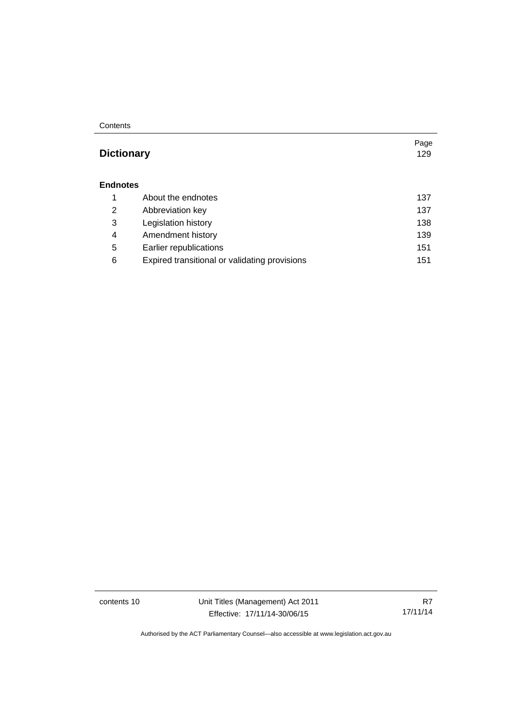| | | Page |
|---|---|---|
| **Dictionary** | | 129 |
| **Endnotes** | | |
| 1 | About the endnotes | 137 |
| 2 | Abbreviation key | 137 |
| 3 | Legislation history | 138 |
| 4 | Amendment history | 139 |
| 5 | Earlier republications | 151 |
| 6 | Expired transitional or validating provisions | 151 |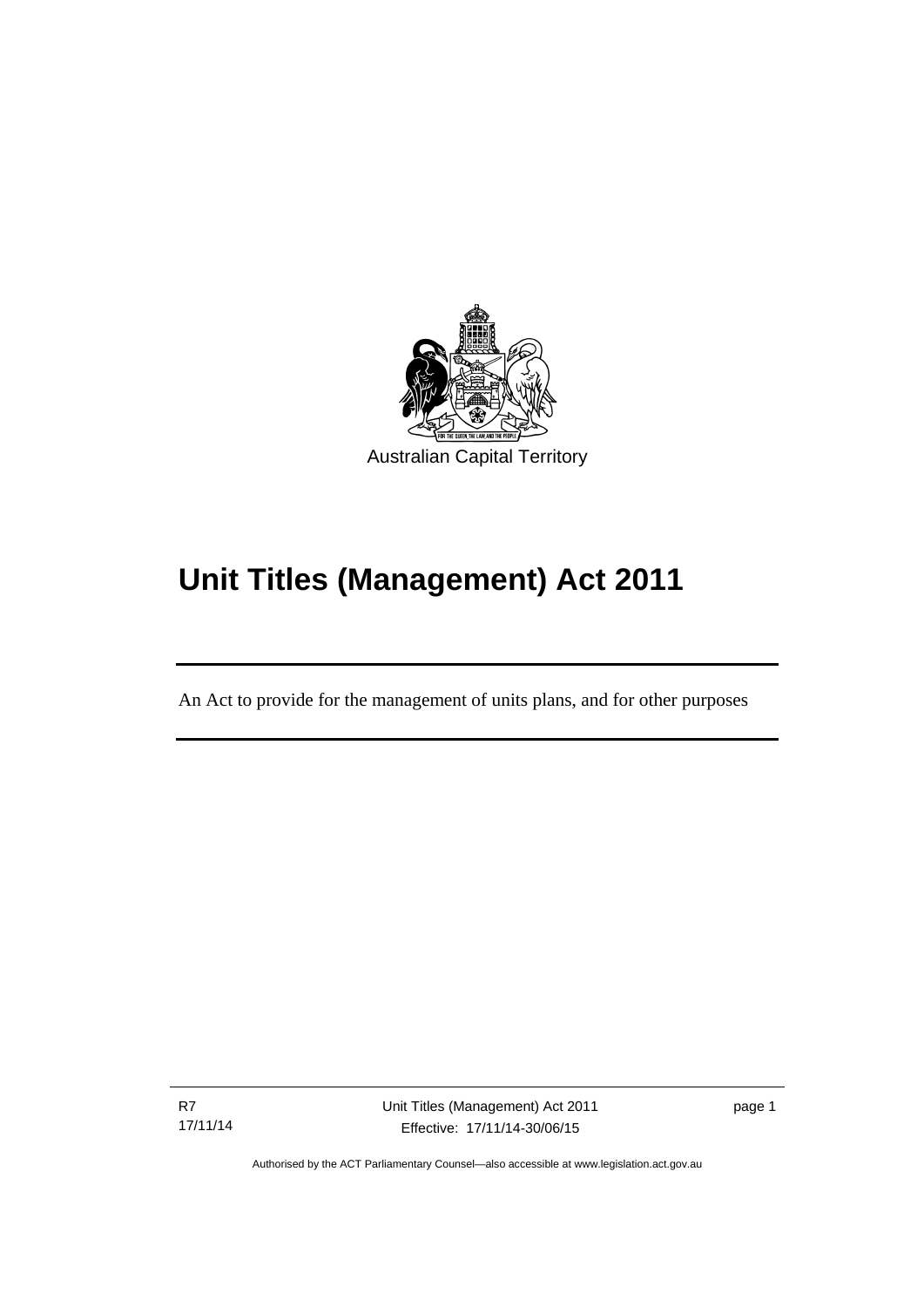Australian Capital Territory

# Unit Titles (Management) Act 2011

An Act to provide for the management of units plans, and for other purposes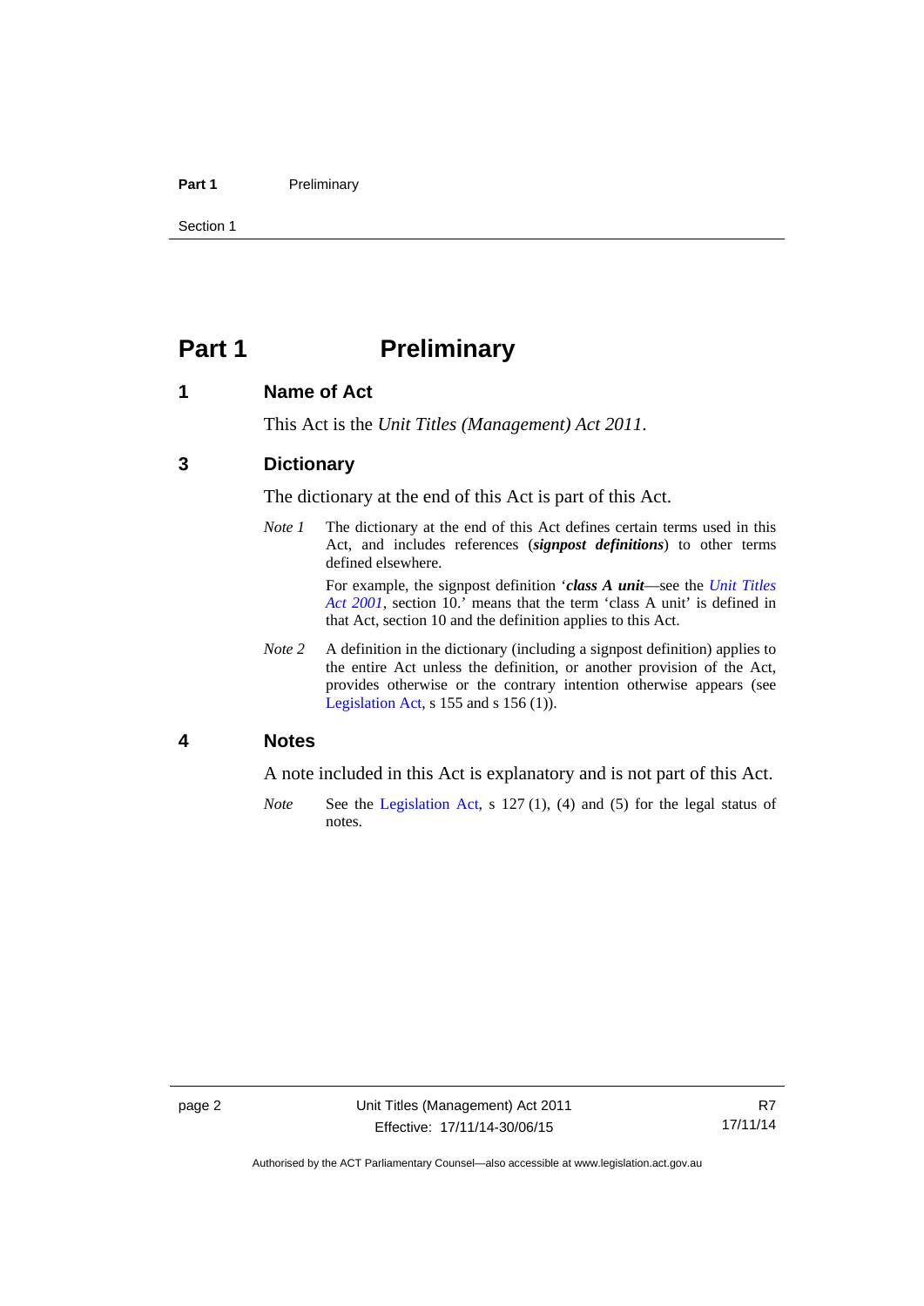# Part 1 Preliminary

## 1 Name of Act

This Act is the *Unit Titles (Management) Act 2011*.

## 3 Dictionary

The dictionary at the end of this Act is part of this Act.

*Note 1* The dictionary at the end of this Act defines certain terms used in this Act, and includes references (***signpost definitions***) to other terms defined elsewhere.

For example, the signpost definition '***class A unit***—see the *Unit Titles Act 2001*, section 10.' means that the term 'class A unit' is defined in that Act, section 10 and the definition applies to this Act.

*Note 2* A definition in the dictionary (including a signpost definition) applies to the entire Act unless the definition, or another provision of the Act, provides otherwise or the contrary intention otherwise appears (see Legislation Act, s 155 and s 156 (1)).

## 4 Notes

A note included in this Act is explanatory and is not part of this Act.

*Note* See the Legislation Act, s 127 (1), (4) and (5) for the legal status of notes.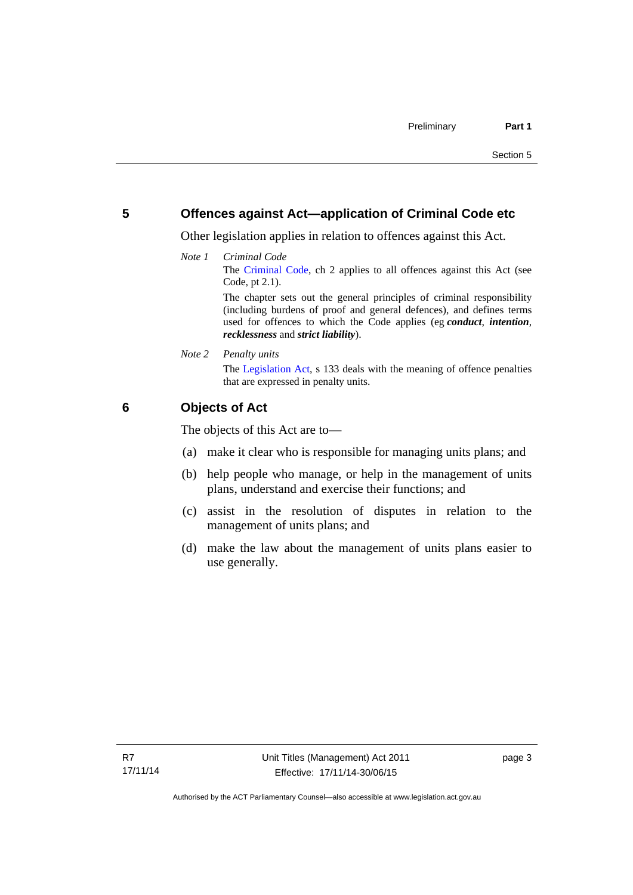## 5 Offences against Act—application of Criminal Code etc

Other legislation applies in relation to offences against this Act.

*Note 1* *Criminal Code*

The Criminal Code, ch 2 applies to all offences against this Act (see Code, pt 2.1).

The chapter sets out the general principles of criminal responsibility (including burdens of proof and general defences), and defines terms used for offences to which the Code applies (eg ***conduct***, ***intention***, ***recklessness*** and ***strict liability***).

*Note 2* *Penalty units*

The Legislation Act, s 133 deals with the meaning of offence penalties that are expressed in penalty units.

## 6 Objects of Act

The objects of this Act are to—

(a) make it clear who is responsible for managing units plans; and

(b) help people who manage, or help in the management of units plans, understand and exercise their functions; and

(c) assist in the resolution of disputes in relation to the management of units plans; and

(d) make the law about the management of units plans easier to use generally.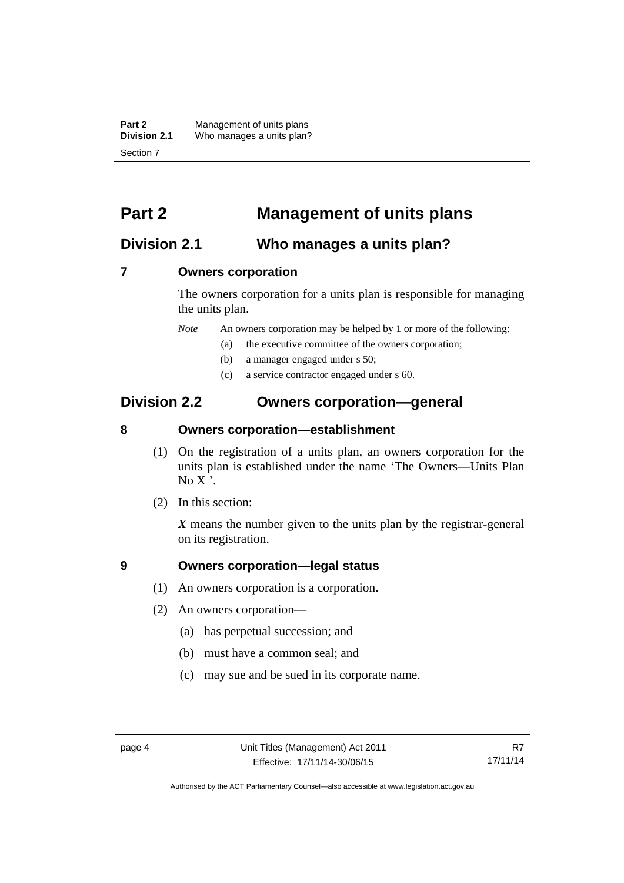# Part 2 Management of units plans

## Division 2.1 Who manages a units plan?

### 7 Owners corporation

The owners corporation for a units plan is responsible for managing the units plan.

*Note* An owners corporation may be helped by 1 or more of the following:

(a) the executive committee of the owners corporation;

(b) a manager engaged under s 50;

(c) a service contractor engaged under s 60.

## Division 2.2 Owners corporation—general

### 8 Owners corporation—establishment

(1) On the registration of a units plan, an owners corporation for the units plan is established under the name 'The Owners—Units Plan No X '.

(2) In this section:

***X*** means the number given to the units plan by the registrar-general on its registration.

### 9 Owners corporation—legal status

(1) An owners corporation is a corporation.

(2) An owners corporation—

(a) has perpetual succession; and

(b) must have a common seal; and

(c) may sue and be sued in its corporate name.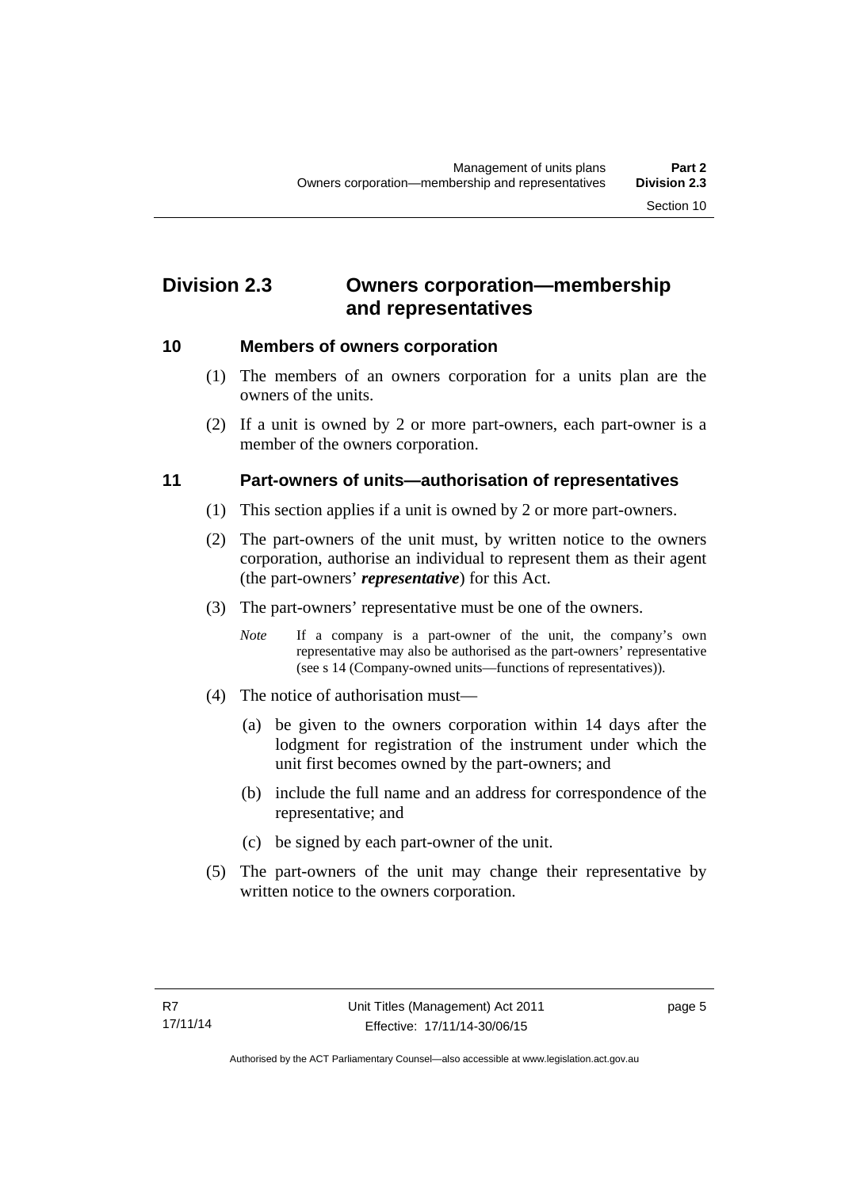## Division 2.3 Owners corporation—membership and representatives

### 10 Members of owners corporation

(1) The members of an owners corporation for a units plan are the owners of the units.

(2) If a unit is owned by 2 or more part-owners, each part-owner is a member of the owners corporation.

### 11 Part-owners of units—authorisation of representatives

(1) This section applies if a unit is owned by 2 or more part-owners.

(2) The part-owners of the unit must, by written notice to the owners corporation, authorise an individual to represent them as their agent (the part-owners' ***representative***) for this Act.

(3) The part-owners' representative must be one of the owners.

*Note* If a company is a part-owner of the unit, the company's own representative may also be authorised as the part-owners' representative (see s 14 (Company-owned units—functions of representatives)).

(4) The notice of authorisation must—

(a) be given to the owners corporation within 14 days after the lodgment for registration of the instrument under which the unit first becomes owned by the part-owners; and

(b) include the full name and an address for correspondence of the representative; and

(c) be signed by each part-owner of the unit.

(5) The part-owners of the unit may change their representative by written notice to the owners corporation.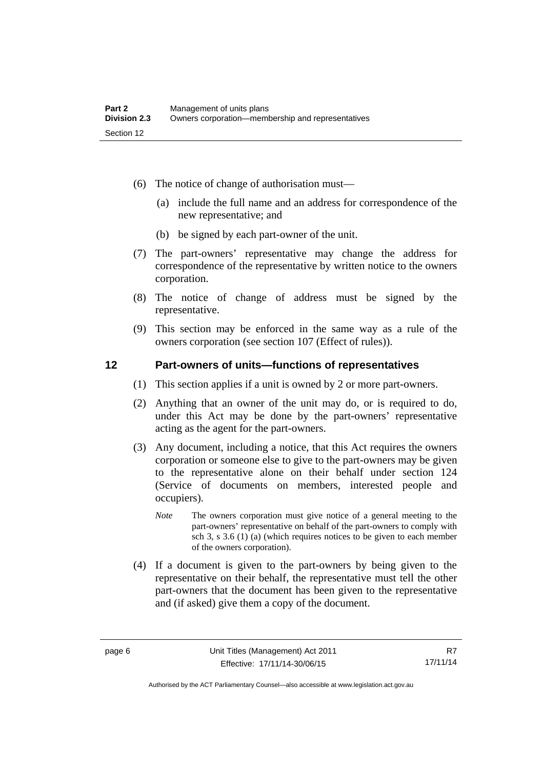(6) The notice of change of authorisation must—

(a) include the full name and an address for correspondence of the new representative; and

(b) be signed by each part-owner of the unit.

(7) The part-owners' representative may change the address for correspondence of the representative by written notice to the owners corporation.

(8) The notice of change of address must be signed by the representative.

(9) This section may be enforced in the same way as a rule of the owners corporation (see section 107 (Effect of rules)).

## 12 Part-owners of units—functions of representatives

(1) This section applies if a unit is owned by 2 or more part-owners.

(2) Anything that an owner of the unit may do, or is required to do, under this Act may be done by the part-owners' representative acting as the agent for the part-owners.

(3) Any document, including a notice, that this Act requires the owners corporation or someone else to give to the part-owners may be given to the representative alone on their behalf under section 124 (Service of documents on members, interested people and occupiers).

*Note* The owners corporation must give notice of a general meeting to the part-owners' representative on behalf of the part-owners to comply with sch 3, s 3.6 (1) (a) (which requires notices to be given to each member of the owners corporation).

(4) If a document is given to the part-owners by being given to the representative on their behalf, the representative must tell the other part-owners that the document has been given to the representative and (if asked) give them a copy of the document.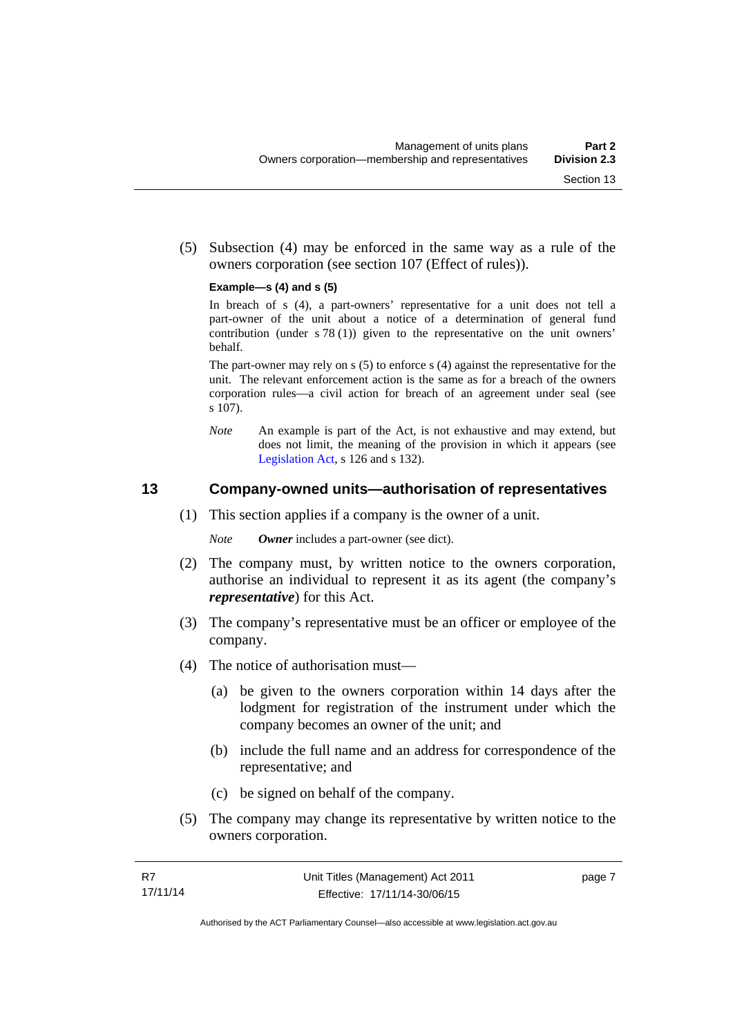(5) Subsection (4) may be enforced in the same way as a rule of the owners corporation (see section 107 (Effect of rules)).

**Example—s (4) and s (5)**

In breach of s (4), a part-owners' representative for a unit does not tell a part-owner of the unit about a notice of a determination of general fund contribution (under s 78 (1)) given to the representative on the unit owners' behalf.

The part-owner may rely on s (5) to enforce s (4) against the representative for the unit. The relevant enforcement action is the same as for a breach of the owners corporation rules—a civil action for breach of an agreement under seal (see s 107).

*Note* An example is part of the Act, is not exhaustive and may extend, but does not limit, the meaning of the provision in which it appears (see Legislation Act, s 126 and s 132).

## 13 Company-owned units—authorisation of representatives

(1) This section applies if a company is the owner of a unit.

*Note* ***Owner*** includes a part-owner (see dict).

(2) The company must, by written notice to the owners corporation, authorise an individual to represent it as its agent (the company's ***representative***) for this Act.

(3) The company's representative must be an officer or employee of the company.

(4) The notice of authorisation must—

(a) be given to the owners corporation within 14 days after the lodgment for registration of the instrument under which the company becomes an owner of the unit; and

(b) include the full name and an address for correspondence of the representative; and

(c) be signed on behalf of the company.

(5) The company may change its representative by written notice to the owners corporation.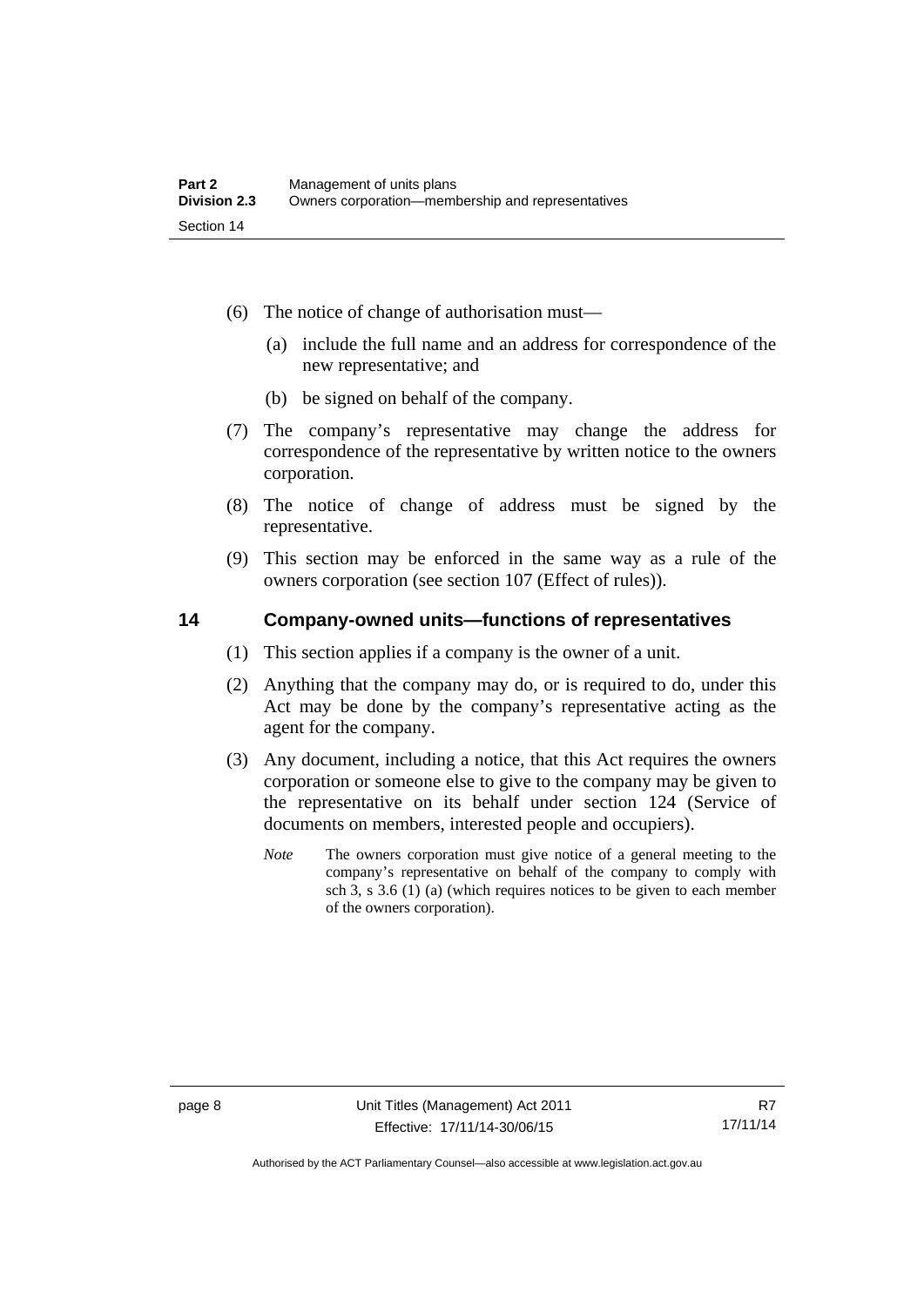(6) The notice of change of authorisation must—

(a) include the full name and an address for correspondence of the new representative; and

(b) be signed on behalf of the company.

(7) The company's representative may change the address for correspondence of the representative by written notice to the owners corporation.

(8) The notice of change of address must be signed by the representative.

(9) This section may be enforced in the same way as a rule of the owners corporation (see section 107 (Effect of rules)).

## 14 Company-owned units—functions of representatives

(1) This section applies if a company is the owner of a unit.

(2) Anything that the company may do, or is required to do, under this Act may be done by the company's representative acting as the agent for the company.

(3) Any document, including a notice, that this Act requires the owners corporation or someone else to give to the company may be given to the representative on its behalf under section 124 (Service of documents on members, interested people and occupiers).

*Note* The owners corporation must give notice of a general meeting to the company's representative on behalf of the company to comply with sch 3, s 3.6 (1) (a) (which requires notices to be given to each member of the owners corporation).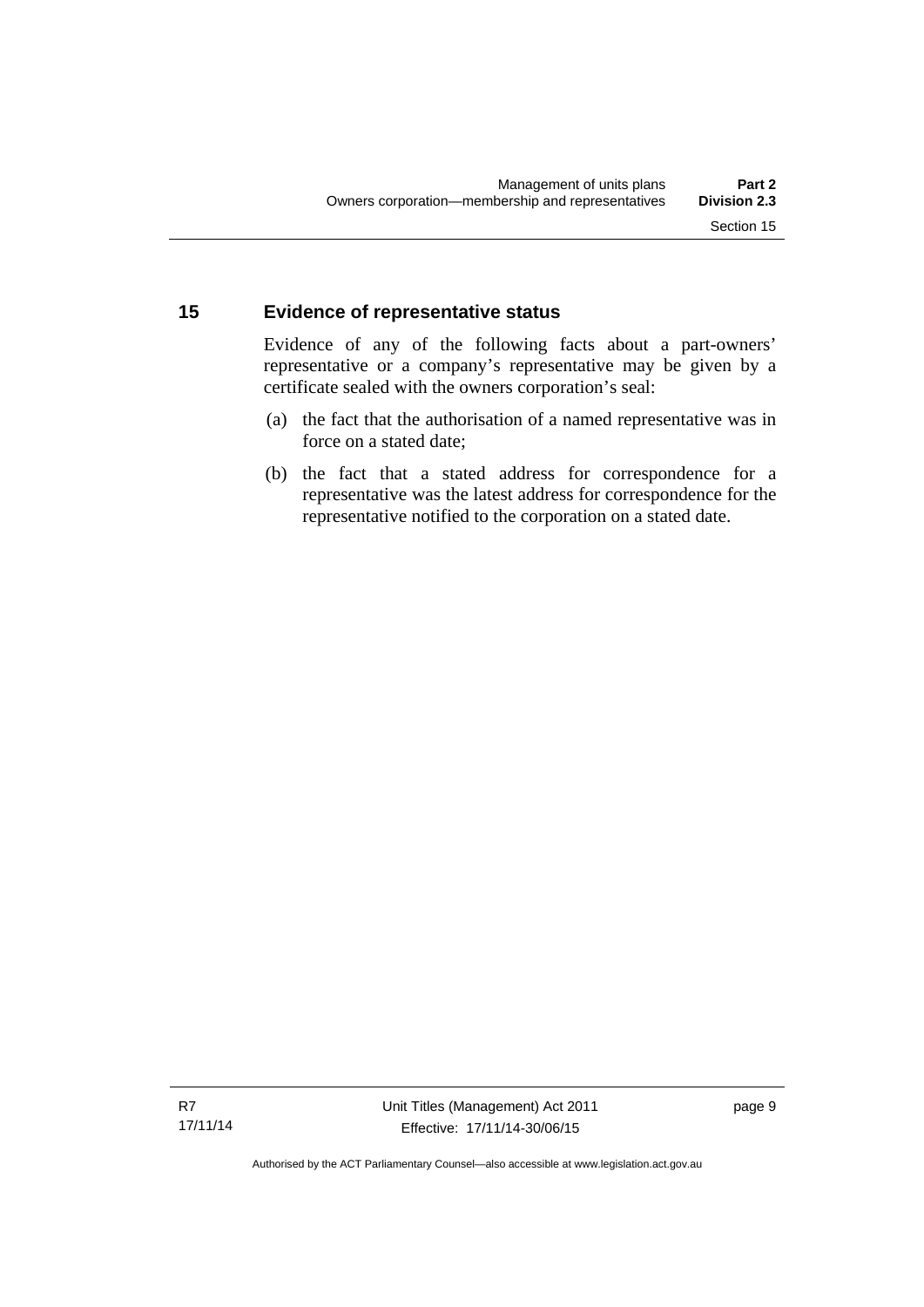## 15 Evidence of representative status

Evidence of any of the following facts about a part-owners' representative or a company's representative may be given by a certificate sealed with the owners corporation's seal:

(a) the fact that the authorisation of a named representative was in force on a stated date;

(b) the fact that a stated address for correspondence for a representative was the latest address for correspondence for the representative notified to the corporation on a stated date.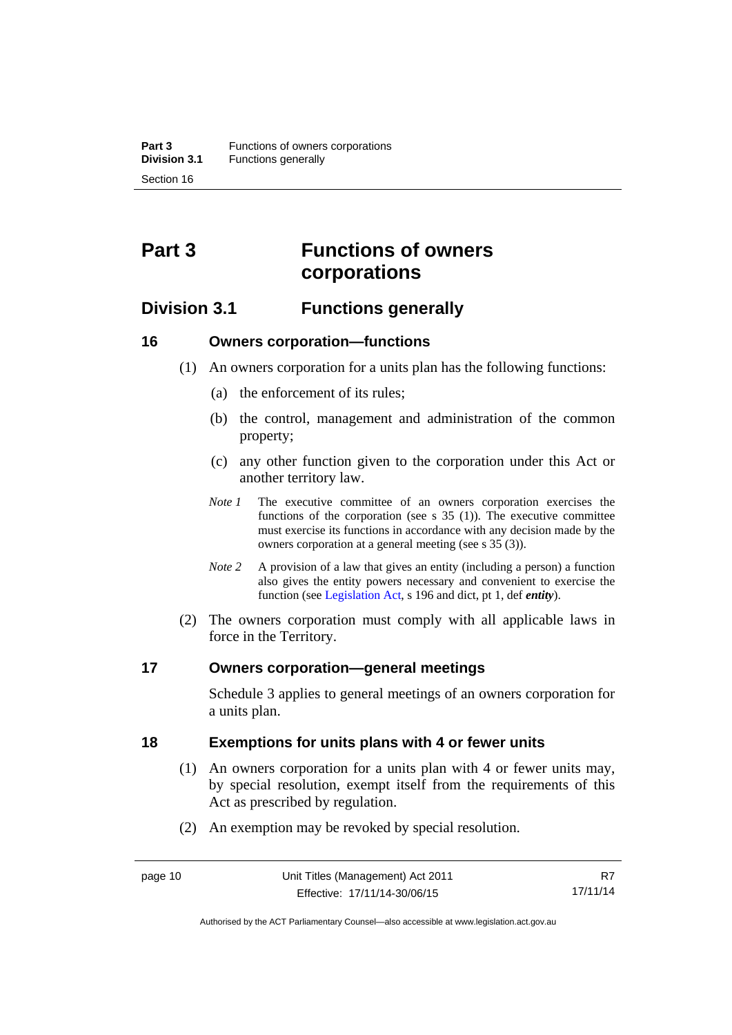# Part 3 Functions of owners corporations

## Division 3.1 Functions generally

### 16 Owners corporation—functions

(1) An owners corporation for a units plan has the following functions:

(a) the enforcement of its rules;

(b) the control, management and administration of the common property;

(c) any other function given to the corporation under this Act or another territory law.

*Note 1* The executive committee of an owners corporation exercises the functions of the corporation (see s 35 (1)). The executive committee must exercise its functions in accordance with any decision made by the owners corporation at a general meeting (see s 35 (3)).

*Note 2* A provision of a law that gives an entity (including a person) a function also gives the entity powers necessary and convenient to exercise the function (see Legislation Act, s 196 and dict, pt 1, def ***entity***).

(2) The owners corporation must comply with all applicable laws in force in the Territory.

### 17 Owners corporation—general meetings

Schedule 3 applies to general meetings of an owners corporation for a units plan.

### 18 Exemptions for units plans with 4 or fewer units

(1) An owners corporation for a units plan with 4 or fewer units may, by special resolution, exempt itself from the requirements of this Act as prescribed by regulation.

(2) An exemption may be revoked by special resolution.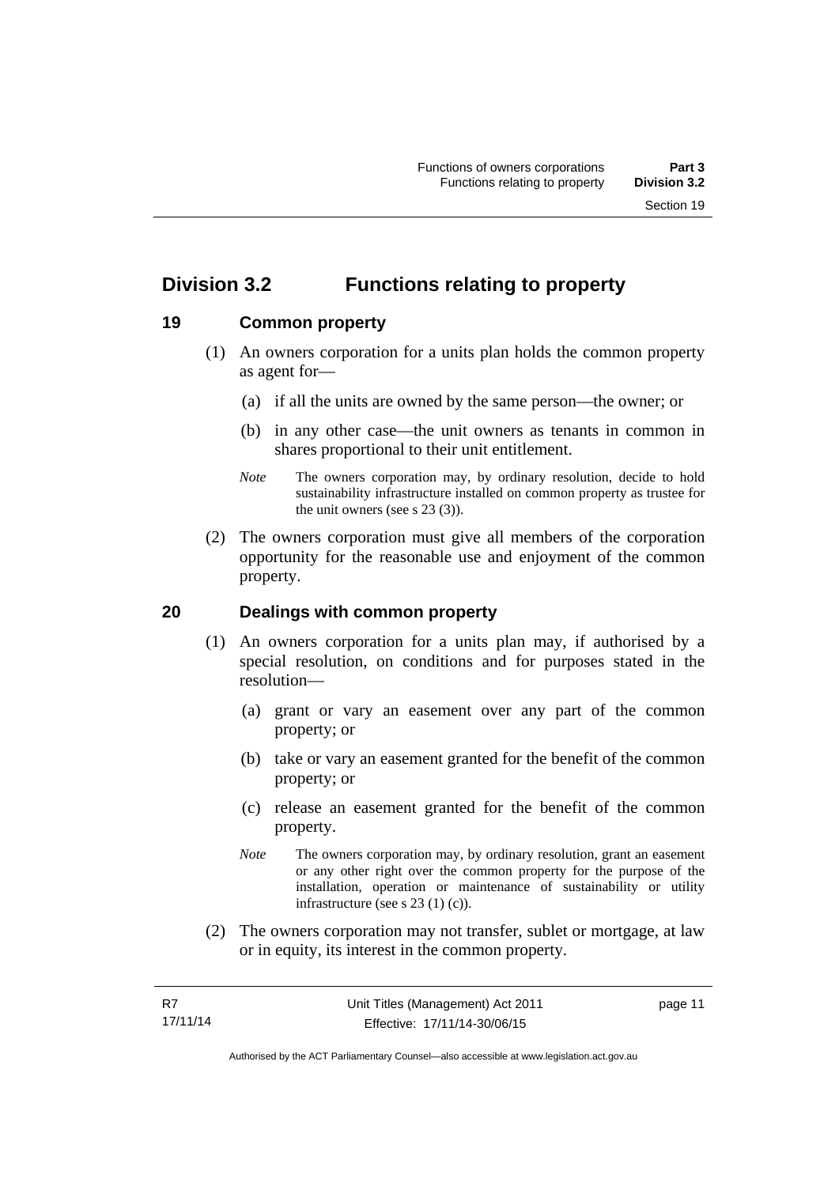## Division 3.2 Functions relating to property

### 19 Common property

(1) An owners corporation for a units plan holds the common property as agent for—

(a) if all the units are owned by the same person—the owner; or

(b) in any other case—the unit owners as tenants in common in shares proportional to their unit entitlement.

*Note* The owners corporation may, by ordinary resolution, decide to hold sustainability infrastructure installed on common property as trustee for the unit owners (see s 23 (3)).

(2) The owners corporation must give all members of the corporation opportunity for the reasonable use and enjoyment of the common property.

### 20 Dealings with common property

(1) An owners corporation for a units plan may, if authorised by a special resolution, on conditions and for purposes stated in the resolution—

(a) grant or vary an easement over any part of the common property; or

(b) take or vary an easement granted for the benefit of the common property; or

(c) release an easement granted for the benefit of the common property.

*Note* The owners corporation may, by ordinary resolution, grant an easement or any other right over the common property for the purpose of the installation, operation or maintenance of sustainability or utility infrastructure (see s 23 (1) (c)).

(2) The owners corporation may not transfer, sublet or mortgage, at law or in equity, its interest in the common property.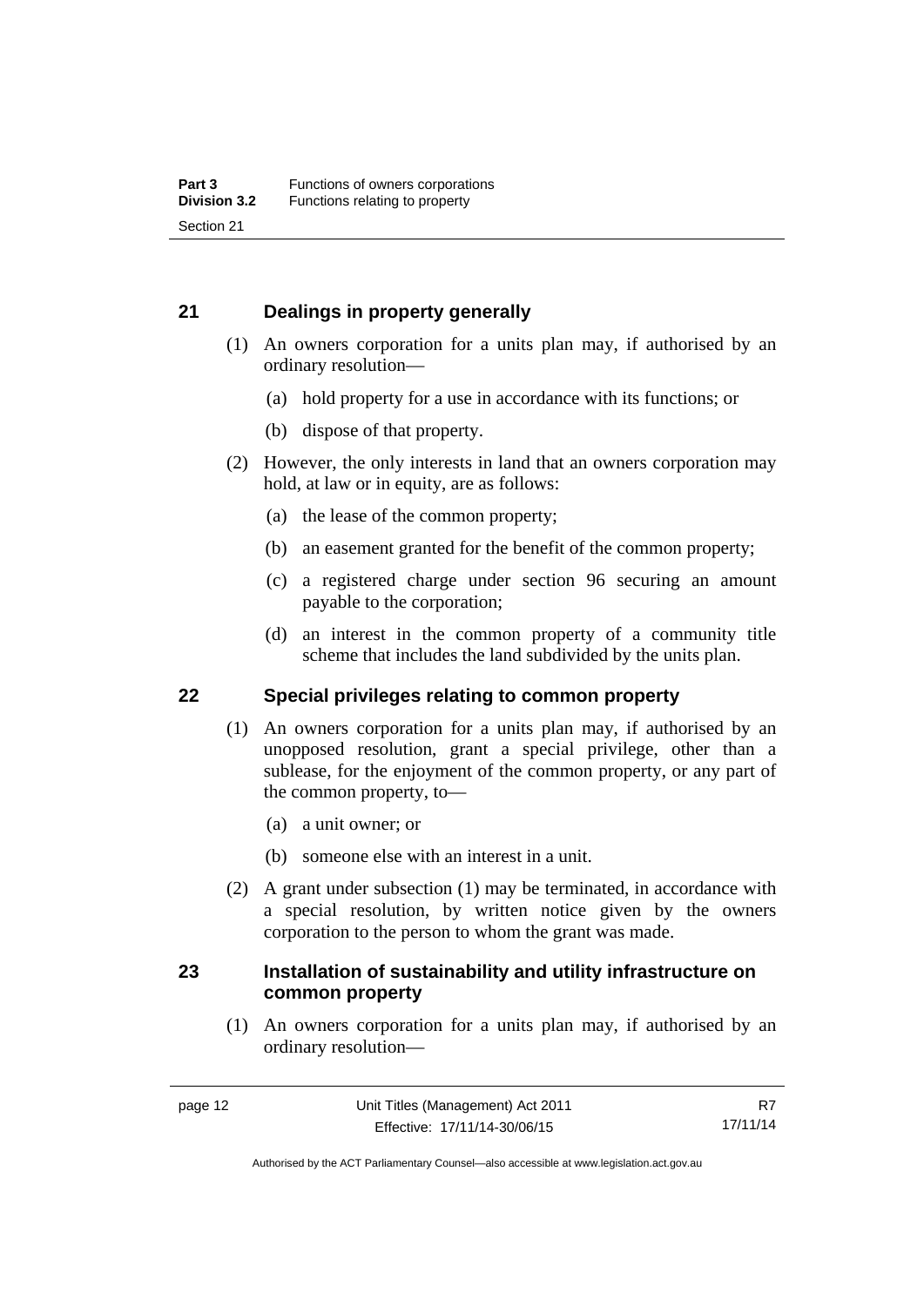## 21 Dealings in property generally

(1) An owners corporation for a units plan may, if authorised by an ordinary resolution—

(a) hold property for a use in accordance with its functions; or

(b) dispose of that property.

(2) However, the only interests in land that an owners corporation may hold, at law or in equity, are as follows:

(a) the lease of the common property;

(b) an easement granted for the benefit of the common property;

(c) a registered charge under section 96 securing an amount payable to the corporation;

(d) an interest in the common property of a community title scheme that includes the land subdivided by the units plan.

## 22 Special privileges relating to common property

(1) An owners corporation for a units plan may, if authorised by an unopposed resolution, grant a special privilege, other than a sublease, for the enjoyment of the common property, or any part of the common property, to—

(a) a unit owner; or

(b) someone else with an interest in a unit.

(2) A grant under subsection (1) may be terminated, in accordance with a special resolution, by written notice given by the owners corporation to the person to whom the grant was made.

## 23 Installation of sustainability and utility infrastructure on common property

(1) An owners corporation for a units plan may, if authorised by an ordinary resolution—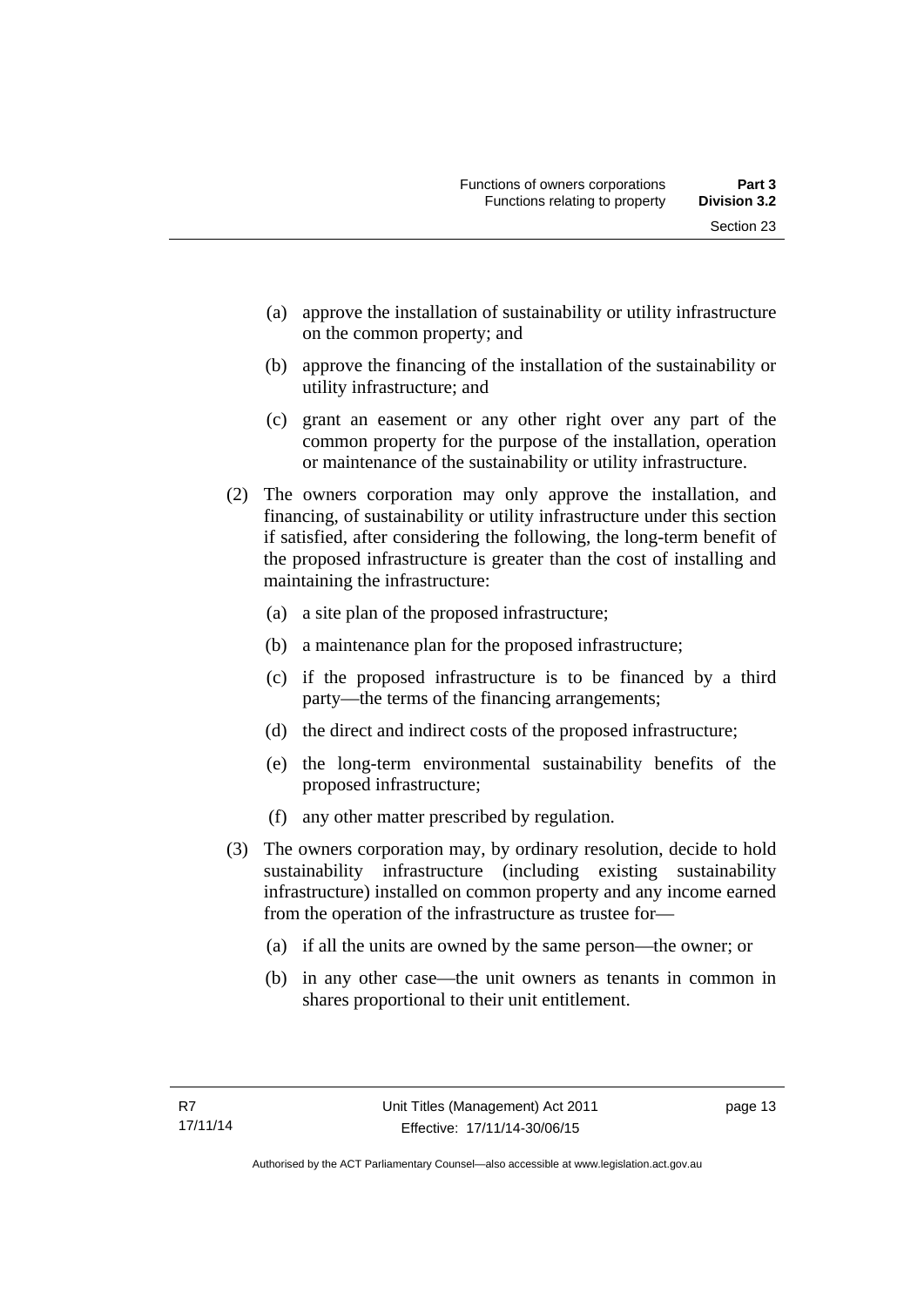(a) approve the installation of sustainability or utility infrastructure on the common property; and

(b) approve the financing of the installation of the sustainability or utility infrastructure; and

(c) grant an easement or any other right over any part of the common property for the purpose of the installation, operation or maintenance of the sustainability or utility infrastructure.

(2) The owners corporation may only approve the installation, and financing, of sustainability or utility infrastructure under this section if satisfied, after considering the following, the long-term benefit of the proposed infrastructure is greater than the cost of installing and maintaining the infrastructure:

(a) a site plan of the proposed infrastructure;

(b) a maintenance plan for the proposed infrastructure;

(c) if the proposed infrastructure is to be financed by a third party—the terms of the financing arrangements;

(d) the direct and indirect costs of the proposed infrastructure;

(e) the long-term environmental sustainability benefits of the proposed infrastructure;

(f) any other matter prescribed by regulation.

(3) The owners corporation may, by ordinary resolution, decide to hold sustainability infrastructure (including existing sustainability infrastructure) installed on common property and any income earned from the operation of the infrastructure as trustee for—

(a) if all the units are owned by the same person—the owner; or

(b) in any other case—the unit owners as tenants in common in shares proportional to their unit entitlement.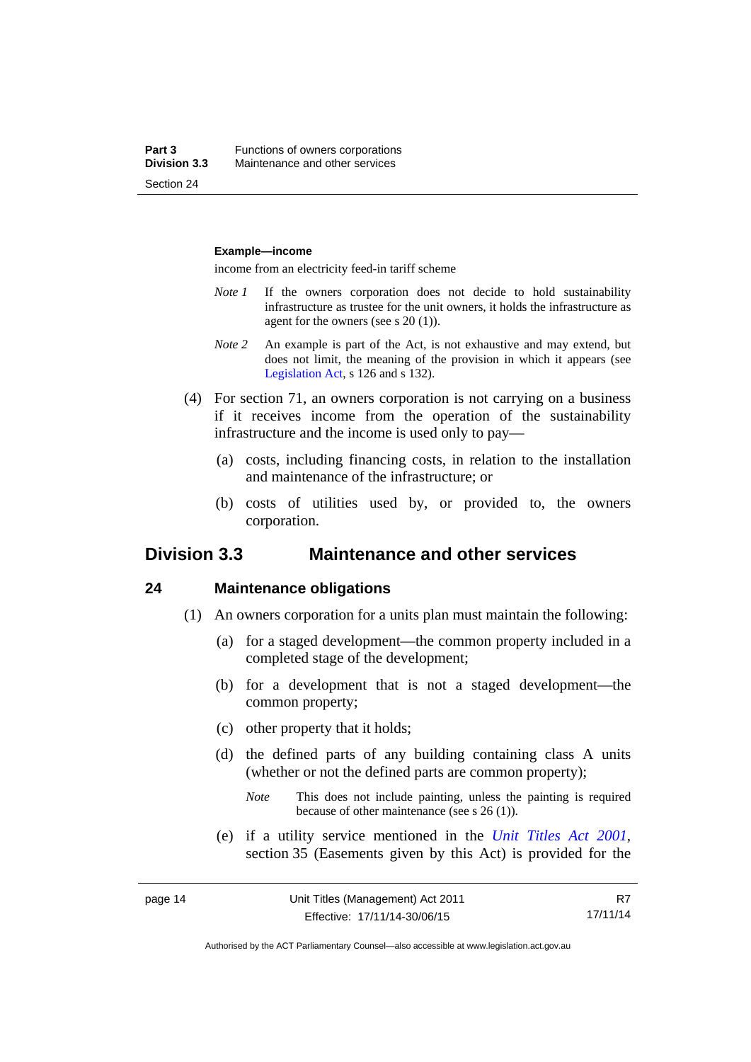**Example—income**

income from an electricity feed-in tariff scheme

*Note 1* If the owners corporation does not decide to hold sustainability infrastructure as trustee for the unit owners, it holds the infrastructure as agent for the owners (see s 20 (1)).

*Note 2* An example is part of the Act, is not exhaustive and may extend, but does not limit, the meaning of the provision in which it appears (see Legislation Act, s 126 and s 132).

(4) For section 71, an owners corporation is not carrying on a business if it receives income from the operation of the sustainability infrastructure and the income is used only to pay—

(a) costs, including financing costs, in relation to the installation and maintenance of the infrastructure; or

(b) costs of utilities used by, or provided to, the owners corporation.

## Division 3.3 Maintenance and other services

### 24 Maintenance obligations

(1) An owners corporation for a units plan must maintain the following:

(a) for a staged development—the common property included in a completed stage of the development;

(b) for a development that is not a staged development—the common property;

(c) other property that it holds;

(d) the defined parts of any building containing class A units (whether or not the defined parts are common property);

*Note* This does not include painting, unless the painting is required because of other maintenance (see s 26 (1)).

(e) if a utility service mentioned in the *Unit Titles Act 2001*, section 35 (Easements given by this Act) is provided for the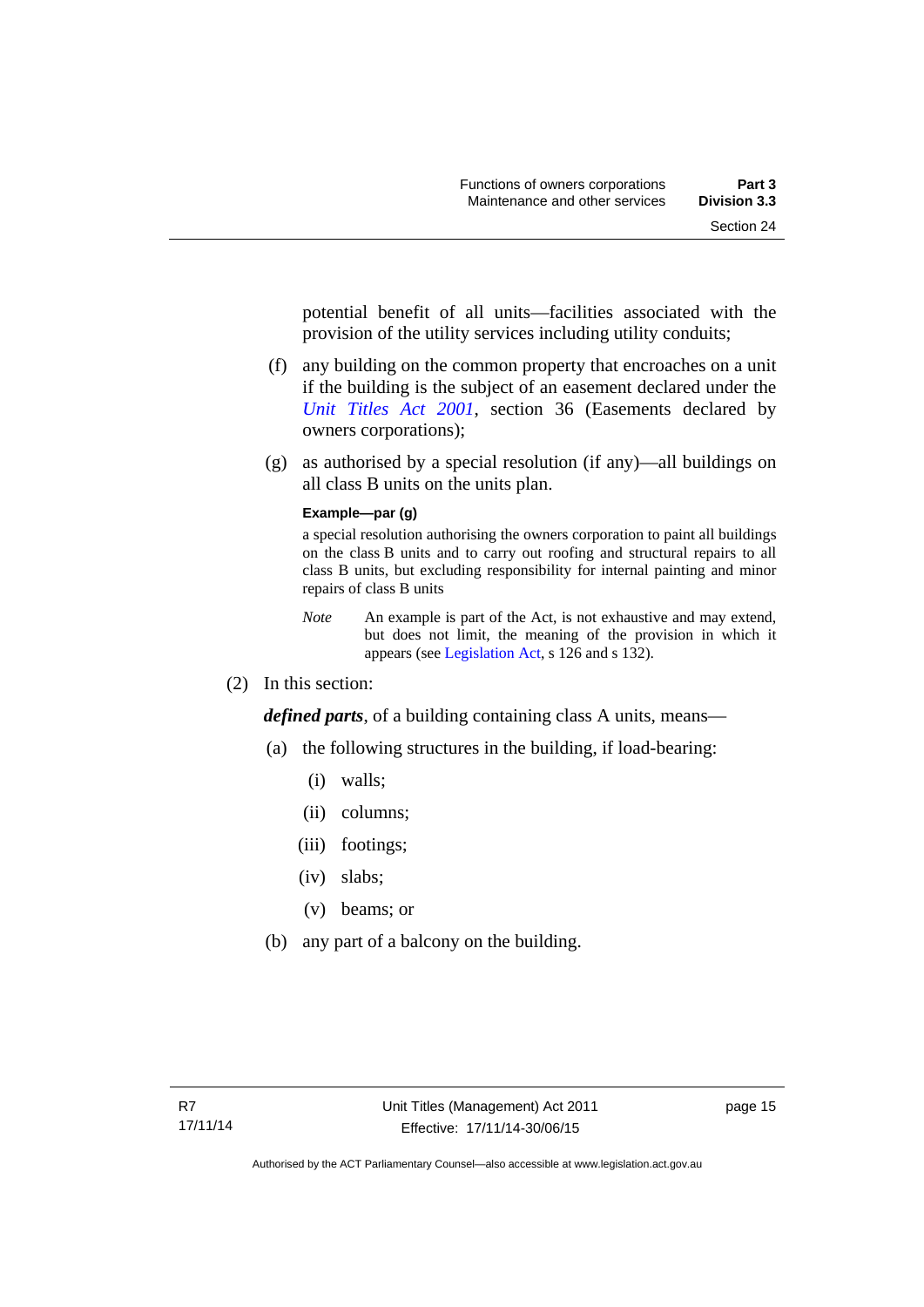potential benefit of all units—facilities associated with the provision of the utility services including utility conduits;

(f) any building on the common property that encroaches on a unit if the building is the subject of an easement declared under the *Unit Titles Act 2001*, section 36 (Easements declared by owners corporations);

(g) as authorised by a special resolution (if any)—all buildings on all class B units on the units plan.

**Example—par (g)**

a special resolution authorising the owners corporation to paint all buildings on the class B units and to carry out roofing and structural repairs to all class B units, but excluding responsibility for internal painting and minor repairs of class B units

*Note* An example is part of the Act, is not exhaustive and may extend, but does not limit, the meaning of the provision in which it appears (see Legislation Act, s 126 and s 132).

(2) In this section:

***defined parts***, of a building containing class A units, means—

(a) the following structures in the building, if load-bearing:

(i) walls;

(ii) columns;

(iii) footings;

(iv) slabs;

(v) beams; or

(b) any part of a balcony on the building.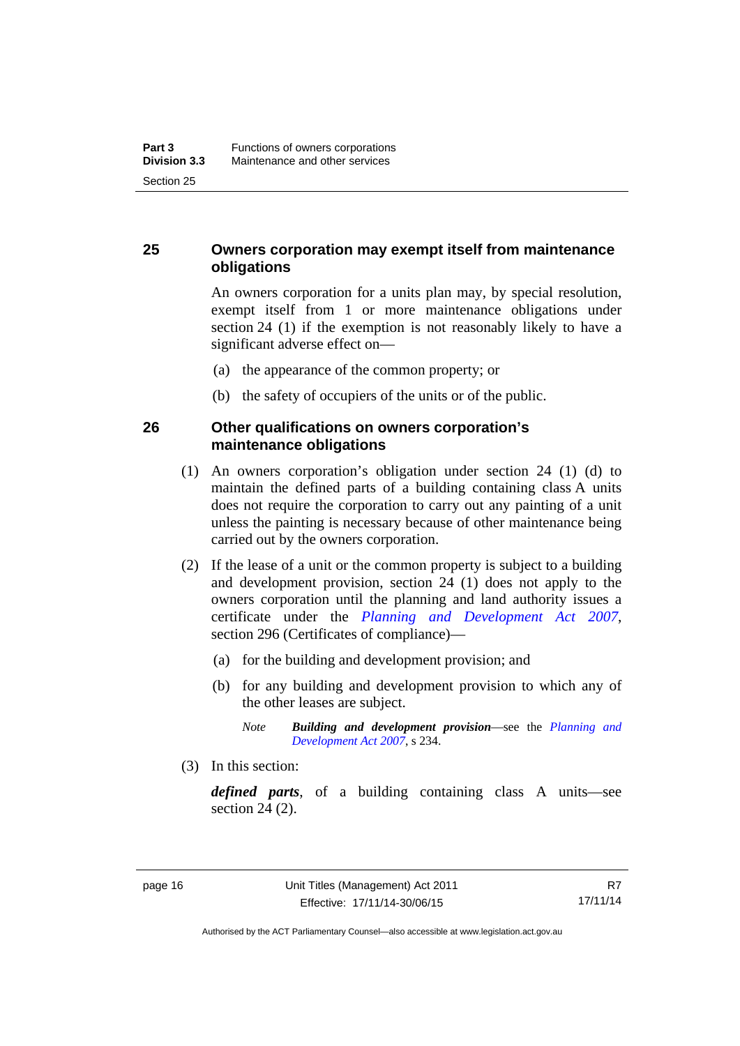## 25 Owners corporation may exempt itself from maintenance obligations

An owners corporation for a units plan may, by special resolution, exempt itself from 1 or more maintenance obligations under section 24 (1) if the exemption is not reasonably likely to have a significant adverse effect on—

(a) the appearance of the common property; or

(b) the safety of occupiers of the units or of the public.

## 26 Other qualifications on owners corporation's maintenance obligations

(1) An owners corporation's obligation under section 24 (1) (d) to maintain the defined parts of a building containing class A units does not require the corporation to carry out any painting of a unit unless the painting is necessary because of other maintenance being carried out by the owners corporation.

(2) If the lease of a unit or the common property is subject to a building and development provision, section 24 (1) does not apply to the owners corporation until the planning and land authority issues a certificate under the *Planning and Development Act 2007*, section 296 (Certificates of compliance)—

(a) for the building and development provision; and

(b) for any building and development provision to which any of the other leases are subject.

*Note* ***Building and development provision***—see the *Planning and Development Act 2007*, s 234.

(3) In this section:

***defined parts***, of a building containing class A units—see section 24 (2).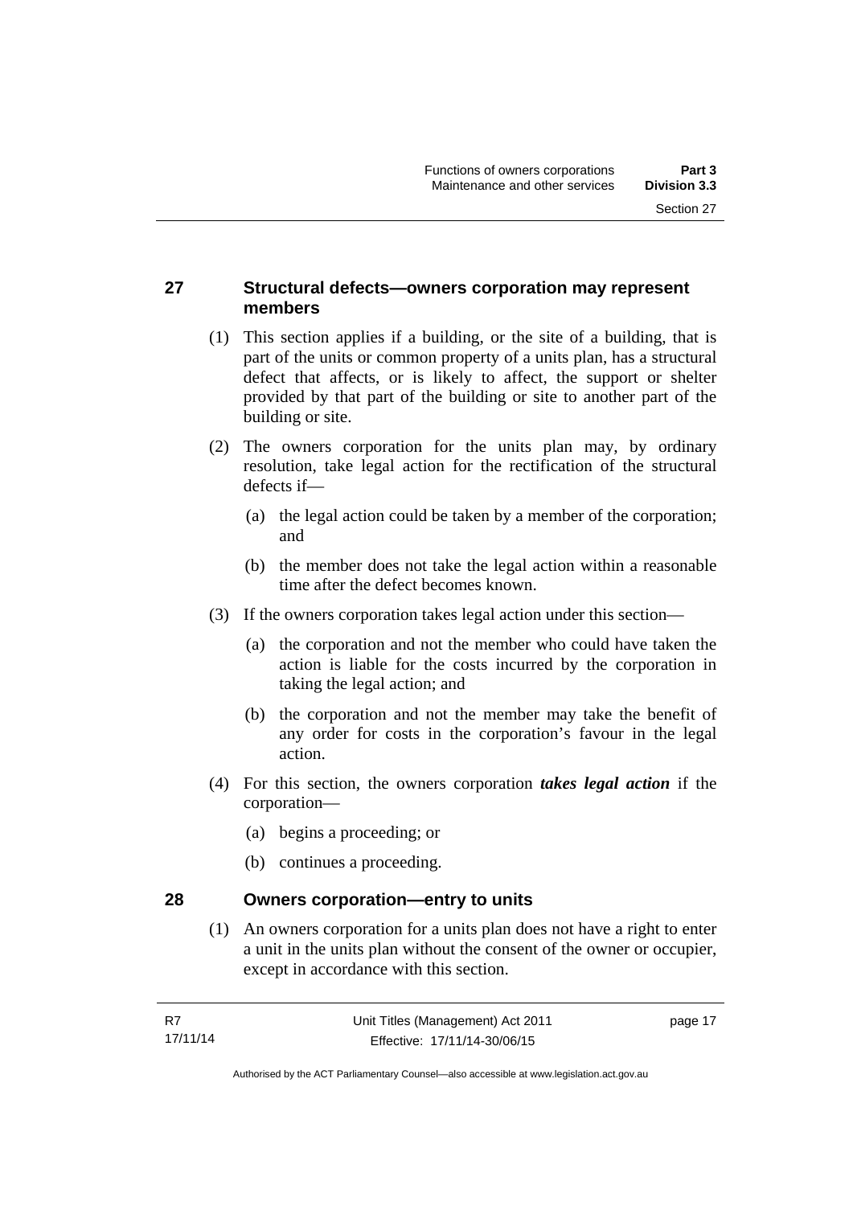## 27 Structural defects—owners corporation may represent members

(1) This section applies if a building, or the site of a building, that is part of the units or common property of a units plan, has a structural defect that affects, or is likely to affect, the support or shelter provided by that part of the building or site to another part of the building or site.

(2) The owners corporation for the units plan may, by ordinary resolution, take legal action for the rectification of the structural defects if—

(a) the legal action could be taken by a member of the corporation; and

(b) the member does not take the legal action within a reasonable time after the defect becomes known.

(3) If the owners corporation takes legal action under this section—

(a) the corporation and not the member who could have taken the action is liable for the costs incurred by the corporation in taking the legal action; and

(b) the corporation and not the member may take the benefit of any order for costs in the corporation's favour in the legal action.

(4) For this section, the owners corporation ***takes legal action*** if the corporation—

(a) begins a proceeding; or

(b) continues a proceeding.

## 28 Owners corporation—entry to units

(1) An owners corporation for a units plan does not have a right to enter a unit in the units plan without the consent of the owner or occupier, except in accordance with this section.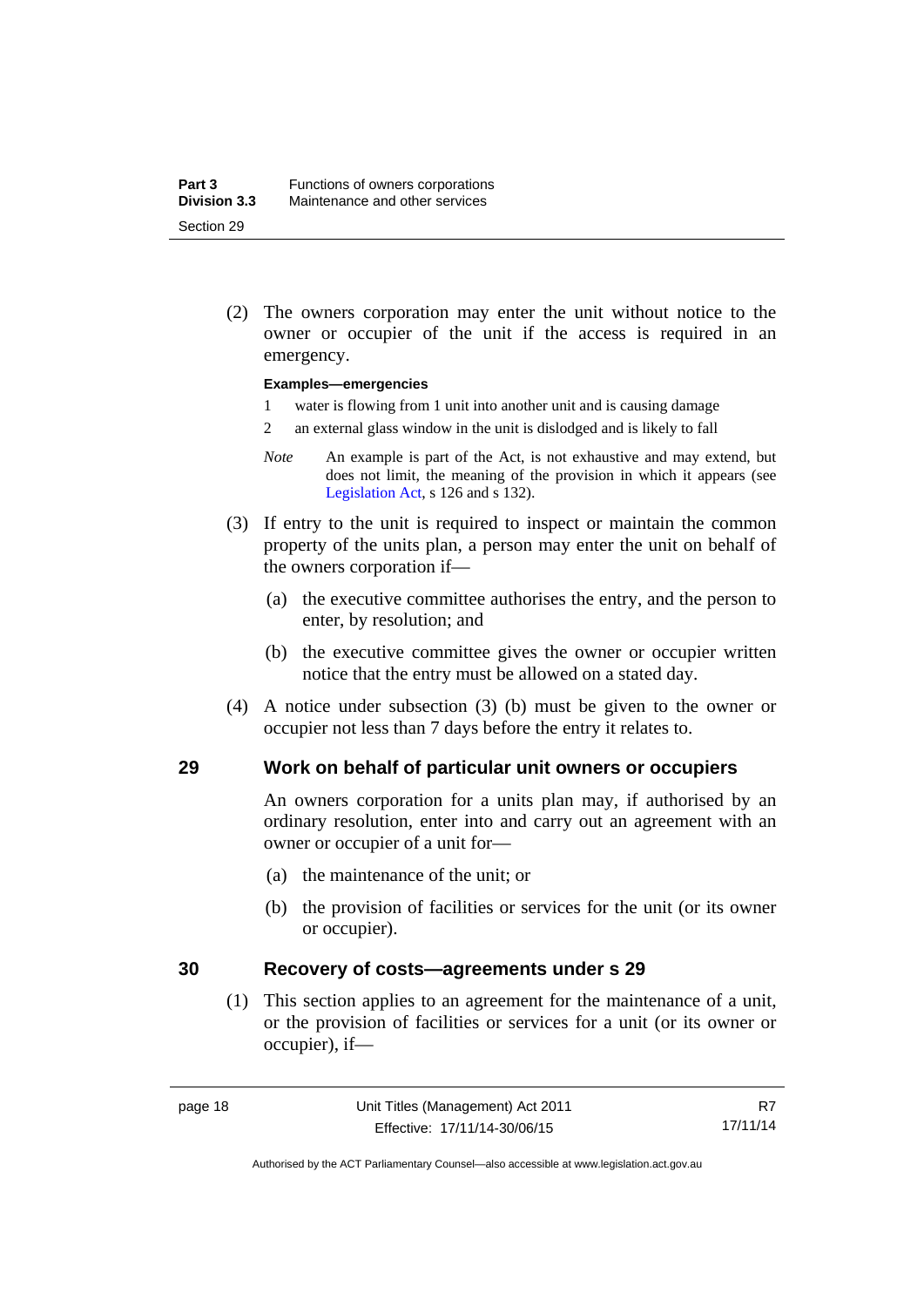(2) The owners corporation may enter the unit without notice to the owner or occupier of the unit if the access is required in an emergency.

**Examples—emergencies**

1 water is flowing from 1 unit into another unit and is causing damage

2 an external glass window in the unit is dislodged and is likely to fall

*Note* An example is part of the Act, is not exhaustive and may extend, but does not limit, the meaning of the provision in which it appears (see Legislation Act, s 126 and s 132).

(3) If entry to the unit is required to inspect or maintain the common property of the units plan, a person may enter the unit on behalf of the owners corporation if—

(a) the executive committee authorises the entry, and the person to enter, by resolution; and

(b) the executive committee gives the owner or occupier written notice that the entry must be allowed on a stated day.

(4) A notice under subsection (3) (b) must be given to the owner or occupier not less than 7 days before the entry it relates to.

## 29 Work on behalf of particular unit owners or occupiers

An owners corporation for a units plan may, if authorised by an ordinary resolution, enter into and carry out an agreement with an owner or occupier of a unit for—

(a) the maintenance of the unit; or

(b) the provision of facilities or services for the unit (or its owner or occupier).

## 30 Recovery of costs—agreements under s 29

(1) This section applies to an agreement for the maintenance of a unit, or the provision of facilities or services for a unit (or its owner or occupier), if—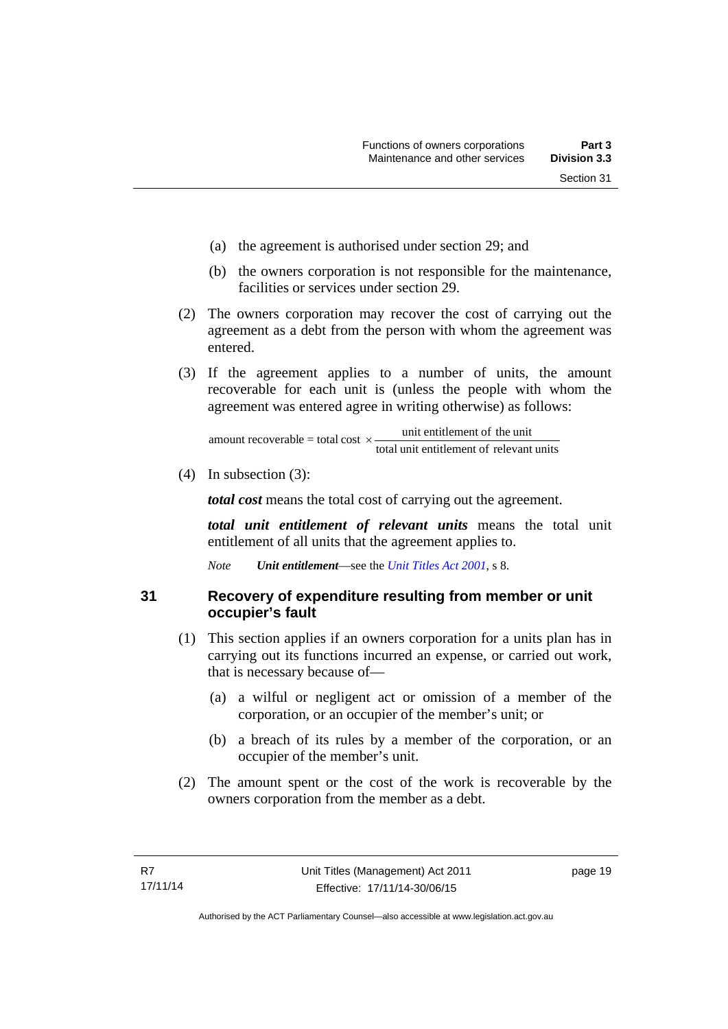(a) the agreement is authorised under section 29; and

(b) the owners corporation is not responsible for the maintenance, facilities or services under section 29.

(2) The owners corporation may recover the cost of carrying out the agreement as a debt from the person with whom the agreement was entered.

(3) If the agreement applies to a number of units, the amount recoverable for each unit is (unless the people with whom the agreement was entered agree in writing otherwise) as follows:

$$\text{amount recoverable} = \text{total cost} \times \frac{\text{unit entitlement of the unit}}{\text{total unit entitlement of relevant units}}$$

(4) In subsection (3):

***total cost*** means the total cost of carrying out the agreement.

***total unit entitlement of relevant units*** means the total unit entitlement of all units that the agreement applies to.

*Note* ***Unit entitlement***—see the *Unit Titles Act 2001*, s 8.

## 31 Recovery of expenditure resulting from member or unit occupier's fault

(1) This section applies if an owners corporation for a units plan has in carrying out its functions incurred an expense, or carried out work, that is necessary because of—

(a) a wilful or negligent act or omission of a member of the corporation, or an occupier of the member's unit; or

(b) a breach of its rules by a member of the corporation, or an occupier of the member's unit.

(2) The amount spent or the cost of the work is recoverable by the owners corporation from the member as a debt.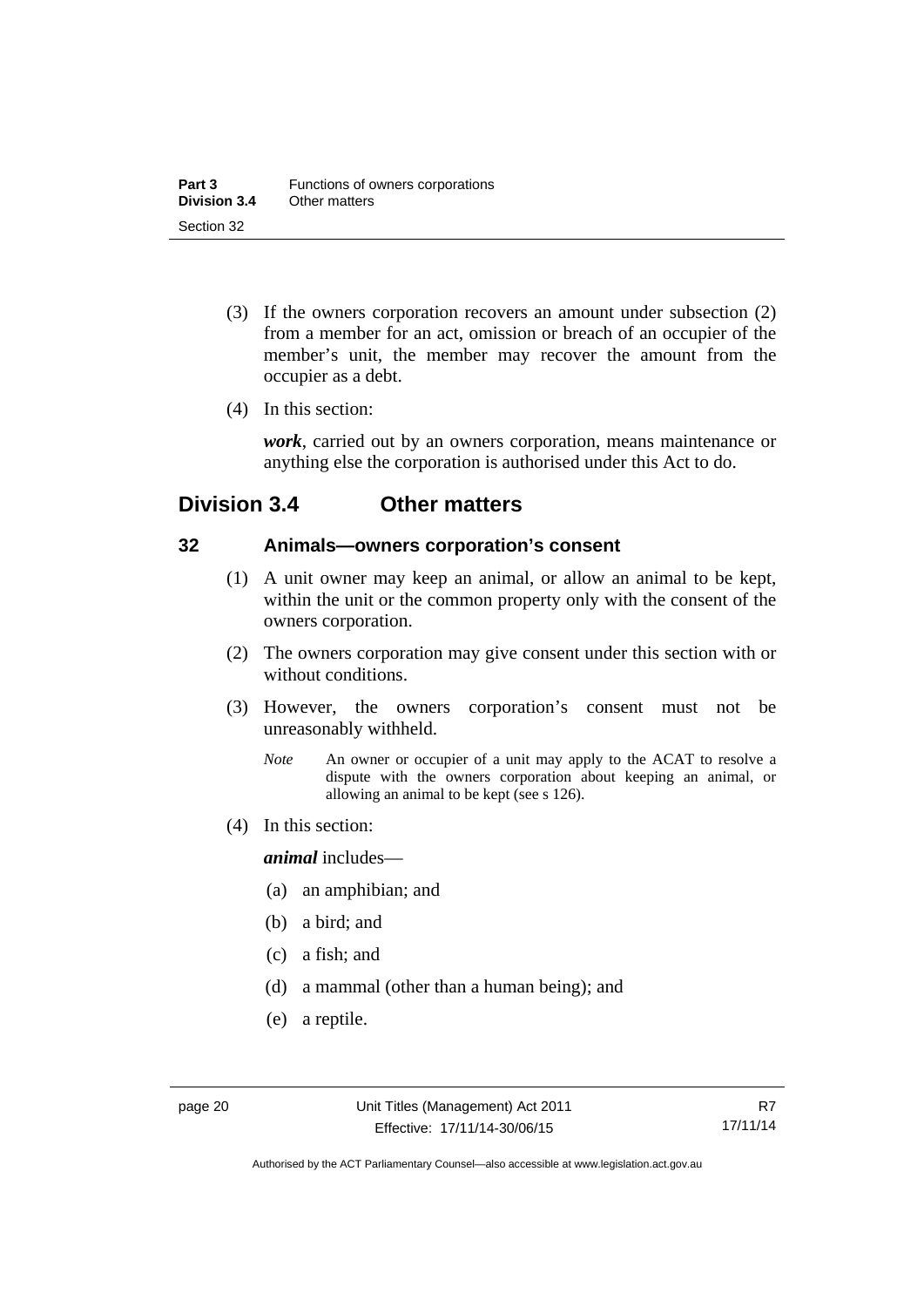(3) If the owners corporation recovers an amount under subsection (2) from a member for an act, omission or breach of an occupier of the member's unit, the member may recover the amount from the occupier as a debt.

(4) In this section:

***work***, carried out by an owners corporation, means maintenance or anything else the corporation is authorised under this Act to do.

## Division 3.4 Other matters

### 32 Animals—owners corporation's consent

(1) A unit owner may keep an animal, or allow an animal to be kept, within the unit or the common property only with the consent of the owners corporation.

(2) The owners corporation may give consent under this section with or without conditions.

(3) However, the owners corporation's consent must not be unreasonably withheld.

*Note* An owner or occupier of a unit may apply to the ACAT to resolve a dispute with the owners corporation about keeping an animal, or allowing an animal to be kept (see s 126).

(4) In this section:

***animal*** includes—

(a) an amphibian; and

(b) a bird; and

(c) a fish; and

(d) a mammal (other than a human being); and

(e) a reptile.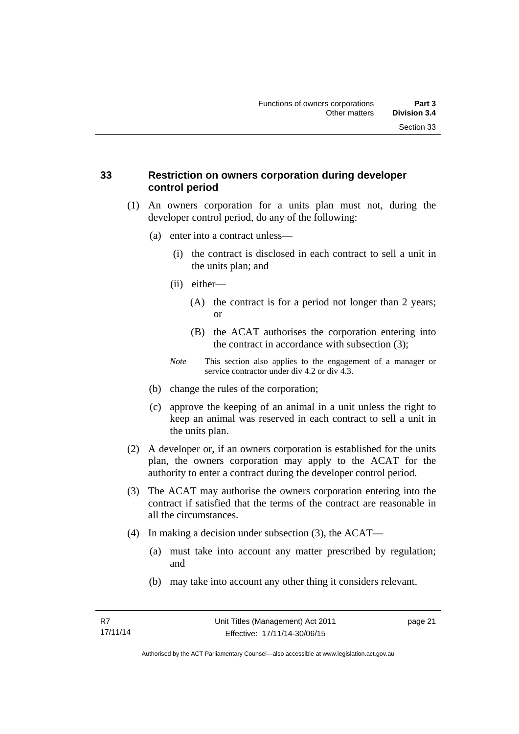## 33 Restriction on owners corporation during developer control period

(1) An owners corporation for a units plan must not, during the developer control period, do any of the following:

(a) enter into a contract unless—

(i) the contract is disclosed in each contract to sell a unit in the units plan; and

(ii) either—

(A) the contract is for a period not longer than 2 years; or

(B) the ACAT authorises the corporation entering into the contract in accordance with subsection (3);

*Note* This section also applies to the engagement of a manager or service contractor under div 4.2 or div 4.3.

(b) change the rules of the corporation;

(c) approve the keeping of an animal in a unit unless the right to keep an animal was reserved in each contract to sell a unit in the units plan.

(2) A developer or, if an owners corporation is established for the units plan, the owners corporation may apply to the ACAT for the authority to enter a contract during the developer control period.

(3) The ACAT may authorise the owners corporation entering into the contract if satisfied that the terms of the contract are reasonable in all the circumstances.

(4) In making a decision under subsection (3), the ACAT—

(a) must take into account any matter prescribed by regulation; and

(b) may take into account any other thing it considers relevant.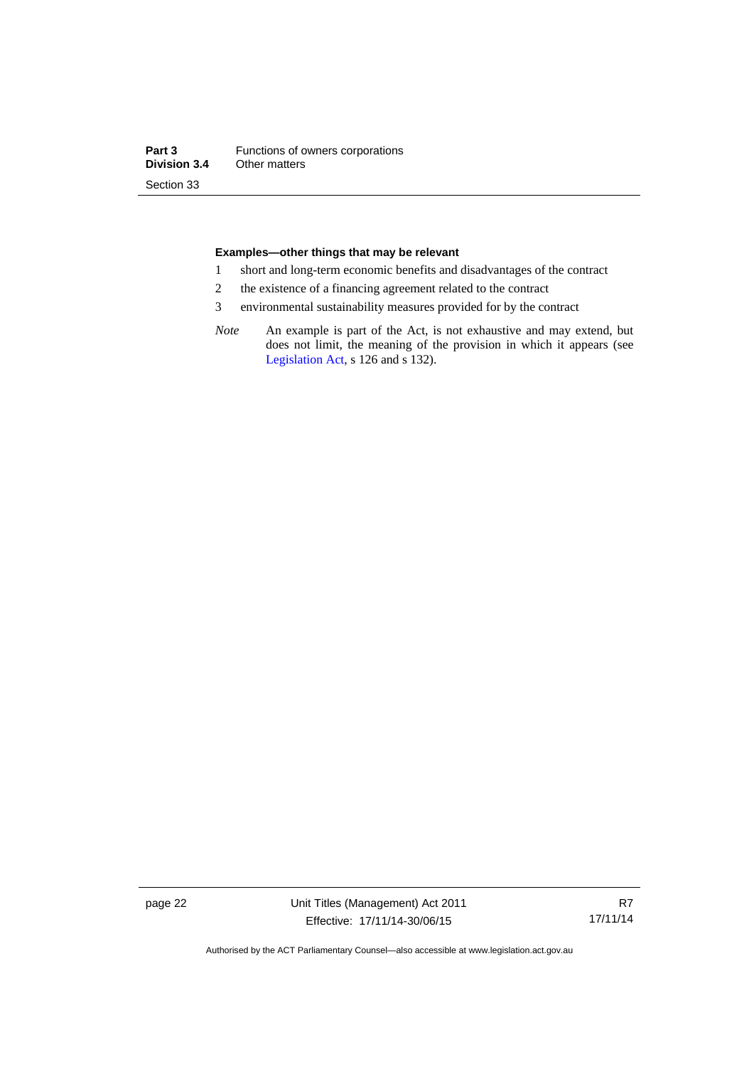**Examples—other things that may be relevant**

1 short and long-term economic benefits and disadvantages of the contract

2 the existence of a financing agreement related to the contract

3 environmental sustainability measures provided for by the contract

*Note* An example is part of the Act, is not exhaustive and may extend, but does not limit, the meaning of the provision in which it appears (see Legislation Act, s 126 and s 132).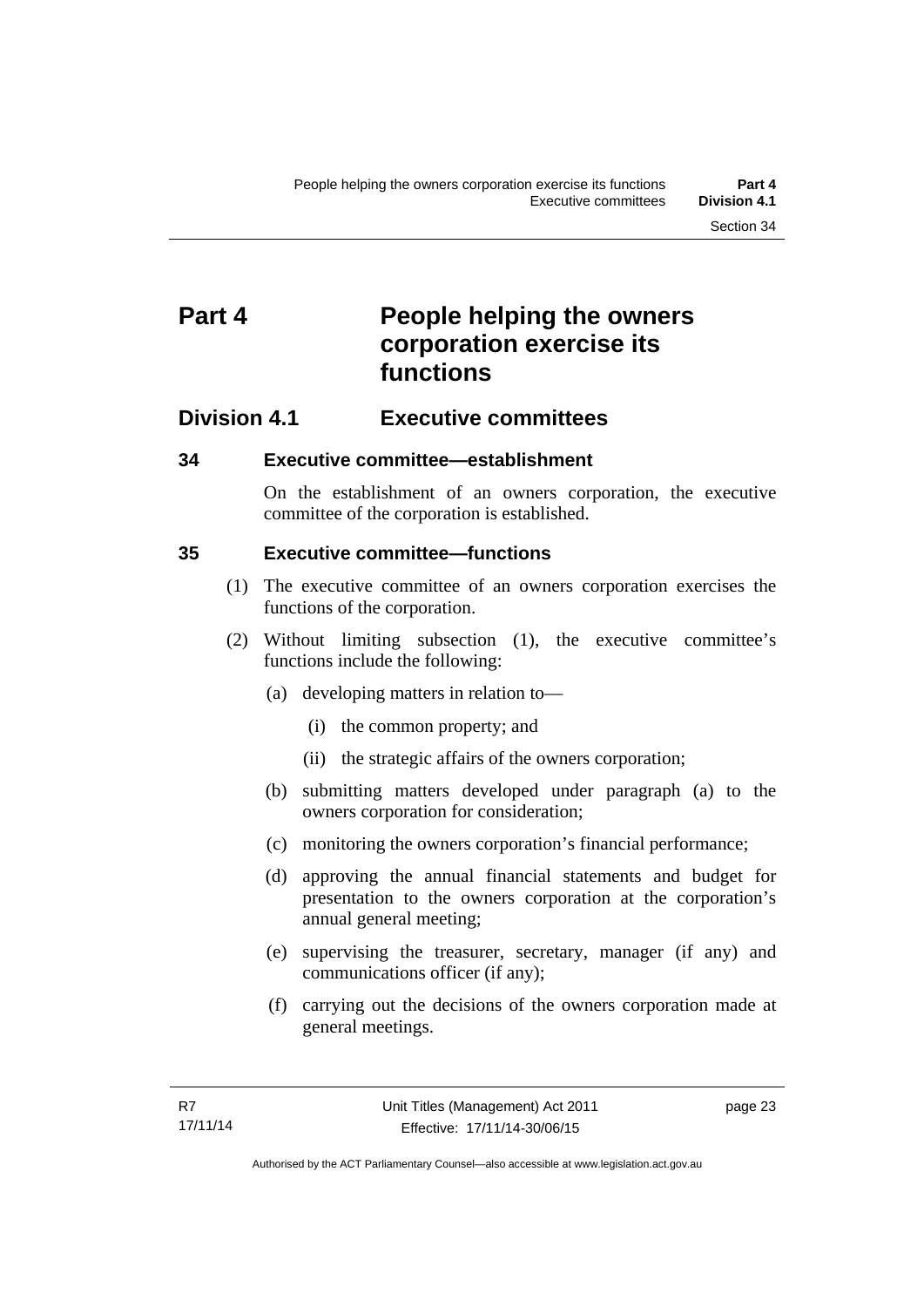# Part 4 People helping the owners corporation exercise its functions

## Division 4.1 Executive committees

### 34 Executive committee—establishment

On the establishment of an owners corporation, the executive committee of the corporation is established.

### 35 Executive committee—functions

(1) The executive committee of an owners corporation exercises the functions of the corporation.

(2) Without limiting subsection (1), the executive committee's functions include the following:

(a) developing matters in relation to—

(i) the common property; and

(ii) the strategic affairs of the owners corporation;

(b) submitting matters developed under paragraph (a) to the owners corporation for consideration;

(c) monitoring the owners corporation's financial performance;

(d) approving the annual financial statements and budget for presentation to the owners corporation at the corporation's annual general meeting;

(e) supervising the treasurer, secretary, manager (if any) and communications officer (if any);

(f) carrying out the decisions of the owners corporation made at general meetings.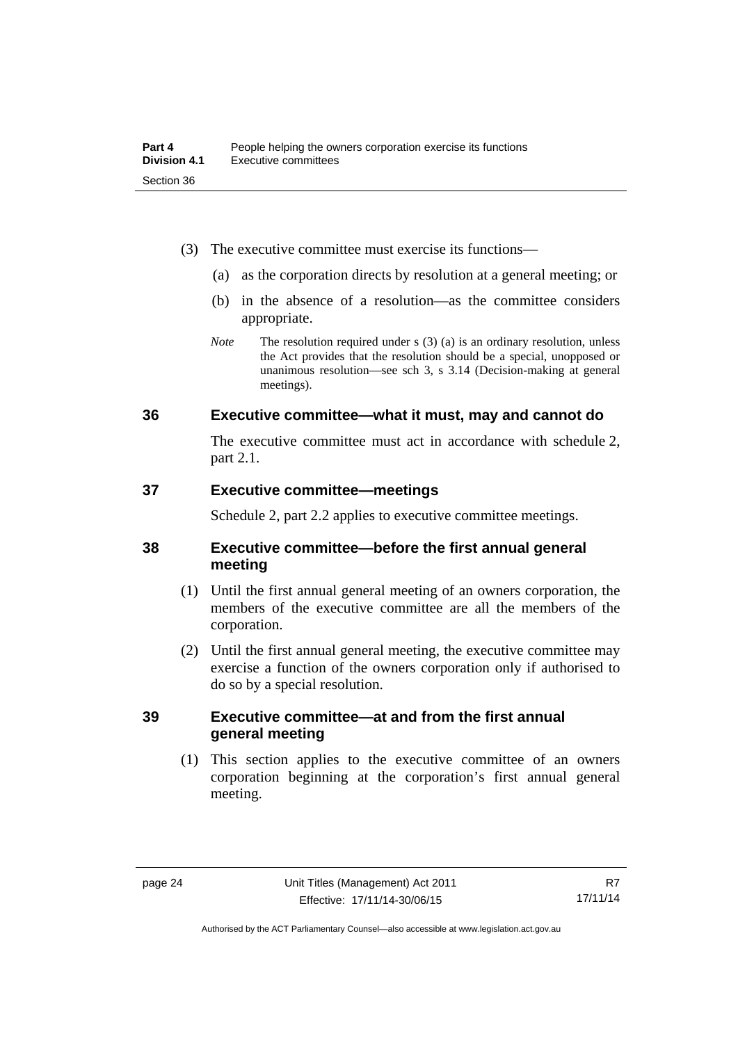(3) The executive committee must exercise its functions—

(a) as the corporation directs by resolution at a general meeting; or

(b) in the absence of a resolution—as the committee considers appropriate.

*Note* The resolution required under s (3) (a) is an ordinary resolution, unless the Act provides that the resolution should be a special, unopposed or unanimous resolution—see sch 3, s 3.14 (Decision-making at general meetings).

## 36 Executive committee—what it must, may and cannot do

The executive committee must act in accordance with schedule 2, part 2.1.

## 37 Executive committee—meetings

Schedule 2, part 2.2 applies to executive committee meetings.

## 38 Executive committee—before the first annual general meeting

(1) Until the first annual general meeting of an owners corporation, the members of the executive committee are all the members of the corporation.

(2) Until the first annual general meeting, the executive committee may exercise a function of the owners corporation only if authorised to do so by a special resolution.

## 39 Executive committee—at and from the first annual general meeting

(1) This section applies to the executive committee of an owners corporation beginning at the corporation's first annual general meeting.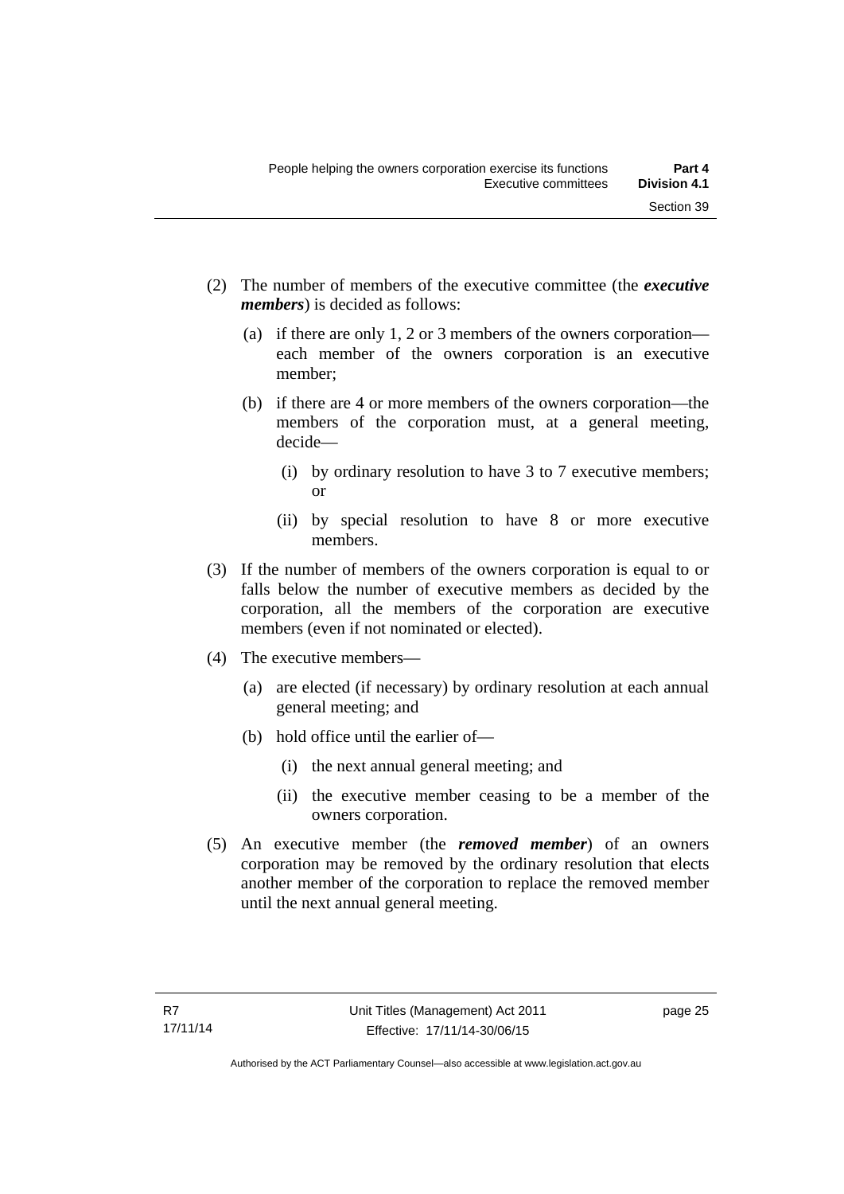(2) The number of members of the executive committee (the ***executive members***) is decided as follows:

  (a) if there are only 1, 2 or 3 members of the owners corporation—each member of the owners corporation is an executive member;

  (b) if there are 4 or more members of the owners corporation—the members of the corporation must, at a general meeting, decide—

    (i) by ordinary resolution to have 3 to 7 executive members; or

    (ii) by special resolution to have 8 or more executive members.

(3) If the number of members of the owners corporation is equal to or falls below the number of executive members as decided by the corporation, all the members of the corporation are executive members (even if not nominated or elected).

(4) The executive members—

  (a) are elected (if necessary) by ordinary resolution at each annual general meeting; and

  (b) hold office until the earlier of—

    (i) the next annual general meeting; and

    (ii) the executive member ceasing to be a member of the owners corporation.

(5) An executive member (the ***removed member***) of an owners corporation may be removed by the ordinary resolution that elects another member of the corporation to replace the removed member until the next annual general meeting.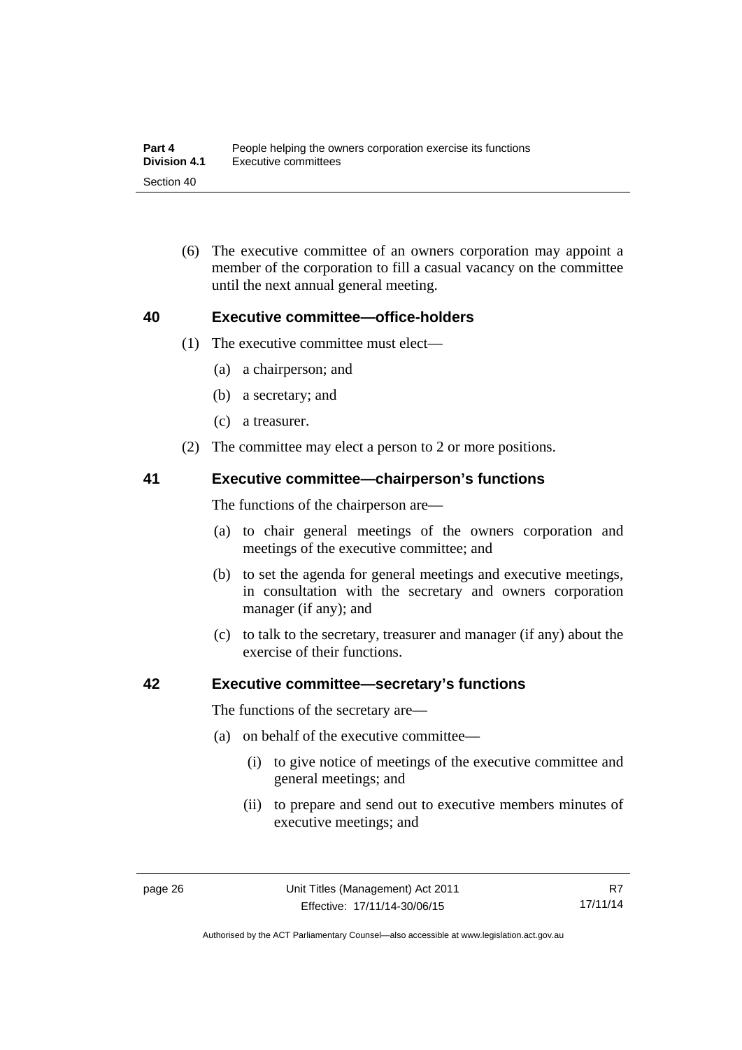(6) The executive committee of an owners corporation may appoint a member of the corporation to fill a casual vacancy on the committee until the next annual general meeting.

## 40 Executive committee—office-holders

(1) The executive committee must elect—

(a) a chairperson; and

(b) a secretary; and

(c) a treasurer.

(2) The committee may elect a person to 2 or more positions.

## 41 Executive committee—chairperson's functions

The functions of the chairperson are—

(a) to chair general meetings of the owners corporation and meetings of the executive committee; and

(b) to set the agenda for general meetings and executive meetings, in consultation with the secretary and owners corporation manager (if any); and

(c) to talk to the secretary, treasurer and manager (if any) about the exercise of their functions.

## 42 Executive committee—secretary's functions

The functions of the secretary are—

(a) on behalf of the executive committee—

(i) to give notice of meetings of the executive committee and general meetings; and

(ii) to prepare and send out to executive members minutes of executive meetings; and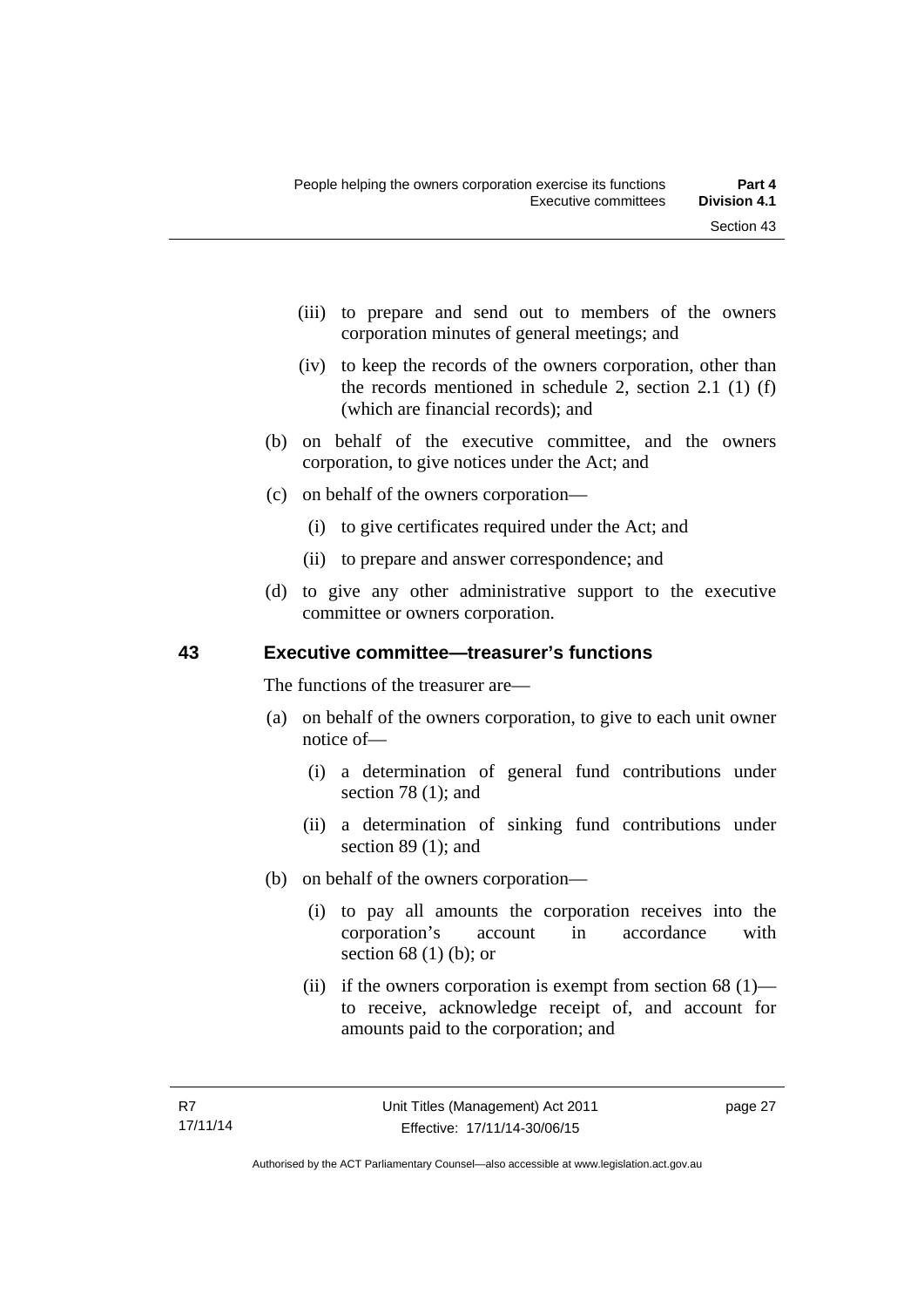(iii) to prepare and send out to members of the owners corporation minutes of general meetings; and

(iv) to keep the records of the owners corporation, other than the records mentioned in schedule 2, section 2.1 (1) (f) (which are financial records); and

(b) on behalf of the executive committee, and the owners corporation, to give notices under the Act; and

(c) on behalf of the owners corporation—

(i) to give certificates required under the Act; and

(ii) to prepare and answer correspondence; and

(d) to give any other administrative support to the executive committee or owners corporation.

## 43 Executive committee—treasurer's functions

The functions of the treasurer are—

(a) on behalf of the owners corporation, to give to each unit owner notice of—

(i) a determination of general fund contributions under section 78 (1); and

(ii) a determination of sinking fund contributions under section 89 (1); and

(b) on behalf of the owners corporation—

(i) to pay all amounts the corporation receives into the corporation's account in accordance with section 68 (1) (b); or

(ii) if the owners corporation is exempt from section 68 (1)—to receive, acknowledge receipt of, and account for amounts paid to the corporation; and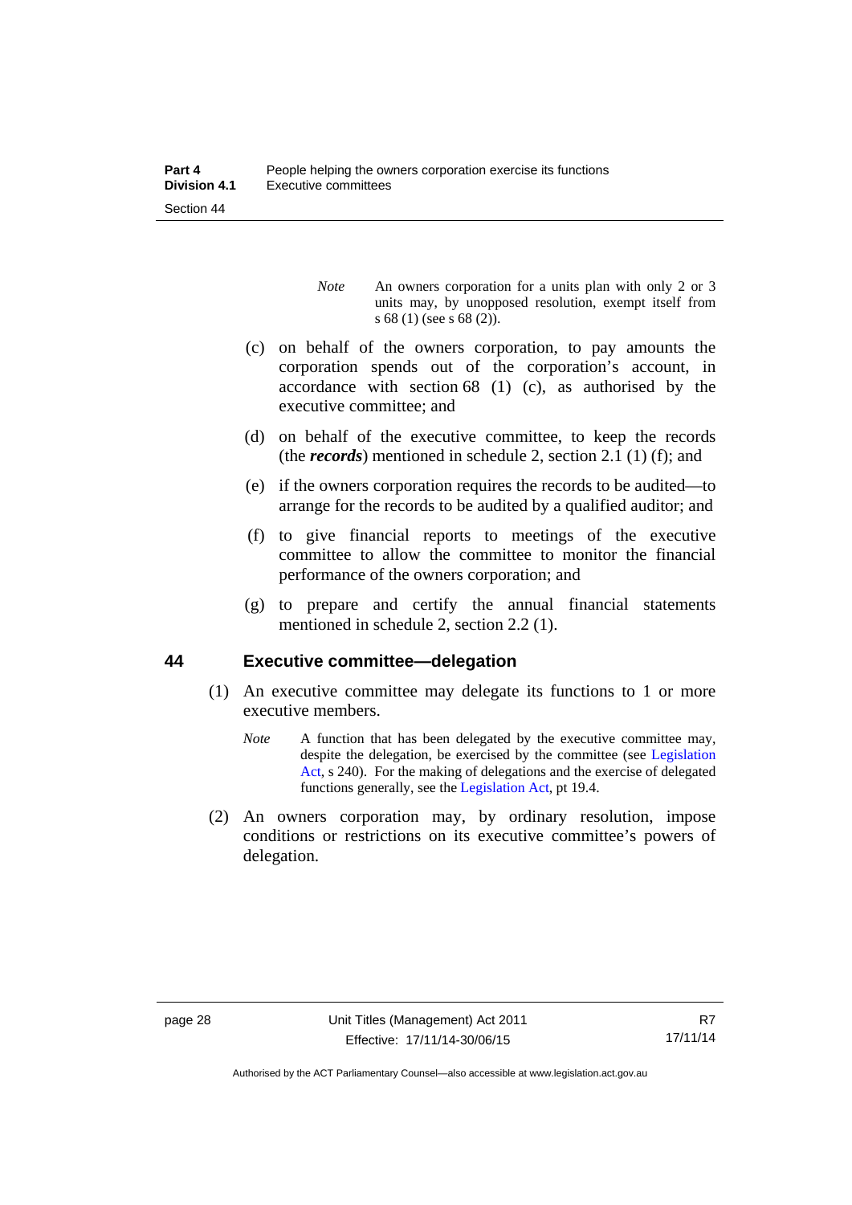*Note* An owners corporation for a units plan with only 2 or 3 units may, by unopposed resolution, exempt itself from s 68 (1) (see s 68 (2)).

(c) on behalf of the owners corporation, to pay amounts the corporation spends out of the corporation's account, in accordance with section 68 (1) (c), as authorised by the executive committee; and

(d) on behalf of the executive committee, to keep the records (the ***records***) mentioned in schedule 2, section 2.1 (1) (f); and

(e) if the owners corporation requires the records to be audited—to arrange for the records to be audited by a qualified auditor; and

(f) to give financial reports to meetings of the executive committee to allow the committee to monitor the financial performance of the owners corporation; and

(g) to prepare and certify the annual financial statements mentioned in schedule 2, section 2.2 (1).

## 44 Executive committee—delegation

(1) An executive committee may delegate its functions to 1 or more executive members.

*Note* A function that has been delegated by the executive committee may, despite the delegation, be exercised by the committee (see Legislation Act, s 240). For the making of delegations and the exercise of delegated functions generally, see the Legislation Act, pt 19.4.

(2) An owners corporation may, by ordinary resolution, impose conditions or restrictions on its executive committee's powers of delegation.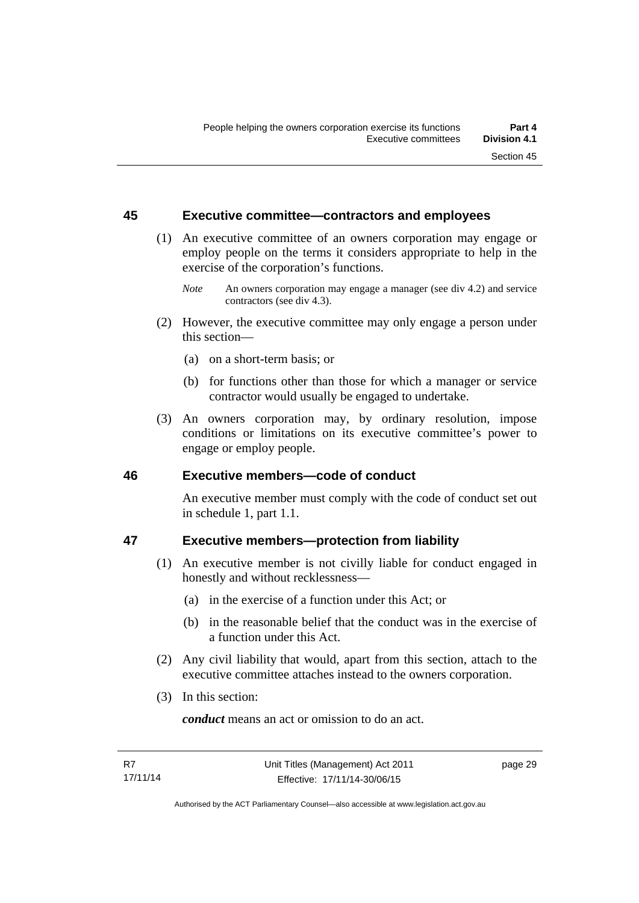## 45 Executive committee—contractors and employees

(1) An executive committee of an owners corporation may engage or employ people on the terms it considers appropriate to help in the exercise of the corporation's functions.

*Note* An owners corporation may engage a manager (see div 4.2) and service contractors (see div 4.3).

(2) However, the executive committee may only engage a person under this section—

(a) on a short-term basis; or

(b) for functions other than those for which a manager or service contractor would usually be engaged to undertake.

(3) An owners corporation may, by ordinary resolution, impose conditions or limitations on its executive committee's power to engage or employ people.

## 46 Executive members—code of conduct

An executive member must comply with the code of conduct set out in schedule 1, part 1.1.

## 47 Executive members—protection from liability

(1) An executive member is not civilly liable for conduct engaged in honestly and without recklessness—

(a) in the exercise of a function under this Act; or

(b) in the reasonable belief that the conduct was in the exercise of a function under this Act.

(2) Any civil liability that would, apart from this section, attach to the executive committee attaches instead to the owners corporation.

(3) In this section:

***conduct*** means an act or omission to do an act.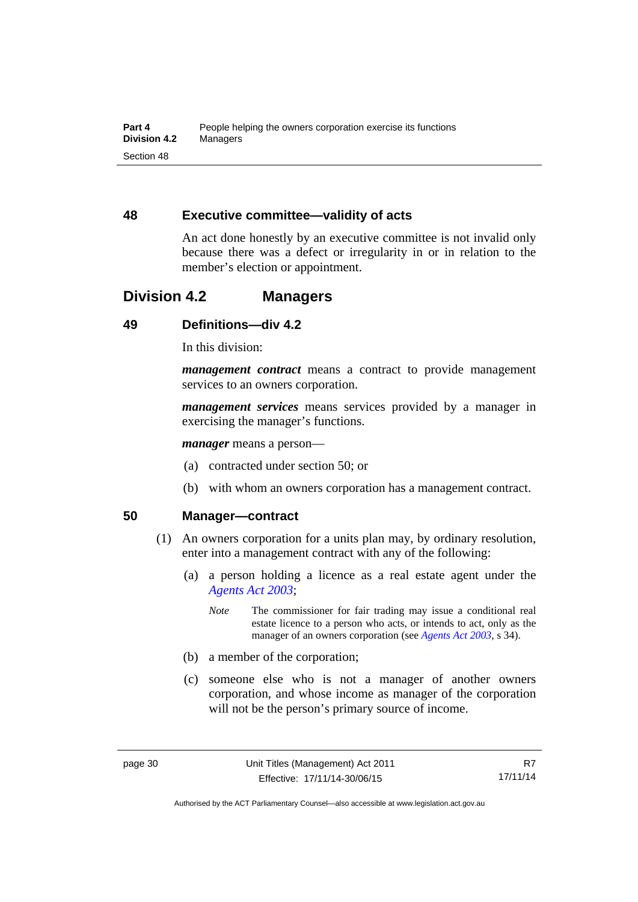## 48 Executive committee—validity of acts

An act done honestly by an executive committee is not invalid only because there was a defect or irregularity in or in relation to the member's election or appointment.

# Division 4.2 Managers

## 49 Definitions—div 4.2

In this division:

***management contract*** means a contract to provide management services to an owners corporation.

***management services*** means services provided by a manager in exercising the manager's functions.

***manager*** means a person—

(a) contracted under section 50; or

(b) with whom an owners corporation has a management contract.

## 50 Manager—contract

(1) An owners corporation for a units plan may, by ordinary resolution, enter into a management contract with any of the following:

(a) a person holding a licence as a real estate agent under the *Agents Act 2003*;

*Note* The commissioner for fair trading may issue a conditional real estate licence to a person who acts, or intends to act, only as the manager of an owners corporation (see *Agents Act 2003*, s 34).

(b) a member of the corporation;

(c) someone else who is not a manager of another owners corporation, and whose income as manager of the corporation will not be the person's primary source of income.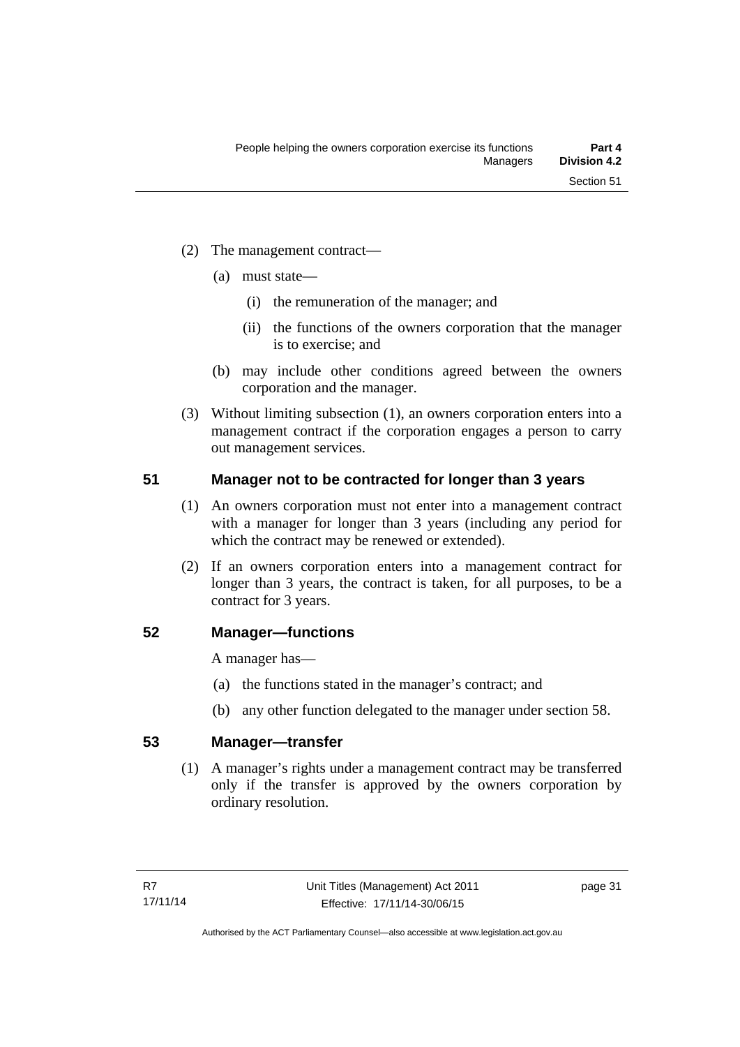(2) The management contract—

(a) must state—

(i) the remuneration of the manager; and

(ii) the functions of the owners corporation that the manager is to exercise; and

(b) may include other conditions agreed between the owners corporation and the manager.

(3) Without limiting subsection (1), an owners corporation enters into a management contract if the corporation engages a person to carry out management services.

## 51 Manager not to be contracted for longer than 3 years

(1) An owners corporation must not enter into a management contract with a manager for longer than 3 years (including any period for which the contract may be renewed or extended).

(2) If an owners corporation enters into a management contract for longer than 3 years, the contract is taken, for all purposes, to be a contract for 3 years.

## 52 Manager—functions

A manager has—

(a) the functions stated in the manager's contract; and

(b) any other function delegated to the manager under section 58.

## 53 Manager—transfer

(1) A manager's rights under a management contract may be transferred only if the transfer is approved by the owners corporation by ordinary resolution.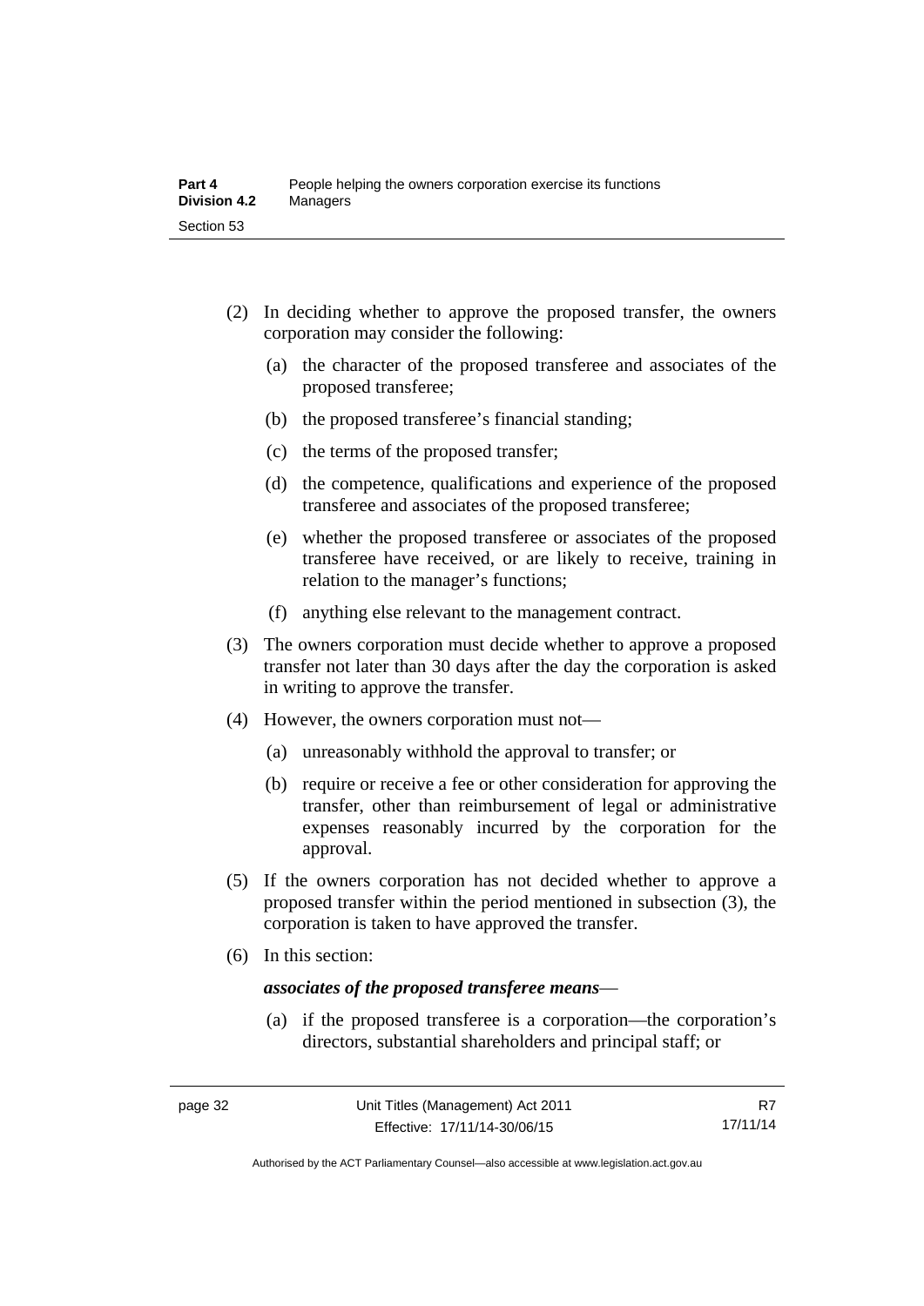(2) In deciding whether to approve the proposed transfer, the owners corporation may consider the following:

   (a) the character of the proposed transferee and associates of the proposed transferee;

   (b) the proposed transferee's financial standing;

   (c) the terms of the proposed transfer;

   (d) the competence, qualifications and experience of the proposed transferee and associates of the proposed transferee;

   (e) whether the proposed transferee or associates of the proposed transferee have received, or are likely to receive, training in relation to the manager's functions;

   (f) anything else relevant to the management contract.

(3) The owners corporation must decide whether to approve a proposed transfer not later than 30 days after the day the corporation is asked in writing to approve the transfer.

(4) However, the owners corporation must not—

   (a) unreasonably withhold the approval to transfer; or

   (b) require or receive a fee or other consideration for approving the transfer, other than reimbursement of legal or administrative expenses reasonably incurred by the corporation for the approval.

(5) If the owners corporation has not decided whether to approve a proposed transfer within the period mentioned in subsection (3), the corporation is taken to have approved the transfer.

(6) In this section:

***associates of the proposed transferee means***—

   (a) if the proposed transferee is a corporation—the corporation's directors, substantial shareholders and principal staff; or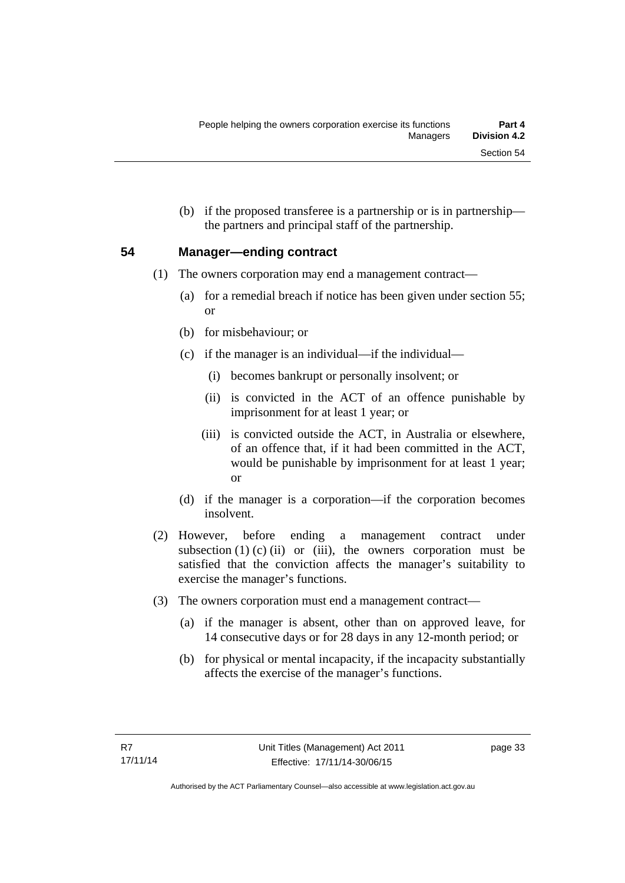(b) if the proposed transferee is a partnership or is in partnership—the partners and principal staff of the partnership.

## 54 Manager—ending contract

(1) The owners corporation may end a management contract—

(a) for a remedial breach if notice has been given under section 55; or

(b) for misbehaviour; or

(c) if the manager is an individual—if the individual—

(i) becomes bankrupt or personally insolvent; or

(ii) is convicted in the ACT of an offence punishable by imprisonment for at least 1 year; or

(iii) is convicted outside the ACT, in Australia or elsewhere, of an offence that, if it had been committed in the ACT, would be punishable by imprisonment for at least 1 year; or

(d) if the manager is a corporation—if the corporation becomes insolvent.

(2) However, before ending a management contract under subsection (1) (c) (ii) or (iii), the owners corporation must be satisfied that the conviction affects the manager's suitability to exercise the manager's functions.

(3) The owners corporation must end a management contract—

(a) if the manager is absent, other than on approved leave, for 14 consecutive days or for 28 days in any 12-month period; or

(b) for physical or mental incapacity, if the incapacity substantially affects the exercise of the manager's functions.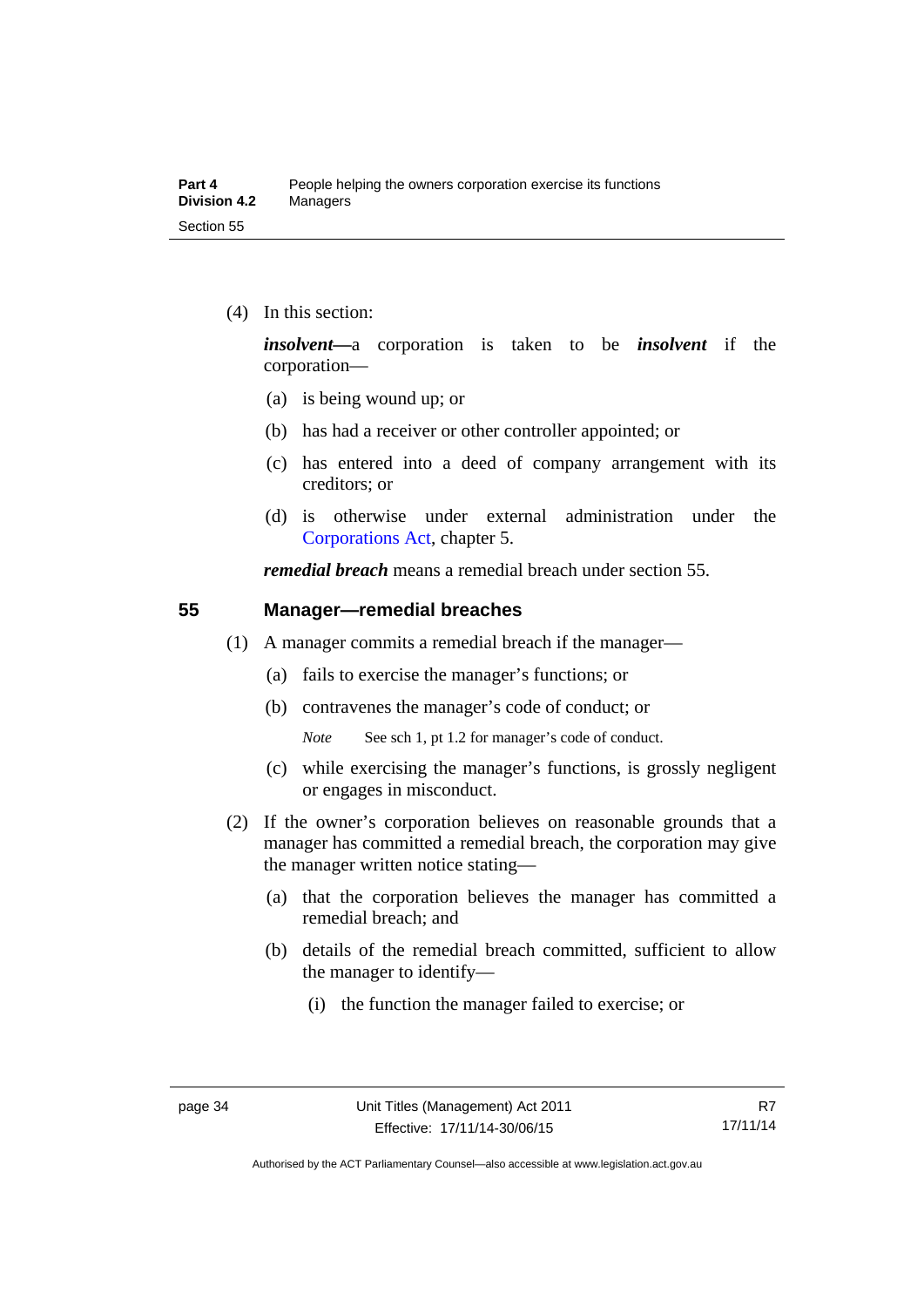(4) In this section:

***insolvent***—a corporation is taken to be ***insolvent*** if the corporation—

(a) is being wound up; or

(b) has had a receiver or other controller appointed; or

(c) has entered into a deed of company arrangement with its creditors; or

(d) is otherwise under external administration under the Corporations Act, chapter 5.

***remedial breach*** means a remedial breach under section 55.

## 55 Manager—remedial breaches

(1) A manager commits a remedial breach if the manager—

(a) fails to exercise the manager's functions; or

(b) contravenes the manager's code of conduct; or

*Note* See sch 1, pt 1.2 for manager's code of conduct.

(c) while exercising the manager's functions, is grossly negligent or engages in misconduct.

(2) If the owner's corporation believes on reasonable grounds that a manager has committed a remedial breach, the corporation may give the manager written notice stating—

(a) that the corporation believes the manager has committed a remedial breach; and

(b) details of the remedial breach committed, sufficient to allow the manager to identify—

(i) the function the manager failed to exercise; or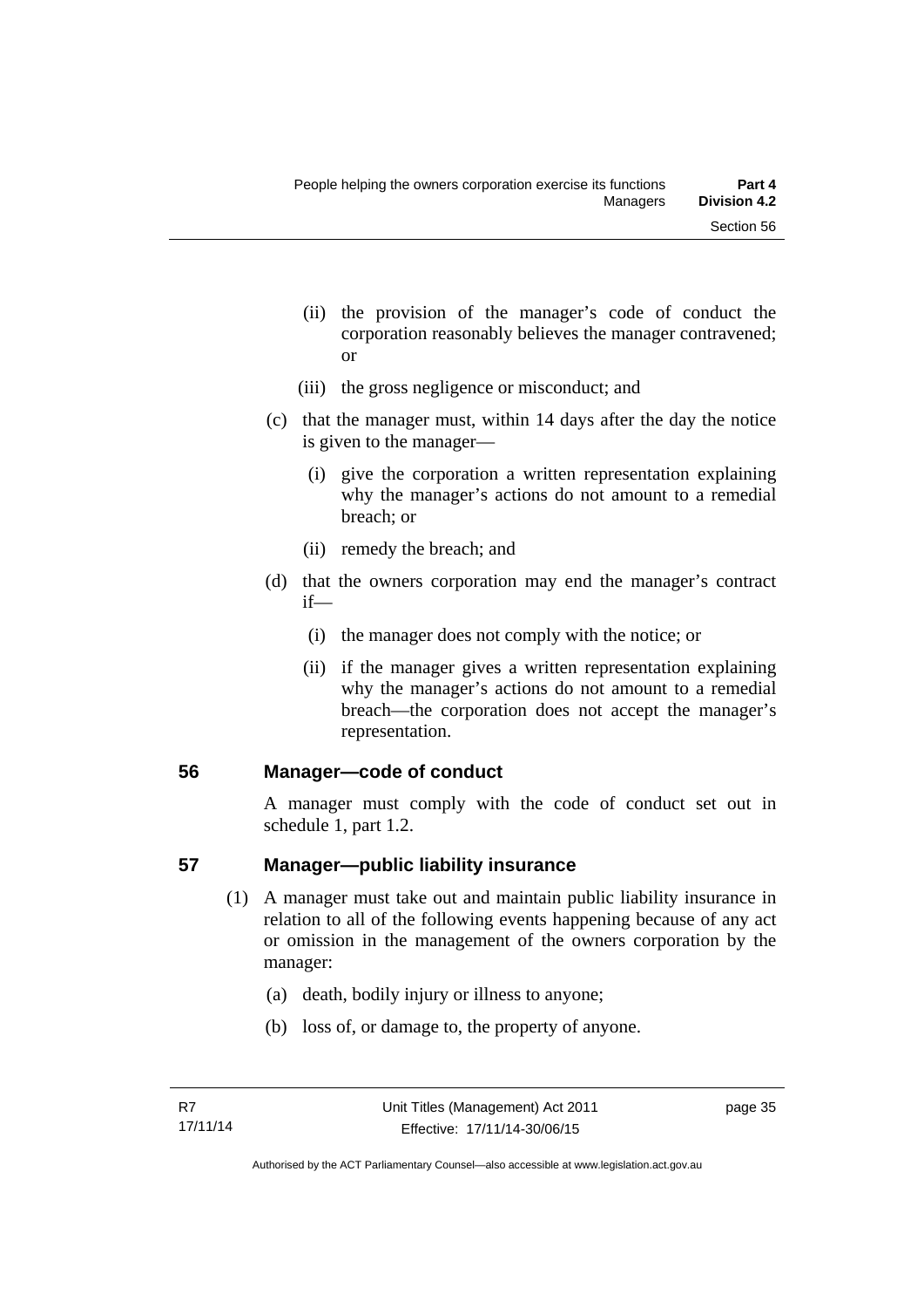(ii) the provision of the manager's code of conduct the corporation reasonably believes the manager contravened; or

(iii) the gross negligence or misconduct; and

(c) that the manager must, within 14 days after the day the notice is given to the manager—

(i) give the corporation a written representation explaining why the manager's actions do not amount to a remedial breach; or

(ii) remedy the breach; and

(d) that the owners corporation may end the manager's contract if—

(i) the manager does not comply with the notice; or

(ii) if the manager gives a written representation explaining why the manager's actions do not amount to a remedial breach—the corporation does not accept the manager's representation.

## 56 Manager—code of conduct

A manager must comply with the code of conduct set out in schedule 1, part 1.2.

## 57 Manager—public liability insurance

(1) A manager must take out and maintain public liability insurance in relation to all of the following events happening because of any act or omission in the management of the owners corporation by the manager:

(a) death, bodily injury or illness to anyone;

(b) loss of, or damage to, the property of anyone.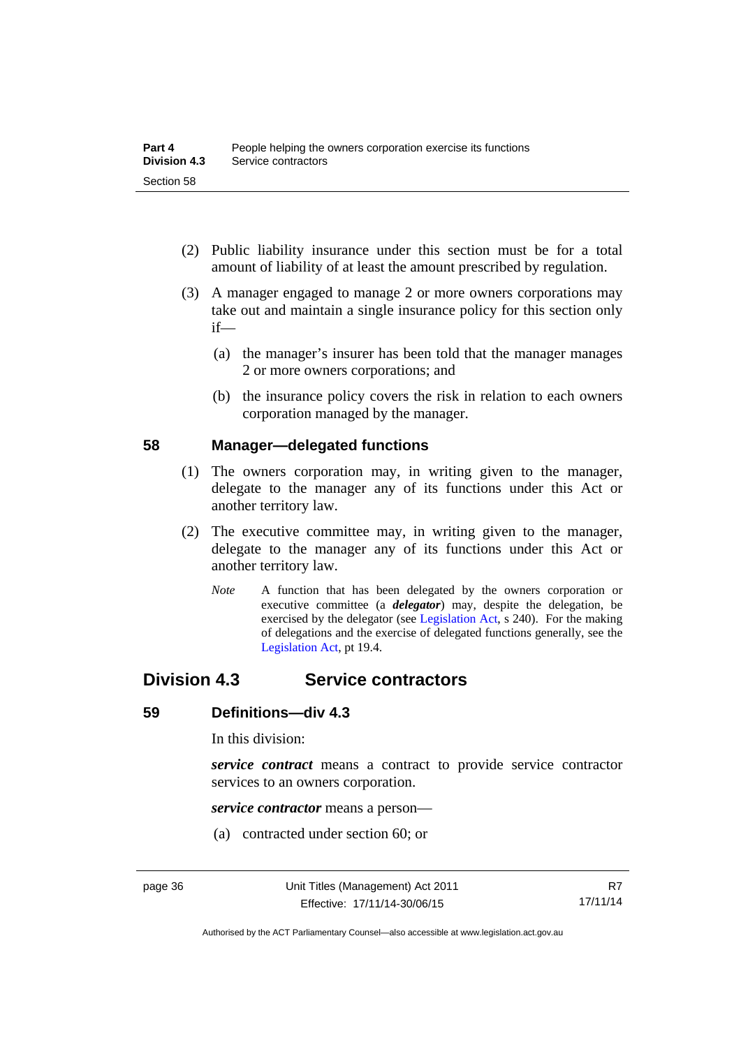(2) Public liability insurance under this section must be for a total amount of liability of at least the amount prescribed by regulation.

(3) A manager engaged to manage 2 or more owners corporations may take out and maintain a single insurance policy for this section only if—

(a) the manager's insurer has been told that the manager manages 2 or more owners corporations; and

(b) the insurance policy covers the risk in relation to each owners corporation managed by the manager.

### 58 Manager—delegated functions

(1) The owners corporation may, in writing given to the manager, delegate to the manager any of its functions under this Act or another territory law.

(2) The executive committee may, in writing given to the manager, delegate to the manager any of its functions under this Act or another territory law.

*Note* A function that has been delegated by the owners corporation or executive committee (a ***delegator***) may, despite the delegation, be exercised by the delegator (see Legislation Act, s 240). For the making of delegations and the exercise of delegated functions generally, see the Legislation Act, pt 19.4.

## Division 4.3 Service contractors

### 59 Definitions—div 4.3

In this division:

***service contract*** means a contract to provide service contractor services to an owners corporation.

***service contractor*** means a person—

(a) contracted under section 60; or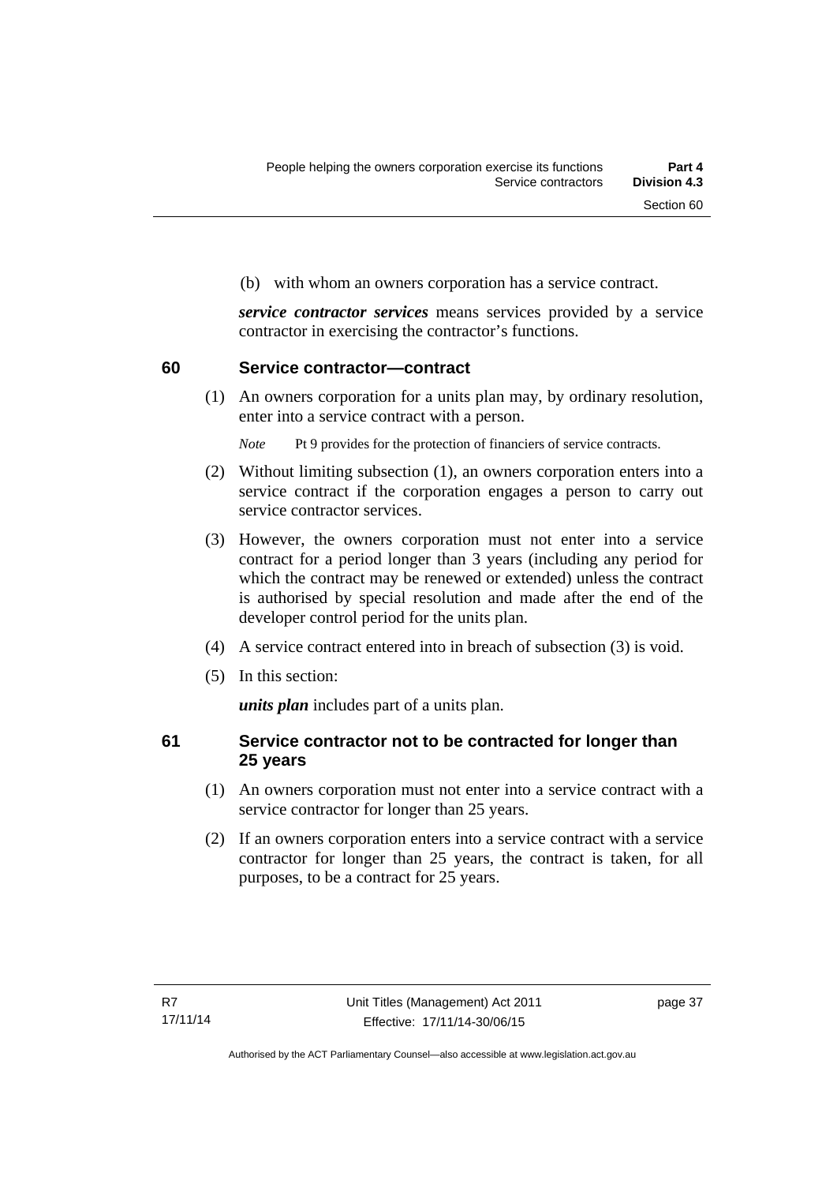(b) with whom an owners corporation has a service contract.

***service contractor services*** means services provided by a service contractor in exercising the contractor's functions.

## 60 Service contractor—contract

(1) An owners corporation for a units plan may, by ordinary resolution, enter into a service contract with a person.

*Note* Pt 9 provides for the protection of financiers of service contracts.

(2) Without limiting subsection (1), an owners corporation enters into a service contract if the corporation engages a person to carry out service contractor services.

(3) However, the owners corporation must not enter into a service contract for a period longer than 3 years (including any period for which the contract may be renewed or extended) unless the contract is authorised by special resolution and made after the end of the developer control period for the units plan.

(4) A service contract entered into in breach of subsection (3) is void.

(5) In this section:

***units plan*** includes part of a units plan.

## 61 Service contractor not to be contracted for longer than 25 years

(1) An owners corporation must not enter into a service contract with a service contractor for longer than 25 years.

(2) If an owners corporation enters into a service contract with a service contractor for longer than 25 years, the contract is taken, for all purposes, to be a contract for 25 years.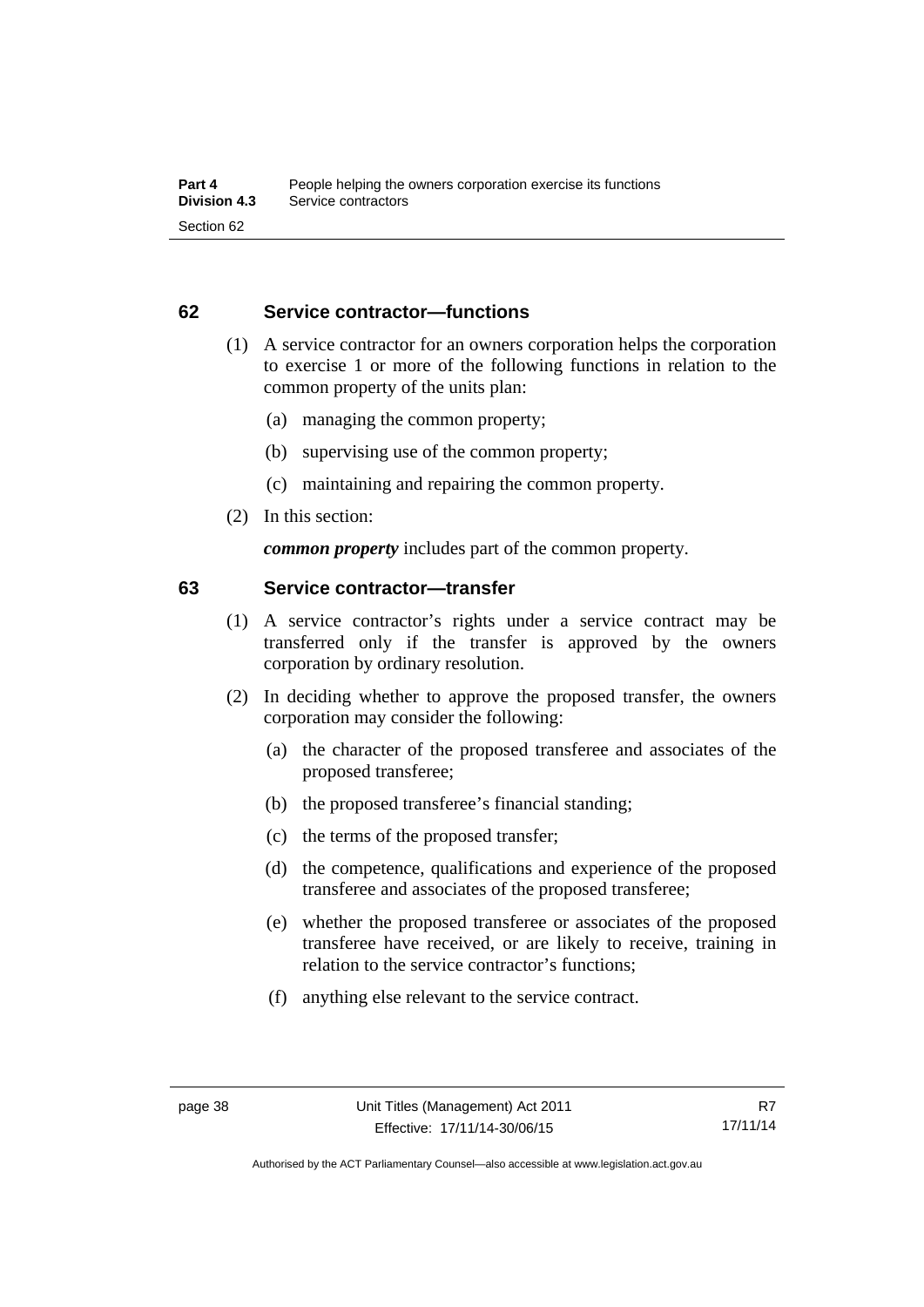## 62 Service contractor—functions

(1) A service contractor for an owners corporation helps the corporation to exercise 1 or more of the following functions in relation to the common property of the units plan:

(a) managing the common property;

(b) supervising use of the common property;

(c) maintaining and repairing the common property.

(2) In this section:

***common property*** includes part of the common property.

## 63 Service contractor—transfer

(1) A service contractor's rights under a service contract may be transferred only if the transfer is approved by the owners corporation by ordinary resolution.

(2) In deciding whether to approve the proposed transfer, the owners corporation may consider the following:

(a) the character of the proposed transferee and associates of the proposed transferee;

(b) the proposed transferee's financial standing;

(c) the terms of the proposed transfer;

(d) the competence, qualifications and experience of the proposed transferee and associates of the proposed transferee;

(e) whether the proposed transferee or associates of the proposed transferee have received, or are likely to receive, training in relation to the service contractor's functions;

(f) anything else relevant to the service contract.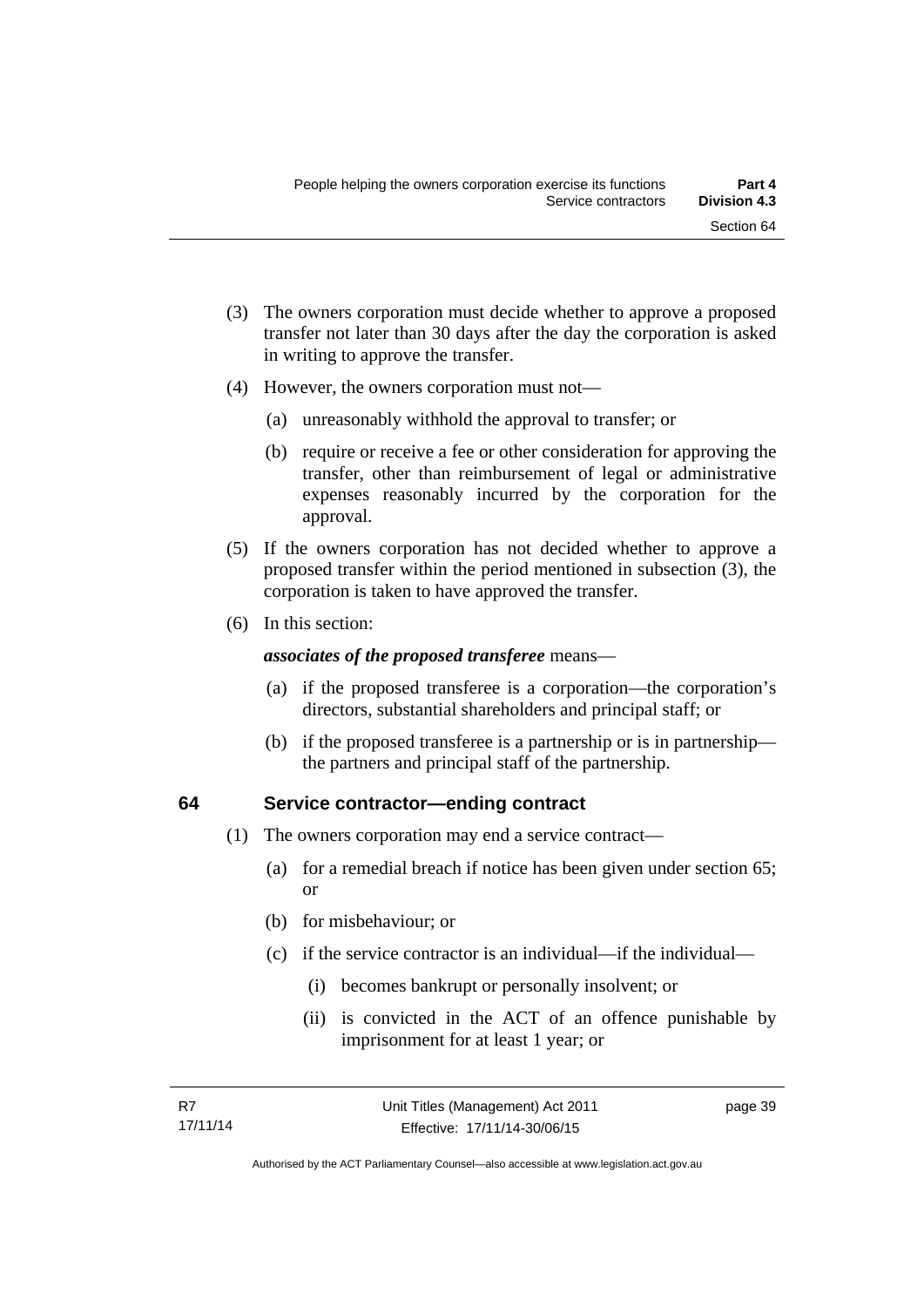(3) The owners corporation must decide whether to approve a proposed transfer not later than 30 days after the day the corporation is asked in writing to approve the transfer.

(4) However, the owners corporation must not—

(a) unreasonably withhold the approval to transfer; or

(b) require or receive a fee or other consideration for approving the transfer, other than reimbursement of legal or administrative expenses reasonably incurred by the corporation for the approval.

(5) If the owners corporation has not decided whether to approve a proposed transfer within the period mentioned in subsection (3), the corporation is taken to have approved the transfer.

(6) In this section:

***associates of the proposed transferee*** means—

(a) if the proposed transferee is a corporation—the corporation's directors, substantial shareholders and principal staff; or

(b) if the proposed transferee is a partnership or is in partnership—the partners and principal staff of the partnership.

### 64 Service contractor—ending contract

(1) The owners corporation may end a service contract—

(a) for a remedial breach if notice has been given under section 65; or

(b) for misbehaviour; or

(c) if the service contractor is an individual—if the individual—

(i) becomes bankrupt or personally insolvent; or

(ii) is convicted in the ACT of an offence punishable by imprisonment for at least 1 year; or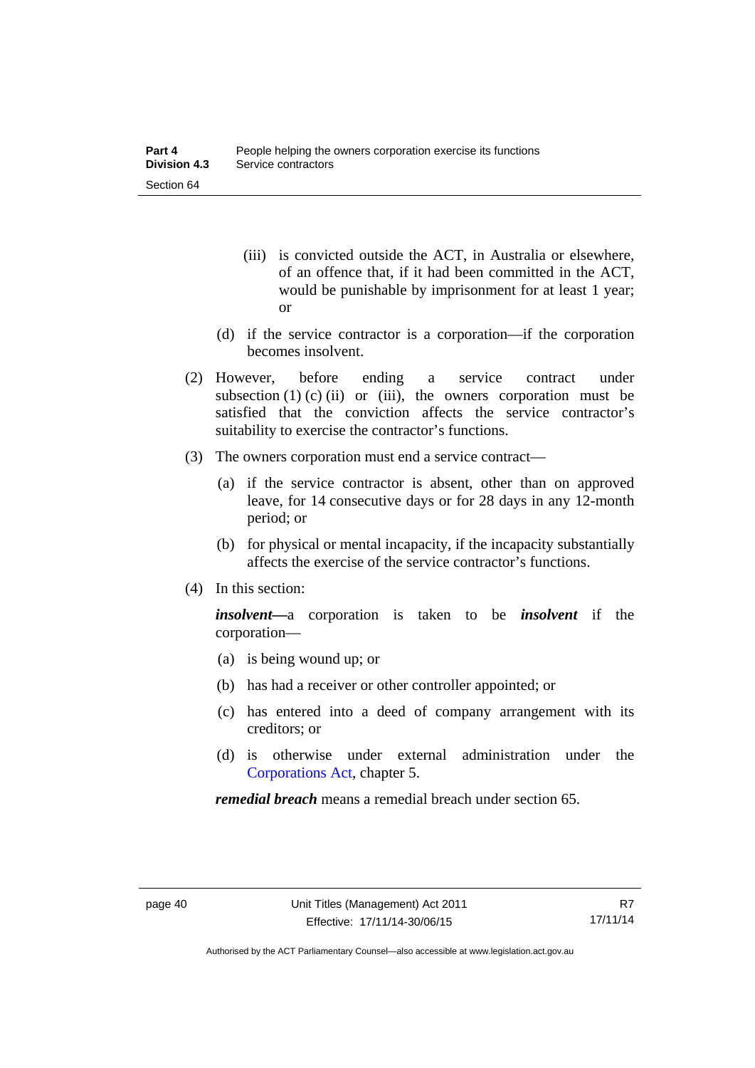(iii) is convicted outside the ACT, in Australia or elsewhere, of an offence that, if it had been committed in the ACT, would be punishable by imprisonment for at least 1 year; or

(d) if the service contractor is a corporation—if the corporation becomes insolvent.

(2) However, before ending a service contract under subsection (1) (c) (ii) or (iii), the owners corporation must be satisfied that the conviction affects the service contractor's suitability to exercise the contractor's functions.

(3) The owners corporation must end a service contract—

(a) if the service contractor is absent, other than on approved leave, for 14 consecutive days or for 28 days in any 12-month period; or

(b) for physical or mental incapacity, if the incapacity substantially affects the exercise of the service contractor's functions.

(4) In this section:

***insolvent***—a corporation is taken to be ***insolvent*** if the corporation—

(a) is being wound up; or

(b) has had a receiver or other controller appointed; or

(c) has entered into a deed of company arrangement with its creditors; or

(d) is otherwise under external administration under the Corporations Act, chapter 5.

***remedial breach*** means a remedial breach under section 65.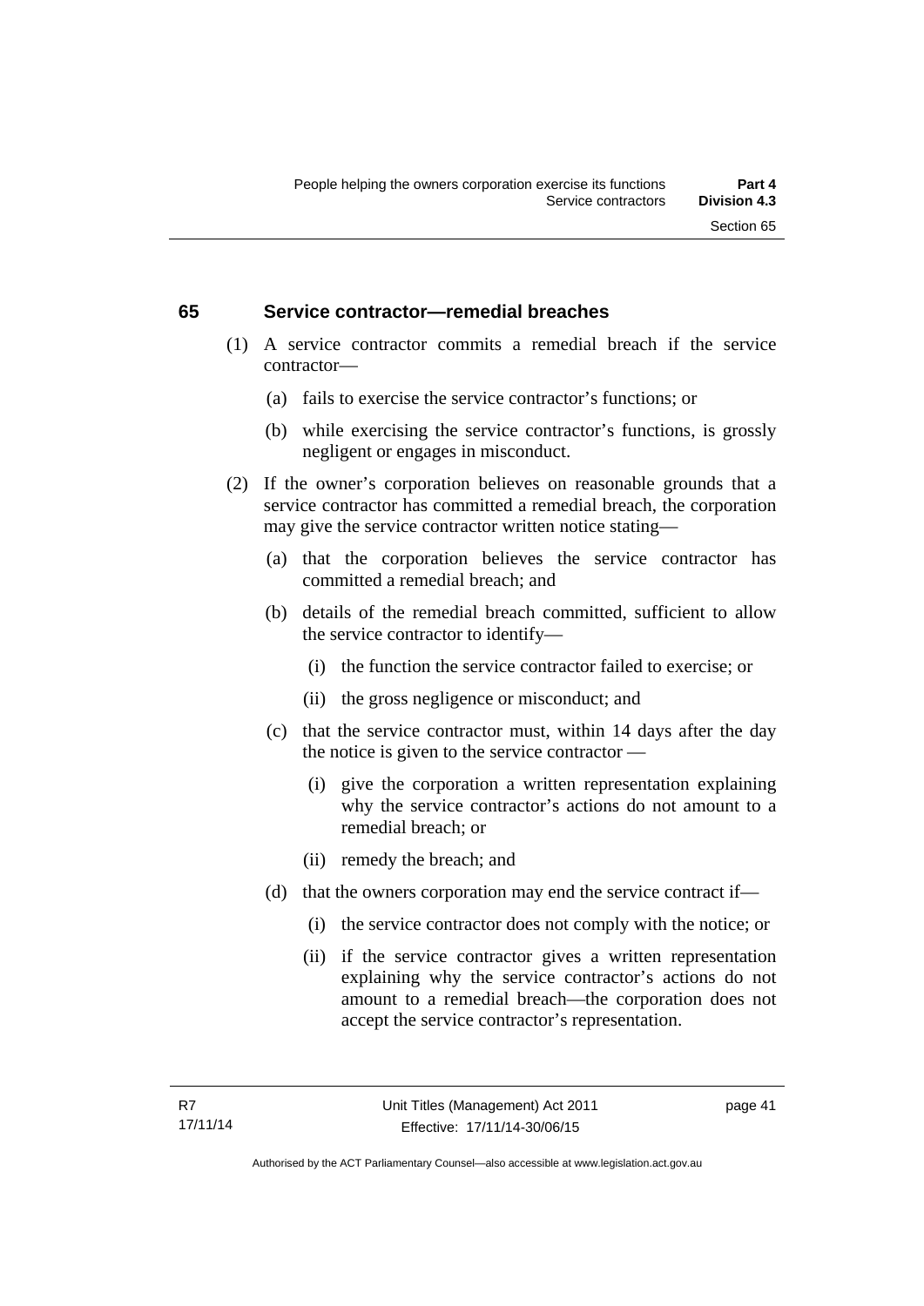## 65 Service contractor—remedial breaches

(1) A service contractor commits a remedial breach if the service contractor—

  (a) fails to exercise the service contractor's functions; or

  (b) while exercising the service contractor's functions, is grossly negligent or engages in misconduct.

(2) If the owner's corporation believes on reasonable grounds that a service contractor has committed a remedial breach, the corporation may give the service contractor written notice stating—

  (a) that the corporation believes the service contractor has committed a remedial breach; and

  (b) details of the remedial breach committed, sufficient to allow the service contractor to identify—

    (i) the function the service contractor failed to exercise; or

    (ii) the gross negligence or misconduct; and

  (c) that the service contractor must, within 14 days after the day the notice is given to the service contractor —

    (i) give the corporation a written representation explaining why the service contractor's actions do not amount to a remedial breach; or

    (ii) remedy the breach; and

  (d) that the owners corporation may end the service contract if—

    (i) the service contractor does not comply with the notice; or

    (ii) if the service contractor gives a written representation explaining why the service contractor's actions do not amount to a remedial breach—the corporation does not accept the service contractor's representation.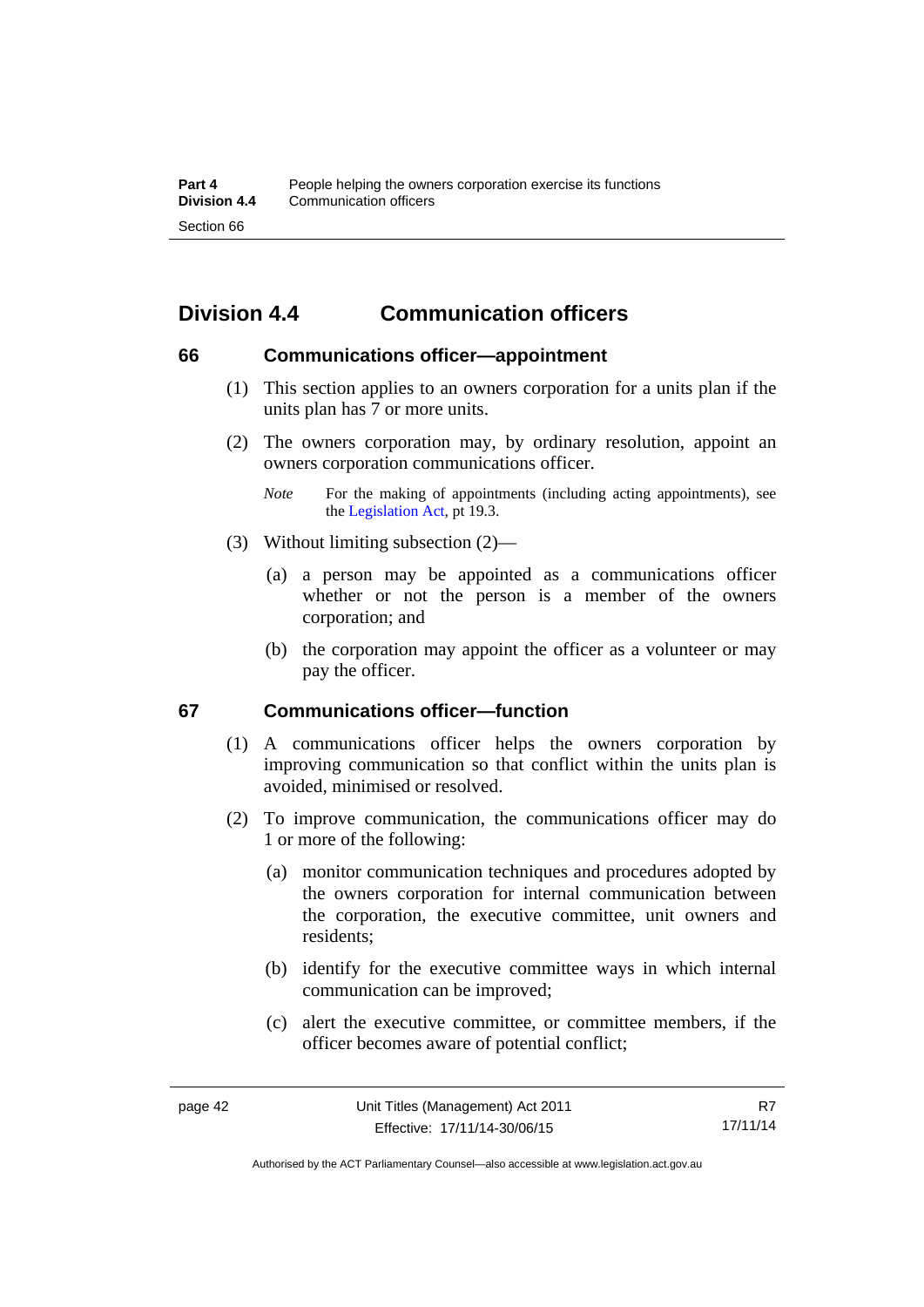## Division 4.4 Communication officers

### 66 Communications officer—appointment

(1) This section applies to an owners corporation for a units plan if the units plan has 7 or more units.

(2) The owners corporation may, by ordinary resolution, appoint an owners corporation communications officer.

*Note* For the making of appointments (including acting appointments), see the Legislation Act, pt 19.3.

(3) Without limiting subsection (2)—

(a) a person may be appointed as a communications officer whether or not the person is a member of the owners corporation; and

(b) the corporation may appoint the officer as a volunteer or may pay the officer.

### 67 Communications officer—function

(1) A communications officer helps the owners corporation by improving communication so that conflict within the units plan is avoided, minimised or resolved.

(2) To improve communication, the communications officer may do 1 or more of the following:

(a) monitor communication techniques and procedures adopted by the owners corporation for internal communication between the corporation, the executive committee, unit owners and residents;

(b) identify for the executive committee ways in which internal communication can be improved;

(c) alert the executive committee, or committee members, if the officer becomes aware of potential conflict;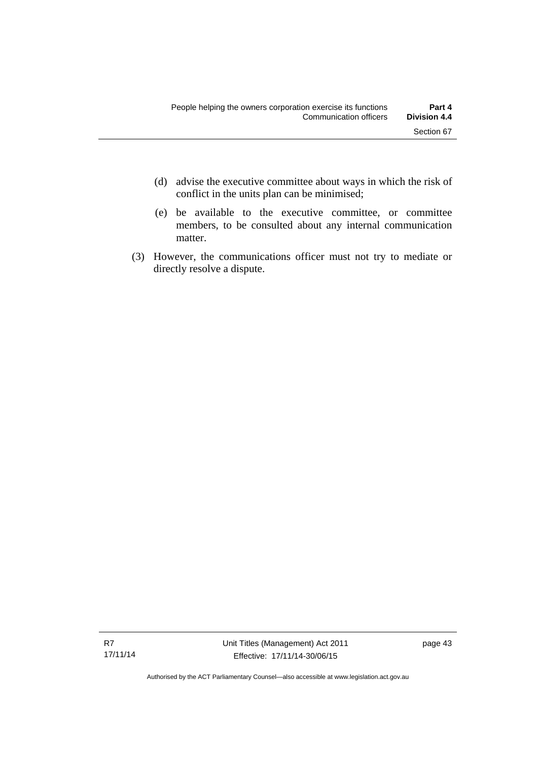(d) advise the executive committee about ways in which the risk of conflict in the units plan can be minimised;

(e) be available to the executive committee, or committee members, to be consulted about any internal communication matter.

(3) However, the communications officer must not try to mediate or directly resolve a dispute.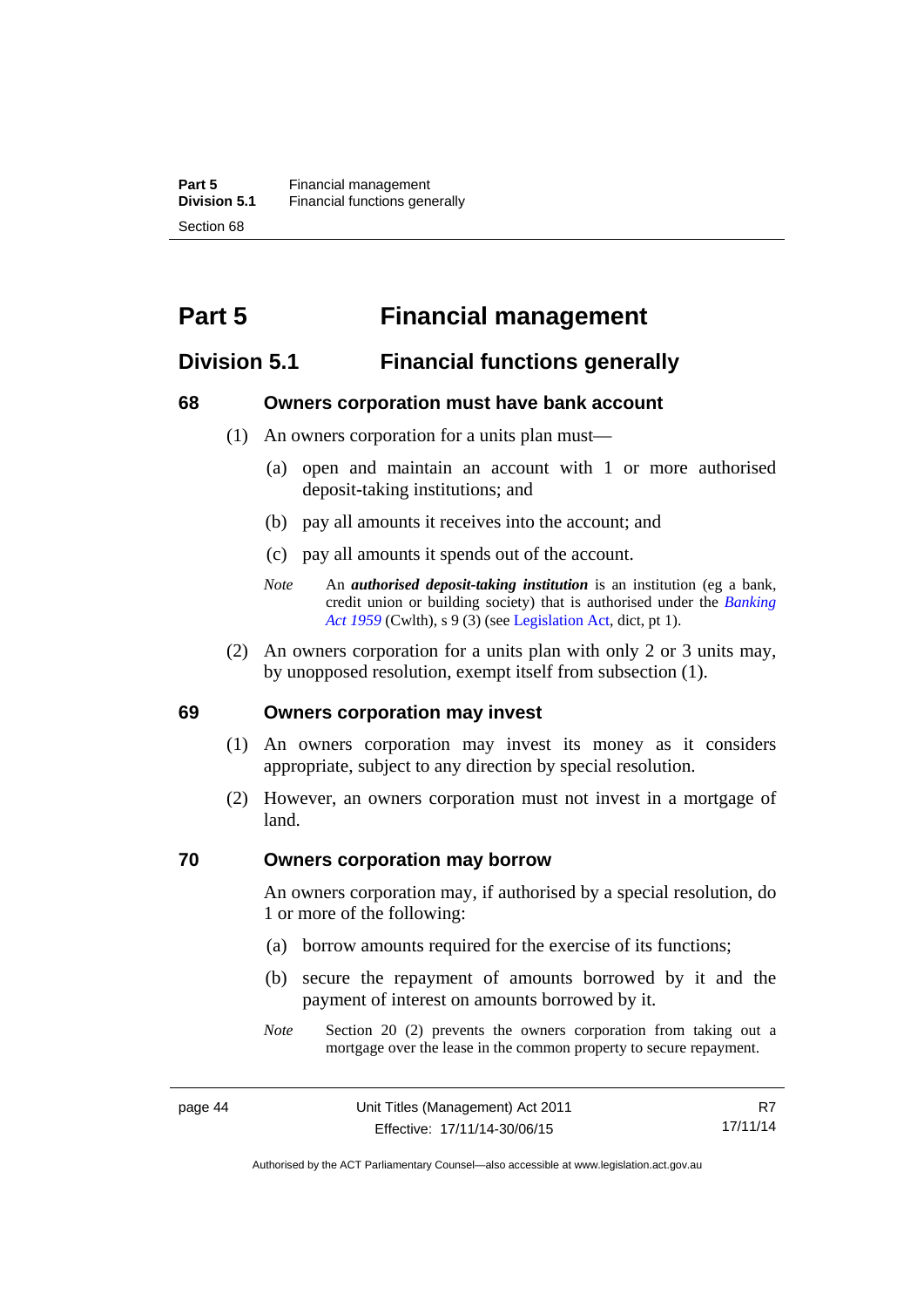# Part 5 Financial management

## Division 5.1 Financial functions generally

### 68 Owners corporation must have bank account

(1) An owners corporation for a units plan must—

(a) open and maintain an account with 1 or more authorised deposit-taking institutions; and

(b) pay all amounts it receives into the account; and

(c) pay all amounts it spends out of the account.

*Note* An ***authorised deposit-taking institution*** is an institution (eg a bank, credit union or building society) that is authorised under the *Banking Act 1959* (Cwlth), s 9 (3) (see Legislation Act, dict, pt 1).

(2) An owners corporation for a units plan with only 2 or 3 units may, by unopposed resolution, exempt itself from subsection (1).

### 69 Owners corporation may invest

(1) An owners corporation may invest its money as it considers appropriate, subject to any direction by special resolution.

(2) However, an owners corporation must not invest in a mortgage of land.

### 70 Owners corporation may borrow

An owners corporation may, if authorised by a special resolution, do 1 or more of the following:

(a) borrow amounts required for the exercise of its functions;

(b) secure the repayment of amounts borrowed by it and the payment of interest on amounts borrowed by it.

*Note* Section 20 (2) prevents the owners corporation from taking out a mortgage over the lease in the common property to secure repayment.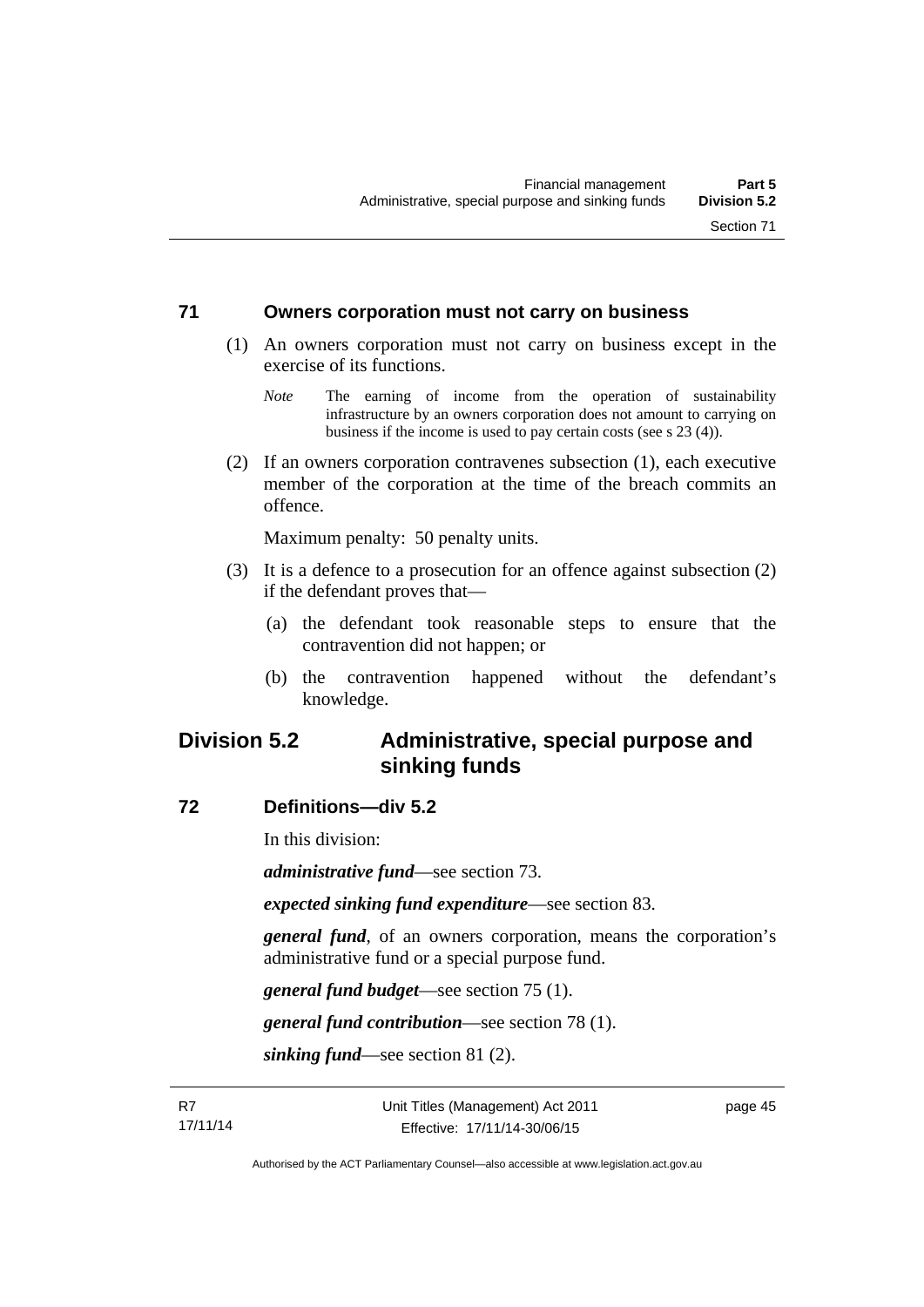### 71 Owners corporation must not carry on business

(1) An owners corporation must not carry on business except in the exercise of its functions.

*Note* The earning of income from the operation of sustainability infrastructure by an owners corporation does not amount to carrying on business if the income is used to pay certain costs (see s 23 (4)).

(2) If an owners corporation contravenes subsection (1), each executive member of the corporation at the time of the breach commits an offence.

Maximum penalty: 50 penalty units.

(3) It is a defence to a prosecution for an offence against subsection (2) if the defendant proves that—

(a) the defendant took reasonable steps to ensure that the contravention did not happen; or

(b) the contravention happened without the defendant's knowledge.

## Division 5.2 Administrative, special purpose and sinking funds

### 72 Definitions—div 5.2

In this division:

***administrative fund***—see section 73.

***expected sinking fund expenditure***—see section 83.

***general fund***, of an owners corporation, means the corporation's administrative fund or a special purpose fund.

***general fund budget***—see section 75 (1).

***general fund contribution***—see section 78 (1).

***sinking fund***—see section 81 (2).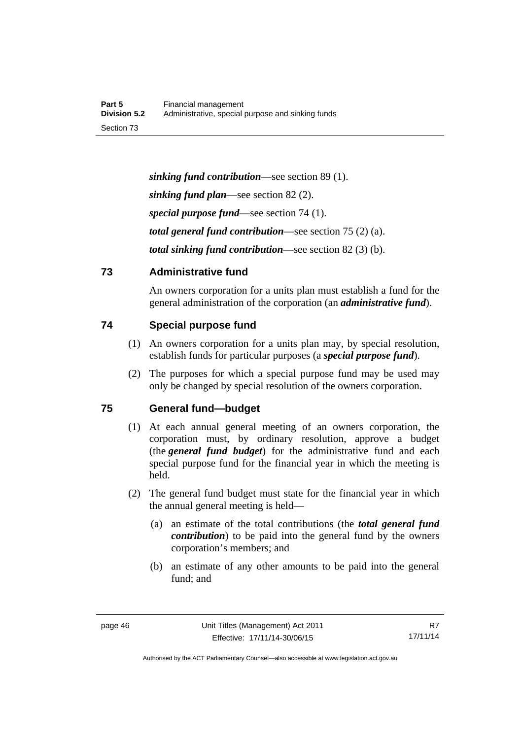***sinking fund contribution***—see section 89 (1).

***sinking fund plan***—see section 82 (2).

***special purpose fund***—see section 74 (1).

***total general fund contribution***—see section 75 (2) (a).

***total sinking fund contribution***—see section 82 (3) (b).

## 73 Administrative fund

An owners corporation for a units plan must establish a fund for the general administration of the corporation (an ***administrative fund***).

## 74 Special purpose fund

(1) An owners corporation for a units plan may, by special resolution, establish funds for particular purposes (a ***special purpose fund***).

(2) The purposes for which a special purpose fund may be used may only be changed by special resolution of the owners corporation.

## 75 General fund—budget

(1) At each annual general meeting of an owners corporation, the corporation must, by ordinary resolution, approve a budget (the ***general fund budget***) for the administrative fund and each special purpose fund for the financial year in which the meeting is held.

(2) The general fund budget must state for the financial year in which the annual general meeting is held—

(a) an estimate of the total contributions (the ***total general fund contribution***) to be paid into the general fund by the owners corporation's members; and

(b) an estimate of any other amounts to be paid into the general fund; and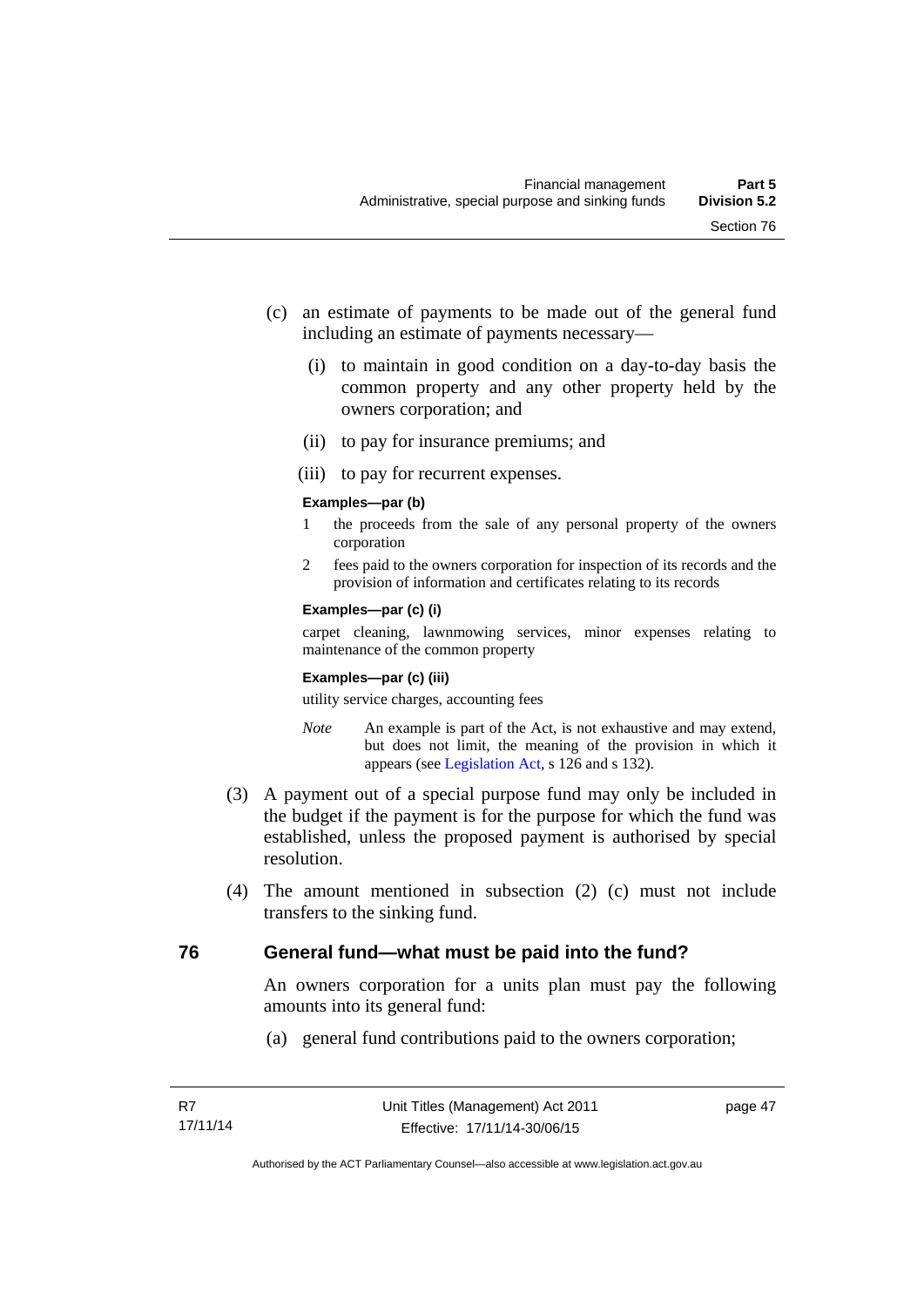(c) an estimate of payments to be made out of the general fund including an estimate of payments necessary—

  (i) to maintain in good condition on a day-to-day basis the common property and any other property held by the owners corporation; and

  (ii) to pay for insurance premiums; and

  (iii) to pay for recurrent expenses.

**Examples—par (b)**

1 the proceeds from the sale of any personal property of the owners corporation

2 fees paid to the owners corporation for inspection of its records and the provision of information and certificates relating to its records

**Examples—par (c) (i)**

carpet cleaning, lawnmowing services, minor expenses relating to maintenance of the common property

**Examples—par (c) (iii)**

utility service charges, accounting fees

*Note* An example is part of the Act, is not exhaustive and may extend, but does not limit, the meaning of the provision in which it appears (see Legislation Act, s 126 and s 132).

(3) A payment out of a special purpose fund may only be included in the budget if the payment is for the purpose for which the fund was established, unless the proposed payment is authorised by special resolution.

(4) The amount mentioned in subsection (2) (c) must not include transfers to the sinking fund.

## 76 General fund—what must be paid into the fund?

An owners corporation for a units plan must pay the following amounts into its general fund:

(a) general fund contributions paid to the owners corporation;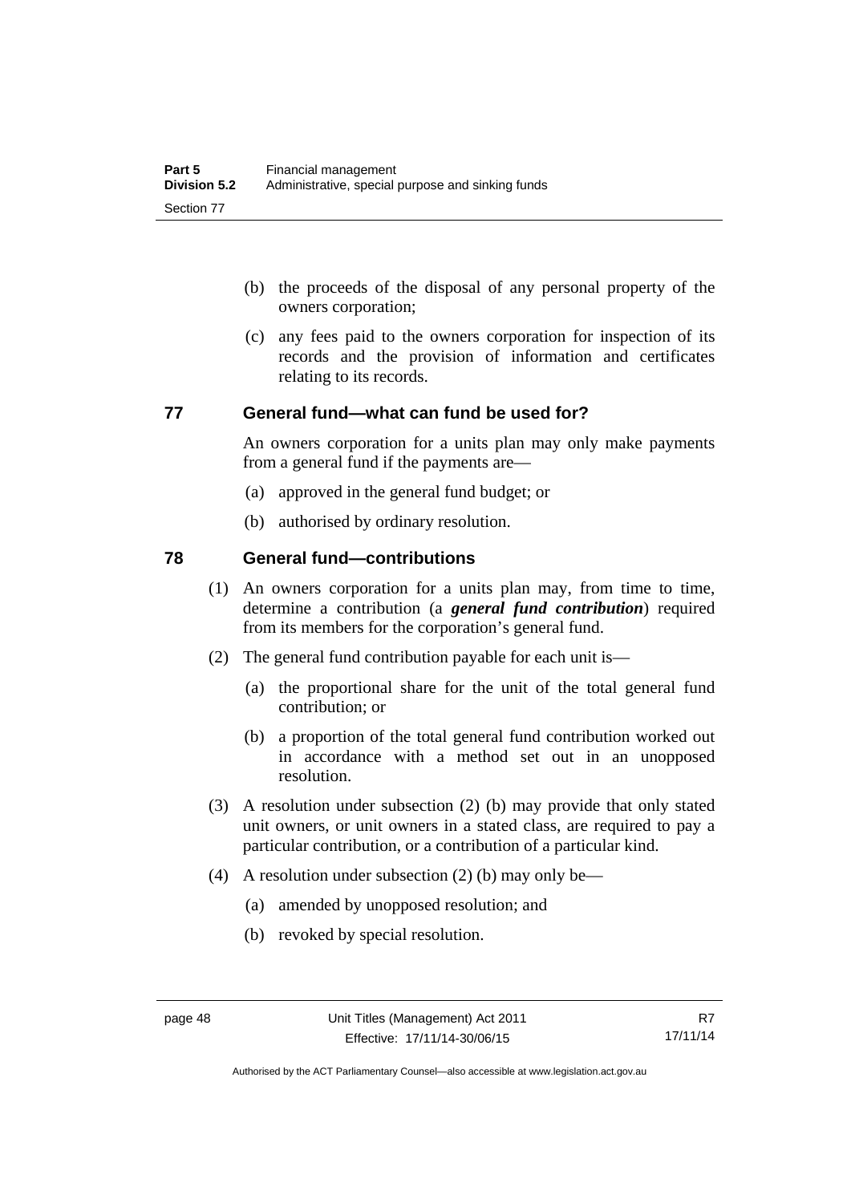(b) the proceeds of the disposal of any personal property of the owners corporation;

(c) any fees paid to the owners corporation for inspection of its records and the provision of information and certificates relating to its records.

## 77 General fund—what can fund be used for?

An owners corporation for a units plan may only make payments from a general fund if the payments are—

(a) approved in the general fund budget; or

(b) authorised by ordinary resolution.

## 78 General fund—contributions

(1) An owners corporation for a units plan may, from time to time, determine a contribution (a ***general fund contribution***) required from its members for the corporation's general fund.

(2) The general fund contribution payable for each unit is—

(a) the proportional share for the unit of the total general fund contribution; or

(b) a proportion of the total general fund contribution worked out in accordance with a method set out in an unopposed resolution.

(3) A resolution under subsection (2) (b) may provide that only stated unit owners, or unit owners in a stated class, are required to pay a particular contribution, or a contribution of a particular kind.

(4) A resolution under subsection (2) (b) may only be—

(a) amended by unopposed resolution; and

(b) revoked by special resolution.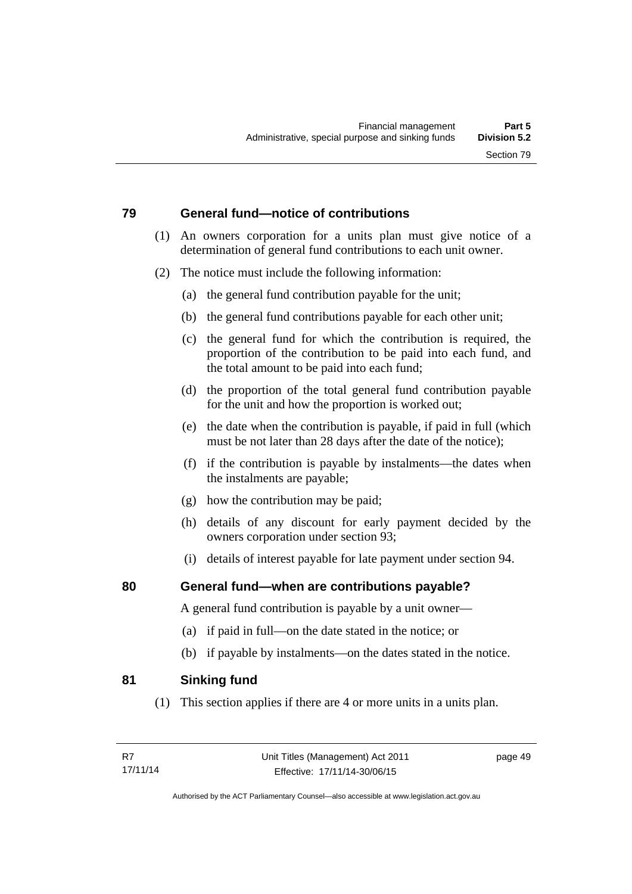## 79 General fund—notice of contributions

(1) An owners corporation for a units plan must give notice of a determination of general fund contributions to each unit owner.

(2) The notice must include the following information:

(a) the general fund contribution payable for the unit;

(b) the general fund contributions payable for each other unit;

(c) the general fund for which the contribution is required, the proportion of the contribution to be paid into each fund, and the total amount to be paid into each fund;

(d) the proportion of the total general fund contribution payable for the unit and how the proportion is worked out;

(e) the date when the contribution is payable, if paid in full (which must be not later than 28 days after the date of the notice);

(f) if the contribution is payable by instalments—the dates when the instalments are payable;

(g) how the contribution may be paid;

(h) details of any discount for early payment decided by the owners corporation under section 93;

(i) details of interest payable for late payment under section 94.

## 80 General fund—when are contributions payable?

A general fund contribution is payable by a unit owner—

(a) if paid in full—on the date stated in the notice; or

(b) if payable by instalments—on the dates stated in the notice.

## 81 Sinking fund

(1) This section applies if there are 4 or more units in a units plan.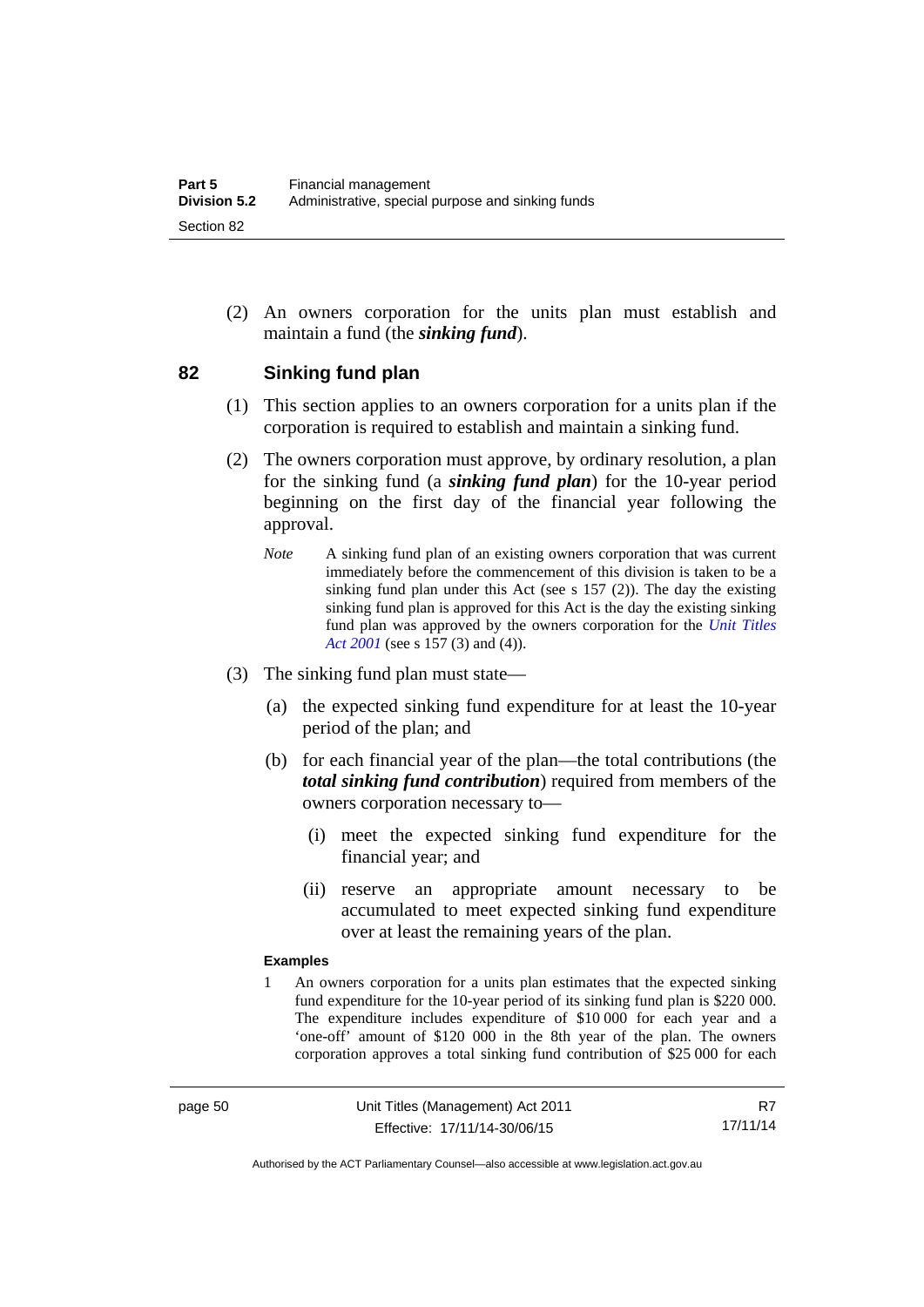(2) An owners corporation for the units plan must establish and maintain a fund (the ***sinking fund***).

## 82 Sinking fund plan

(1) This section applies to an owners corporation for a units plan if the corporation is required to establish and maintain a sinking fund.

(2) The owners corporation must approve, by ordinary resolution, a plan for the sinking fund (a ***sinking fund plan***) for the 10-year period beginning on the first day of the financial year following the approval.

*Note* A sinking fund plan of an existing owners corporation that was current immediately before the commencement of this division is taken to be a sinking fund plan under this Act (see s 157 (2)). The day the existing sinking fund plan is approved for this Act is the day the existing sinking fund plan was approved by the owners corporation for the *Unit Titles Act 2001* (see s 157 (3) and (4)).

(3) The sinking fund plan must state—

(a) the expected sinking fund expenditure for at least the 10-year period of the plan; and

(b) for each financial year of the plan—the total contributions (the ***total sinking fund contribution***) required from members of the owners corporation necessary to—

(i) meet the expected sinking fund expenditure for the financial year; and

(ii) reserve an appropriate amount necessary to be accumulated to meet expected sinking fund expenditure over at least the remaining years of the plan.

**Examples**

1 An owners corporation for a units plan estimates that the expected sinking fund expenditure for the 10-year period of its sinking fund plan is $220 000. The expenditure includes expenditure of $10 000 for each year and a 'one-off' amount of $120 000 in the 8th year of the plan. The owners corporation approves a total sinking fund contribution of $25 000 for each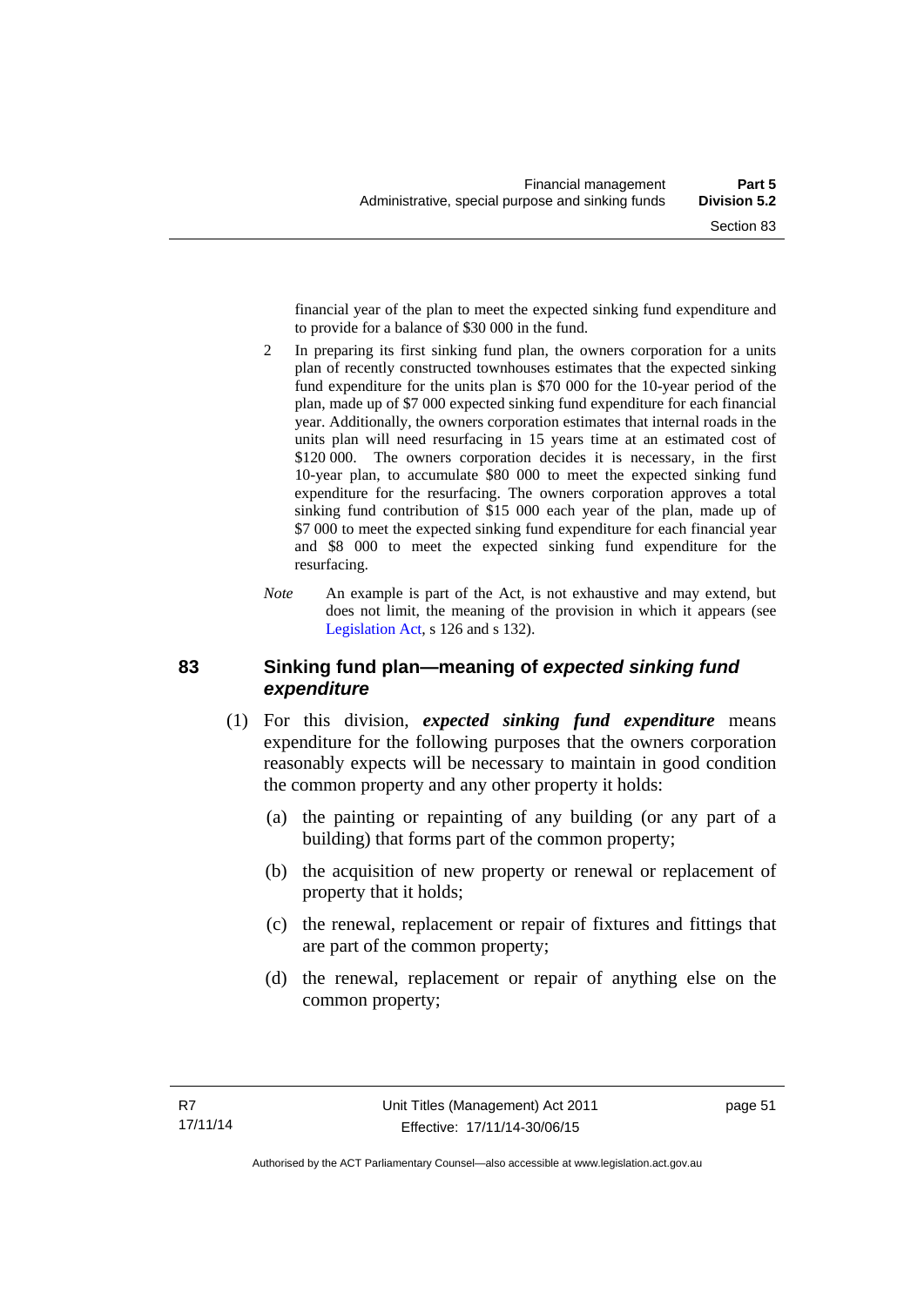financial year of the plan to meet the expected sinking fund expenditure and to provide for a balance of $30 000 in the fund.

2 In preparing its first sinking fund plan, the owners corporation for a units plan of recently constructed townhouses estimates that the expected sinking fund expenditure for the units plan is $70 000 for the 10-year period of the plan, made up of $7 000 expected sinking fund expenditure for each financial year. Additionally, the owners corporation estimates that internal roads in the units plan will need resurfacing in 15 years time at an estimated cost of $120 000. The owners corporation decides it is necessary, in the first 10-year plan, to accumulate $80 000 to meet the expected sinking fund expenditure for the resurfacing. The owners corporation approves a total sinking fund contribution of $15 000 each year of the plan, made up of $7 000 to meet the expected sinking fund expenditure for each financial year and $8 000 to meet the expected sinking fund expenditure for the resurfacing.

*Note* An example is part of the Act, is not exhaustive and may extend, but does not limit, the meaning of the provision in which it appears (see Legislation Act, s 126 and s 132).

## 83 Sinking fund plan—meaning of *expected sinking fund expenditure*

(1) For this division, ***expected sinking fund expenditure*** means expenditure for the following purposes that the owners corporation reasonably expects will be necessary to maintain in good condition the common property and any other property it holds:

(a) the painting or repainting of any building (or any part of a building) that forms part of the common property;

(b) the acquisition of new property or renewal or replacement of property that it holds;

(c) the renewal, replacement or repair of fixtures and fittings that are part of the common property;

(d) the renewal, replacement or repair of anything else on the common property;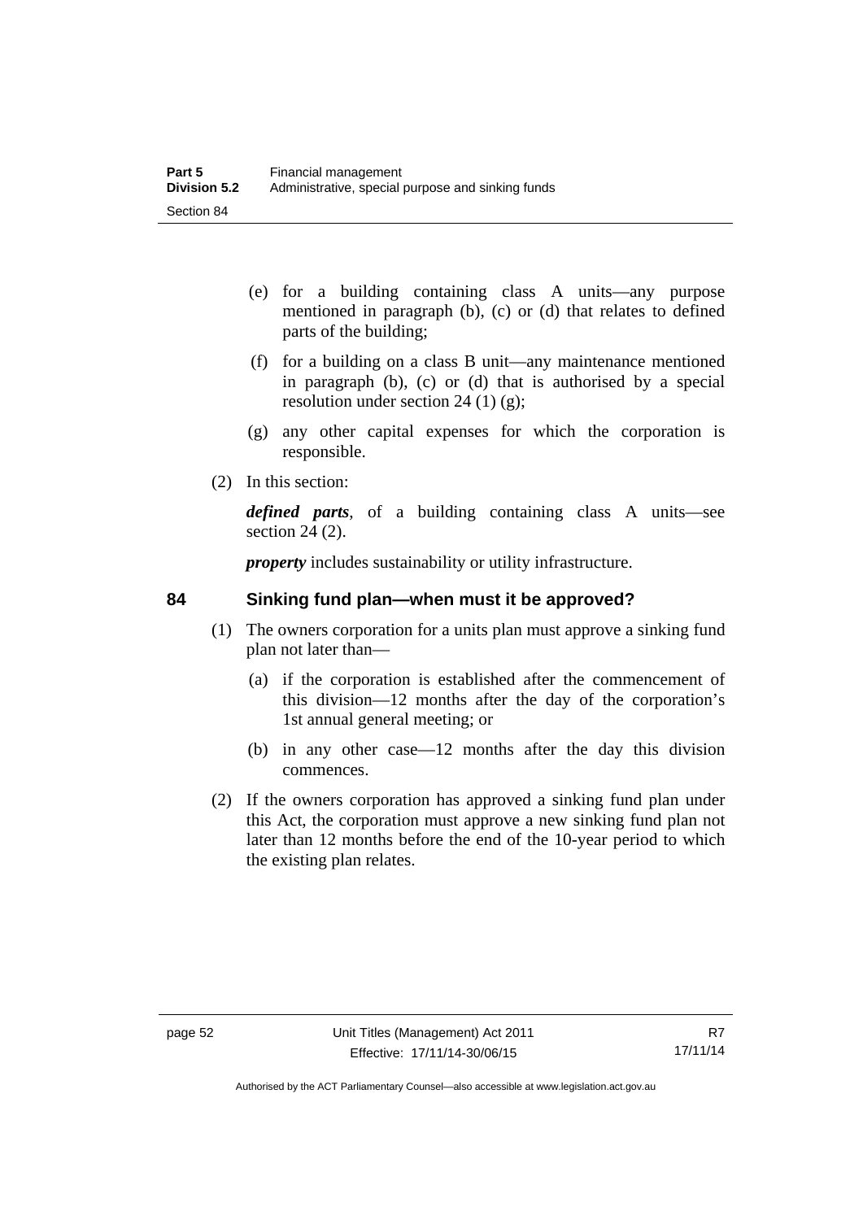(e) for a building containing class A units—any purpose mentioned in paragraph (b), (c) or (d) that relates to defined parts of the building;

(f) for a building on a class B unit—any maintenance mentioned in paragraph (b), (c) or (d) that is authorised by a special resolution under section 24 (1) (g);

(g) any other capital expenses for which the corporation is responsible.

(2) In this section:

***defined parts***, of a building containing class A units—see section 24 (2).

***property*** includes sustainability or utility infrastructure.

## 84 Sinking fund plan—when must it be approved?

(1) The owners corporation for a units plan must approve a sinking fund plan not later than—

(a) if the corporation is established after the commencement of this division—12 months after the day of the corporation's 1st annual general meeting; or

(b) in any other case—12 months after the day this division commences.

(2) If the owners corporation has approved a sinking fund plan under this Act, the corporation must approve a new sinking fund plan not later than 12 months before the end of the 10-year period to which the existing plan relates.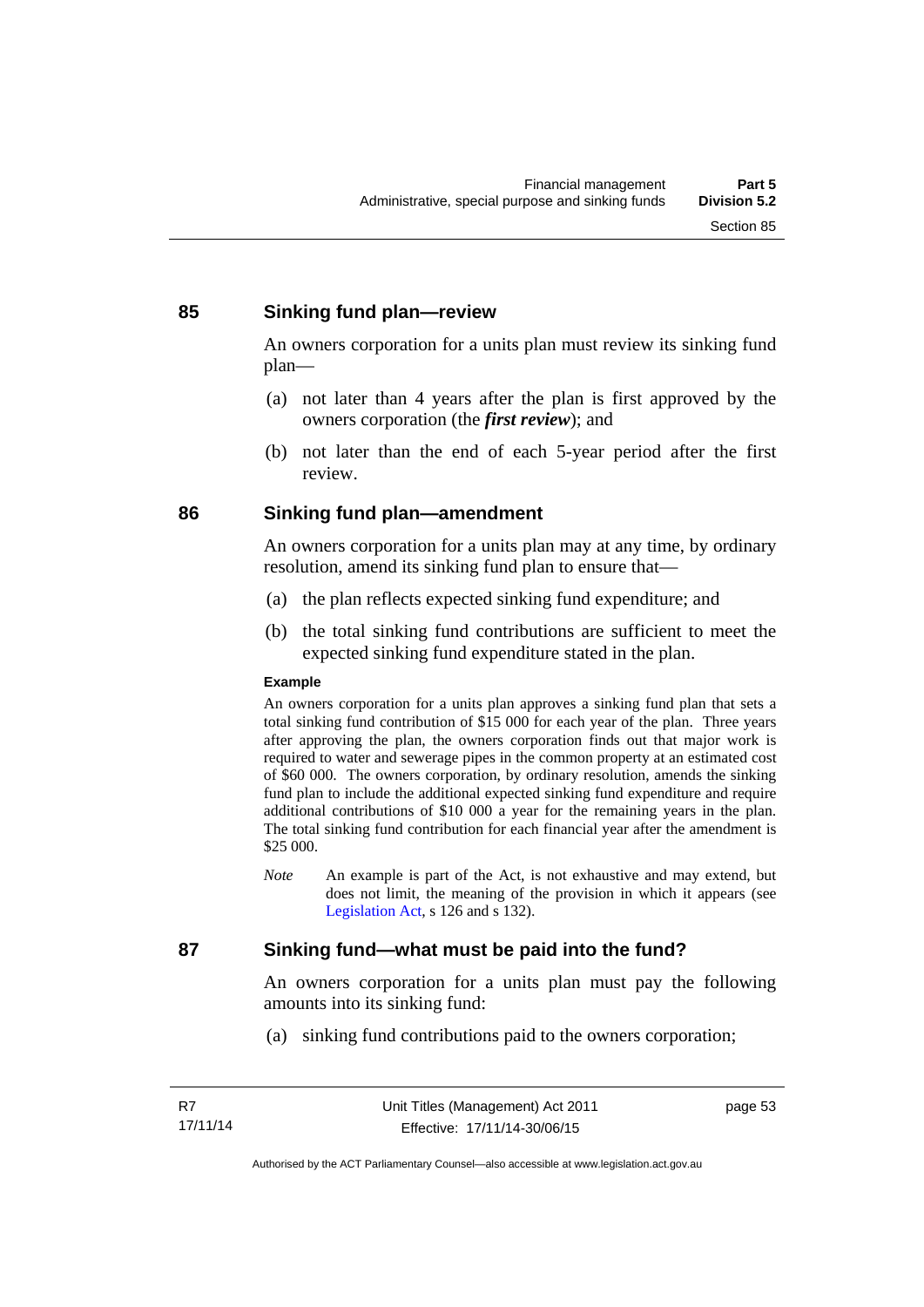## 85 Sinking fund plan—review

An owners corporation for a units plan must review its sinking fund plan—

(a) not later than 4 years after the plan is first approved by the owners corporation (the ***first review***); and

(b) not later than the end of each 5-year period after the first review.

## 86 Sinking fund plan—amendment

An owners corporation for a units plan may at any time, by ordinary resolution, amend its sinking fund plan to ensure that—

(a) the plan reflects expected sinking fund expenditure; and

(b) the total sinking fund contributions are sufficient to meet the expected sinking fund expenditure stated in the plan.

**Example**

An owners corporation for a units plan approves a sinking fund plan that sets a total sinking fund contribution of $15 000 for each year of the plan. Three years after approving the plan, the owners corporation finds out that major work is required to water and sewerage pipes in the common property at an estimated cost of $60 000. The owners corporation, by ordinary resolution, amends the sinking fund plan to include the additional expected sinking fund expenditure and require additional contributions of $10 000 a year for the remaining years in the plan. The total sinking fund contribution for each financial year after the amendment is $25 000.

*Note* An example is part of the Act, is not exhaustive and may extend, but does not limit, the meaning of the provision in which it appears (see Legislation Act, s 126 and s 132).

## 87 Sinking fund—what must be paid into the fund?

An owners corporation for a units plan must pay the following amounts into its sinking fund:

(a) sinking fund contributions paid to the owners corporation;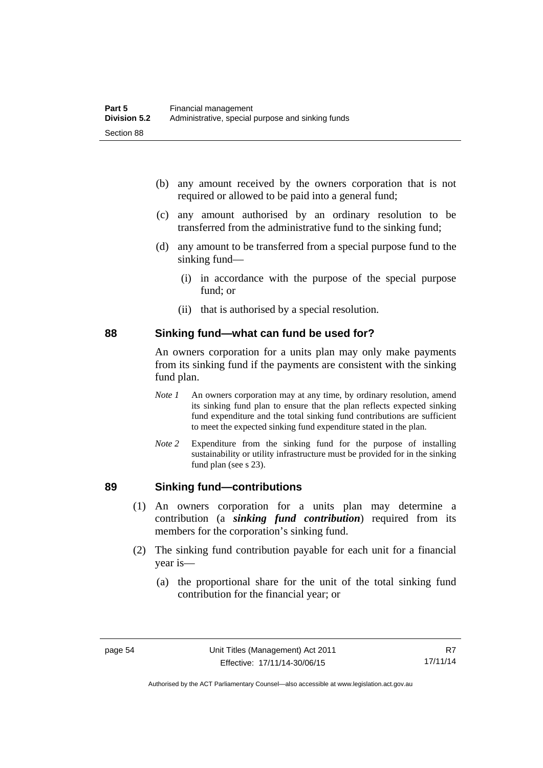(b) any amount received by the owners corporation that is not required or allowed to be paid into a general fund;

(c) any amount authorised by an ordinary resolution to be transferred from the administrative fund to the sinking fund;

(d) any amount to be transferred from a special purpose fund to the sinking fund—

(i) in accordance with the purpose of the special purpose fund; or

(ii) that is authorised by a special resolution.

## 88 Sinking fund—what can fund be used for?

An owners corporation for a units plan may only make payments from its sinking fund if the payments are consistent with the sinking fund plan.

*Note 1* An owners corporation may at any time, by ordinary resolution, amend its sinking fund plan to ensure that the plan reflects expected sinking fund expenditure and the total sinking fund contributions are sufficient to meet the expected sinking fund expenditure stated in the plan.

*Note 2* Expenditure from the sinking fund for the purpose of installing sustainability or utility infrastructure must be provided for in the sinking fund plan (see s 23).

## 89 Sinking fund—contributions

(1) An owners corporation for a units plan may determine a contribution (a ***sinking fund contribution***) required from its members for the corporation's sinking fund.

(2) The sinking fund contribution payable for each unit for a financial year is—

(a) the proportional share for the unit of the total sinking fund contribution for the financial year; or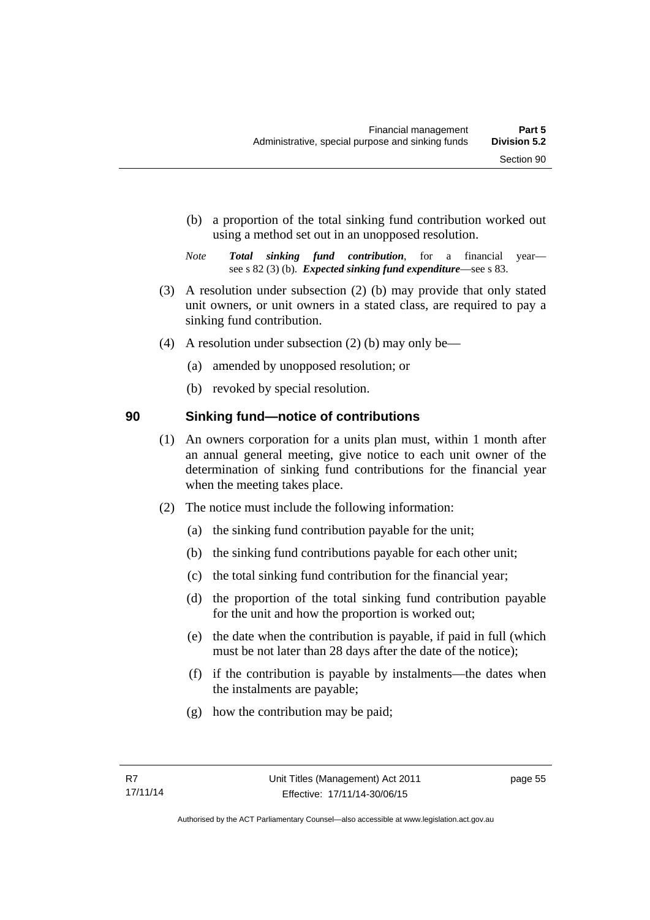(b) a proportion of the total sinking fund contribution worked out using a method set out in an unopposed resolution.

*Note* ***Total sinking fund contribution***, for a financial year—see s 82 (3) (b). ***Expected sinking fund expenditure***—see s 83.

(3) A resolution under subsection (2) (b) may provide that only stated unit owners, or unit owners in a stated class, are required to pay a sinking fund contribution.

(4) A resolution under subsection (2) (b) may only be—

(a) amended by unopposed resolution; or

(b) revoked by special resolution.

## 90 Sinking fund—notice of contributions

(1) An owners corporation for a units plan must, within 1 month after an annual general meeting, give notice to each unit owner of the determination of sinking fund contributions for the financial year when the meeting takes place.

(2) The notice must include the following information:

(a) the sinking fund contribution payable for the unit;

(b) the sinking fund contributions payable for each other unit;

(c) the total sinking fund contribution for the financial year;

(d) the proportion of the total sinking fund contribution payable for the unit and how the proportion is worked out;

(e) the date when the contribution is payable, if paid in full (which must be not later than 28 days after the date of the notice);

(f) if the contribution is payable by instalments—the dates when the instalments are payable;

(g) how the contribution may be paid;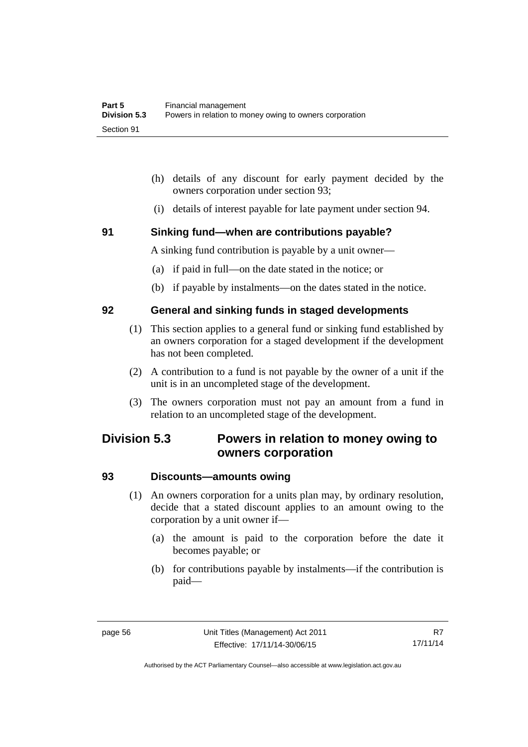(h) details of any discount for early payment decided by the owners corporation under section 93;

(i) details of interest payable for late payment under section 94.

### 91 Sinking fund—when are contributions payable?

A sinking fund contribution is payable by a unit owner—

(a) if paid in full—on the date stated in the notice; or

(b) if payable by instalments—on the dates stated in the notice.

### 92 General and sinking funds in staged developments

(1) This section applies to a general fund or sinking fund established by an owners corporation for a staged development if the development has not been completed.

(2) A contribution to a fund is not payable by the owner of a unit if the unit is in an uncompleted stage of the development.

(3) The owners corporation must not pay an amount from a fund in relation to an uncompleted stage of the development.

## Division 5.3 Powers in relation to money owing to owners corporation

### 93 Discounts—amounts owing

(1) An owners corporation for a units plan may, by ordinary resolution, decide that a stated discount applies to an amount owing to the corporation by a unit owner if—

(a) the amount is paid to the corporation before the date it becomes payable; or

(b) for contributions payable by instalments—if the contribution is paid—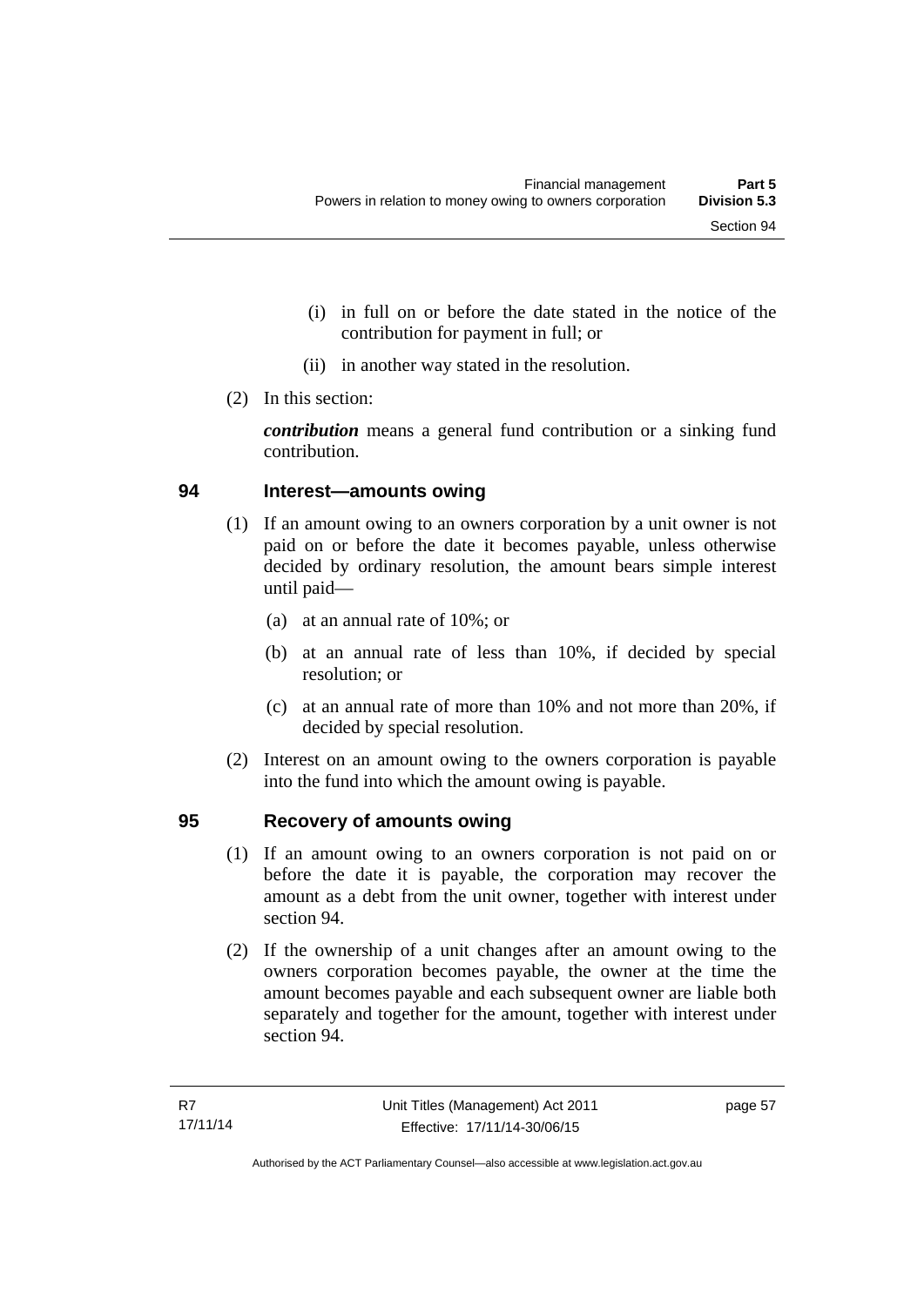(i) in full on or before the date stated in the notice of the contribution for payment in full; or

(ii) in another way stated in the resolution.

(2) In this section:

***contribution*** means a general fund contribution or a sinking fund contribution.

## 94 Interest—amounts owing

(1) If an amount owing to an owners corporation by a unit owner is not paid on or before the date it becomes payable, unless otherwise decided by ordinary resolution, the amount bears simple interest until paid—

(a) at an annual rate of 10%; or

(b) at an annual rate of less than 10%, if decided by special resolution; or

(c) at an annual rate of more than 10% and not more than 20%, if decided by special resolution.

(2) Interest on an amount owing to the owners corporation is payable into the fund into which the amount owing is payable.

## 95 Recovery of amounts owing

(1) If an amount owing to an owners corporation is not paid on or before the date it is payable, the corporation may recover the amount as a debt from the unit owner, together with interest under section 94.

(2) If the ownership of a unit changes after an amount owing to the owners corporation becomes payable, the owner at the time the amount becomes payable and each subsequent owner are liable both separately and together for the amount, together with interest under section 94.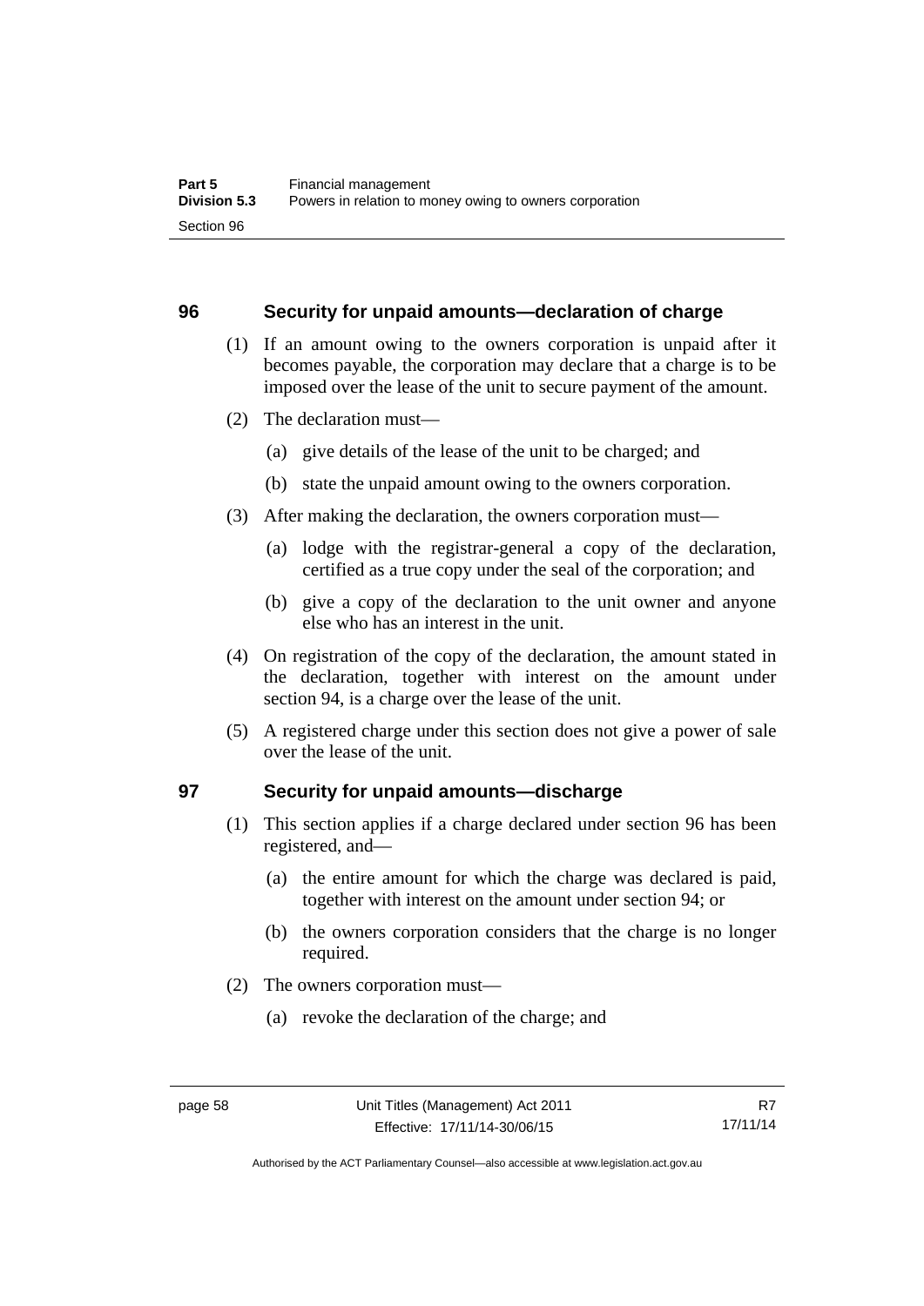## 96 Security for unpaid amounts—declaration of charge

(1) If an amount owing to the owners corporation is unpaid after it becomes payable, the corporation may declare that a charge is to be imposed over the lease of the unit to secure payment of the amount.

(2) The declaration must—

  (a) give details of the lease of the unit to be charged; and

  (b) state the unpaid amount owing to the owners corporation.

(3) After making the declaration, the owners corporation must—

  (a) lodge with the registrar-general a copy of the declaration, certified as a true copy under the seal of the corporation; and

  (b) give a copy of the declaration to the unit owner and anyone else who has an interest in the unit.

(4) On registration of the copy of the declaration, the amount stated in the declaration, together with interest on the amount under section 94, is a charge over the lease of the unit.

(5) A registered charge under this section does not give a power of sale over the lease of the unit.

## 97 Security for unpaid amounts—discharge

(1) This section applies if a charge declared under section 96 has been registered, and—

  (a) the entire amount for which the charge was declared is paid, together with interest on the amount under section 94; or

  (b) the owners corporation considers that the charge is no longer required.

(2) The owners corporation must—

  (a) revoke the declaration of the charge; and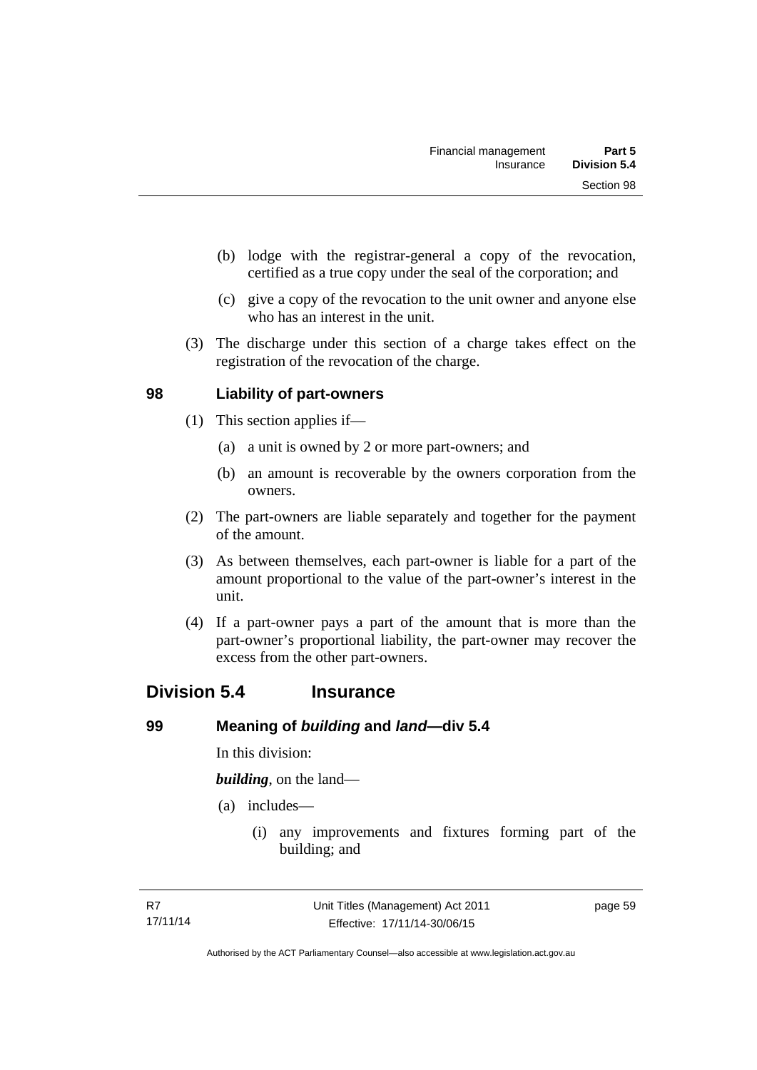(b) lodge with the registrar-general a copy of the revocation, certified as a true copy under the seal of the corporation; and

(c) give a copy of the revocation to the unit owner and anyone else who has an interest in the unit.

(3) The discharge under this section of a charge takes effect on the registration of the revocation of the charge.

### 98 Liability of part-owners

(1) This section applies if—

(a) a unit is owned by 2 or more part-owners; and

(b) an amount is recoverable by the owners corporation from the owners.

(2) The part-owners are liable separately and together for the payment of the amount.

(3) As between themselves, each part-owner is liable for a part of the amount proportional to the value of the part-owner's interest in the unit.

(4) If a part-owner pays a part of the amount that is more than the part-owner's proportional liability, the part-owner may recover the excess from the other part-owners.

## Division 5.4 Insurance

### 99 Meaning of *building* and *land*—div 5.4

In this division:

***building***, on the land—

(a) includes—

(i) any improvements and fixtures forming part of the building; and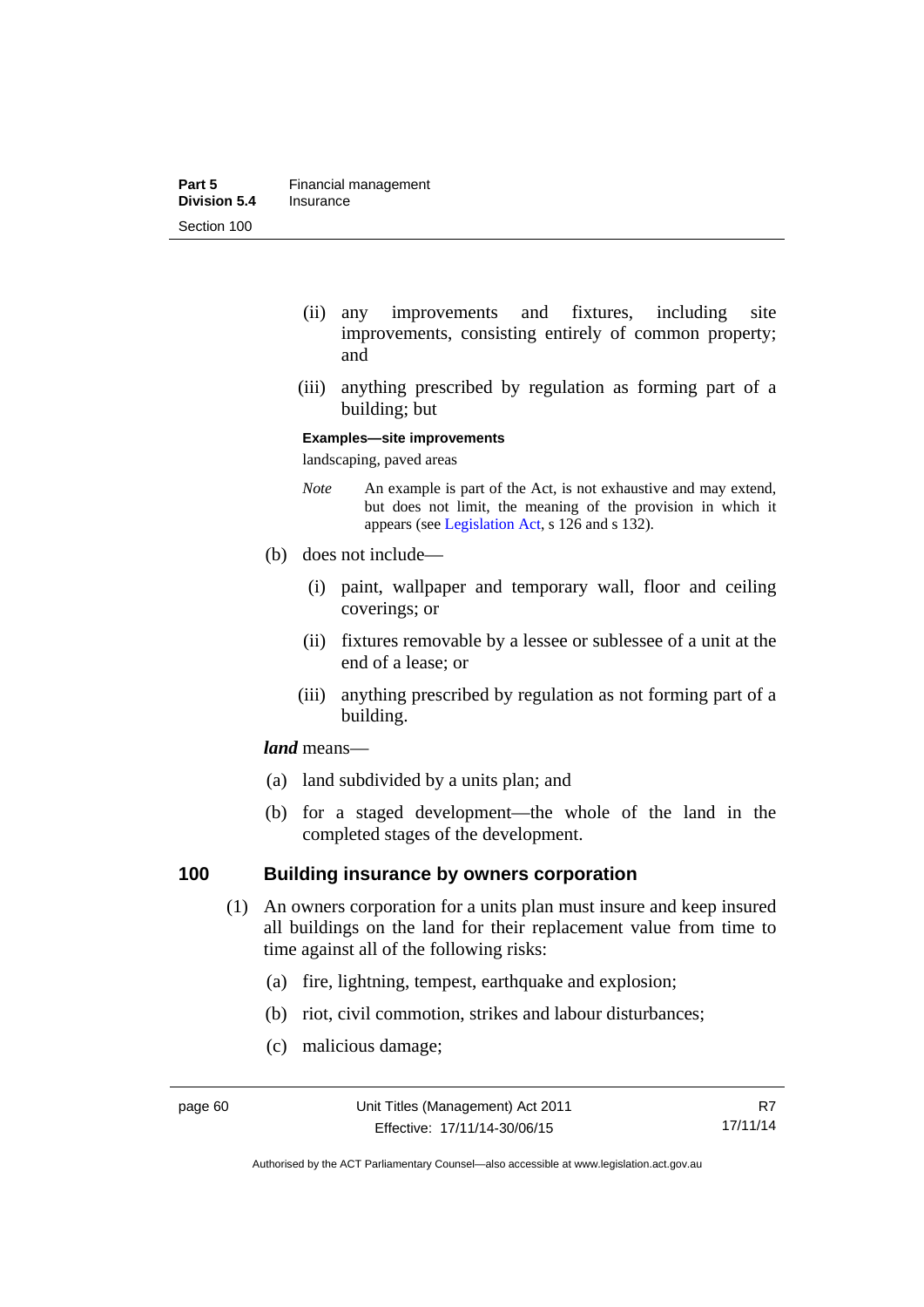(ii) any improvements and fixtures, including site improvements, consisting entirely of common property; and

(iii) anything prescribed by regulation as forming part of a building; but

**Examples—site improvements**

landscaping, paved areas

*Note* An example is part of the Act, is not exhaustive and may extend, but does not limit, the meaning of the provision in which it appears (see Legislation Act, s 126 and s 132).

(b) does not include—

(i) paint, wallpaper and temporary wall, floor and ceiling coverings; or

(ii) fixtures removable by a lessee or sublessee of a unit at the end of a lease; or

(iii) anything prescribed by regulation as not forming part of a building.

***land*** means—

(a) land subdivided by a units plan; and

(b) for a staged development—the whole of the land in the completed stages of the development.

## 100 Building insurance by owners corporation

(1) An owners corporation for a units plan must insure and keep insured all buildings on the land for their replacement value from time to time against all of the following risks:

(a) fire, lightning, tempest, earthquake and explosion;

(b) riot, civil commotion, strikes and labour disturbances;

(c) malicious damage;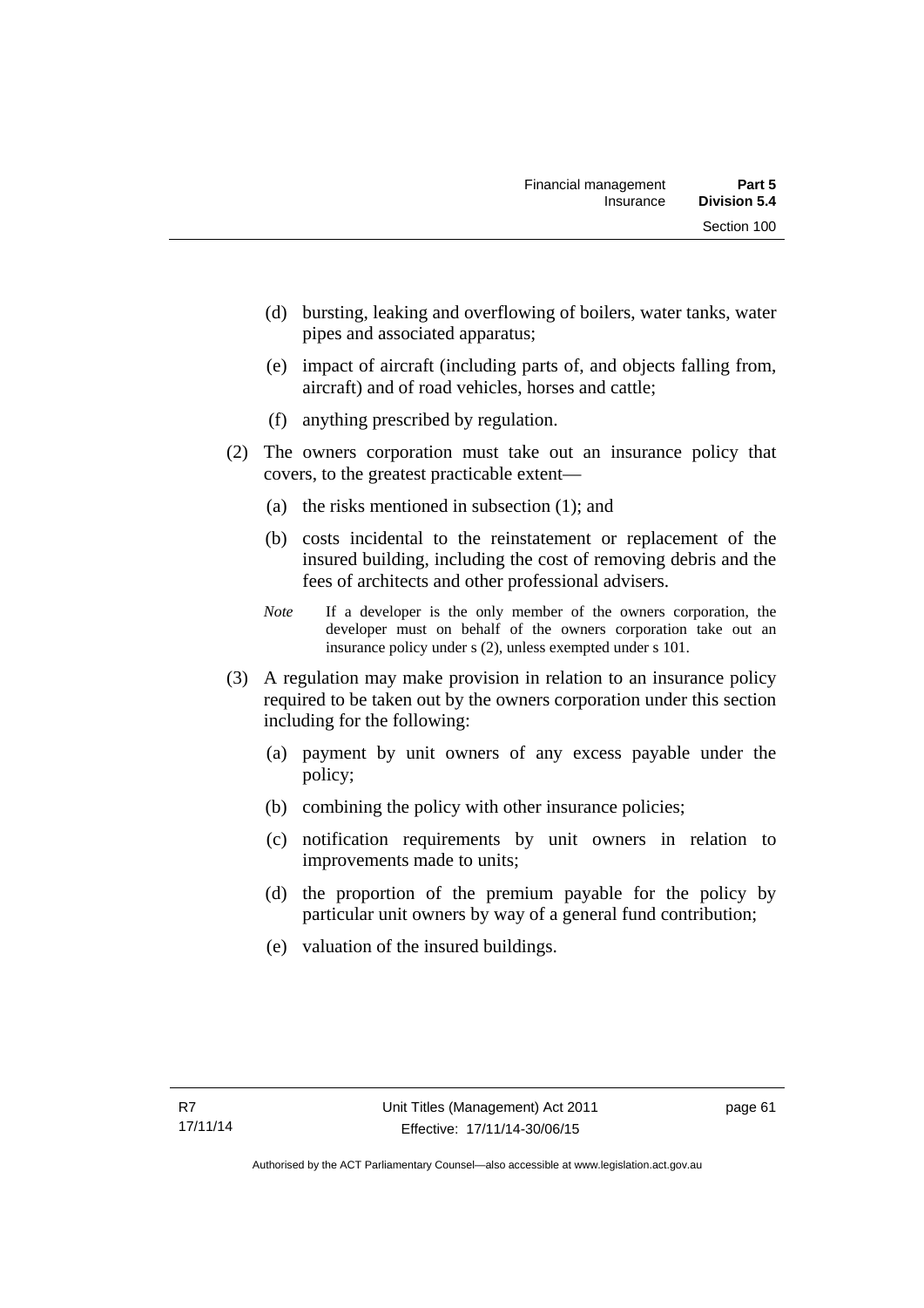(d) bursting, leaking and overflowing of boilers, water tanks, water pipes and associated apparatus;

(e) impact of aircraft (including parts of, and objects falling from, aircraft) and of road vehicles, horses and cattle;

(f) anything prescribed by regulation.

(2) The owners corporation must take out an insurance policy that covers, to the greatest practicable extent—

(a) the risks mentioned in subsection (1); and

(b) costs incidental to the reinstatement or replacement of the insured building, including the cost of removing debris and the fees of architects and other professional advisers.

*Note* If a developer is the only member of the owners corporation, the developer must on behalf of the owners corporation take out an insurance policy under s (2), unless exempted under s 101.

(3) A regulation may make provision in relation to an insurance policy required to be taken out by the owners corporation under this section including for the following:

(a) payment by unit owners of any excess payable under the policy;

(b) combining the policy with other insurance policies;

(c) notification requirements by unit owners in relation to improvements made to units;

(d) the proportion of the premium payable for the policy by particular unit owners by way of a general fund contribution;

(e) valuation of the insured buildings.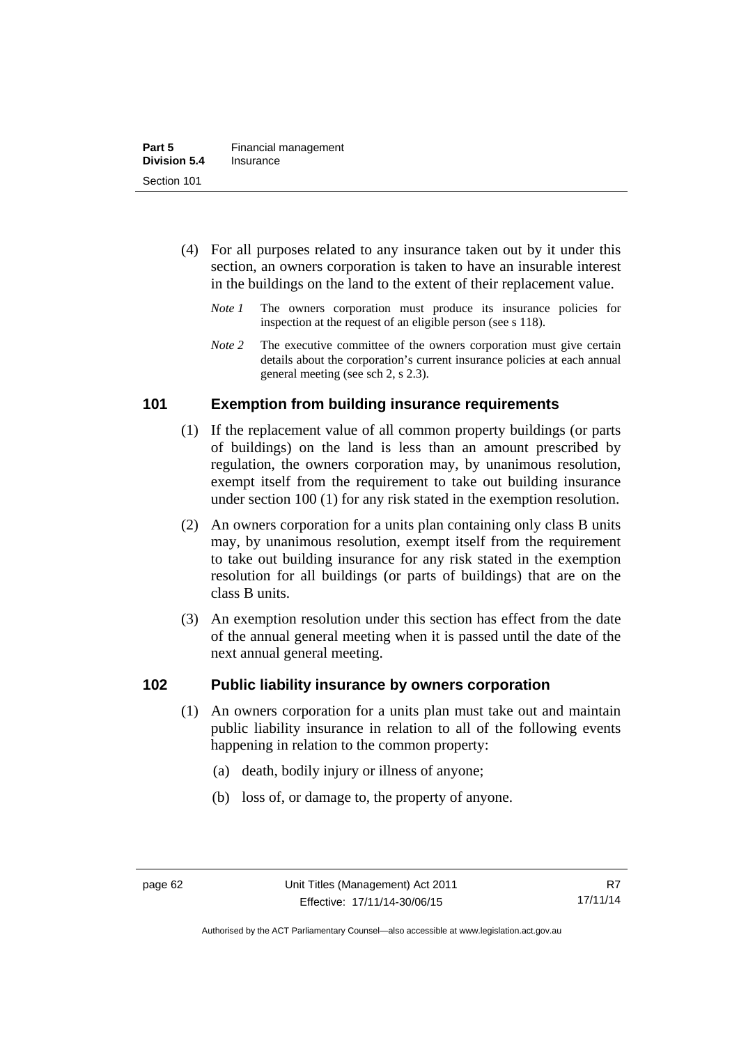(4) For all purposes related to any insurance taken out by it under this section, an owners corporation is taken to have an insurable interest in the buildings on the land to the extent of their replacement value.

*Note 1* The owners corporation must produce its insurance policies for inspection at the request of an eligible person (see s 118).

*Note 2* The executive committee of the owners corporation must give certain details about the corporation's current insurance policies at each annual general meeting (see sch 2, s 2.3).

## 101 Exemption from building insurance requirements

(1) If the replacement value of all common property buildings (or parts of buildings) on the land is less than an amount prescribed by regulation, the owners corporation may, by unanimous resolution, exempt itself from the requirement to take out building insurance under section 100 (1) for any risk stated in the exemption resolution.

(2) An owners corporation for a units plan containing only class B units may, by unanimous resolution, exempt itself from the requirement to take out building insurance for any risk stated in the exemption resolution for all buildings (or parts of buildings) that are on the class B units.

(3) An exemption resolution under this section has effect from the date of the annual general meeting when it is passed until the date of the next annual general meeting.

## 102 Public liability insurance by owners corporation

(1) An owners corporation for a units plan must take out and maintain public liability insurance in relation to all of the following events happening in relation to the common property:

(a) death, bodily injury or illness of anyone;

(b) loss of, or damage to, the property of anyone.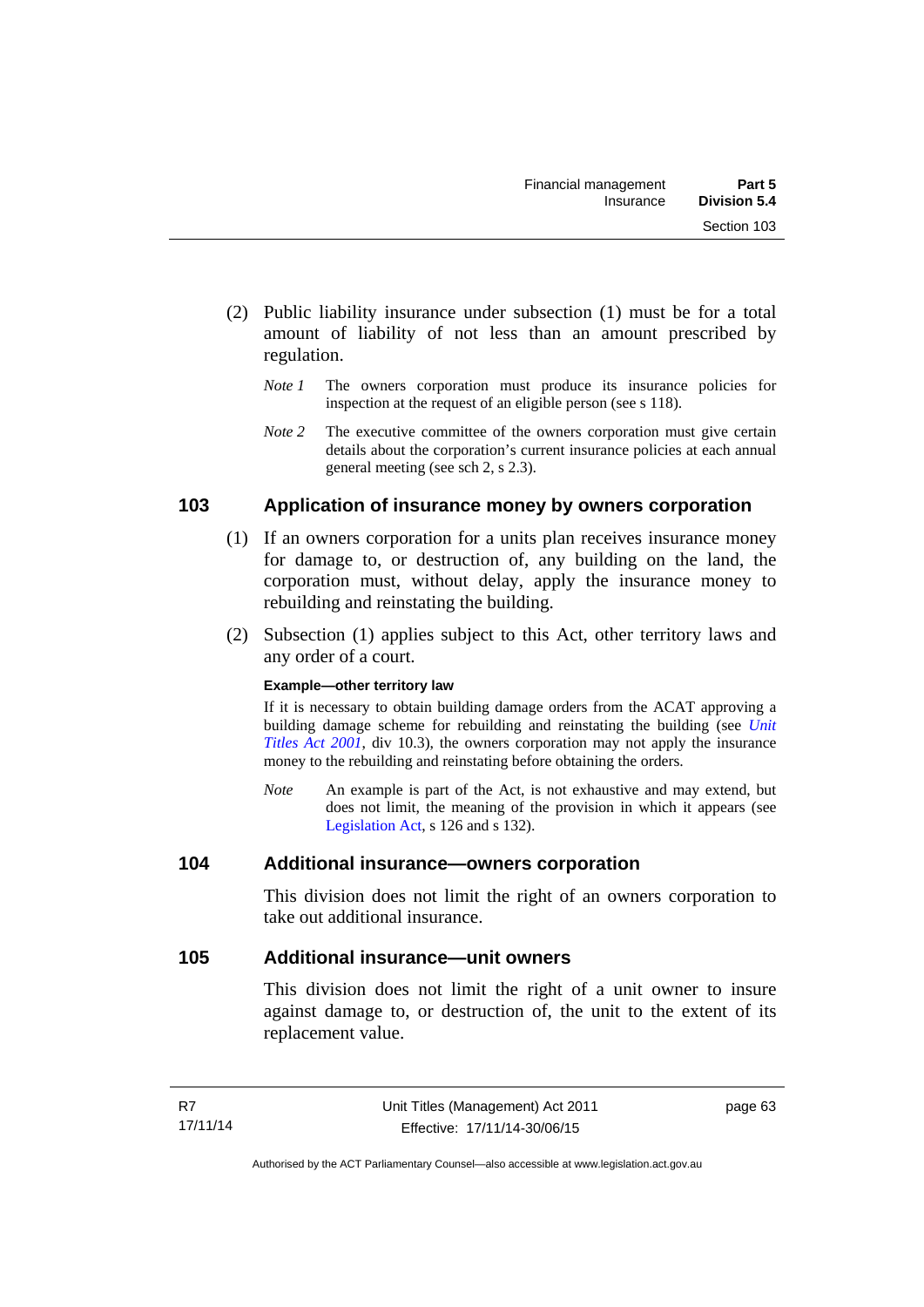(2) Public liability insurance under subsection (1) must be for a total amount of liability of not less than an amount prescribed by regulation.

*Note 1* The owners corporation must produce its insurance policies for inspection at the request of an eligible person (see s 118).

*Note 2* The executive committee of the owners corporation must give certain details about the corporation's current insurance policies at each annual general meeting (see sch 2, s 2.3).

## 103 Application of insurance money by owners corporation

(1) If an owners corporation for a units plan receives insurance money for damage to, or destruction of, any building on the land, the corporation must, without delay, apply the insurance money to rebuilding and reinstating the building.

(2) Subsection (1) applies subject to this Act, other territory laws and any order of a court.

**Example—other territory law**

If it is necessary to obtain building damage orders from the ACAT approving a building damage scheme for rebuilding and reinstating the building (see *Unit Titles Act 2001*, div 10.3), the owners corporation may not apply the insurance money to the rebuilding and reinstating before obtaining the orders.

*Note* An example is part of the Act, is not exhaustive and may extend, but does not limit, the meaning of the provision in which it appears (see Legislation Act, s 126 and s 132).

## 104 Additional insurance—owners corporation

This division does not limit the right of an owners corporation to take out additional insurance.

## 105 Additional insurance—unit owners

This division does not limit the right of a unit owner to insure against damage to, or destruction of, the unit to the extent of its replacement value.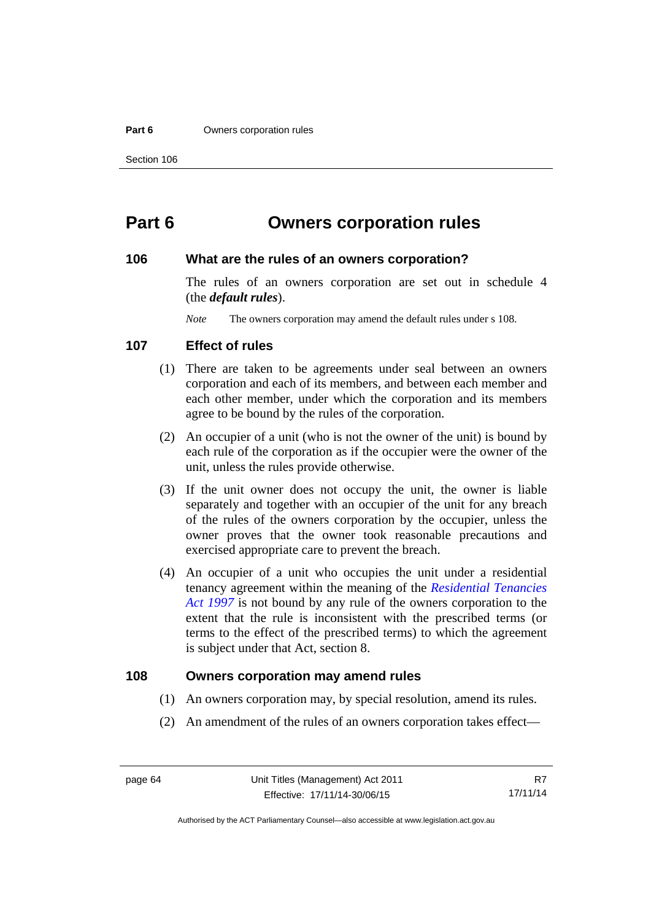# Part 6 Owners corporation rules

## 106 What are the rules of an owners corporation?

The rules of an owners corporation are set out in schedule 4 (the ***default rules***).

*Note* The owners corporation may amend the default rules under s 108.

## 107 Effect of rules

(1) There are taken to be agreements under seal between an owners corporation and each of its members, and between each member and each other member, under which the corporation and its members agree to be bound by the rules of the corporation.

(2) An occupier of a unit (who is not the owner of the unit) is bound by each rule of the corporation as if the occupier were the owner of the unit, unless the rules provide otherwise.

(3) If the unit owner does not occupy the unit, the owner is liable separately and together with an occupier of the unit for any breach of the rules of the owners corporation by the occupier, unless the owner proves that the owner took reasonable precautions and exercised appropriate care to prevent the breach.

(4) An occupier of a unit who occupies the unit under a residential tenancy agreement within the meaning of the *Residential Tenancies Act 1997* is not bound by any rule of the owners corporation to the extent that the rule is inconsistent with the prescribed terms (or terms to the effect of the prescribed terms) to which the agreement is subject under that Act, section 8.

## 108 Owners corporation may amend rules

(1) An owners corporation may, by special resolution, amend its rules.

(2) An amendment of the rules of an owners corporation takes effect—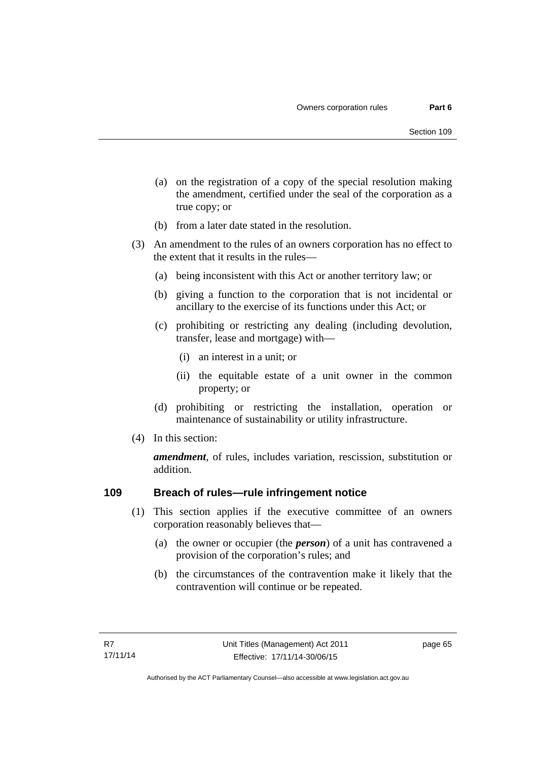(a) on the registration of a copy of the special resolution making the amendment, certified under the seal of the corporation as a true copy; or

(b) from a later date stated in the resolution.

(3) An amendment to the rules of an owners corporation has no effect to the extent that it results in the rules—

(a) being inconsistent with this Act or another territory law; or

(b) giving a function to the corporation that is not incidental or ancillary to the exercise of its functions under this Act; or

(c) prohibiting or restricting any dealing (including devolution, transfer, lease and mortgage) with—

(i) an interest in a unit; or

(ii) the equitable estate of a unit owner in the common property; or

(d) prohibiting or restricting the installation, operation or maintenance of sustainability or utility infrastructure.

(4) In this section:

***amendment***, of rules, includes variation, rescission, substitution or addition.

## 109 Breach of rules—rule infringement notice

(1) This section applies if the executive committee of an owners corporation reasonably believes that—

(a) the owner or occupier (the ***person***) of a unit has contravened a provision of the corporation's rules; and

(b) the circumstances of the contravention make it likely that the contravention will continue or be repeated.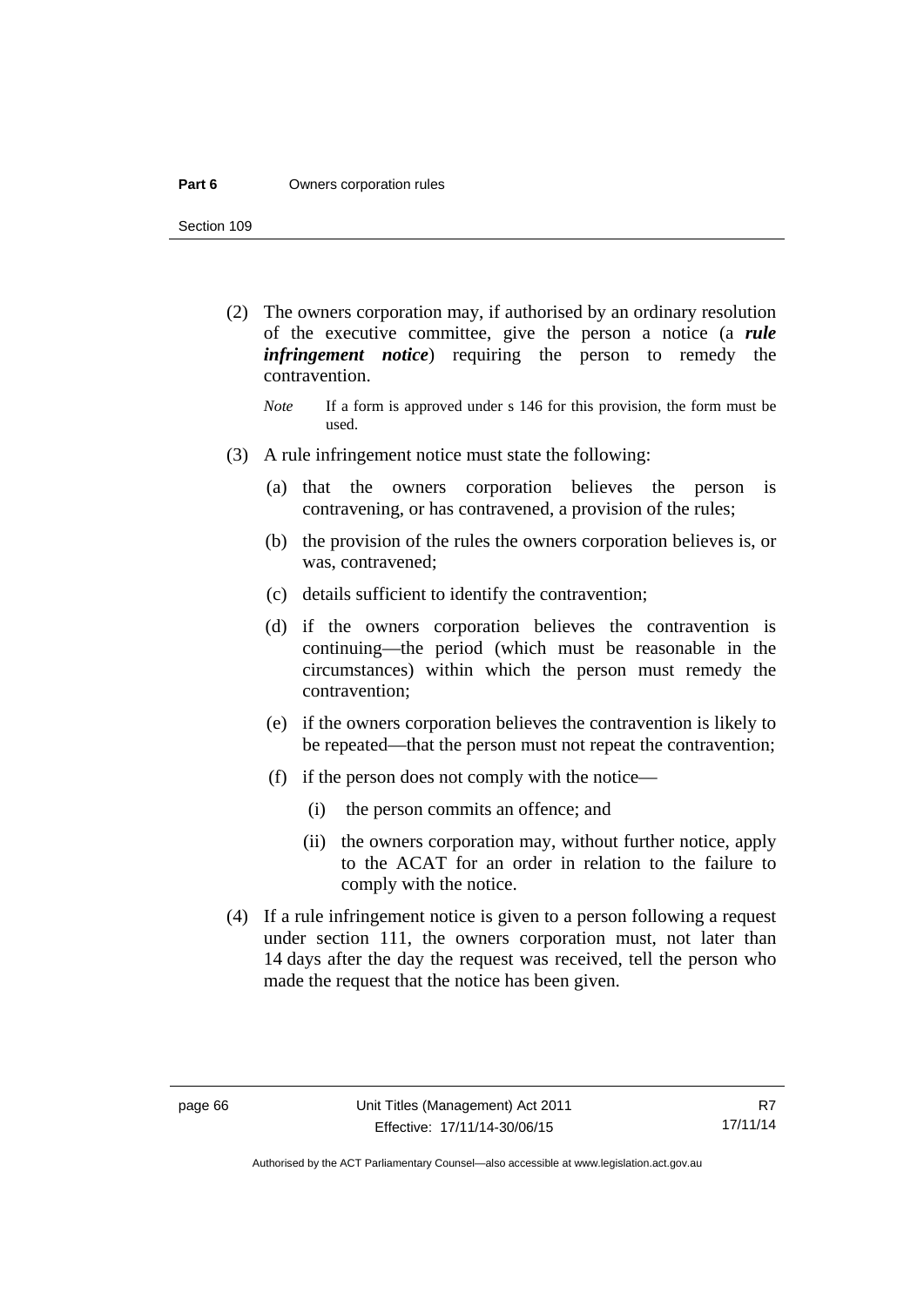(2) The owners corporation may, if authorised by an ordinary resolution of the executive committee, give the person a notice (a ***rule infringement notice***) requiring the person to remedy the contravention.

*Note* If a form is approved under s 146 for this provision, the form must be used.

(3) A rule infringement notice must state the following:

(a) that the owners corporation believes the person is contravening, or has contravened, a provision of the rules;

(b) the provision of the rules the owners corporation believes is, or was, contravened;

(c) details sufficient to identify the contravention;

(d) if the owners corporation believes the contravention is continuing—the period (which must be reasonable in the circumstances) within which the person must remedy the contravention;

(e) if the owners corporation believes the contravention is likely to be repeated—that the person must not repeat the contravention;

(f) if the person does not comply with the notice—

(i) the person commits an offence; and

(ii) the owners corporation may, without further notice, apply to the ACAT for an order in relation to the failure to comply with the notice.

(4) If a rule infringement notice is given to a person following a request under section 111, the owners corporation must, not later than 14 days after the day the request was received, tell the person who made the request that the notice has been given.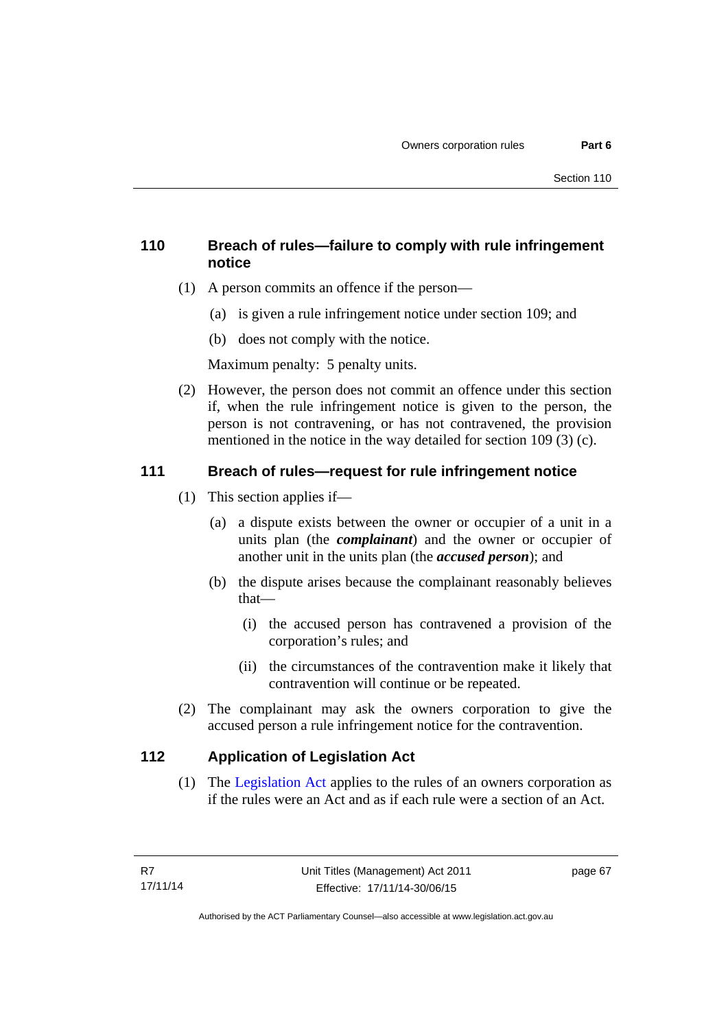## 110 Breach of rules—failure to comply with rule infringement notice

(1) A person commits an offence if the person—

(a) is given a rule infringement notice under section 109; and

(b) does not comply with the notice.

Maximum penalty: 5 penalty units.

(2) However, the person does not commit an offence under this section if, when the rule infringement notice is given to the person, the person is not contravening, or has not contravened, the provision mentioned in the notice in the way detailed for section 109 (3) (c).

## 111 Breach of rules—request for rule infringement notice

(1) This section applies if—

(a) a dispute exists between the owner or occupier of a unit in a units plan (the ***complainant***) and the owner or occupier of another unit in the units plan (the ***accused person***); and

(b) the dispute arises because the complainant reasonably believes that—

(i) the accused person has contravened a provision of the corporation's rules; and

(ii) the circumstances of the contravention make it likely that contravention will continue or be repeated.

(2) The complainant may ask the owners corporation to give the accused person a rule infringement notice for the contravention.

## 112 Application of Legislation Act

(1) The Legislation Act applies to the rules of an owners corporation as if the rules were an Act and as if each rule were a section of an Act.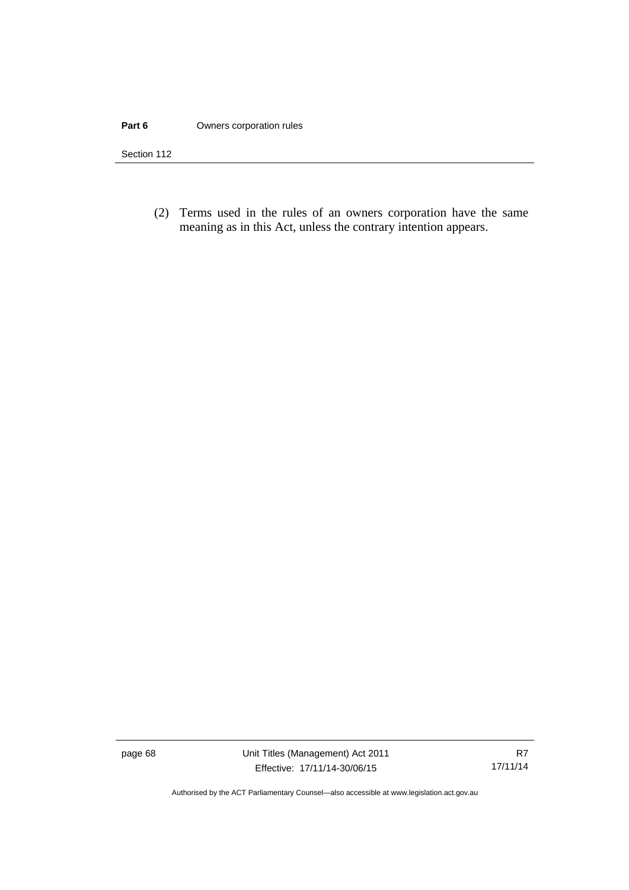(2) Terms used in the rules of an owners corporation have the same meaning as in this Act, unless the contrary intention appears.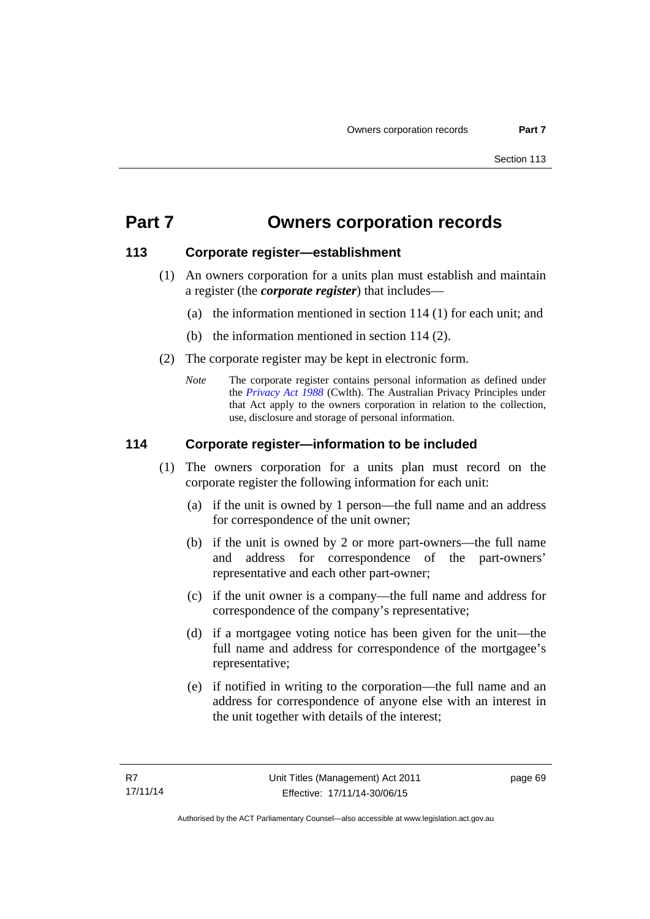# Part 7 Owners corporation records

## 113 Corporate register—establishment

(1) An owners corporation for a units plan must establish and maintain a register (the ***corporate register***) that includes—

(a) the information mentioned in section 114 (1) for each unit; and

(b) the information mentioned in section 114 (2).

(2) The corporate register may be kept in electronic form.

*Note* The corporate register contains personal information as defined under the *Privacy Act 1988* (Cwlth). The Australian Privacy Principles under that Act apply to the owners corporation in relation to the collection, use, disclosure and storage of personal information.

## 114 Corporate register—information to be included

(1) The owners corporation for a units plan must record on the corporate register the following information for each unit:

(a) if the unit is owned by 1 person—the full name and an address for correspondence of the unit owner;

(b) if the unit is owned by 2 or more part-owners—the full name and address for correspondence of the part-owners' representative and each other part-owner;

(c) if the unit owner is a company—the full name and address for correspondence of the company's representative;

(d) if a mortgagee voting notice has been given for the unit—the full name and address for correspondence of the mortgagee's representative;

(e) if notified in writing to the corporation—the full name and an address for correspondence of anyone else with an interest in the unit together with details of the interest;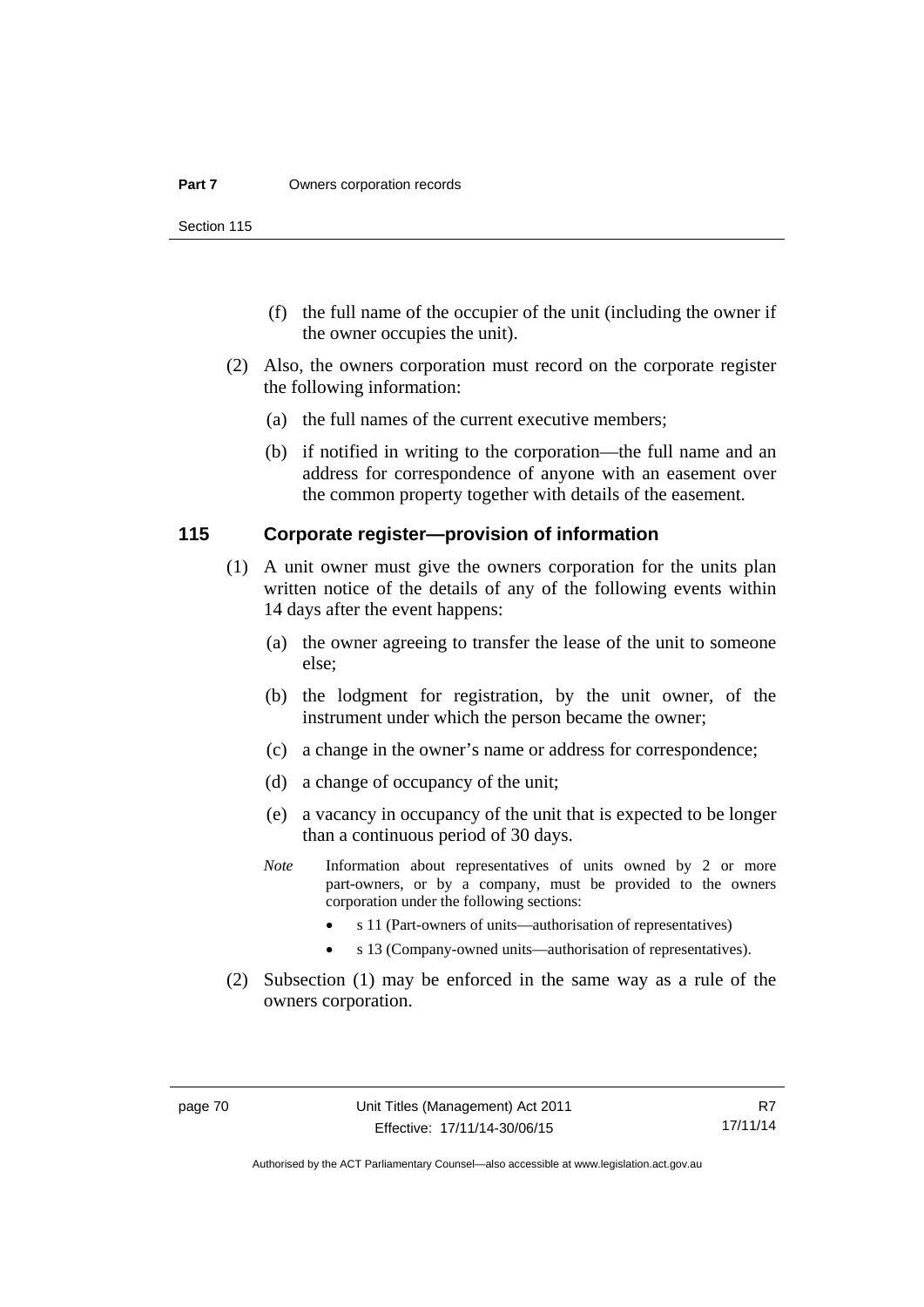(f) the full name of the occupier of the unit (including the owner if the owner occupies the unit).

(2) Also, the owners corporation must record on the corporate register the following information:

(a) the full names of the current executive members;

(b) if notified in writing to the corporation—the full name and an address for correspondence of anyone with an easement over the common property together with details of the easement.

## 115 Corporate register—provision of information

(1) A unit owner must give the owners corporation for the units plan written notice of the details of any of the following events within 14 days after the event happens:

(a) the owner agreeing to transfer the lease of the unit to someone else;

(b) the lodgment for registration, by the unit owner, of the instrument under which the person became the owner;

(c) a change in the owner's name or address for correspondence;

(d) a change of occupancy of the unit;

(e) a vacancy in occupancy of the unit that is expected to be longer than a continuous period of 30 days.

*Note* Information about representatives of units owned by 2 or more part-owners, or by a company, must be provided to the owners corporation under the following sections:

- s 11 (Part-owners of units—authorisation of representatives)
- s 13 (Company-owned units—authorisation of representatives).

(2) Subsection (1) may be enforced in the same way as a rule of the owners corporation.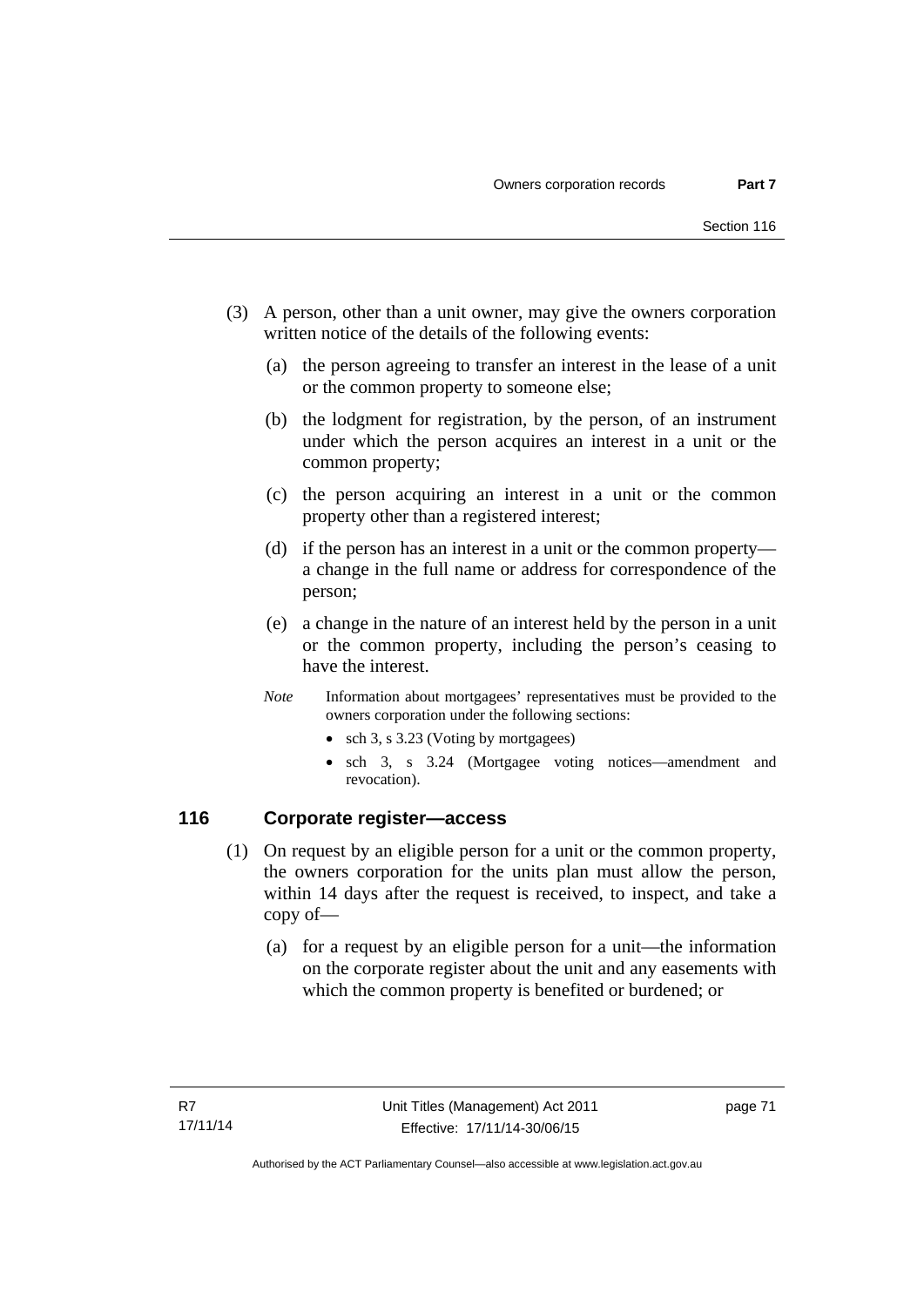(3) A person, other than a unit owner, may give the owners corporation written notice of the details of the following events:

(a) the person agreeing to transfer an interest in the lease of a unit or the common property to someone else;

(b) the lodgment for registration, by the person, of an instrument under which the person acquires an interest in a unit or the common property;

(c) the person acquiring an interest in a unit or the common property other than a registered interest;

(d) if the person has an interest in a unit or the common property—a change in the full name or address for correspondence of the person;

(e) a change in the nature of an interest held by the person in a unit or the common property, including the person's ceasing to have the interest.

*Note* Information about mortgagees' representatives must be provided to the owners corporation under the following sections:

- sch 3, s 3.23 (Voting by mortgagees)
- sch 3, s 3.24 (Mortgagee voting notices—amendment and revocation).

## 116 Corporate register—access

(1) On request by an eligible person for a unit or the common property, the owners corporation for the units plan must allow the person, within 14 days after the request is received, to inspect, and take a copy of—

(a) for a request by an eligible person for a unit—the information on the corporate register about the unit and any easements with which the common property is benefited or burdened; or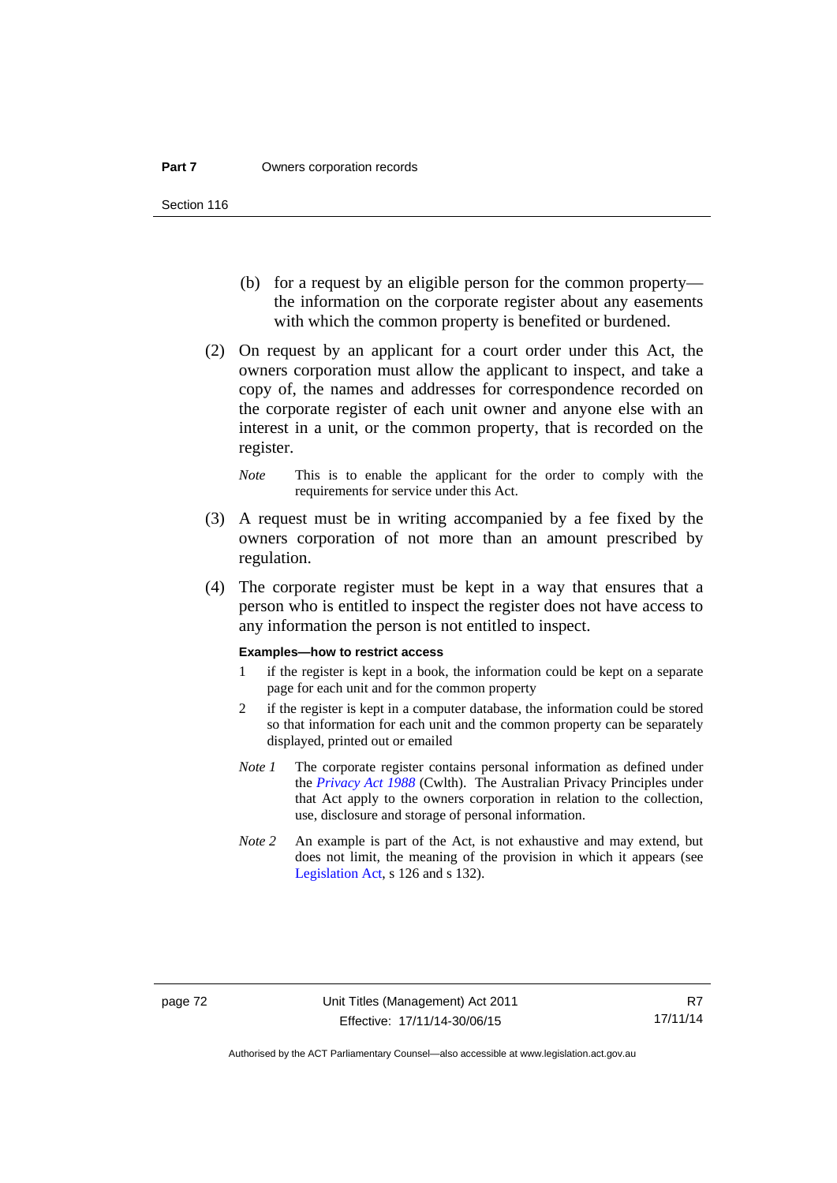(b) for a request by an eligible person for the common property—the information on the corporate register about any easements with which the common property is benefited or burdened.

(2) On request by an applicant for a court order under this Act, the owners corporation must allow the applicant to inspect, and take a copy of, the names and addresses for correspondence recorded on the corporate register of each unit owner and anyone else with an interest in a unit, or the common property, that is recorded on the register.

*Note* This is to enable the applicant for the order to comply with the requirements for service under this Act.

(3) A request must be in writing accompanied by a fee fixed by the owners corporation of not more than an amount prescribed by regulation.

(4) The corporate register must be kept in a way that ensures that a person who is entitled to inspect the register does not have access to any information the person is not entitled to inspect.

**Examples—how to restrict access**

1 if the register is kept in a book, the information could be kept on a separate page for each unit and for the common property

2 if the register is kept in a computer database, the information could be stored so that information for each unit and the common property can be separately displayed, printed out or emailed

*Note 1* The corporate register contains personal information as defined under the *Privacy Act 1988* (Cwlth). The Australian Privacy Principles under that Act apply to the owners corporation in relation to the collection, use, disclosure and storage of personal information.

*Note 2* An example is part of the Act, is not exhaustive and may extend, but does not limit, the meaning of the provision in which it appears (see Legislation Act, s 126 and s 132).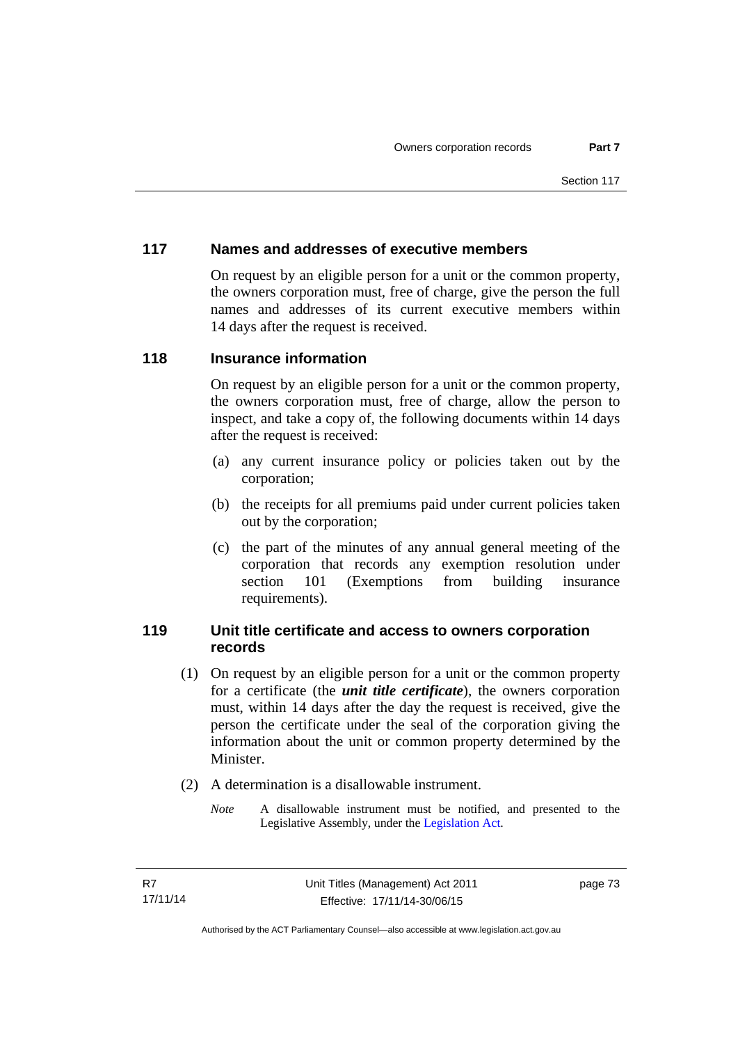## 117 Names and addresses of executive members

On request by an eligible person for a unit or the common property, the owners corporation must, free of charge, give the person the full names and addresses of its current executive members within 14 days after the request is received.

## 118 Insurance information

On request by an eligible person for a unit or the common property, the owners corporation must, free of charge, allow the person to inspect, and take a copy of, the following documents within 14 days after the request is received:

(a) any current insurance policy or policies taken out by the corporation;

(b) the receipts for all premiums paid under current policies taken out by the corporation;

(c) the part of the minutes of any annual general meeting of the corporation that records any exemption resolution under section 101 (Exemptions from building insurance requirements).

## 119 Unit title certificate and access to owners corporation records

(1) On request by an eligible person for a unit or the common property for a certificate (the ***unit title certificate***), the owners corporation must, within 14 days after the day the request is received, give the person the certificate under the seal of the corporation giving the information about the unit or common property determined by the Minister.

(2) A determination is a disallowable instrument.

*Note* A disallowable instrument must be notified, and presented to the Legislative Assembly, under the Legislation Act.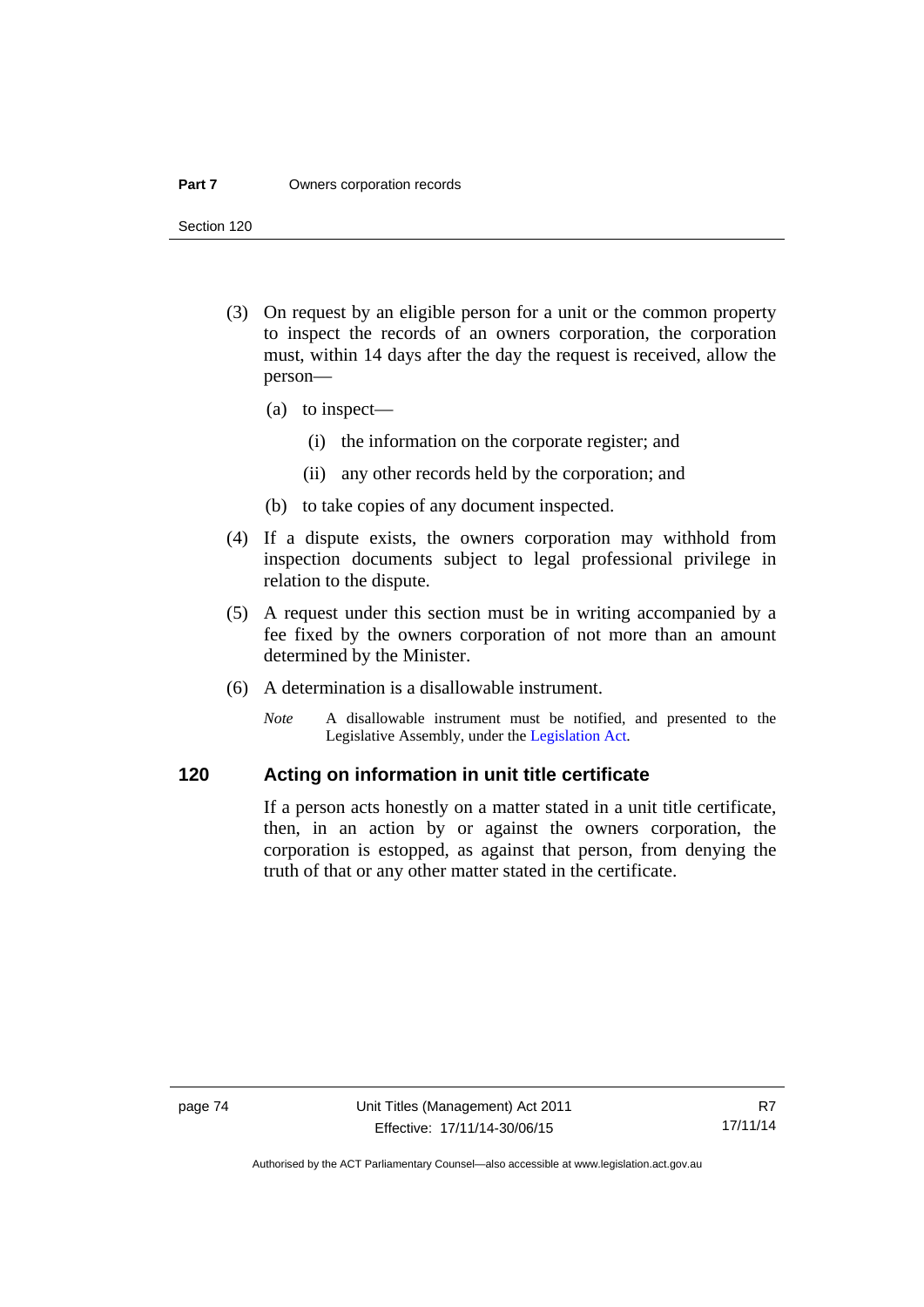(3) On request by an eligible person for a unit or the common property to inspect the records of an owners corporation, the corporation must, within 14 days after the day the request is received, allow the person—

(a) to inspect—

(i) the information on the corporate register; and

(ii) any other records held by the corporation; and

(b) to take copies of any document inspected.

(4) If a dispute exists, the owners corporation may withhold from inspection documents subject to legal professional privilege in relation to the dispute.

(5) A request under this section must be in writing accompanied by a fee fixed by the owners corporation of not more than an amount determined by the Minister.

(6) A determination is a disallowable instrument.

*Note* A disallowable instrument must be notified, and presented to the Legislative Assembly, under the Legislation Act.

## 120 Acting on information in unit title certificate

If a person acts honestly on a matter stated in a unit title certificate, then, in an action by or against the owners corporation, the corporation is estopped, as against that person, from denying the truth of that or any other matter stated in the certificate.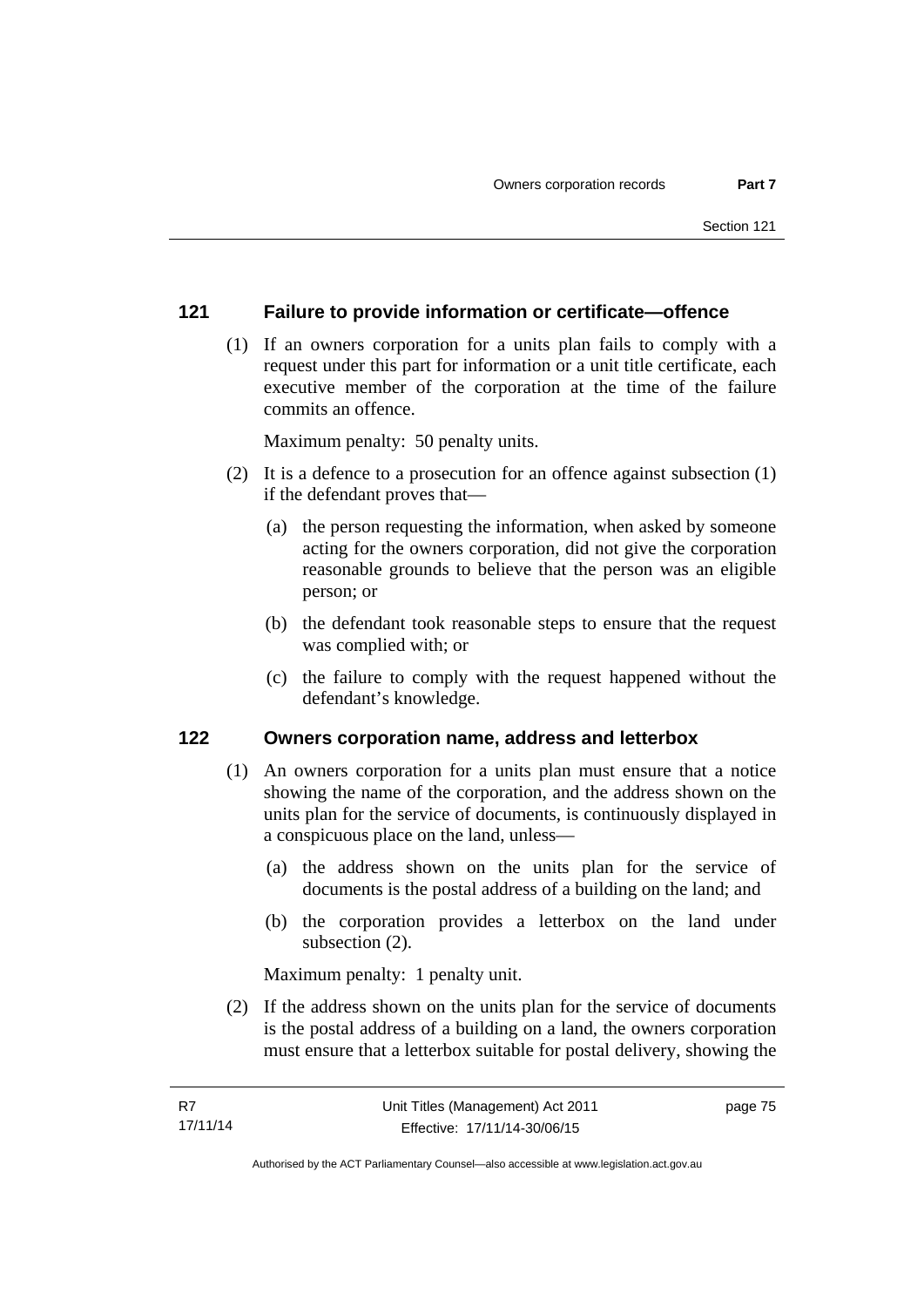## 121 Failure to provide information or certificate—offence

(1) If an owners corporation for a units plan fails to comply with a request under this part for information or a unit title certificate, each executive member of the corporation at the time of the failure commits an offence.

Maximum penalty: 50 penalty units.

(2) It is a defence to a prosecution for an offence against subsection (1) if the defendant proves that—

(a) the person requesting the information, when asked by someone acting for the owners corporation, did not give the corporation reasonable grounds to believe that the person was an eligible person; or

(b) the defendant took reasonable steps to ensure that the request was complied with; or

(c) the failure to comply with the request happened without the defendant's knowledge.

## 122 Owners corporation name, address and letterbox

(1) An owners corporation for a units plan must ensure that a notice showing the name of the corporation, and the address shown on the units plan for the service of documents, is continuously displayed in a conspicuous place on the land, unless—

(a) the address shown on the units plan for the service of documents is the postal address of a building on the land; and

(b) the corporation provides a letterbox on the land under subsection (2).

Maximum penalty: 1 penalty unit.

(2) If the address shown on the units plan for the service of documents is the postal address of a building on a land, the owners corporation must ensure that a letterbox suitable for postal delivery, showing the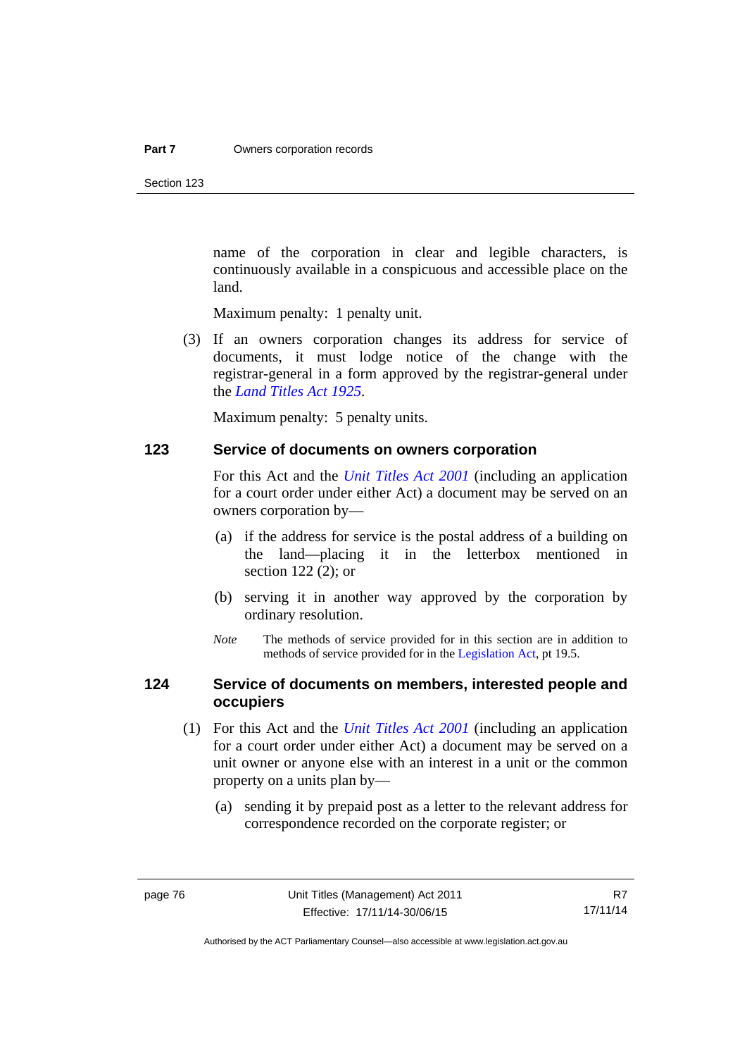name of the corporation in clear and legible characters, is continuously available in a conspicuous and accessible place on the land.

Maximum penalty: 1 penalty unit.

(3) If an owners corporation changes its address for service of documents, it must lodge notice of the change with the registrar-general in a form approved by the registrar-general under the *Land Titles Act 1925*.

Maximum penalty: 5 penalty units.

## 123 Service of documents on owners corporation

For this Act and the *Unit Titles Act 2001* (including an application for a court order under either Act) a document may be served on an owners corporation by—

(a) if the address for service is the postal address of a building on the land—placing it in the letterbox mentioned in section 122 (2); or

(b) serving it in another way approved by the corporation by ordinary resolution.

*Note* The methods of service provided for in this section are in addition to methods of service provided for in the Legislation Act, pt 19.5.

## 124 Service of documents on members, interested people and occupiers

(1) For this Act and the *Unit Titles Act 2001* (including an application for a court order under either Act) a document may be served on a unit owner or anyone else with an interest in a unit or the common property on a units plan by—

(a) sending it by prepaid post as a letter to the relevant address for correspondence recorded on the corporate register; or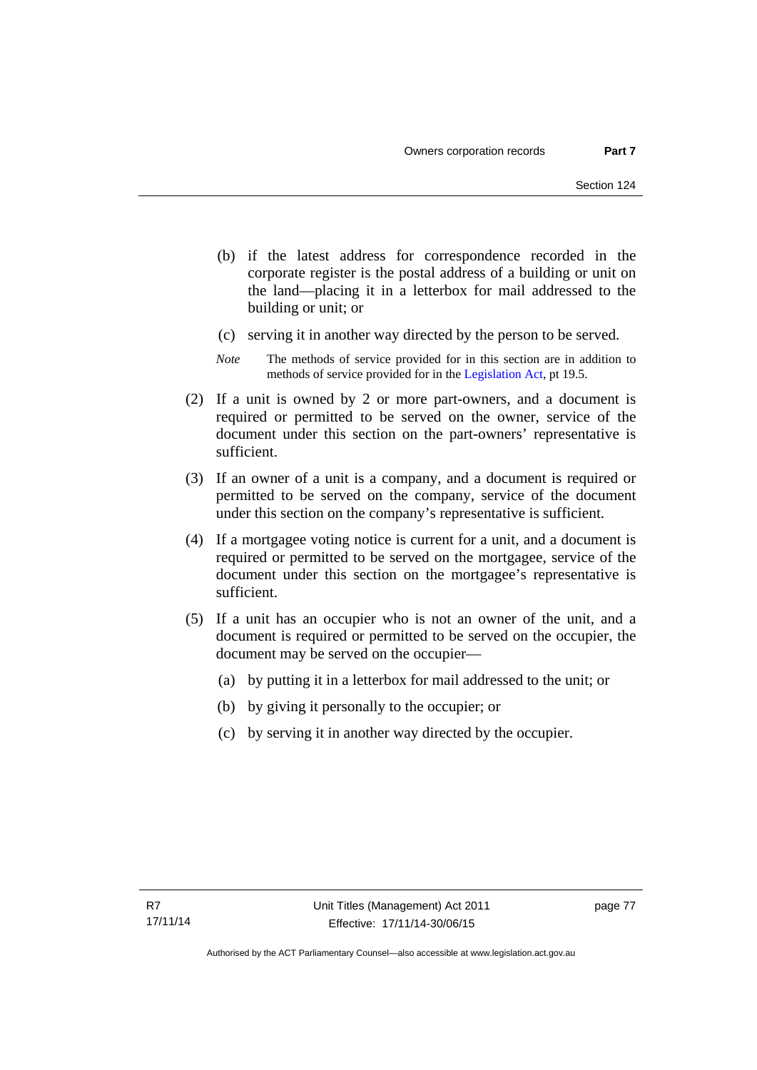(b) if the latest address for correspondence recorded in the corporate register is the postal address of a building or unit on the land—placing it in a letterbox for mail addressed to the building or unit; or

(c) serving it in another way directed by the person to be served.

*Note* The methods of service provided for in this section are in addition to methods of service provided for in the Legislation Act, pt 19.5.

(2) If a unit is owned by 2 or more part-owners, and a document is required or permitted to be served on the owner, service of the document under this section on the part-owners' representative is sufficient.

(3) If an owner of a unit is a company, and a document is required or permitted to be served on the company, service of the document under this section on the company's representative is sufficient.

(4) If a mortgagee voting notice is current for a unit, and a document is required or permitted to be served on the mortgagee, service of the document under this section on the mortgagee's representative is sufficient.

(5) If a unit has an occupier who is not an owner of the unit, and a document is required or permitted to be served on the occupier, the document may be served on the occupier—

(a) by putting it in a letterbox for mail addressed to the unit; or

(b) by giving it personally to the occupier; or

(c) by serving it in another way directed by the occupier.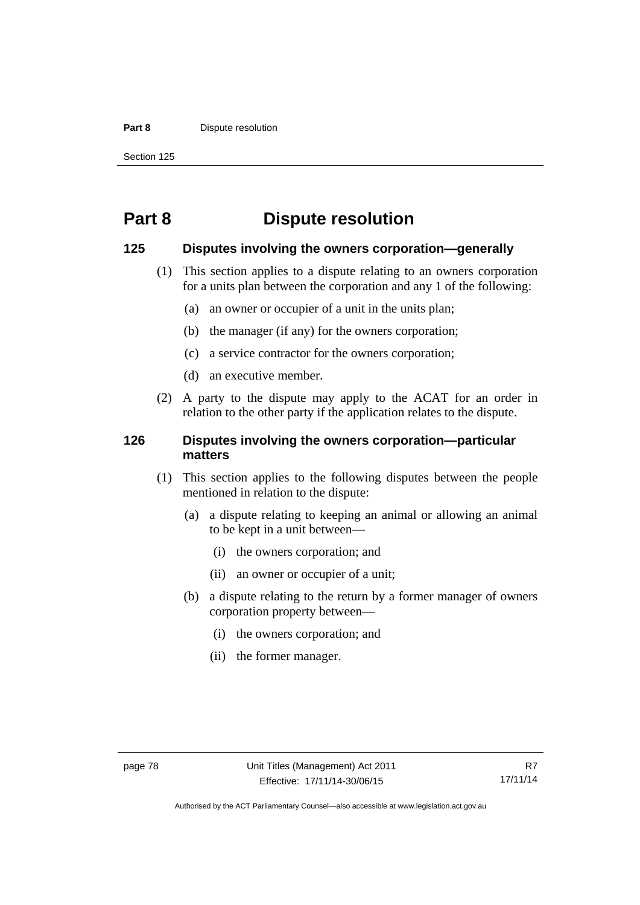# Part 8 Dispute resolution

## 125 Disputes involving the owners corporation—generally

(1) This section applies to a dispute relating to an owners corporation for a units plan between the corporation and any 1 of the following:

- (a) an owner or occupier of a unit in the units plan;
- (b) the manager (if any) for the owners corporation;
- (c) a service contractor for the owners corporation;
- (d) an executive member.

(2) A party to the dispute may apply to the ACAT for an order in relation to the other party if the application relates to the dispute.

## 126 Disputes involving the owners corporation—particular matters

(1) This section applies to the following disputes between the people mentioned in relation to the dispute:

- (a) a dispute relating to keeping an animal or allowing an animal to be kept in a unit between—
  - (i) the owners corporation; and
  - (ii) an owner or occupier of a unit;
- (b) a dispute relating to the return by a former manager of owners corporation property between—
  - (i) the owners corporation; and
  - (ii) the former manager.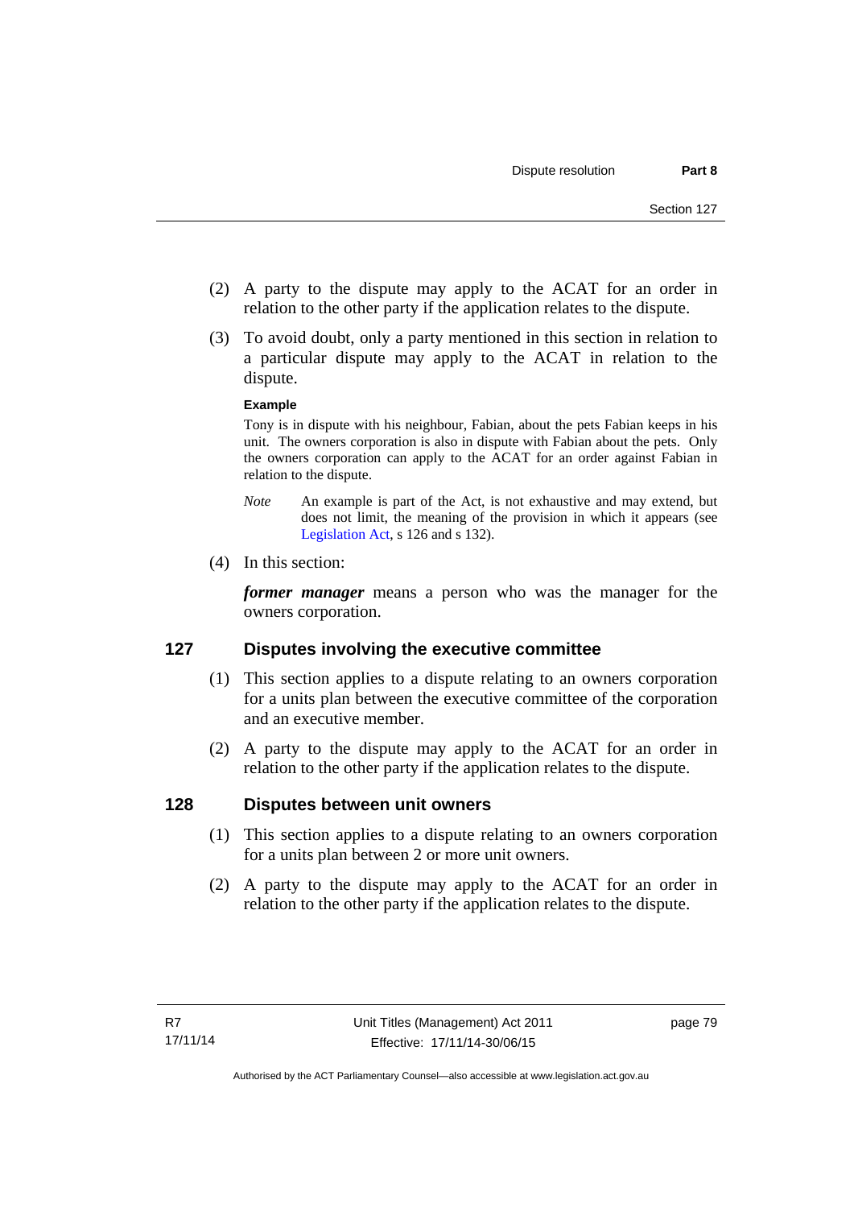(2) A party to the dispute may apply to the ACAT for an order in relation to the other party if the application relates to the dispute.

(3) To avoid doubt, only a party mentioned in this section in relation to a particular dispute may apply to the ACAT in relation to the dispute.

**Example**

Tony is in dispute with his neighbour, Fabian, about the pets Fabian keeps in his unit. The owners corporation is also in dispute with Fabian about the pets. Only the owners corporation can apply to the ACAT for an order against Fabian in relation to the dispute.

*Note* An example is part of the Act, is not exhaustive and may extend, but does not limit, the meaning of the provision in which it appears (see Legislation Act, s 126 and s 132).

(4) In this section:

***former manager*** means a person who was the manager for the owners corporation.

## 127 Disputes involving the executive committee

(1) This section applies to a dispute relating to an owners corporation for a units plan between the executive committee of the corporation and an executive member.

(2) A party to the dispute may apply to the ACAT for an order in relation to the other party if the application relates to the dispute.

## 128 Disputes between unit owners

(1) This section applies to a dispute relating to an owners corporation for a units plan between 2 or more unit owners.

(2) A party to the dispute may apply to the ACAT for an order in relation to the other party if the application relates to the dispute.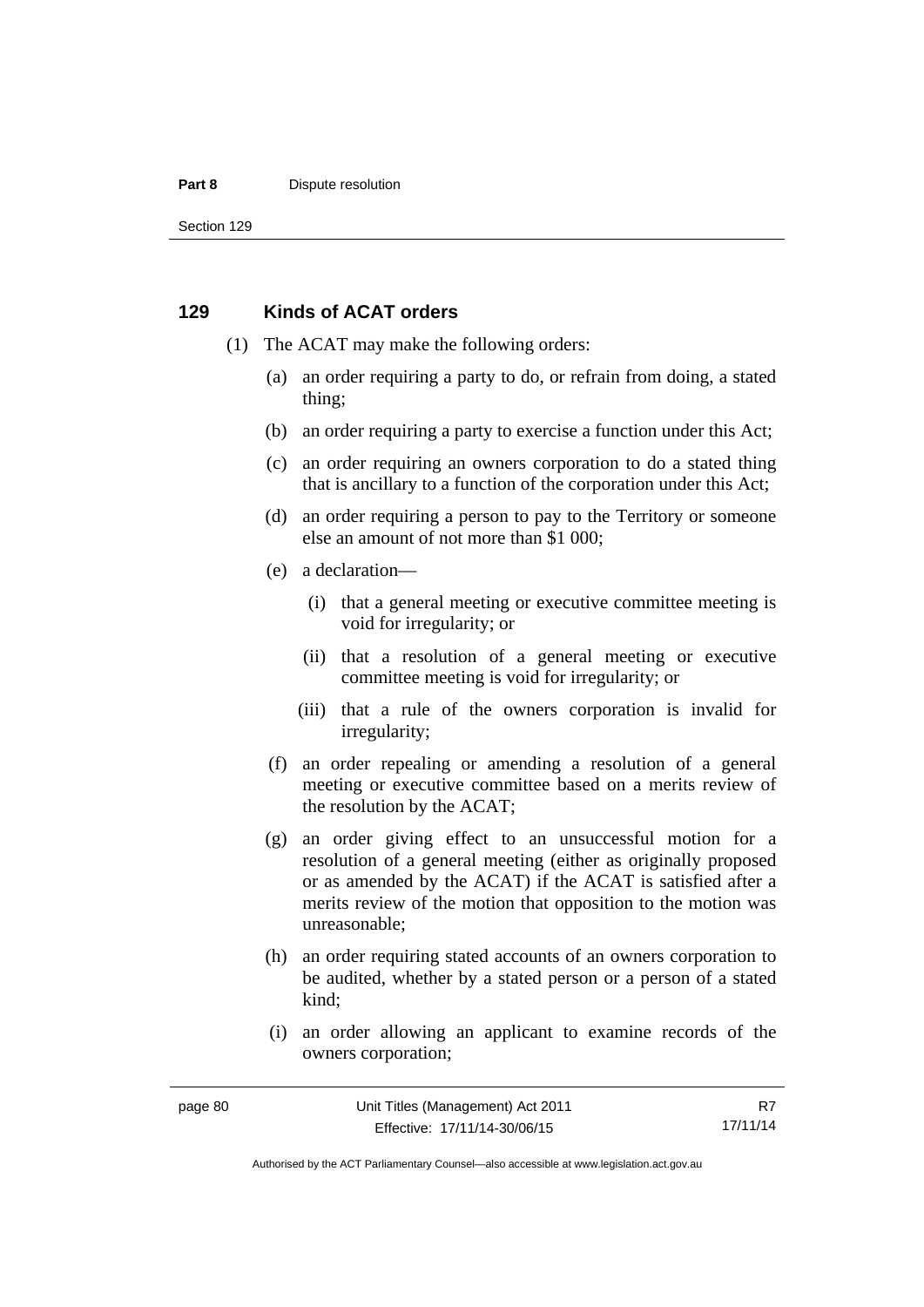## 129 Kinds of ACAT orders

(1) The ACAT may make the following orders:

(a) an order requiring a party to do, or refrain from doing, a stated thing;

(b) an order requiring a party to exercise a function under this Act;

(c) an order requiring an owners corporation to do a stated thing that is ancillary to a function of the corporation under this Act;

(d) an order requiring a person to pay to the Territory or someone else an amount of not more than $1 000;

(e) a declaration—

(i) that a general meeting or executive committee meeting is void for irregularity; or

(ii) that a resolution of a general meeting or executive committee meeting is void for irregularity; or

(iii) that a rule of the owners corporation is invalid for irregularity;

(f) an order repealing or amending a resolution of a general meeting or executive committee based on a merits review of the resolution by the ACAT;

(g) an order giving effect to an unsuccessful motion for a resolution of a general meeting (either as originally proposed or as amended by the ACAT) if the ACAT is satisfied after a merits review of the motion that opposition to the motion was unreasonable;

(h) an order requiring stated accounts of an owners corporation to be audited, whether by a stated person or a person of a stated kind;

(i) an order allowing an applicant to examine records of the owners corporation;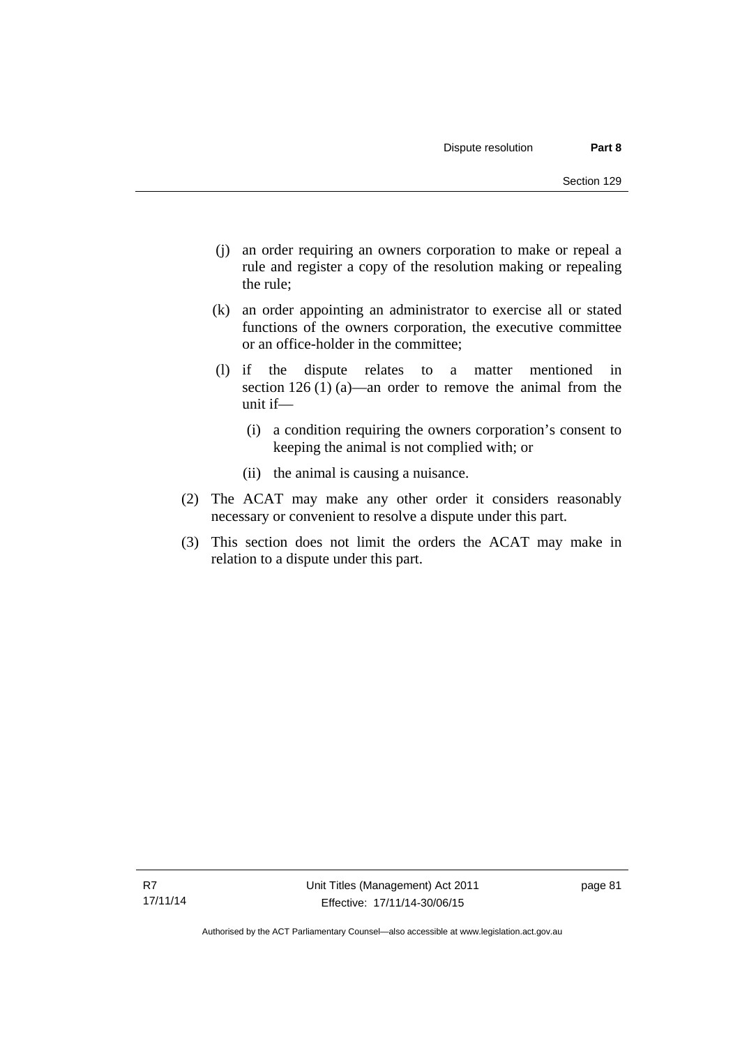(j) an order requiring an owners corporation to make or repeal a rule and register a copy of the resolution making or repealing the rule;

(k) an order appointing an administrator to exercise all or stated functions of the owners corporation, the executive committee or an office-holder in the committee;

(l) if the dispute relates to a matter mentioned in section 126 (1) (a)—an order to remove the animal from the unit if—

(i) a condition requiring the owners corporation's consent to keeping the animal is not complied with; or

(ii) the animal is causing a nuisance.

(2) The ACAT may make any other order it considers reasonably necessary or convenient to resolve a dispute under this part.

(3) This section does not limit the orders the ACAT may make in relation to a dispute under this part.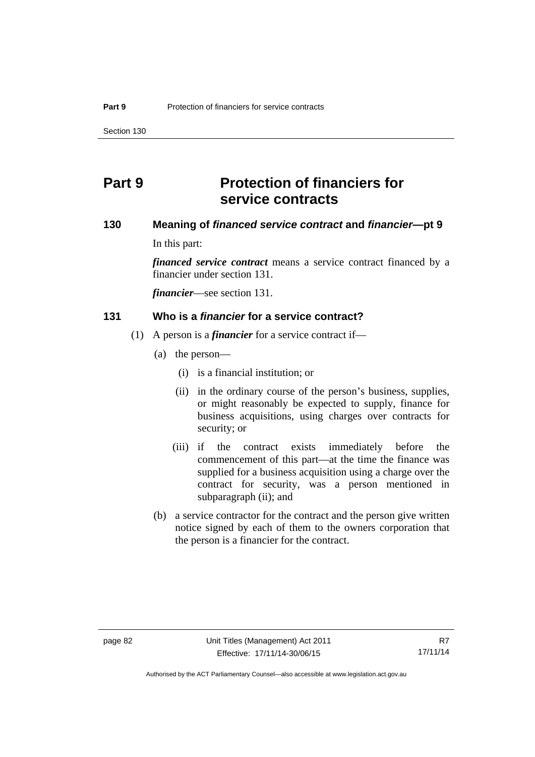# Part 9 Protection of financiers for service contracts

## 130 Meaning of *financed service contract* and *financier*—pt 9

In this part:

***financed service contract*** means a service contract financed by a financier under section 131.

***financier***—see section 131.

## 131 Who is a *financier* for a service contract?

(1) A person is a ***financier*** for a service contract if—

(a) the person—

(i) is a financial institution; or

(ii) in the ordinary course of the person's business, supplies, or might reasonably be expected to supply, finance for business acquisitions, using charges over contracts for security; or

(iii) if the contract exists immediately before the commencement of this part—at the time the finance was supplied for a business acquisition using a charge over the contract for security, was a person mentioned in subparagraph (ii); and

(b) a service contractor for the contract and the person give written notice signed by each of them to the owners corporation that the person is a financier for the contract.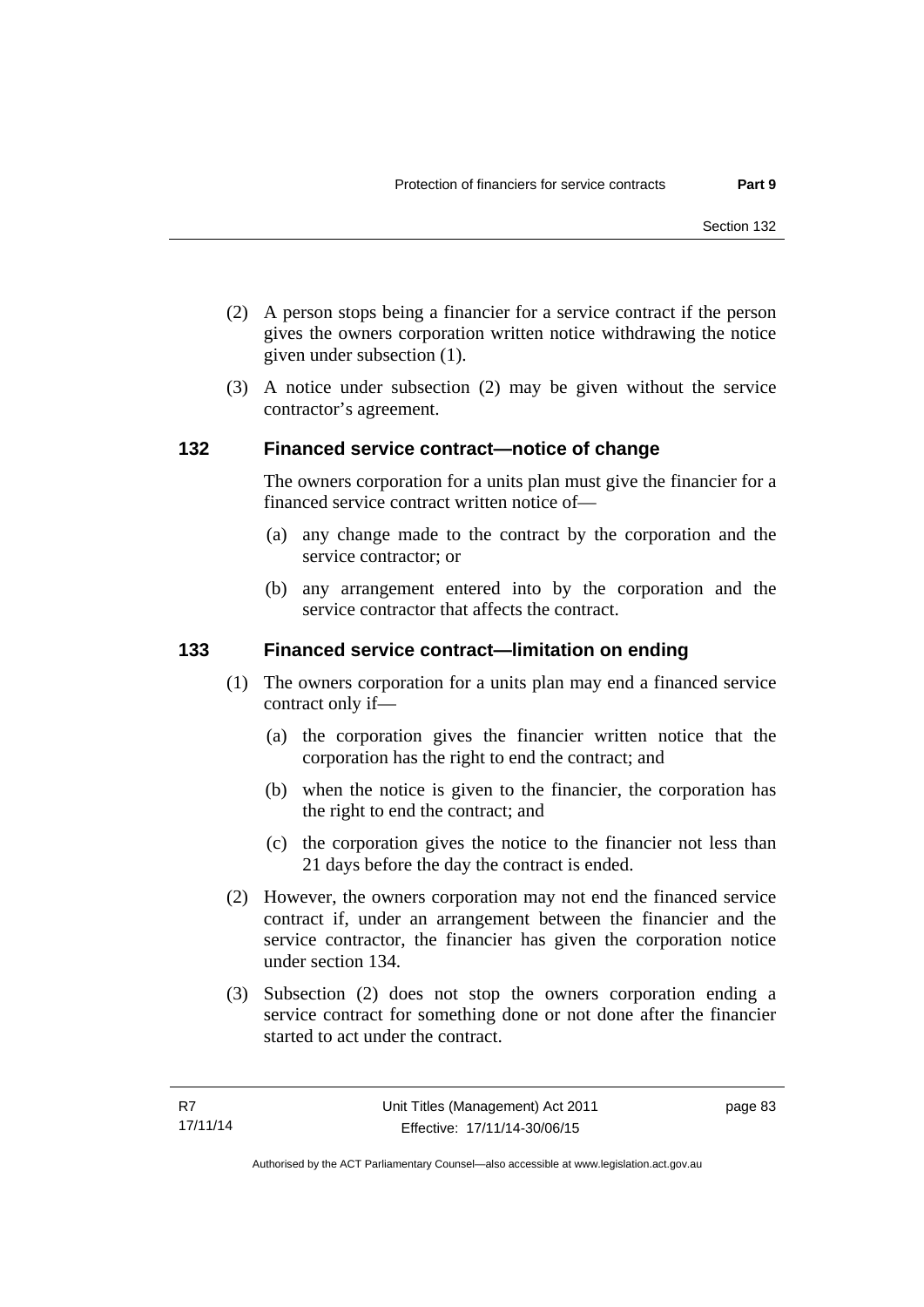(2) A person stops being a financier for a service contract if the person gives the owners corporation written notice withdrawing the notice given under subsection (1).

(3) A notice under subsection (2) may be given without the service contractor's agreement.

### 132 Financed service contract—notice of change

The owners corporation for a units plan must give the financier for a financed service contract written notice of—

(a) any change made to the contract by the corporation and the service contractor; or

(b) any arrangement entered into by the corporation and the service contractor that affects the contract.

### 133 Financed service contract—limitation on ending

(1) The owners corporation for a units plan may end a financed service contract only if—

(a) the corporation gives the financier written notice that the corporation has the right to end the contract; and

(b) when the notice is given to the financier, the corporation has the right to end the contract; and

(c) the corporation gives the notice to the financier not less than 21 days before the day the contract is ended.

(2) However, the owners corporation may not end the financed service contract if, under an arrangement between the financier and the service contractor, the financier has given the corporation notice under section 134.

(3) Subsection (2) does not stop the owners corporation ending a service contract for something done or not done after the financier started to act under the contract.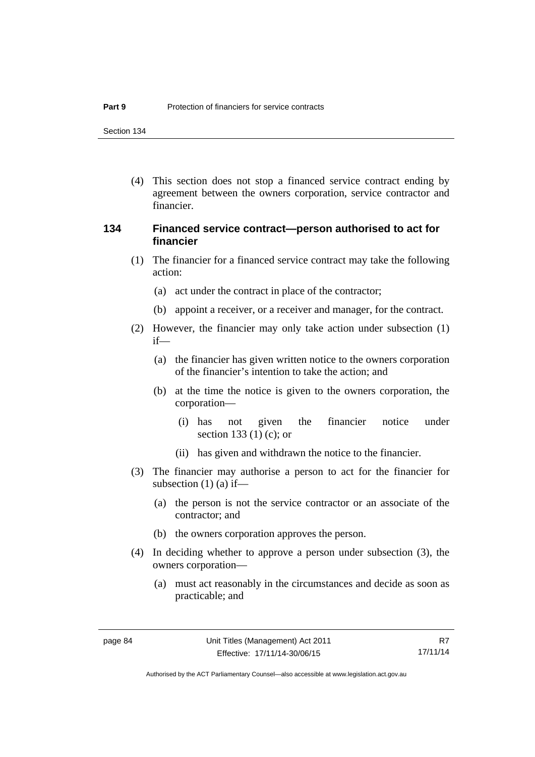(4) This section does not stop a financed service contract ending by agreement between the owners corporation, service contractor and financier.

### 134 Financed service contract—person authorised to act for financier

(1) The financier for a financed service contract may take the following action:

(a) act under the contract in place of the contractor;

(b) appoint a receiver, or a receiver and manager, for the contract.

(2) However, the financier may only take action under subsection (1) if—

(a) the financier has given written notice to the owners corporation of the financier's intention to take the action; and

(b) at the time the notice is given to the owners corporation, the corporation—

(i) has not given the financier notice under section 133 (1) (c); or

(ii) has given and withdrawn the notice to the financier.

(3) The financier may authorise a person to act for the financier for subsection (1) (a) if—

(a) the person is not the service contractor or an associate of the contractor; and

(b) the owners corporation approves the person.

(4) In deciding whether to approve a person under subsection (3), the owners corporation—

(a) must act reasonably in the circumstances and decide as soon as practicable; and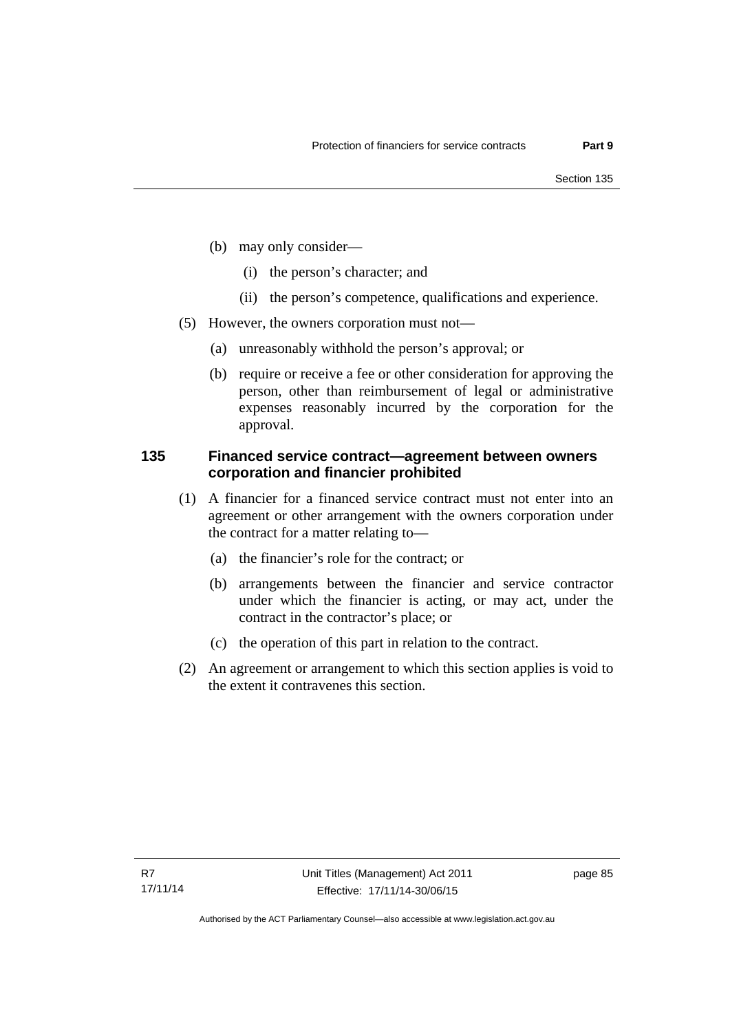(b) may only consider—

(i) the person's character; and

(ii) the person's competence, qualifications and experience.

(5) However, the owners corporation must not—

(a) unreasonably withhold the person's approval; or

(b) require or receive a fee or other consideration for approving the person, other than reimbursement of legal or administrative expenses reasonably incurred by the corporation for the approval.

### 135 Financed service contract—agreement between owners corporation and financier prohibited

(1) A financier for a financed service contract must not enter into an agreement or other arrangement with the owners corporation under the contract for a matter relating to—

(a) the financier's role for the contract; or

(b) arrangements between the financier and service contractor under which the financier is acting, or may act, under the contract in the contractor's place; or

(c) the operation of this part in relation to the contract.

(2) An agreement or arrangement to which this section applies is void to the extent it contravenes this section.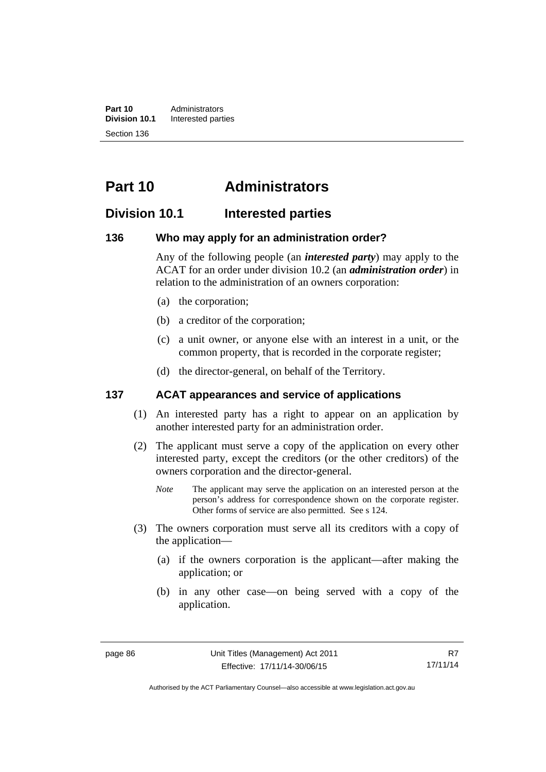# Part 10 Administrators

## Division 10.1 Interested parties

### 136 Who may apply for an administration order?

Any of the following people (an ***interested party***) may apply to the ACAT for an order under division 10.2 (an ***administration order***) in relation to the administration of an owners corporation:

(a) the corporation;

(b) a creditor of the corporation;

(c) a unit owner, or anyone else with an interest in a unit, or the common property, that is recorded in the corporate register;

(d) the director-general, on behalf of the Territory.

### 137 ACAT appearances and service of applications

(1) An interested party has a right to appear on an application by another interested party for an administration order.

(2) The applicant must serve a copy of the application on every other interested party, except the creditors (or the other creditors) of the owners corporation and the director-general.

*Note* The applicant may serve the application on an interested person at the person's address for correspondence shown on the corporate register. Other forms of service are also permitted. See s 124.

(3) The owners corporation must serve all its creditors with a copy of the application—

(a) if the owners corporation is the applicant—after making the application; or

(b) in any other case—on being served with a copy of the application.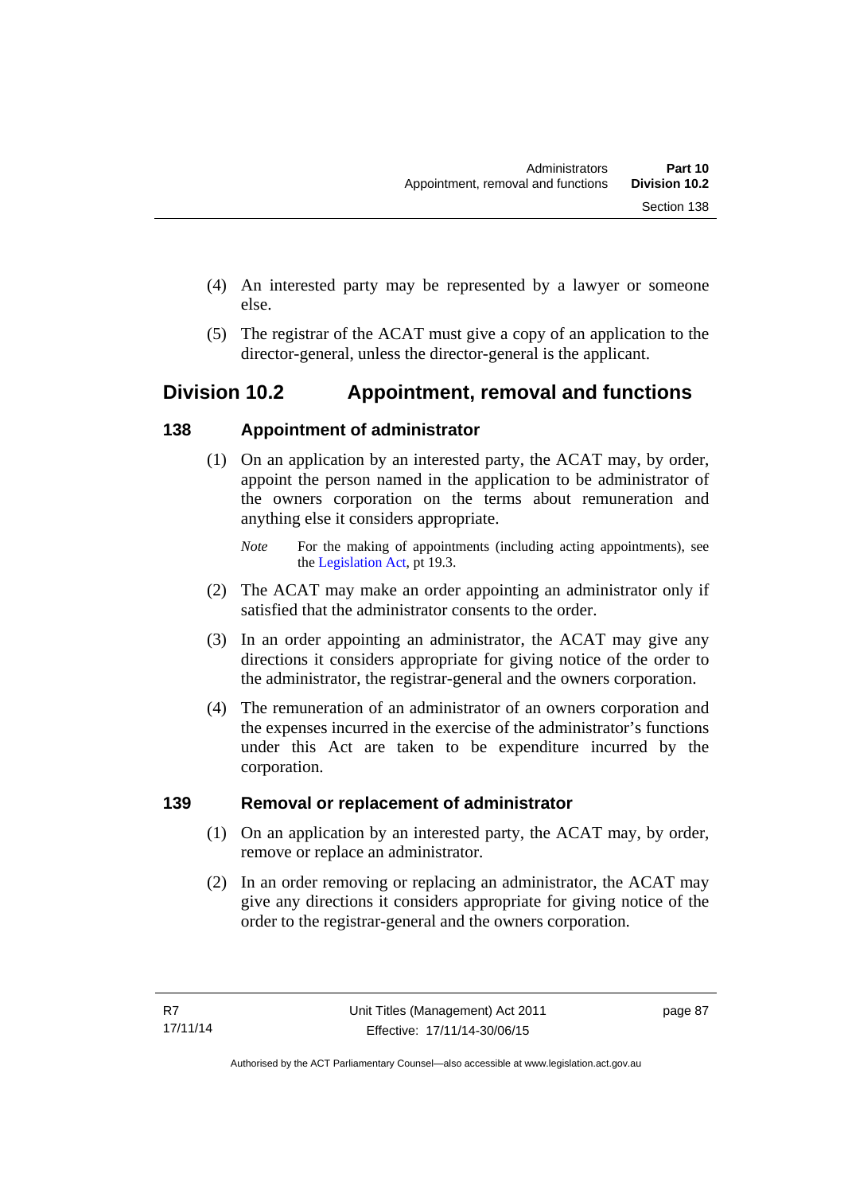(4) An interested party may be represented by a lawyer or someone else.

(5) The registrar of the ACAT must give a copy of an application to the director-general, unless the director-general is the applicant.

## Division 10.2 Appointment, removal and functions

### 138 Appointment of administrator

(1) On an application by an interested party, the ACAT may, by order, appoint the person named in the application to be administrator of the owners corporation on the terms about remuneration and anything else it considers appropriate.

*Note* For the making of appointments (including acting appointments), see the Legislation Act, pt 19.3.

(2) The ACAT may make an order appointing an administrator only if satisfied that the administrator consents to the order.

(3) In an order appointing an administrator, the ACAT may give any directions it considers appropriate for giving notice of the order to the administrator, the registrar-general and the owners corporation.

(4) The remuneration of an administrator of an owners corporation and the expenses incurred in the exercise of the administrator's functions under this Act are taken to be expenditure incurred by the corporation.

### 139 Removal or replacement of administrator

(1) On an application by an interested party, the ACAT may, by order, remove or replace an administrator.

(2) In an order removing or replacing an administrator, the ACAT may give any directions it considers appropriate for giving notice of the order to the registrar-general and the owners corporation.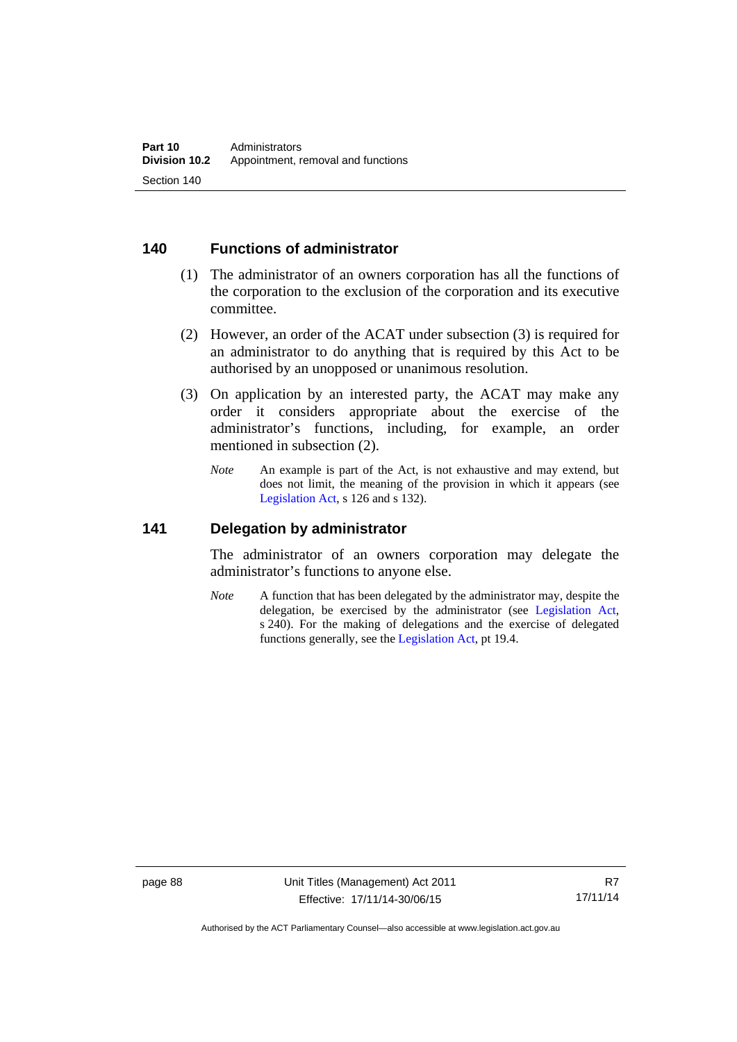## 140 Functions of administrator

(1) The administrator of an owners corporation has all the functions of the corporation to the exclusion of the corporation and its executive committee.

(2) However, an order of the ACAT under subsection (3) is required for an administrator to do anything that is required by this Act to be authorised by an unopposed or unanimous resolution.

(3) On application by an interested party, the ACAT may make any order it considers appropriate about the exercise of the administrator's functions, including, for example, an order mentioned in subsection (2).

*Note* An example is part of the Act, is not exhaustive and may extend, but does not limit, the meaning of the provision in which it appears (see Legislation Act, s 126 and s 132).

## 141 Delegation by administrator

The administrator of an owners corporation may delegate the administrator's functions to anyone else.

*Note* A function that has been delegated by the administrator may, despite the delegation, be exercised by the administrator (see Legislation Act, s 240). For the making of delegations and the exercise of delegated functions generally, see the Legislation Act, pt 19.4.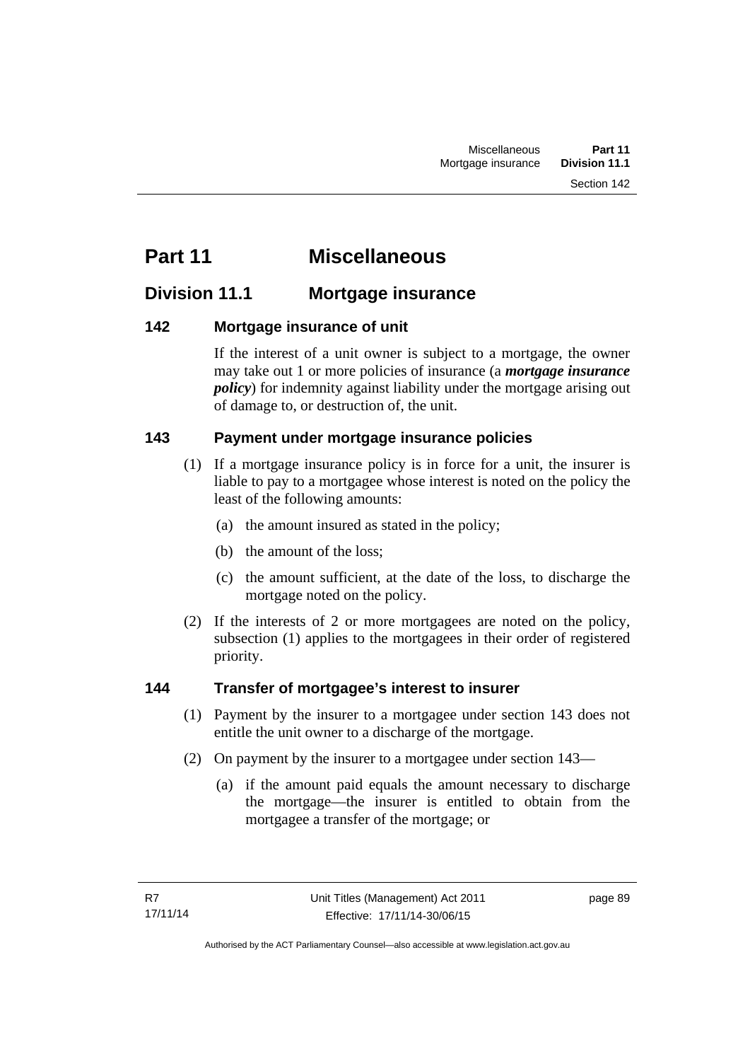# Part 11 Miscellaneous

## Division 11.1 Mortgage insurance

### 142 Mortgage insurance of unit

If the interest of a unit owner is subject to a mortgage, the owner may take out 1 or more policies of insurance (a ***mortgage insurance policy***) for indemnity against liability under the mortgage arising out of damage to, or destruction of, the unit.

### 143 Payment under mortgage insurance policies

(1) If a mortgage insurance policy is in force for a unit, the insurer is liable to pay to a mortgagee whose interest is noted on the policy the least of the following amounts:

(a) the amount insured as stated in the policy;

(b) the amount of the loss;

(c) the amount sufficient, at the date of the loss, to discharge the mortgage noted on the policy.

(2) If the interests of 2 or more mortgagees are noted on the policy, subsection (1) applies to the mortgagees in their order of registered priority.

### 144 Transfer of mortgagee's interest to insurer

(1) Payment by the insurer to a mortgagee under section 143 does not entitle the unit owner to a discharge of the mortgage.

(2) On payment by the insurer to a mortgagee under section 143—

(a) if the amount paid equals the amount necessary to discharge the mortgage—the insurer is entitled to obtain from the mortgagee a transfer of the mortgage; or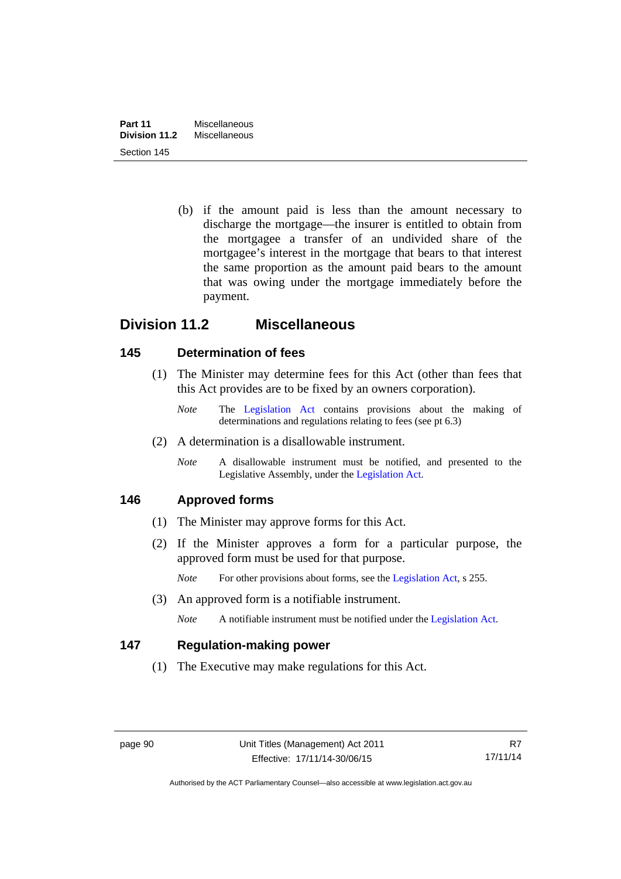(b) if the amount paid is less than the amount necessary to discharge the mortgage—the insurer is entitled to obtain from the mortgagee a transfer of an undivided share of the mortgagee's interest in the mortgage that bears to that interest the same proportion as the amount paid bears to the amount that was owing under the mortgage immediately before the payment.

## Division 11.2 Miscellaneous

### 145 Determination of fees

(1) The Minister may determine fees for this Act (other than fees that this Act provides are to be fixed by an owners corporation).

*Note* The Legislation Act contains provisions about the making of determinations and regulations relating to fees (see pt 6.3)

(2) A determination is a disallowable instrument.

*Note* A disallowable instrument must be notified, and presented to the Legislative Assembly, under the Legislation Act.

### 146 Approved forms

(1) The Minister may approve forms for this Act.

(2) If the Minister approves a form for a particular purpose, the approved form must be used for that purpose.

*Note* For other provisions about forms, see the Legislation Act, s 255.

(3) An approved form is a notifiable instrument.

*Note* A notifiable instrument must be notified under the Legislation Act.

### 147 Regulation-making power

(1) The Executive may make regulations for this Act.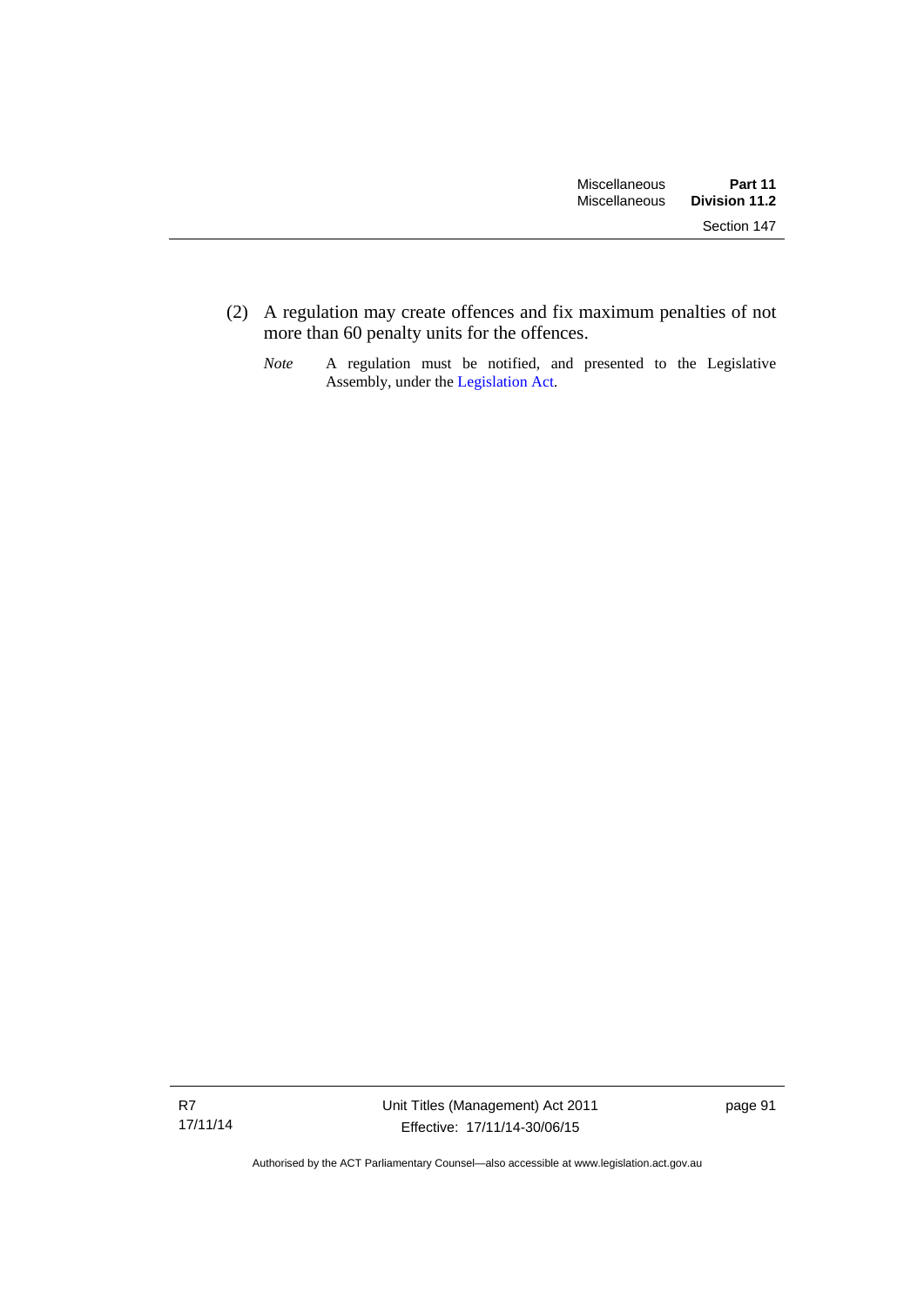(2) A regulation may create offences and fix maximum penalties of not more than 60 penalty units for the offences.

*Note* A regulation must be notified, and presented to the Legislative Assembly, under the Legislation Act.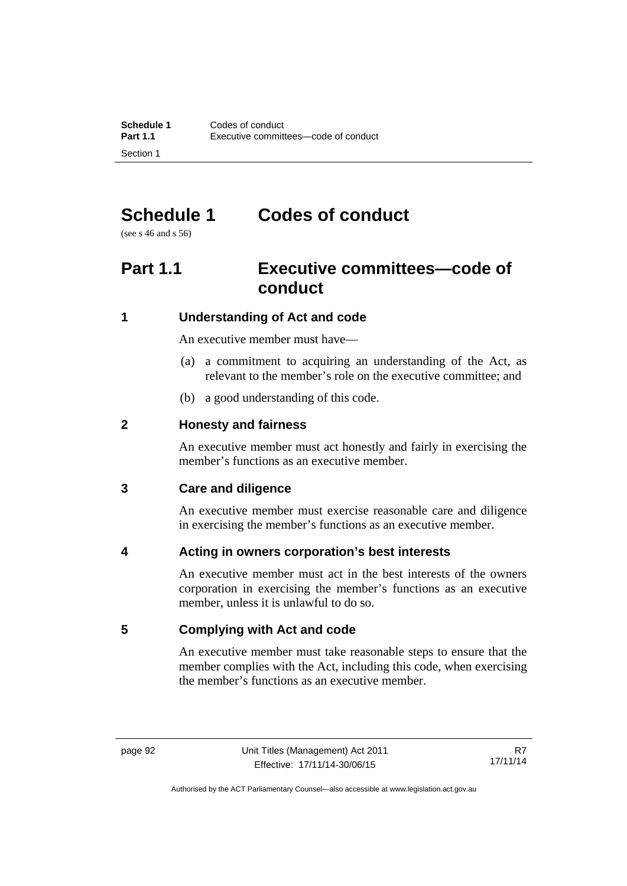# Schedule 1 Codes of conduct

(see s 46 and s 56)

## Part 1.1 Executive committees—code of conduct

### 1 Understanding of Act and code

An executive member must have—

(a) a commitment to acquiring an understanding of the Act, as relevant to the member's role on the executive committee; and

(b) a good understanding of this code.

### 2 Honesty and fairness

An executive member must act honestly and fairly in exercising the member's functions as an executive member.

### 3 Care and diligence

An executive member must exercise reasonable care and diligence in exercising the member's functions as an executive member.

### 4 Acting in owners corporation's best interests

An executive member must act in the best interests of the owners corporation in exercising the member's functions as an executive member, unless it is unlawful to do so.

### 5 Complying with Act and code

An executive member must take reasonable steps to ensure that the member complies with the Act, including this code, when exercising the member's functions as an executive member.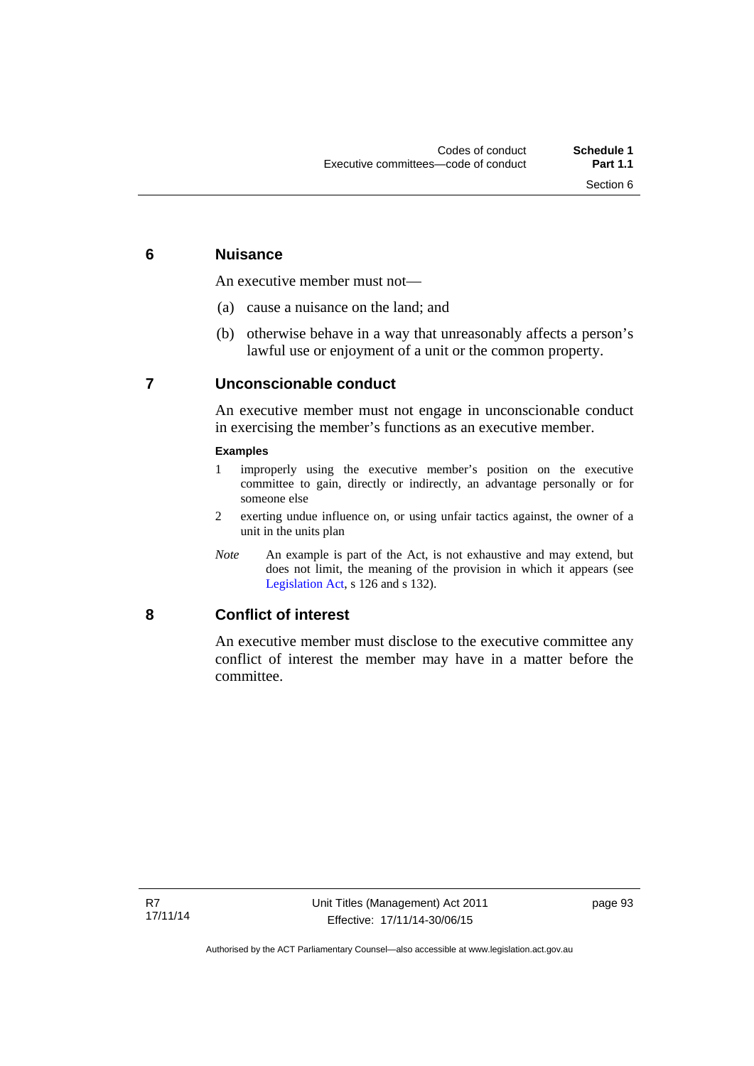## 6 Nuisance

An executive member must not—

(a) cause a nuisance on the land; and

(b) otherwise behave in a way that unreasonably affects a person's lawful use or enjoyment of a unit or the common property.

## 7 Unconscionable conduct

An executive member must not engage in unconscionable conduct in exercising the member's functions as an executive member.

**Examples**

1 improperly using the executive member's position on the executive committee to gain, directly or indirectly, an advantage personally or for someone else

2 exerting undue influence on, or using unfair tactics against, the owner of a unit in the units plan

*Note* An example is part of the Act, is not exhaustive and may extend, but does not limit, the meaning of the provision in which it appears (see Legislation Act, s 126 and s 132).

## 8 Conflict of interest

An executive member must disclose to the executive committee any conflict of interest the member may have in a matter before the committee.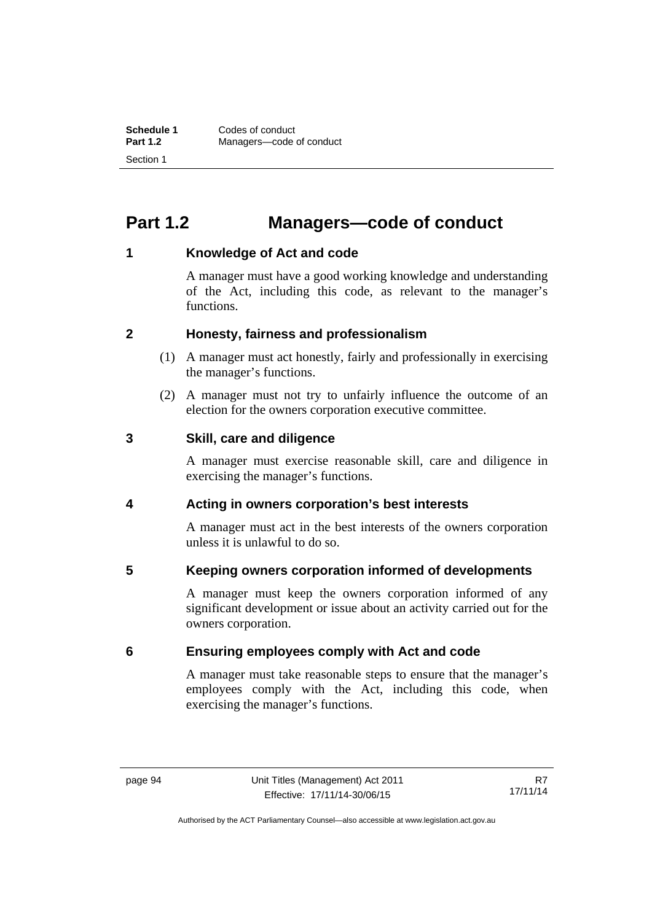# Part 1.2 Managers—code of conduct

## 1 Knowledge of Act and code

A manager must have a good working knowledge and understanding of the Act, including this code, as relevant to the manager's functions.

## 2 Honesty, fairness and professionalism

(1) A manager must act honestly, fairly and professionally in exercising the manager's functions.

(2) A manager must not try to unfairly influence the outcome of an election for the owners corporation executive committee.

## 3 Skill, care and diligence

A manager must exercise reasonable skill, care and diligence in exercising the manager's functions.

## 4 Acting in owners corporation's best interests

A manager must act in the best interests of the owners corporation unless it is unlawful to do so.

## 5 Keeping owners corporation informed of developments

A manager must keep the owners corporation informed of any significant development or issue about an activity carried out for the owners corporation.

## 6 Ensuring employees comply with Act and code

A manager must take reasonable steps to ensure that the manager's employees comply with the Act, including this code, when exercising the manager's functions.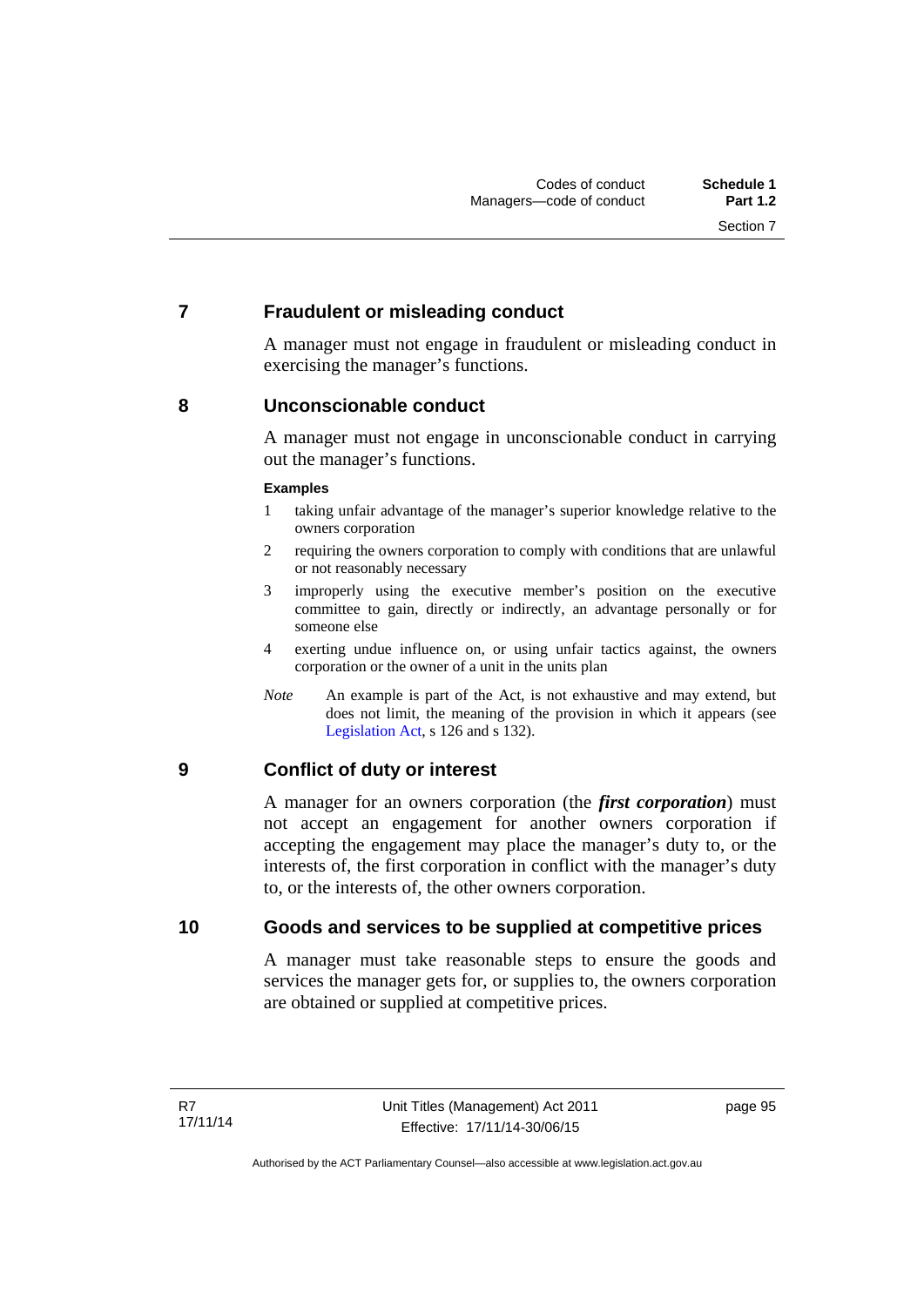## 7 Fraudulent or misleading conduct

A manager must not engage in fraudulent or misleading conduct in exercising the manager's functions.

## 8 Unconscionable conduct

A manager must not engage in unconscionable conduct in carrying out the manager's functions.

**Examples**

1. taking unfair advantage of the manager's superior knowledge relative to the owners corporation
2. requiring the owners corporation to comply with conditions that are unlawful or not reasonably necessary
3. improperly using the executive member's position on the executive committee to gain, directly or indirectly, an advantage personally or for someone else
4. exerting undue influence on, or using unfair tactics against, the owners corporation or the owner of a unit in the units plan

*Note* An example is part of the Act, is not exhaustive and may extend, but does not limit, the meaning of the provision in which it appears (see Legislation Act, s 126 and s 132).

## 9 Conflict of duty or interest

A manager for an owners corporation (the ***first corporation***) must not accept an engagement for another owners corporation if accepting the engagement may place the manager's duty to, or the interests of, the first corporation in conflict with the manager's duty to, or the interests of, the other owners corporation.

## 10 Goods and services to be supplied at competitive prices

A manager must take reasonable steps to ensure the goods and services the manager gets for, or supplies to, the owners corporation are obtained or supplied at competitive prices.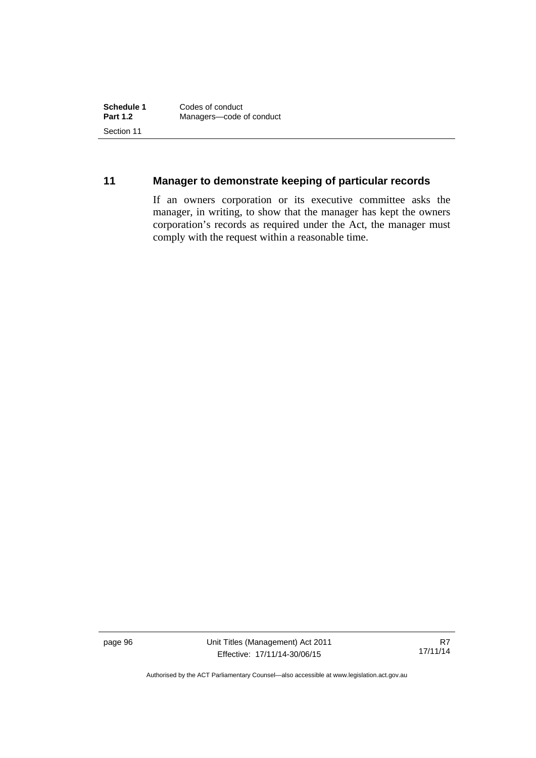## 11 Manager to demonstrate keeping of particular records

If an owners corporation or its executive committee asks the manager, in writing, to show that the manager has kept the owners corporation's records as required under the Act, the manager must comply with the request within a reasonable time.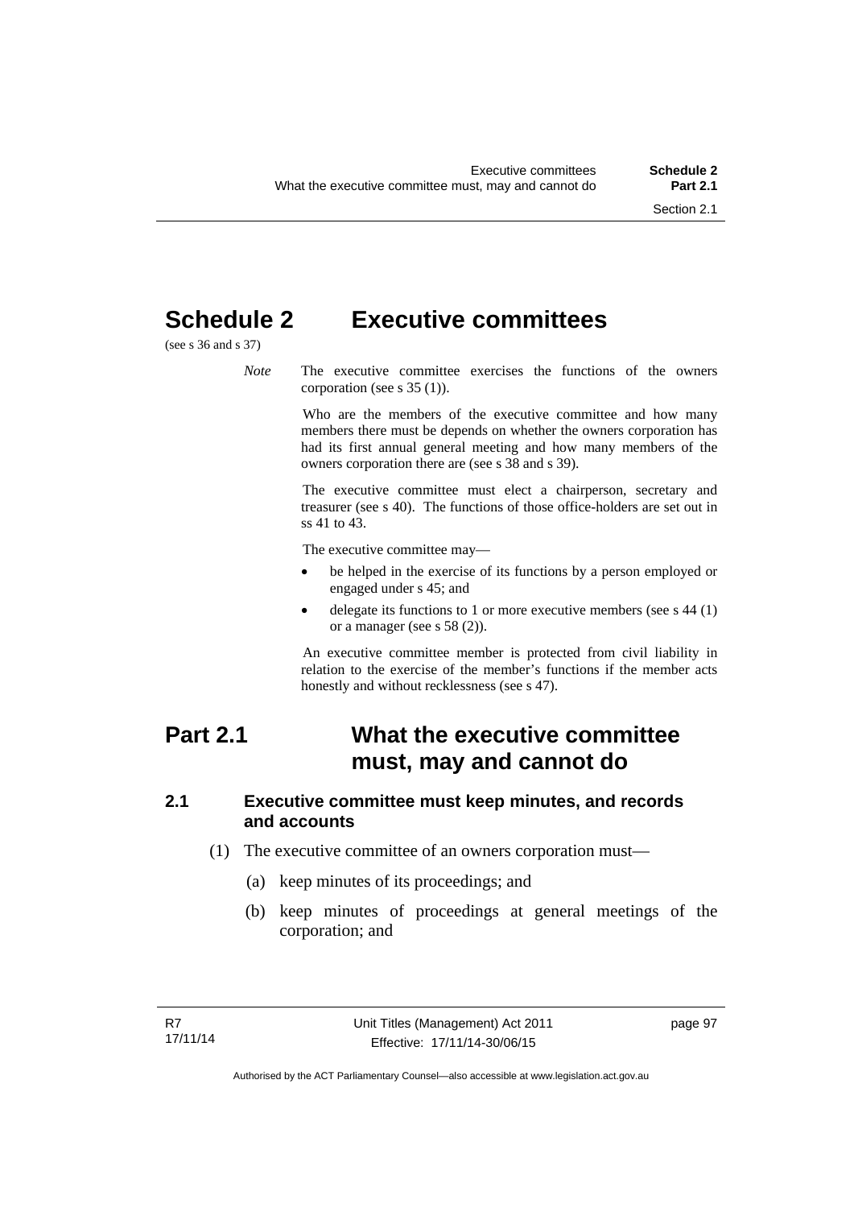# Schedule 2 Executive committees

(see s 36 and s 37)

*Note* The executive committee exercises the functions of the owners corporation (see s 35 (1)).

Who are the members of the executive committee and how many members there must be depends on whether the owners corporation has had its first annual general meeting and how many members of the owners corporation there are (see s 38 and s 39).

The executive committee must elect a chairperson, secretary and treasurer (see s 40). The functions of those office-holders are set out in ss 41 to 43.

The executive committee may—

- be helped in the exercise of its functions by a person employed or engaged under s 45; and
- delegate its functions to 1 or more executive members (see s 44 (1) or a manager (see s 58 (2)).

An executive committee member is protected from civil liability in relation to the exercise of the member's functions if the member acts honestly and without recklessness (see s 47).

## Part 2.1 What the executive committee must, may and cannot do

### 2.1 Executive committee must keep minutes, and records and accounts

(1) The executive committee of an owners corporation must—

(a) keep minutes of its proceedings; and

(b) keep minutes of proceedings at general meetings of the corporation; and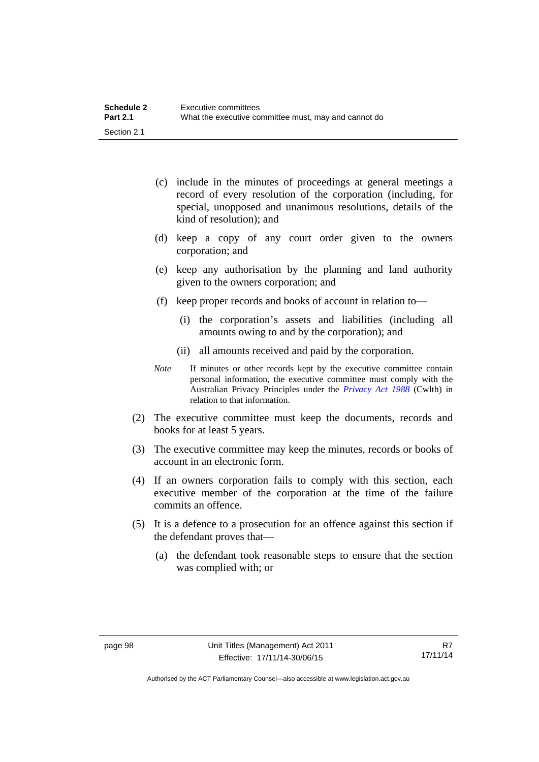(c) include in the minutes of proceedings at general meetings a record of every resolution of the corporation (including, for special, unopposed and unanimous resolutions, details of the kind of resolution); and

(d) keep a copy of any court order given to the owners corporation; and

(e) keep any authorisation by the planning and land authority given to the owners corporation; and

(f) keep proper records and books of account in relation to—

(i) the corporation's assets and liabilities (including all amounts owing to and by the corporation); and

(ii) all amounts received and paid by the corporation.

*Note* If minutes or other records kept by the executive committee contain personal information, the executive committee must comply with the Australian Privacy Principles under the *Privacy Act 1988* (Cwlth) in relation to that information.

(2) The executive committee must keep the documents, records and books for at least 5 years.

(3) The executive committee may keep the minutes, records or books of account in an electronic form.

(4) If an owners corporation fails to comply with this section, each executive member of the corporation at the time of the failure commits an offence.

(5) It is a defence to a prosecution for an offence against this section if the defendant proves that—

(a) the defendant took reasonable steps to ensure that the section was complied with; or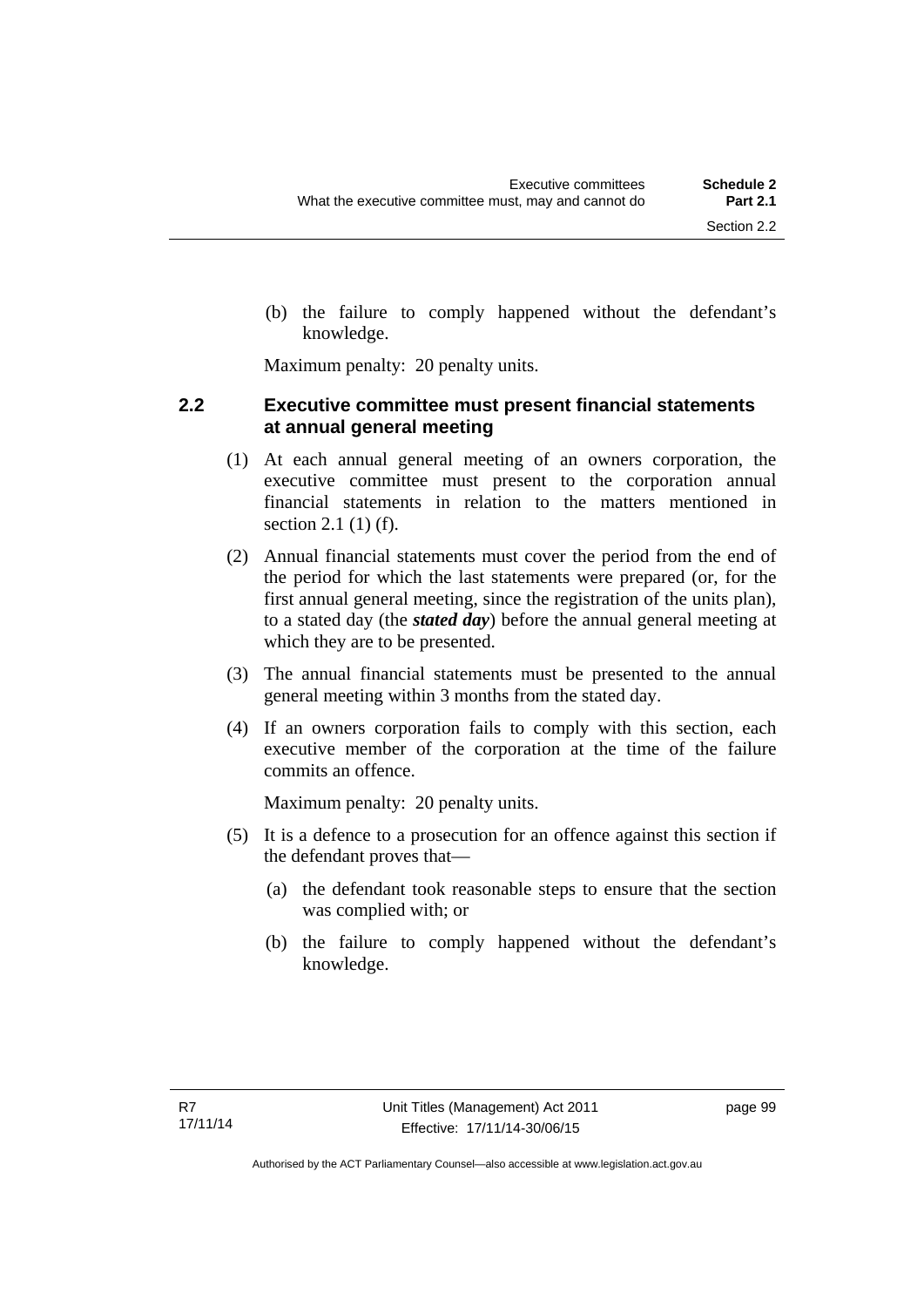(b) the failure to comply happened without the defendant's knowledge.

Maximum penalty: 20 penalty units.

### 2.2 Executive committee must present financial statements at annual general meeting

(1) At each annual general meeting of an owners corporation, the executive committee must present to the corporation annual financial statements in relation to the matters mentioned in section 2.1 (1) (f).

(2) Annual financial statements must cover the period from the end of the period for which the last statements were prepared (or, for the first annual general meeting, since the registration of the units plan), to a stated day (the ***stated day***) before the annual general meeting at which they are to be presented.

(3) The annual financial statements must be presented to the annual general meeting within 3 months from the stated day.

(4) If an owners corporation fails to comply with this section, each executive member of the corporation at the time of the failure commits an offence.

Maximum penalty: 20 penalty units.

(5) It is a defence to a prosecution for an offence against this section if the defendant proves that—

(a) the defendant took reasonable steps to ensure that the section was complied with; or

(b) the failure to comply happened without the defendant's knowledge.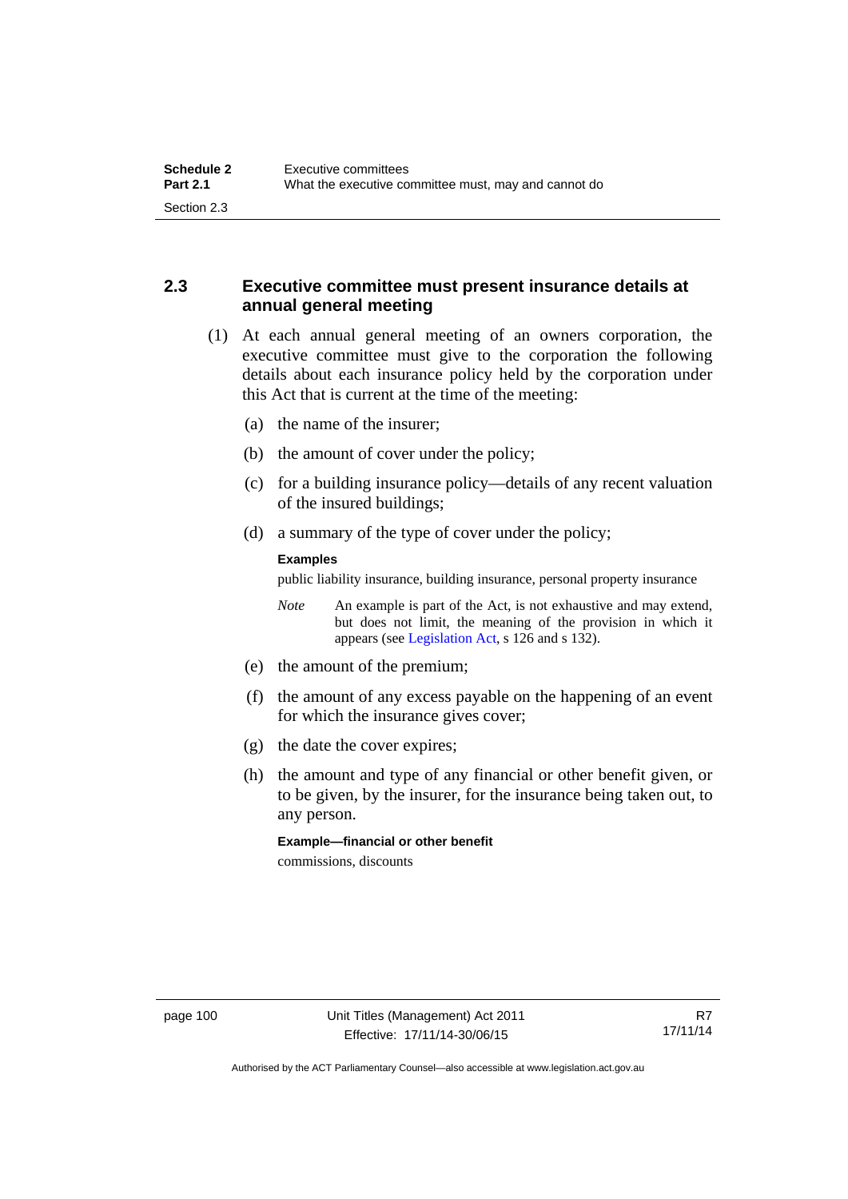## 2.3 Executive committee must present insurance details at annual general meeting

(1) At each annual general meeting of an owners corporation, the executive committee must give to the corporation the following details about each insurance policy held by the corporation under this Act that is current at the time of the meeting:

(a) the name of the insurer;

(b) the amount of cover under the policy;

(c) for a building insurance policy—details of any recent valuation of the insured buildings;

(d) a summary of the type of cover under the policy;

**Examples**

public liability insurance, building insurance, personal property insurance

*Note* An example is part of the Act, is not exhaustive and may extend, but does not limit, the meaning of the provision in which it appears (see Legislation Act, s 126 and s 132).

(e) the amount of the premium;

(f) the amount of any excess payable on the happening of an event for which the insurance gives cover;

(g) the date the cover expires;

(h) the amount and type of any financial or other benefit given, or to be given, by the insurer, for the insurance being taken out, to any person.

**Example—financial or other benefit**

commissions, discounts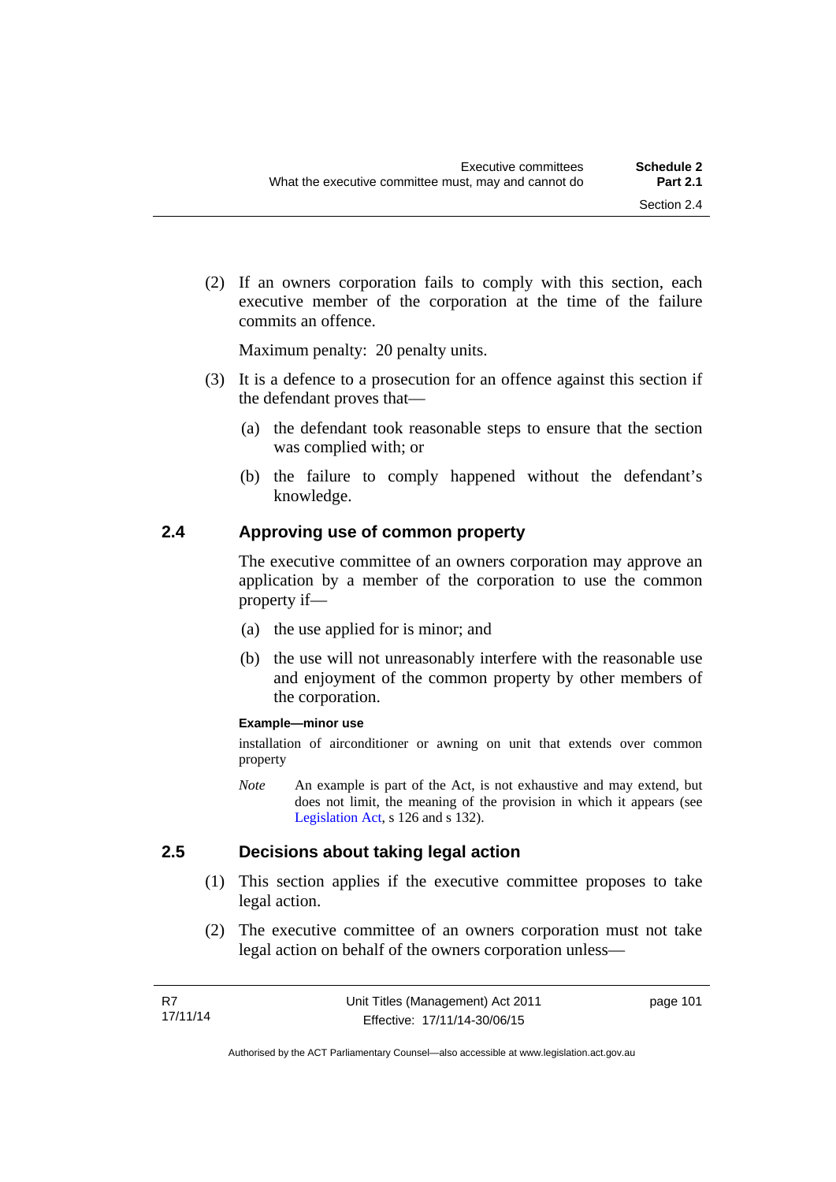(2) If an owners corporation fails to comply with this section, each executive member of the corporation at the time of the failure commits an offence.

Maximum penalty: 20 penalty units.

(3) It is a defence to a prosecution for an offence against this section if the defendant proves that—

(a) the defendant took reasonable steps to ensure that the section was complied with; or

(b) the failure to comply happened without the defendant's knowledge.

## 2.4 Approving use of common property

The executive committee of an owners corporation may approve an application by a member of the corporation to use the common property if—

(a) the use applied for is minor; and

(b) the use will not unreasonably interfere with the reasonable use and enjoyment of the common property by other members of the corporation.

**Example—minor use**

installation of airconditioner or awning on unit that extends over common property

*Note* An example is part of the Act, is not exhaustive and may extend, but does not limit, the meaning of the provision in which it appears (see Legislation Act, s 126 and s 132).

## 2.5 Decisions about taking legal action

(1) This section applies if the executive committee proposes to take legal action.

(2) The executive committee of an owners corporation must not take legal action on behalf of the owners corporation unless—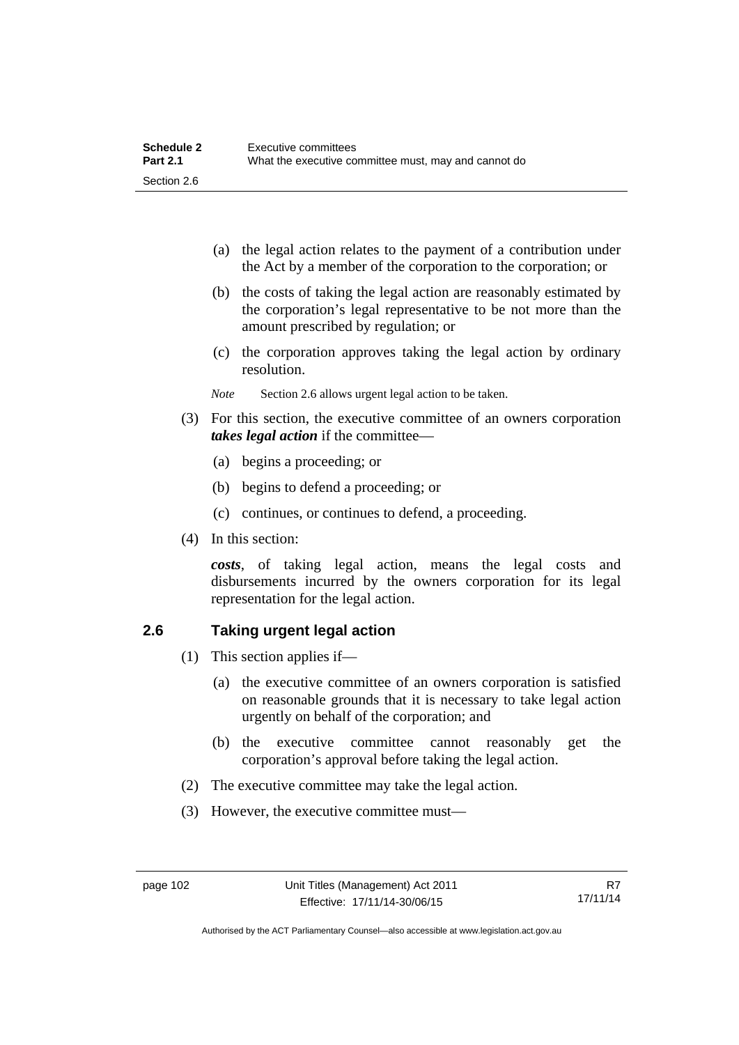(a) the legal action relates to the payment of a contribution under the Act by a member of the corporation to the corporation; or

(b) the costs of taking the legal action are reasonably estimated by the corporation's legal representative to be not more than the amount prescribed by regulation; or

(c) the corporation approves taking the legal action by ordinary resolution.

*Note* Section 2.6 allows urgent legal action to be taken.

(3) For this section, the executive committee of an owners corporation ***takes legal action*** if the committee—

(a) begins a proceeding; or

(b) begins to defend a proceeding; or

(c) continues, or continues to defend, a proceeding.

(4) In this section:

***costs***, of taking legal action, means the legal costs and disbursements incurred by the owners corporation for its legal representation for the legal action.

## 2.6 Taking urgent legal action

(1) This section applies if—

(a) the executive committee of an owners corporation is satisfied on reasonable grounds that it is necessary to take legal action urgently on behalf of the corporation; and

(b) the executive committee cannot reasonably get the corporation's approval before taking the legal action.

(2) The executive committee may take the legal action.

(3) However, the executive committee must—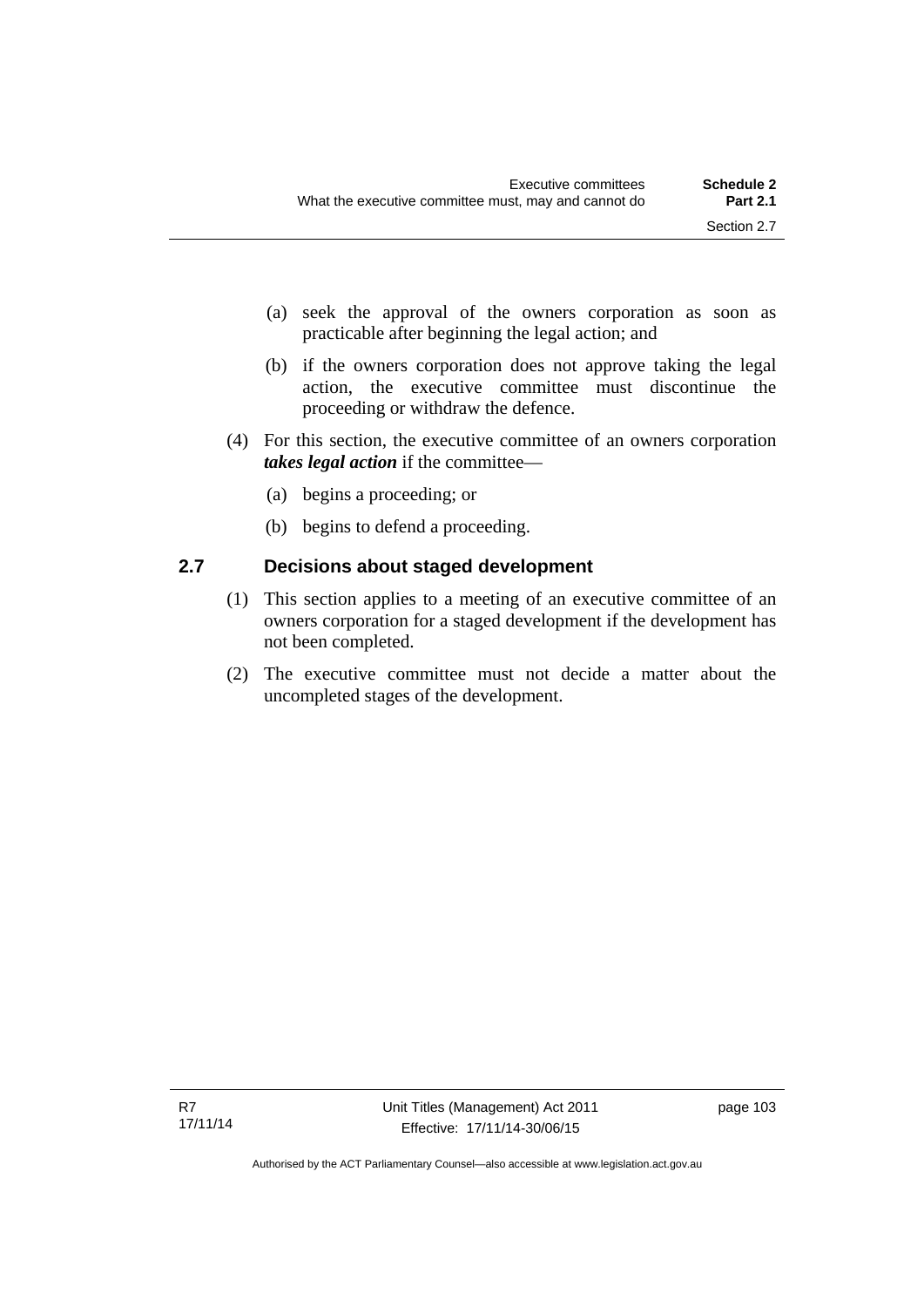(a) seek the approval of the owners corporation as soon as practicable after beginning the legal action; and

(b) if the owners corporation does not approve taking the legal action, the executive committee must discontinue the proceeding or withdraw the defence.

(4) For this section, the executive committee of an owners corporation ***takes legal action*** if the committee—

(a) begins a proceeding; or

(b) begins to defend a proceeding.

## 2.7 Decisions about staged development

(1) This section applies to a meeting of an executive committee of an owners corporation for a staged development if the development has not been completed.

(2) The executive committee must not decide a matter about the uncompleted stages of the development.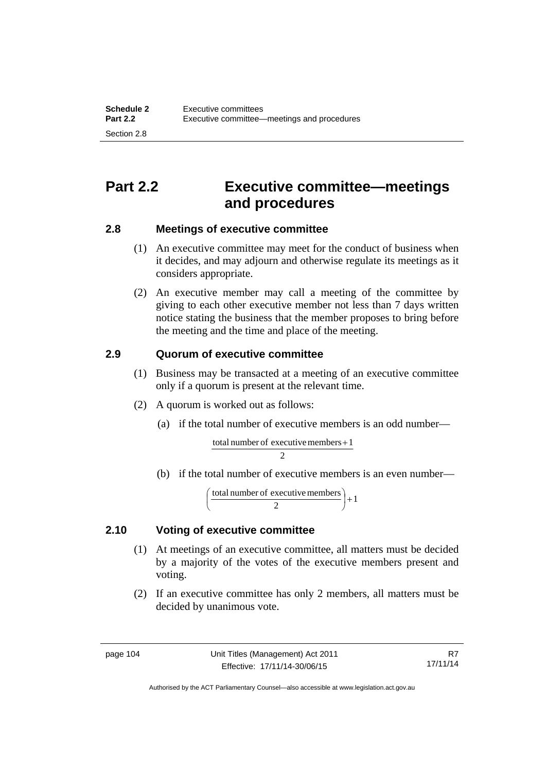# Part 2.2 Executive committee—meetings and procedures

## 2.8 Meetings of executive committee

(1) An executive committee may meet for the conduct of business when it decides, and may adjourn and otherwise regulate its meetings as it considers appropriate.

(2) An executive member may call a meeting of the committee by giving to each other executive member not less than 7 days written notice stating the business that the member proposes to bring before the meeting and the time and place of the meeting.

## 2.9 Quorum of executive committee

(1) Business may be transacted at a meeting of an executive committee only if a quorum is present at the relevant time.

(2) A quorum is worked out as follows:

(a) if the total number of executive members is an odd number—

$$\frac{\text{total number of executive members} + 1}{2}$$

(b) if the total number of executive members is an even number—

$$\left(\frac{\text{total number of executive members}}{2}\right) + 1$$

## 2.10 Voting of executive committee

(1) At meetings of an executive committee, all matters must be decided by a majority of the votes of the executive members present and voting.

(2) If an executive committee has only 2 members, all matters must be decided by unanimous vote.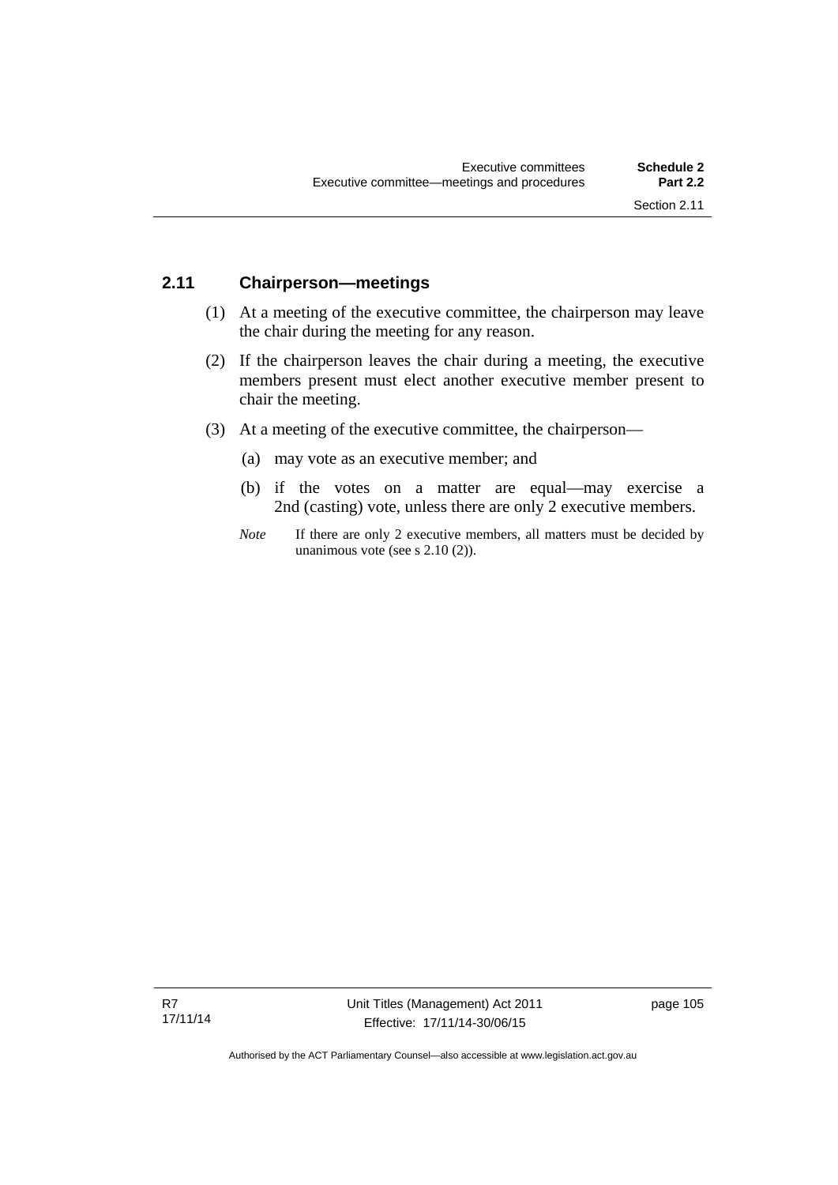### 2.11 Chairperson—meetings

(1) At a meeting of the executive committee, the chairperson may leave the chair during the meeting for any reason.

(2) If the chairperson leaves the chair during a meeting, the executive members present must elect another executive member present to chair the meeting.

(3) At a meeting of the executive committee, the chairperson—

(a) may vote as an executive member; and

(b) if the votes on a matter are equal—may exercise a 2nd (casting) vote, unless there are only 2 executive members.

*Note* If there are only 2 executive members, all matters must be decided by unanimous vote (see s 2.10 (2)).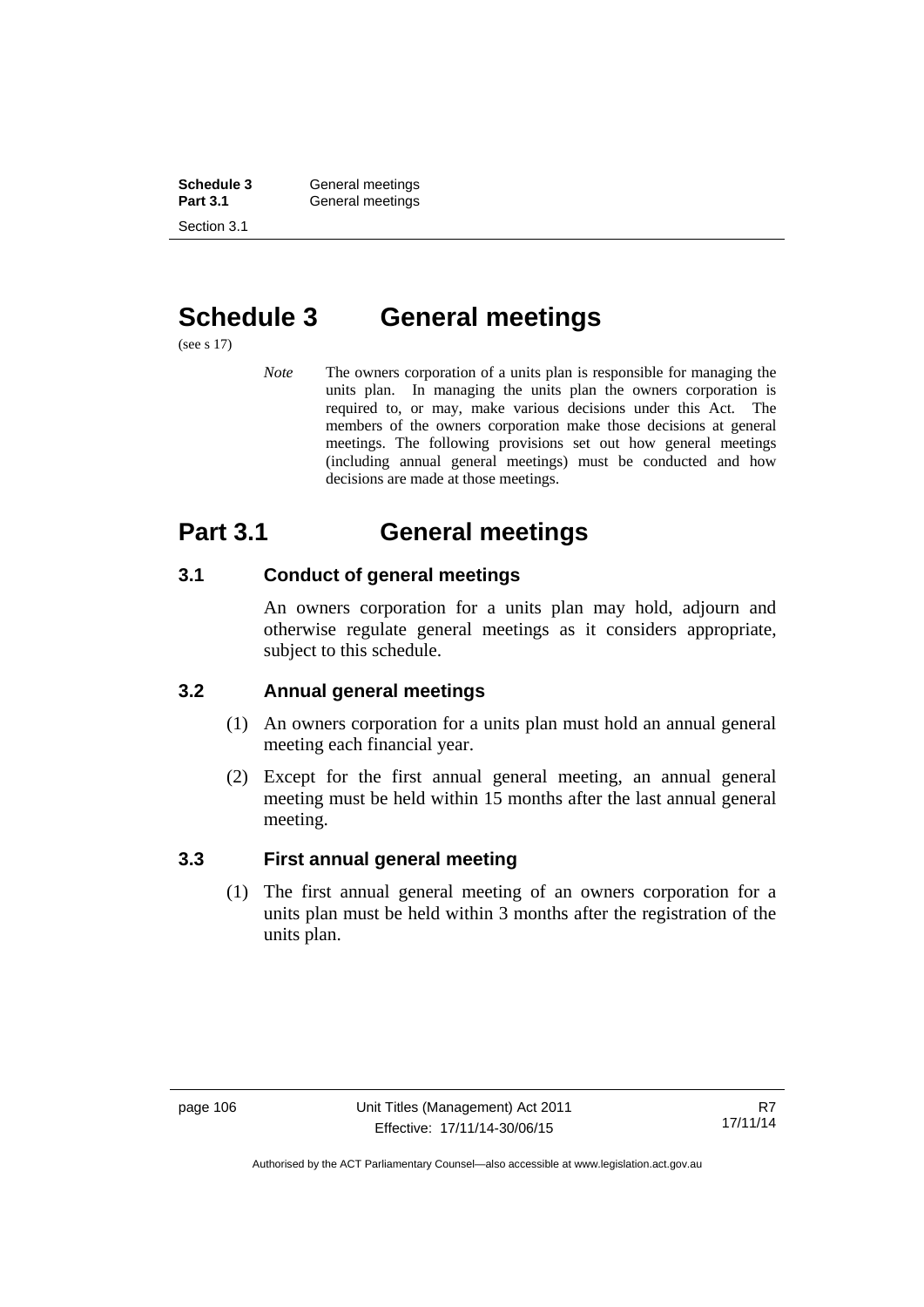# Schedule 3 General meetings

(see s 17)

*Note* The owners corporation of a units plan is responsible for managing the units plan. In managing the units plan the owners corporation is required to, or may, make various decisions under this Act. The members of the owners corporation make those decisions at general meetings. The following provisions set out how general meetings (including annual general meetings) must be conducted and how decisions are made at those meetings.

## Part 3.1 General meetings

### 3.1 Conduct of general meetings

An owners corporation for a units plan may hold, adjourn and otherwise regulate general meetings as it considers appropriate, subject to this schedule.

### 3.2 Annual general meetings

(1) An owners corporation for a units plan must hold an annual general meeting each financial year.

(2) Except for the first annual general meeting, an annual general meeting must be held within 15 months after the last annual general meeting.

### 3.3 First annual general meeting

(1) The first annual general meeting of an owners corporation for a units plan must be held within 3 months after the registration of the units plan.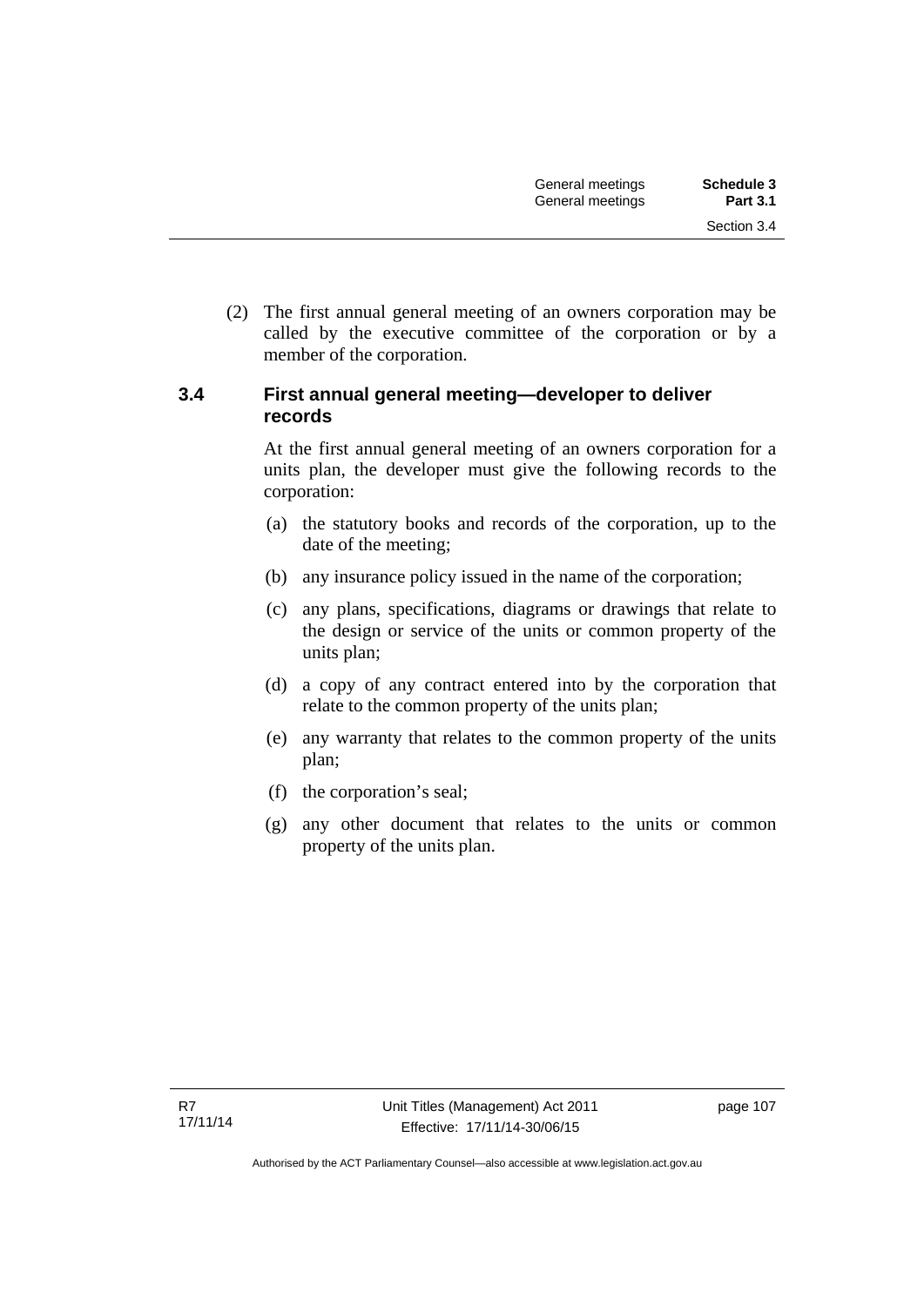(2) The first annual general meeting of an owners corporation may be called by the executive committee of the corporation or by a member of the corporation.

### 3.4 First annual general meeting—developer to deliver records

At the first annual general meeting of an owners corporation for a units plan, the developer must give the following records to the corporation:

(a) the statutory books and records of the corporation, up to the date of the meeting;

(b) any insurance policy issued in the name of the corporation;

(c) any plans, specifications, diagrams or drawings that relate to the design or service of the units or common property of the units plan;

(d) a copy of any contract entered into by the corporation that relate to the common property of the units plan;

(e) any warranty that relates to the common property of the units plan;

(f) the corporation's seal;

(g) any other document that relates to the units or common property of the units plan.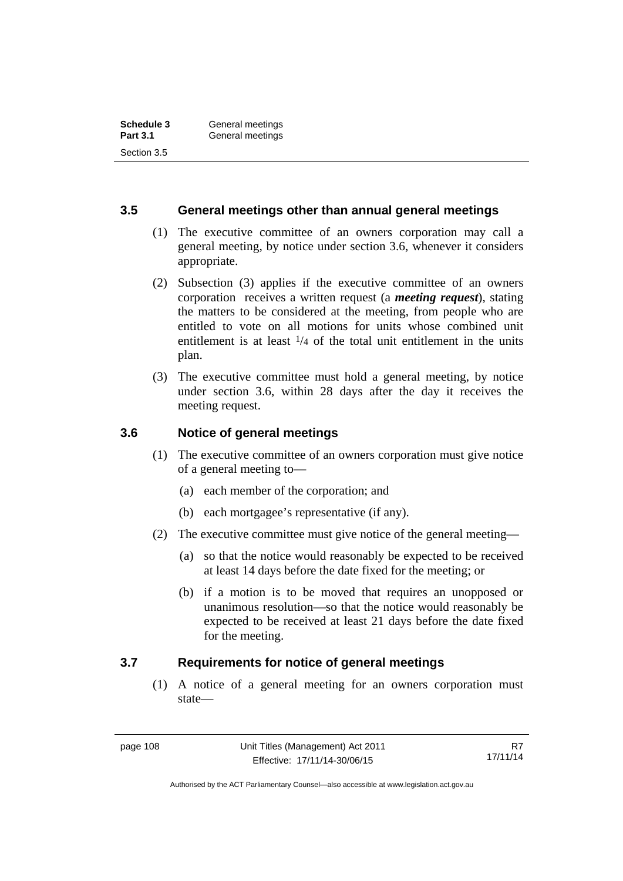## 3.5 General meetings other than annual general meetings

(1) The executive committee of an owners corporation may call a general meeting, by notice under section 3.6, whenever it considers appropriate.

(2) Subsection (3) applies if the executive committee of an owners corporation receives a written request (a ***meeting request***), stating the matters to be considered at the meeting, from people who are entitled to vote on all motions for units whose combined unit entitlement is at least $^1/_4$ of the total unit entitlement in the units plan.

(3) The executive committee must hold a general meeting, by notice under section 3.6, within 28 days after the day it receives the meeting request.

## 3.6 Notice of general meetings

(1) The executive committee of an owners corporation must give notice of a general meeting to—

- (a) each member of the corporation; and
- (b) each mortgagee's representative (if any).

(2) The executive committee must give notice of the general meeting—

- (a) so that the notice would reasonably be expected to be received at least 14 days before the date fixed for the meeting; or
- (b) if a motion is to be moved that requires an unopposed or unanimous resolution—so that the notice would reasonably be expected to be received at least 21 days before the date fixed for the meeting.

## 3.7 Requirements for notice of general meetings

(1) A notice of a general meeting for an owners corporation must state—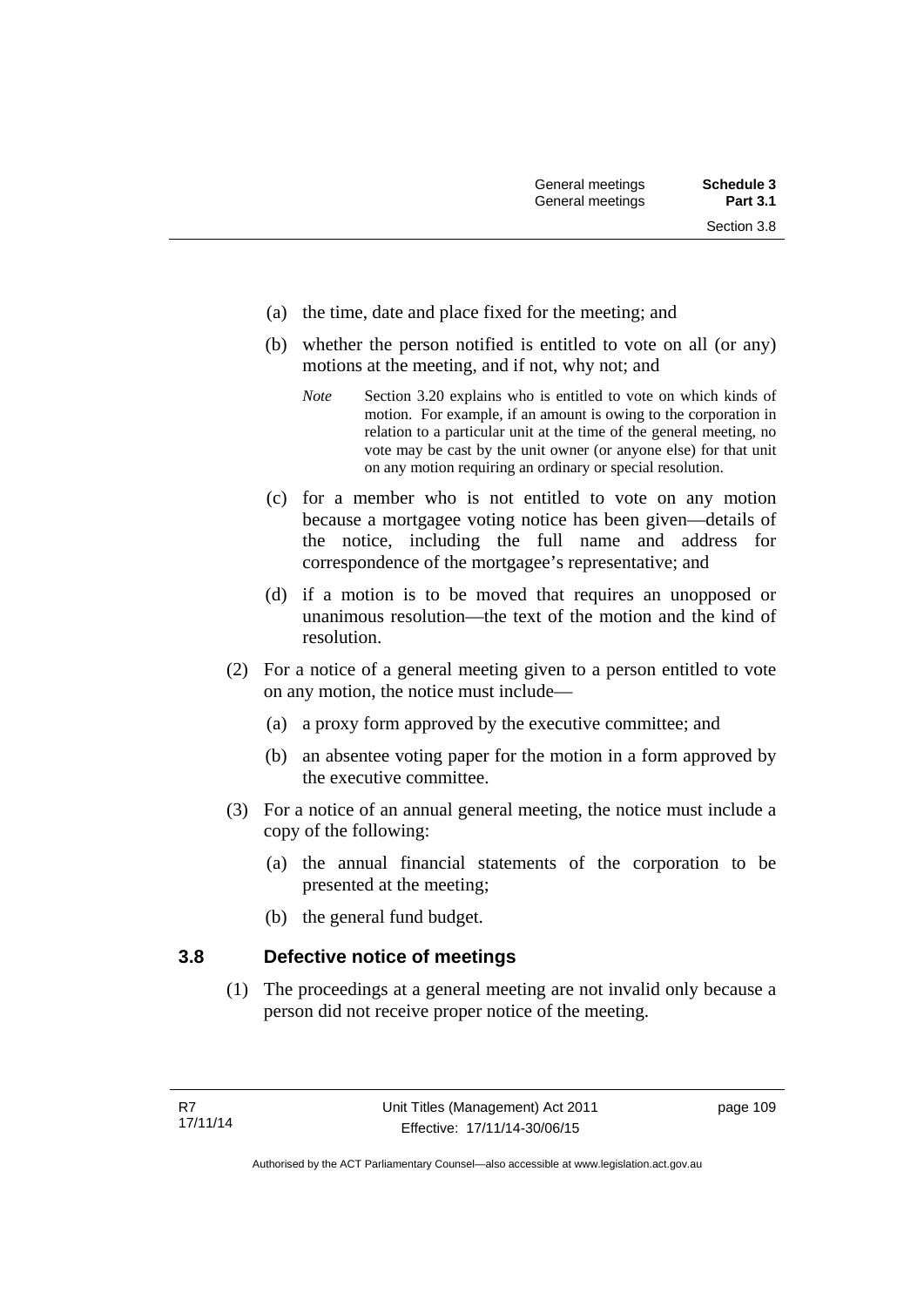(a) the time, date and place fixed for the meeting; and

(b) whether the person notified is entitled to vote on all (or any) motions at the meeting, and if not, why not; and

*Note* Section 3.20 explains who is entitled to vote on which kinds of motion. For example, if an amount is owing to the corporation in relation to a particular unit at the time of the general meeting, no vote may be cast by the unit owner (or anyone else) for that unit on any motion requiring an ordinary or special resolution.

(c) for a member who is not entitled to vote on any motion because a mortgagee voting notice has been given—details of the notice, including the full name and address for correspondence of the mortgagee's representative; and

(d) if a motion is to be moved that requires an unopposed or unanimous resolution—the text of the motion and the kind of resolution.

(2) For a notice of a general meeting given to a person entitled to vote on any motion, the notice must include—

(a) a proxy form approved by the executive committee; and

(b) an absentee voting paper for the motion in a form approved by the executive committee.

(3) For a notice of an annual general meeting, the notice must include a copy of the following:

(a) the annual financial statements of the corporation to be presented at the meeting;

(b) the general fund budget.

### 3.8 Defective notice of meetings

(1) The proceedings at a general meeting are not invalid only because a person did not receive proper notice of the meeting.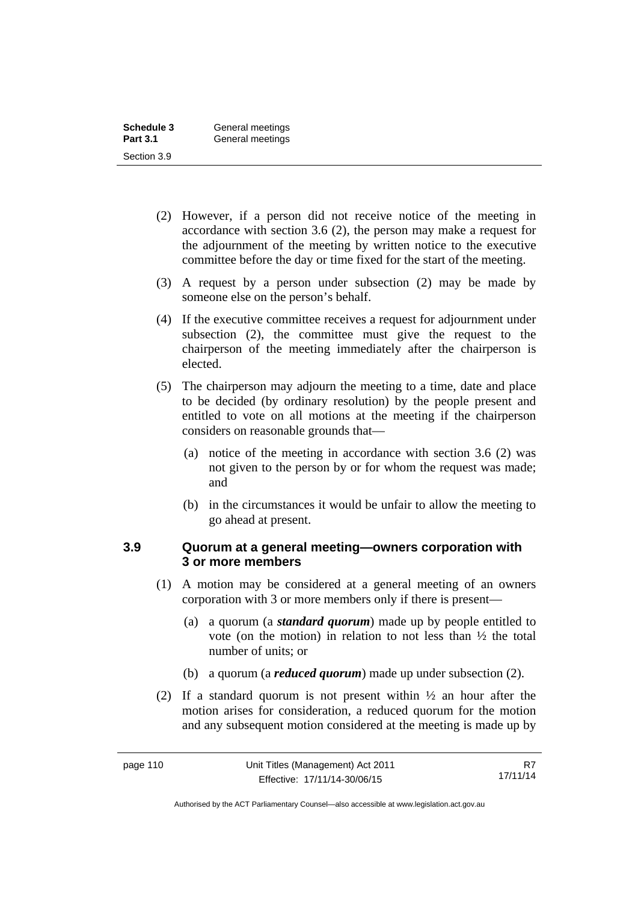(2) However, if a person did not receive notice of the meeting in accordance with section 3.6 (2), the person may make a request for the adjournment of the meeting by written notice to the executive committee before the day or time fixed for the start of the meeting.

(3) A request by a person under subsection (2) may be made by someone else on the person's behalf.

(4) If the executive committee receives a request for adjournment under subsection (2), the committee must give the request to the chairperson of the meeting immediately after the chairperson is elected.

(5) The chairperson may adjourn the meeting to a time, date and place to be decided (by ordinary resolution) by the people present and entitled to vote on all motions at the meeting if the chairperson considers on reasonable grounds that—

(a) notice of the meeting in accordance with section 3.6 (2) was not given to the person by or for whom the request was made; and

(b) in the circumstances it would be unfair to allow the meeting to go ahead at present.

### 3.9 Quorum at a general meeting—owners corporation with 3 or more members

(1) A motion may be considered at a general meeting of an owners corporation with 3 or more members only if there is present—

(a) a quorum (a ***standard quorum***) made up by people entitled to vote (on the motion) in relation to not less than ½ the total number of units; or

(b) a quorum (a ***reduced quorum***) made up under subsection (2).

(2) If a standard quorum is not present within ½ an hour after the motion arises for consideration, a reduced quorum for the motion and any subsequent motion considered at the meeting is made up by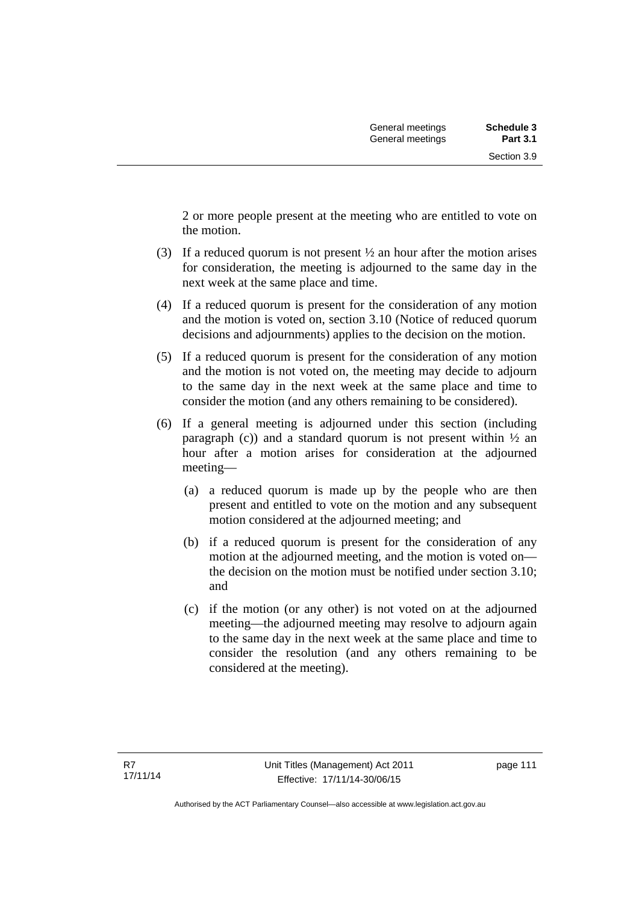2 or more people present at the meeting who are entitled to vote on the motion.

(3) If a reduced quorum is not present ½ an hour after the motion arises for consideration, the meeting is adjourned to the same day in the next week at the same place and time.

(4) If a reduced quorum is present for the consideration of any motion and the motion is voted on, section 3.10 (Notice of reduced quorum decisions and adjournments) applies to the decision on the motion.

(5) If a reduced quorum is present for the consideration of any motion and the motion is not voted on, the meeting may decide to adjourn to the same day in the next week at the same place and time to consider the motion (and any others remaining to be considered).

(6) If a general meeting is adjourned under this section (including paragraph (c)) and a standard quorum is not present within ½ an hour after a motion arises for consideration at the adjourned meeting—

(a) a reduced quorum is made up by the people who are then present and entitled to vote on the motion and any subsequent motion considered at the adjourned meeting; and

(b) if a reduced quorum is present for the consideration of any motion at the adjourned meeting, and the motion is voted on—the decision on the motion must be notified under section 3.10; and

(c) if the motion (or any other) is not voted on at the adjourned meeting—the adjourned meeting may resolve to adjourn again to the same day in the next week at the same place and time to consider the resolution (and any others remaining to be considered at the meeting).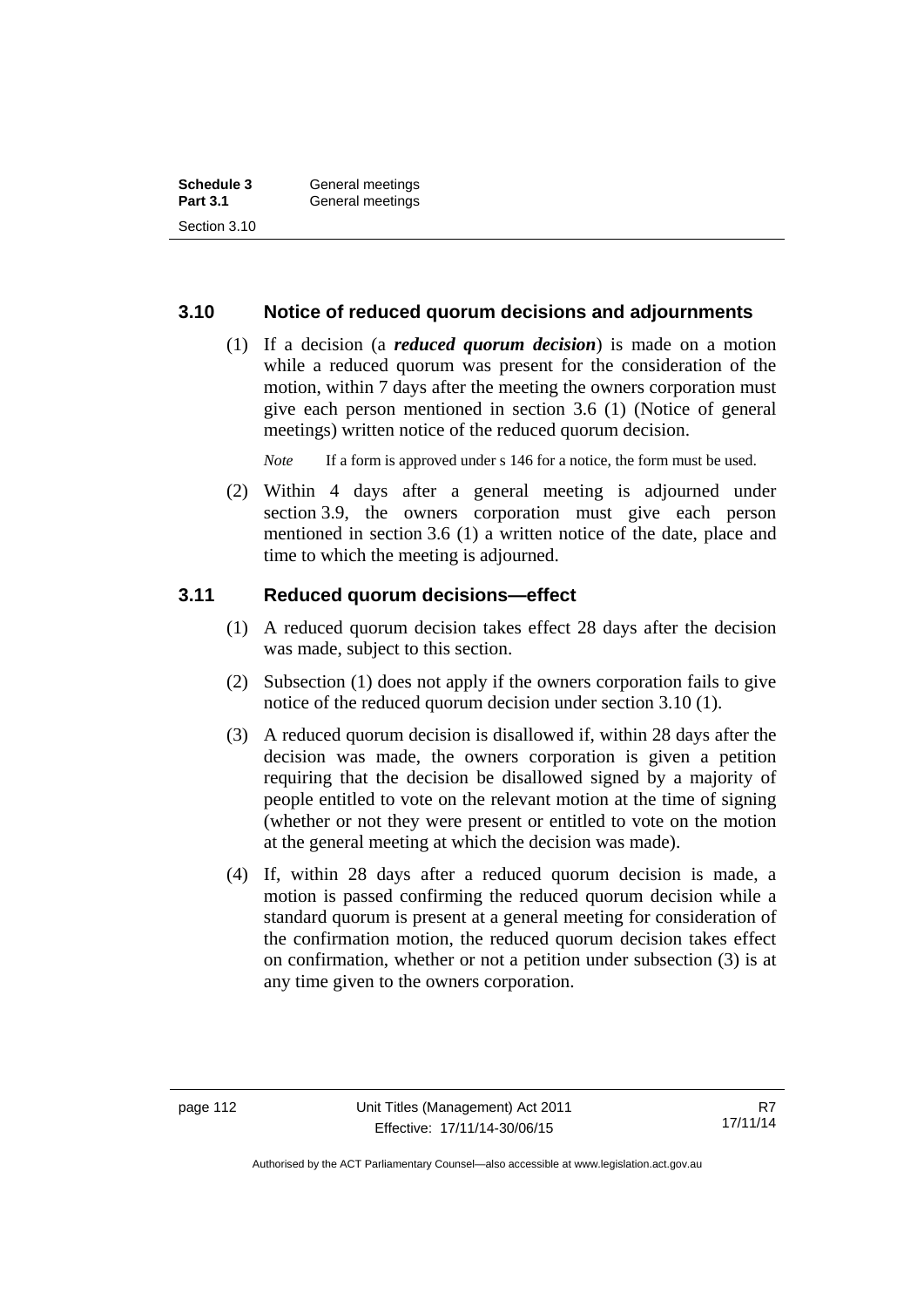### 3.10 Notice of reduced quorum decisions and adjournments

(1) If a decision (a ***reduced quorum decision***) is made on a motion while a reduced quorum was present for the consideration of the motion, within 7 days after the meeting the owners corporation must give each person mentioned in section 3.6 (1) (Notice of general meetings) written notice of the reduced quorum decision.

*Note* If a form is approved under s 146 for a notice, the form must be used.

(2) Within 4 days after a general meeting is adjourned under section 3.9, the owners corporation must give each person mentioned in section 3.6 (1) a written notice of the date, place and time to which the meeting is adjourned.

### 3.11 Reduced quorum decisions—effect

(1) A reduced quorum decision takes effect 28 days after the decision was made, subject to this section.

(2) Subsection (1) does not apply if the owners corporation fails to give notice of the reduced quorum decision under section 3.10 (1).

(3) A reduced quorum decision is disallowed if, within 28 days after the decision was made, the owners corporation is given a petition requiring that the decision be disallowed signed by a majority of people entitled to vote on the relevant motion at the time of signing (whether or not they were present or entitled to vote on the motion at the general meeting at which the decision was made).

(4) If, within 28 days after a reduced quorum decision is made, a motion is passed confirming the reduced quorum decision while a standard quorum is present at a general meeting for consideration of the confirmation motion, the reduced quorum decision takes effect on confirmation, whether or not a petition under subsection (3) is at any time given to the owners corporation.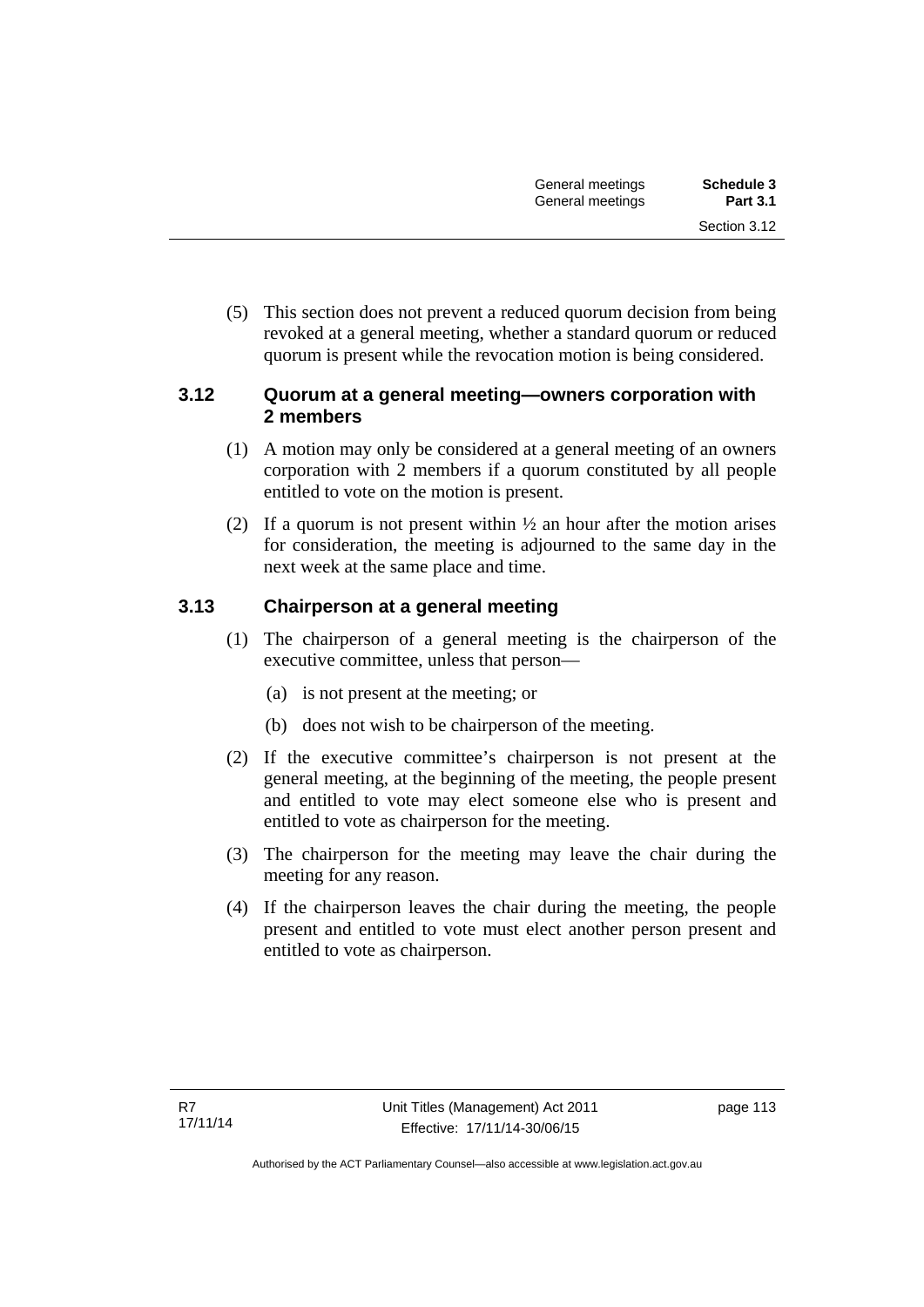(5) This section does not prevent a reduced quorum decision from being revoked at a general meeting, whether a standard quorum or reduced quorum is present while the revocation motion is being considered.

### 3.12 Quorum at a general meeting—owners corporation with 2 members

(1) A motion may only be considered at a general meeting of an owners corporation with 2 members if a quorum constituted by all people entitled to vote on the motion is present.

(2) If a quorum is not present within ½ an hour after the motion arises for consideration, the meeting is adjourned to the same day in the next week at the same place and time.

### 3.13 Chairperson at a general meeting

(1) The chairperson of a general meeting is the chairperson of the executive committee, unless that person—

(a) is not present at the meeting; or

(b) does not wish to be chairperson of the meeting.

(2) If the executive committee's chairperson is not present at the general meeting, at the beginning of the meeting, the people present and entitled to vote may elect someone else who is present and entitled to vote as chairperson for the meeting.

(3) The chairperson for the meeting may leave the chair during the meeting for any reason.

(4) If the chairperson leaves the chair during the meeting, the people present and entitled to vote must elect another person present and entitled to vote as chairperson.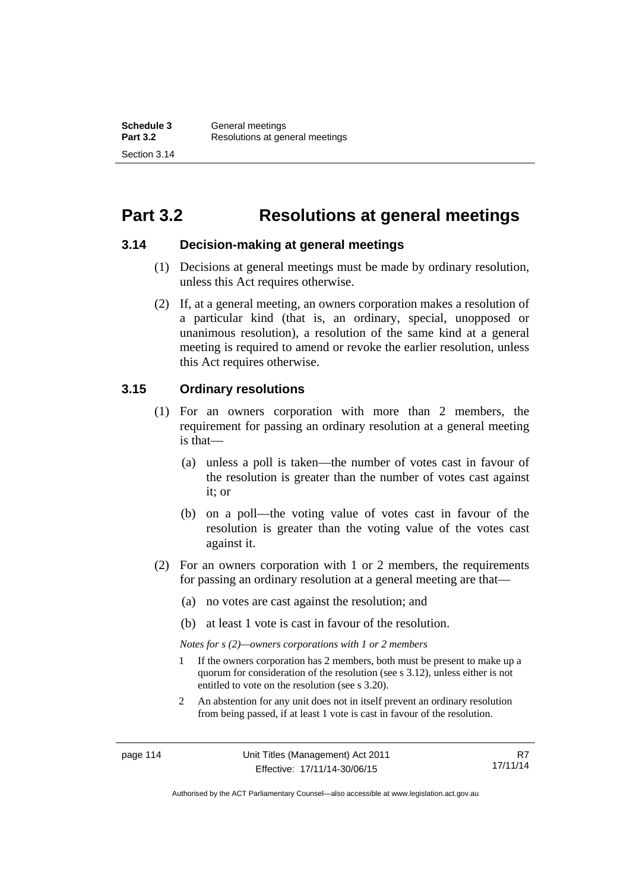# Part 3.2 Resolutions at general meetings

## 3.14 Decision-making at general meetings

(1) Decisions at general meetings must be made by ordinary resolution, unless this Act requires otherwise.

(2) If, at a general meeting, an owners corporation makes a resolution of a particular kind (that is, an ordinary, special, unopposed or unanimous resolution), a resolution of the same kind at a general meeting is required to amend or revoke the earlier resolution, unless this Act requires otherwise.

## 3.15 Ordinary resolutions

(1) For an owners corporation with more than 2 members, the requirement for passing an ordinary resolution at a general meeting is that—

(a) unless a poll is taken—the number of votes cast in favour of the resolution is greater than the number of votes cast against it; or

(b) on a poll—the voting value of votes cast in favour of the resolution is greater than the voting value of the votes cast against it.

(2) For an owners corporation with 1 or 2 members, the requirements for passing an ordinary resolution at a general meeting are that—

(a) no votes are cast against the resolution; and

(b) at least 1 vote is cast in favour of the resolution.

*Notes for s (2)—owners corporations with 1 or 2 members*

1 If the owners corporation has 2 members, both must be present to make up a quorum for consideration of the resolution (see s 3.12), unless either is not entitled to vote on the resolution (see s 3.20).

2 An abstention for any unit does not in itself prevent an ordinary resolution from being passed, if at least 1 vote is cast in favour of the resolution.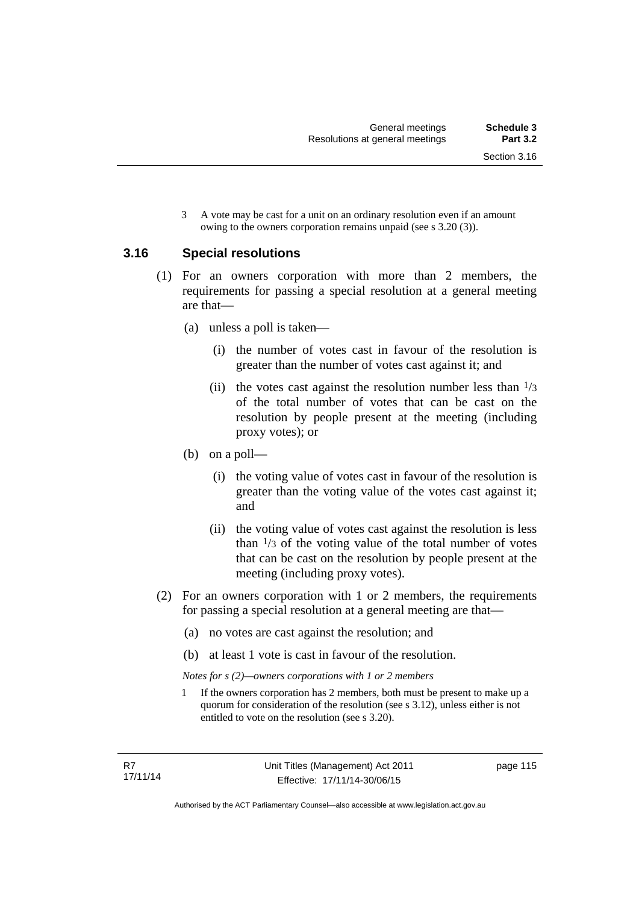3 A vote may be cast for a unit on an ordinary resolution even if an amount owing to the owners corporation remains unpaid (see s 3.20 (3)).

## 3.16 Special resolutions

(1) For an owners corporation with more than 2 members, the requirements for passing a special resolution at a general meeting are that—

(a) unless a poll is taken—

(i) the number of votes cast in favour of the resolution is greater than the number of votes cast against it; and

(ii) the votes cast against the resolution number less than $^1/_3$ of the total number of votes that can be cast on the resolution by people present at the meeting (including proxy votes); or

(b) on a poll—

(i) the voting value of votes cast in favour of the resolution is greater than the voting value of the votes cast against it; and

(ii) the voting value of votes cast against the resolution is less than $^1/_3$ of the voting value of the total number of votes that can be cast on the resolution by people present at the meeting (including proxy votes).

(2) For an owners corporation with 1 or 2 members, the requirements for passing a special resolution at a general meeting are that—

(a) no votes are cast against the resolution; and

(b) at least 1 vote is cast in favour of the resolution.

*Notes for s (2)—owners corporations with 1 or 2 members*

1 If the owners corporation has 2 members, both must be present to make up a quorum for consideration of the resolution (see s 3.12), unless either is not entitled to vote on the resolution (see s 3.20).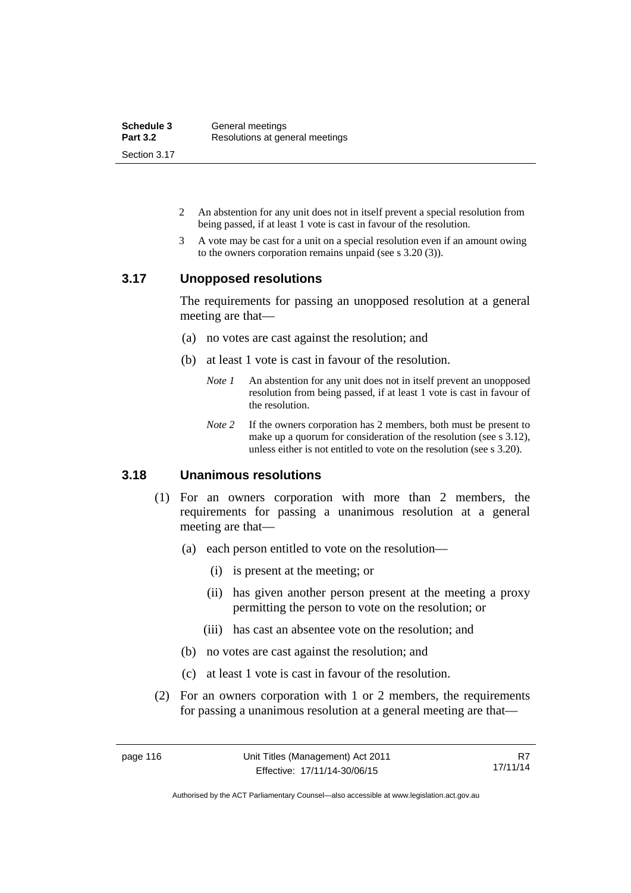2 An abstention for any unit does not in itself prevent a special resolution from being passed, if at least 1 vote is cast in favour of the resolution.

3 A vote may be cast for a unit on a special resolution even if an amount owing to the owners corporation remains unpaid (see s 3.20 (3)).

### 3.17 Unopposed resolutions

The requirements for passing an unopposed resolution at a general meeting are that—

(a) no votes are cast against the resolution; and

(b) at least 1 vote is cast in favour of the resolution.

*Note 1* An abstention for any unit does not in itself prevent an unopposed resolution from being passed, if at least 1 vote is cast in favour of the resolution.

*Note 2* If the owners corporation has 2 members, both must be present to make up a quorum for consideration of the resolution (see s 3.12), unless either is not entitled to vote on the resolution (see s 3.20).

### 3.18 Unanimous resolutions

(1) For an owners corporation with more than 2 members, the requirements for passing a unanimous resolution at a general meeting are that—

(a) each person entitled to vote on the resolution—

(i) is present at the meeting; or

(ii) has given another person present at the meeting a proxy permitting the person to vote on the resolution; or

(iii) has cast an absentee vote on the resolution; and

(b) no votes are cast against the resolution; and

(c) at least 1 vote is cast in favour of the resolution.

(2) For an owners corporation with 1 or 2 members, the requirements for passing a unanimous resolution at a general meeting are that—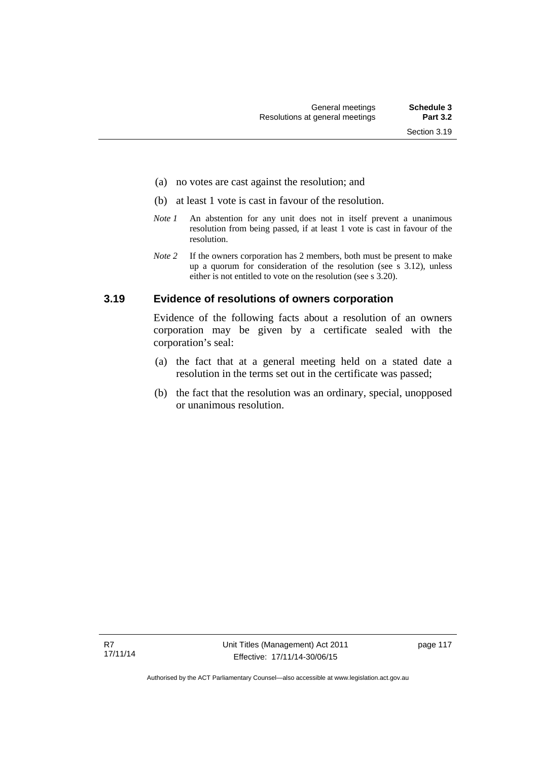(a) no votes are cast against the resolution; and

(b) at least 1 vote is cast in favour of the resolution.

*Note 1* An abstention for any unit does not in itself prevent a unanimous resolution from being passed, if at least 1 vote is cast in favour of the resolution.

*Note 2* If the owners corporation has 2 members, both must be present to make up a quorum for consideration of the resolution (see s 3.12), unless either is not entitled to vote on the resolution (see s 3.20).

### 3.19 Evidence of resolutions of owners corporation

Evidence of the following facts about a resolution of an owners corporation may be given by a certificate sealed with the corporation's seal:

(a) the fact that at a general meeting held on a stated date a resolution in the terms set out in the certificate was passed;

(b) the fact that the resolution was an ordinary, special, unopposed or unanimous resolution.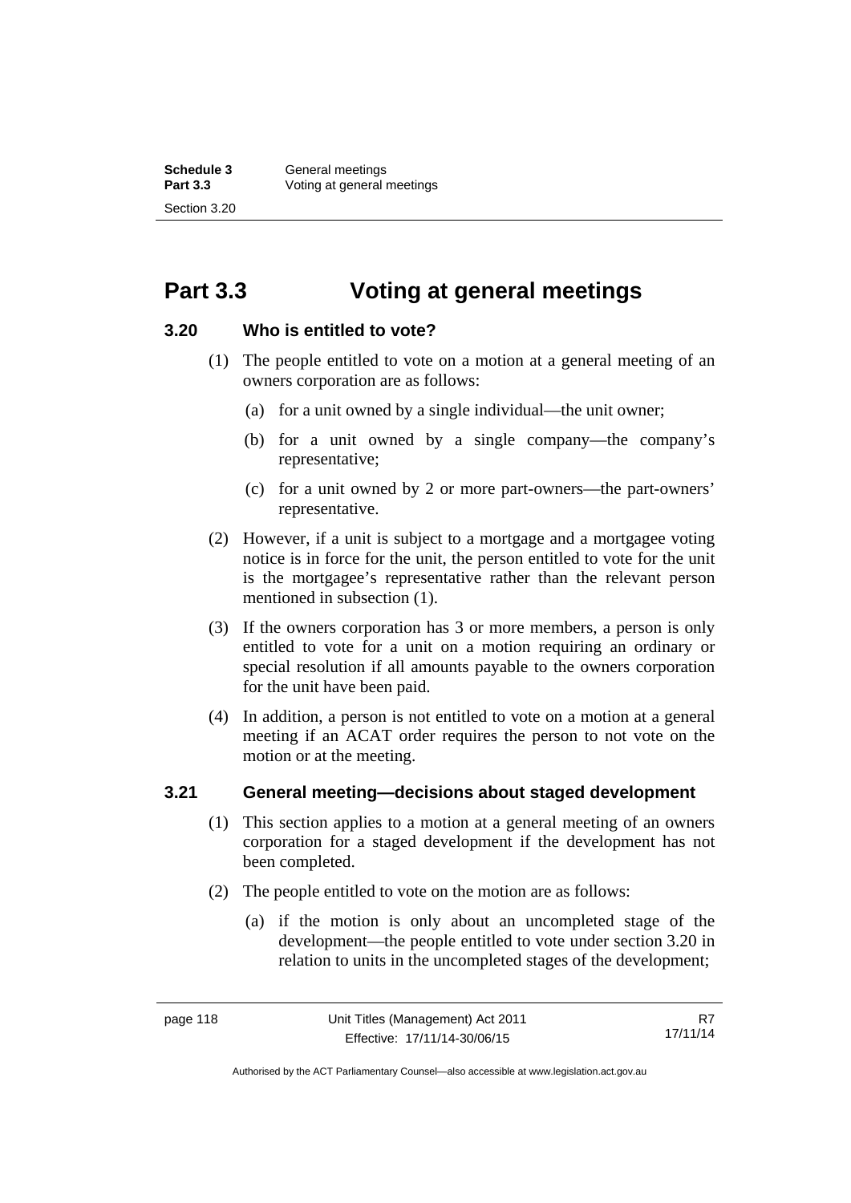# Part 3.3 Voting at general meetings

### 3.20 Who is entitled to vote?

(1) The people entitled to vote on a motion at a general meeting of an owners corporation are as follows:

  (a) for a unit owned by a single individual—the unit owner;

  (b) for a unit owned by a single company—the company's representative;

  (c) for a unit owned by 2 or more part-owners—the part-owners' representative.

(2) However, if a unit is subject to a mortgage and a mortgagee voting notice is in force for the unit, the person entitled to vote for the unit is the mortgagee's representative rather than the relevant person mentioned in subsection (1).

(3) If the owners corporation has 3 or more members, a person is only entitled to vote for a unit on a motion requiring an ordinary or special resolution if all amounts payable to the owners corporation for the unit have been paid.

(4) In addition, a person is not entitled to vote on a motion at a general meeting if an ACAT order requires the person to not vote on the motion or at the meeting.

### 3.21 General meeting—decisions about staged development

(1) This section applies to a motion at a general meeting of an owners corporation for a staged development if the development has not been completed.

(2) The people entitled to vote on the motion are as follows:

  (a) if the motion is only about an uncompleted stage of the development—the people entitled to vote under section 3.20 in relation to units in the uncompleted stages of the development;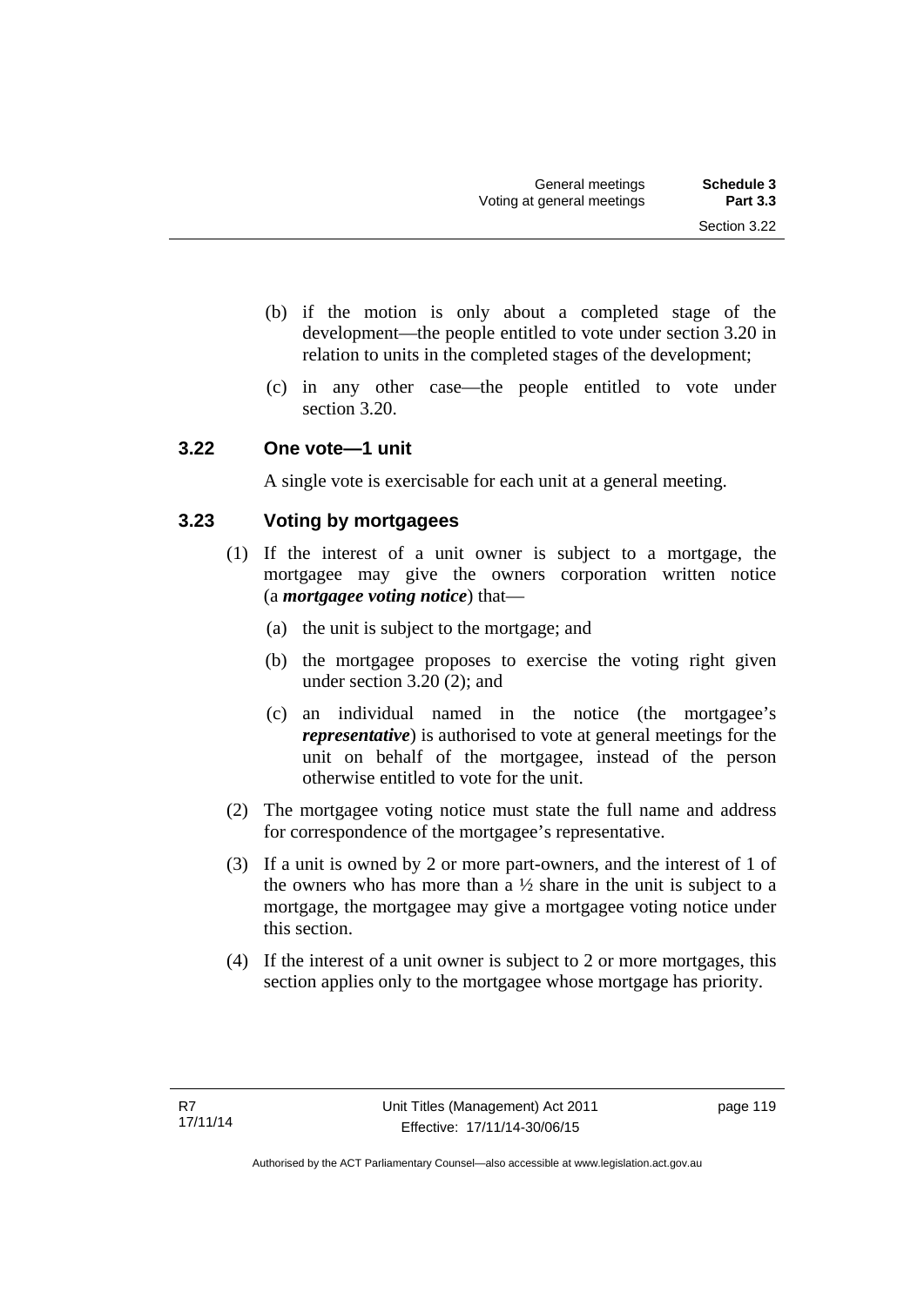(b) if the motion is only about a completed stage of the development—the people entitled to vote under section 3.20 in relation to units in the completed stages of the development;

(c) in any other case—the people entitled to vote under section 3.20.

### 3.22 One vote—1 unit

A single vote is exercisable for each unit at a general meeting.

### 3.23 Voting by mortgagees

(1) If the interest of a unit owner is subject to a mortgage, the mortgagee may give the owners corporation written notice (a ***mortgagee voting notice***) that—

(a) the unit is subject to the mortgage; and

(b) the mortgagee proposes to exercise the voting right given under section 3.20 (2); and

(c) an individual named in the notice (the mortgagee's ***representative***) is authorised to vote at general meetings for the unit on behalf of the mortgagee, instead of the person otherwise entitled to vote for the unit.

(2) The mortgagee voting notice must state the full name and address for correspondence of the mortgagee's representative.

(3) If a unit is owned by 2 or more part-owners, and the interest of 1 of the owners who has more than a ½ share in the unit is subject to a mortgage, the mortgagee may give a mortgagee voting notice under this section.

(4) If the interest of a unit owner is subject to 2 or more mortgages, this section applies only to the mortgagee whose mortgage has priority.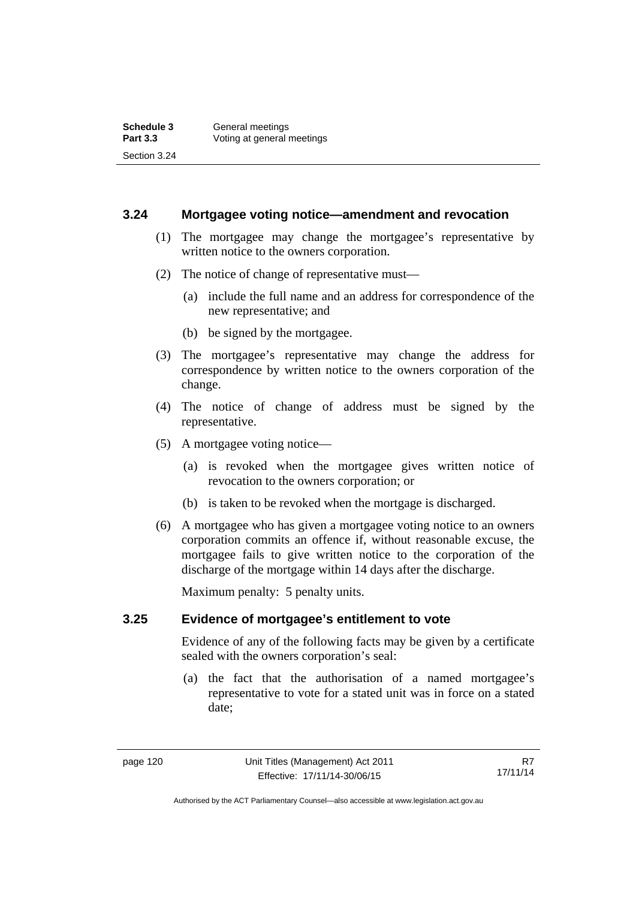### 3.24 Mortgagee voting notice—amendment and revocation

(1) The mortgagee may change the mortgagee's representative by written notice to the owners corporation.

(2) The notice of change of representative must—

(a) include the full name and an address for correspondence of the new representative; and

(b) be signed by the mortgagee.

(3) The mortgagee's representative may change the address for correspondence by written notice to the owners corporation of the change.

(4) The notice of change of address must be signed by the representative.

(5) A mortgagee voting notice—

(a) is revoked when the mortgagee gives written notice of revocation to the owners corporation; or

(b) is taken to be revoked when the mortgage is discharged.

(6) A mortgagee who has given a mortgagee voting notice to an owners corporation commits an offence if, without reasonable excuse, the mortgagee fails to give written notice to the corporation of the discharge of the mortgage within 14 days after the discharge.

Maximum penalty: 5 penalty units.

### 3.25 Evidence of mortgagee's entitlement to vote

Evidence of any of the following facts may be given by a certificate sealed with the owners corporation's seal:

(a) the fact that the authorisation of a named mortgagee's representative to vote for a stated unit was in force on a stated date;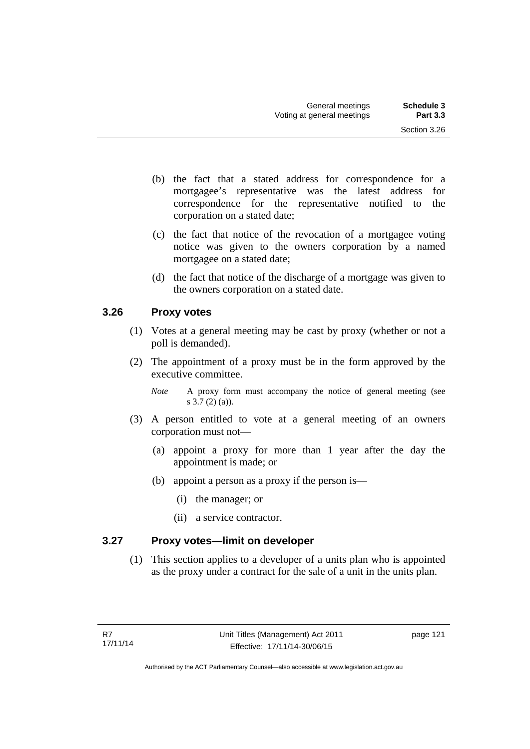(b) the fact that a stated address for correspondence for a mortgagee's representative was the latest address for correspondence for the representative notified to the corporation on a stated date;

(c) the fact that notice of the revocation of a mortgagee voting notice was given to the owners corporation by a named mortgagee on a stated date;

(d) the fact that notice of the discharge of a mortgage was given to the owners corporation on a stated date.

### 3.26 Proxy votes

(1) Votes at a general meeting may be cast by proxy (whether or not a poll is demanded).

(2) The appointment of a proxy must be in the form approved by the executive committee.

*Note* A proxy form must accompany the notice of general meeting (see s 3.7 (2) (a)).

(3) A person entitled to vote at a general meeting of an owners corporation must not—

(a) appoint a proxy for more than 1 year after the day the appointment is made; or

(b) appoint a person as a proxy if the person is—

(i) the manager; or

(ii) a service contractor.

### 3.27 Proxy votes—limit on developer

(1) This section applies to a developer of a units plan who is appointed as the proxy under a contract for the sale of a unit in the units plan.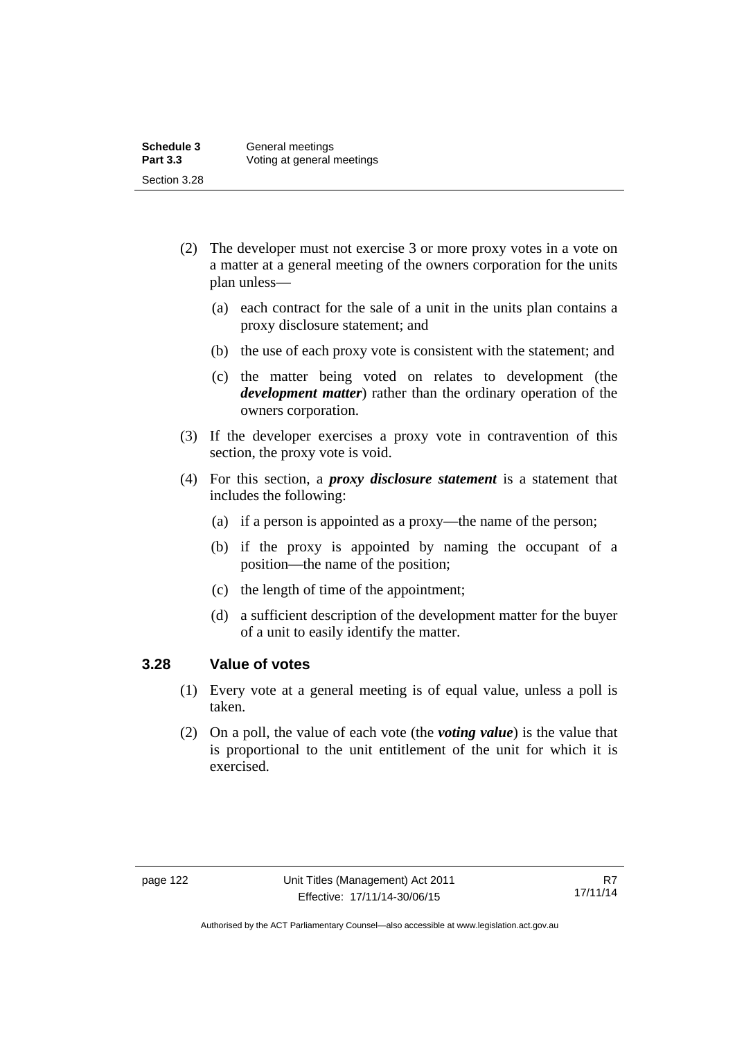(2) The developer must not exercise 3 or more proxy votes in a vote on a matter at a general meeting of the owners corporation for the units plan unless—

(a) each contract for the sale of a unit in the units plan contains a proxy disclosure statement; and

(b) the use of each proxy vote is consistent with the statement; and

(c) the matter being voted on relates to development (the ***development matter***) rather than the ordinary operation of the owners corporation.

(3) If the developer exercises a proxy vote in contravention of this section, the proxy vote is void.

(4) For this section, a ***proxy disclosure statement*** is a statement that includes the following:

(a) if a person is appointed as a proxy—the name of the person;

(b) if the proxy is appointed by naming the occupant of a position—the name of the position;

(c) the length of time of the appointment;

(d) a sufficient description of the development matter for the buyer of a unit to easily identify the matter.

### 3.28 Value of votes

(1) Every vote at a general meeting is of equal value, unless a poll is taken.

(2) On a poll, the value of each vote (the ***voting value***) is the value that is proportional to the unit entitlement of the unit for which it is exercised.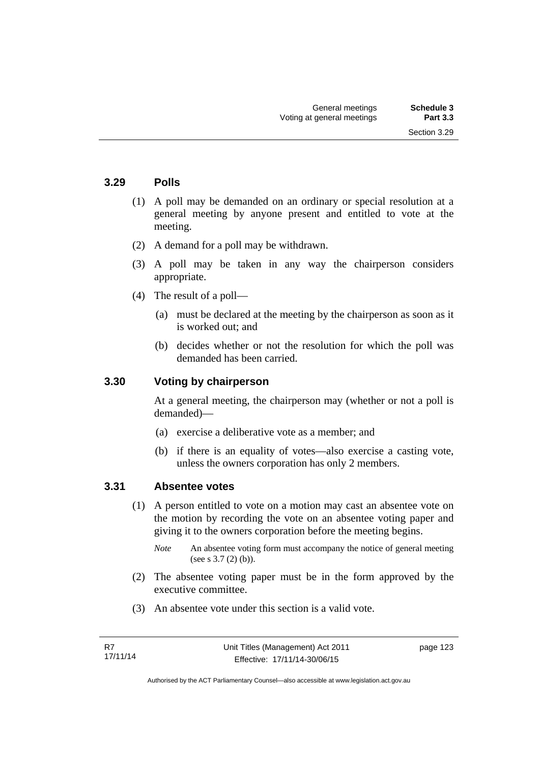### 3.29 Polls

(1) A poll may be demanded on an ordinary or special resolution at a general meeting by anyone present and entitled to vote at the meeting.

(2) A demand for a poll may be withdrawn.

(3) A poll may be taken in any way the chairperson considers appropriate.

(4) The result of a poll—

(a) must be declared at the meeting by the chairperson as soon as it is worked out; and

(b) decides whether or not the resolution for which the poll was demanded has been carried.

### 3.30 Voting by chairperson

At a general meeting, the chairperson may (whether or not a poll is demanded)—

(a) exercise a deliberative vote as a member; and

(b) if there is an equality of votes—also exercise a casting vote, unless the owners corporation has only 2 members.

### 3.31 Absentee votes

(1) A person entitled to vote on a motion may cast an absentee vote on the motion by recording the vote on an absentee voting paper and giving it to the owners corporation before the meeting begins.

*Note* An absentee voting form must accompany the notice of general meeting (see s 3.7 (2) (b)).

(2) The absentee voting paper must be in the form approved by the executive committee.

(3) An absentee vote under this section is a valid vote.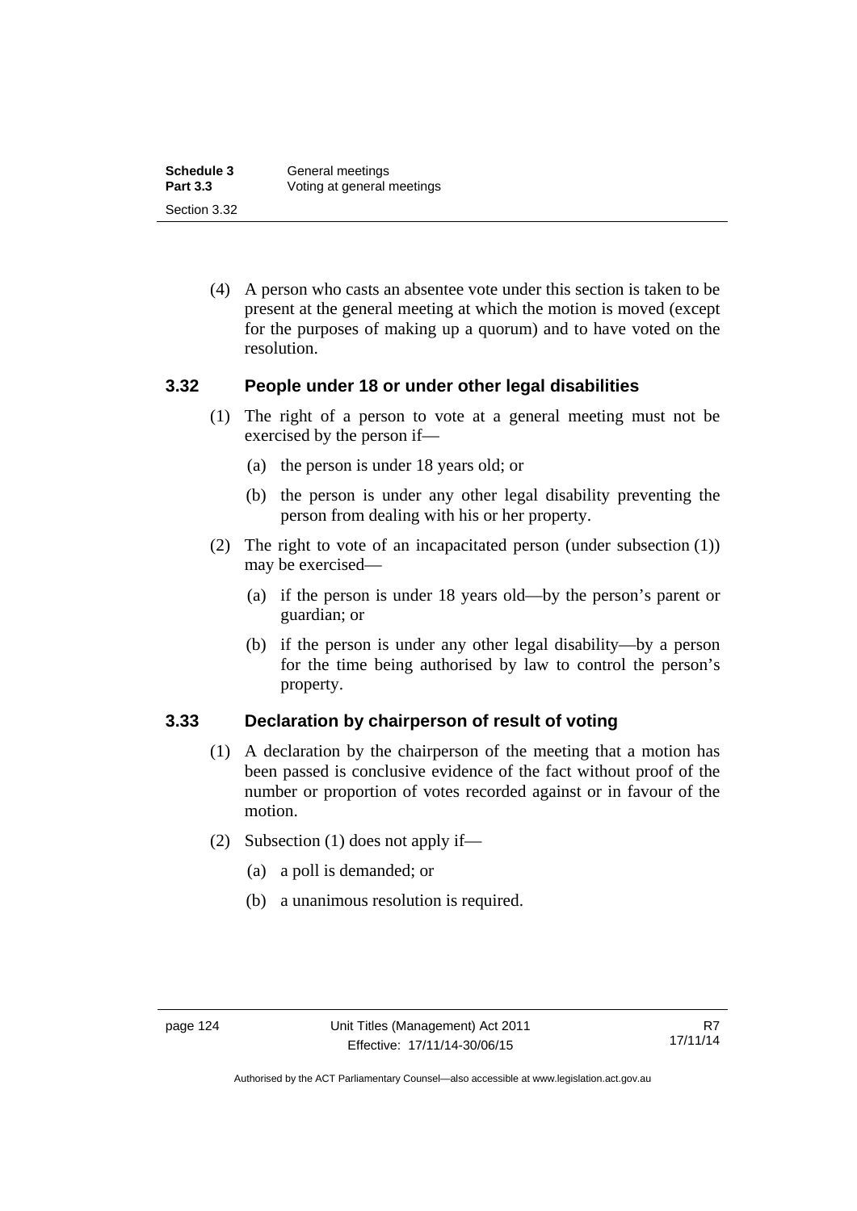(4) A person who casts an absentee vote under this section is taken to be present at the general meeting at which the motion is moved (except for the purposes of making up a quorum) and to have voted on the resolution.

### 3.32 People under 18 or under other legal disabilities

(1) The right of a person to vote at a general meeting must not be exercised by the person if—

(a) the person is under 18 years old; or

(b) the person is under any other legal disability preventing the person from dealing with his or her property.

(2) The right to vote of an incapacitated person (under subsection (1)) may be exercised—

(a) if the person is under 18 years old—by the person's parent or guardian; or

(b) if the person is under any other legal disability—by a person for the time being authorised by law to control the person's property.

### 3.33 Declaration by chairperson of result of voting

(1) A declaration by the chairperson of the meeting that a motion has been passed is conclusive evidence of the fact without proof of the number or proportion of votes recorded against or in favour of the motion.

(2) Subsection (1) does not apply if—

(a) a poll is demanded; or

(b) a unanimous resolution is required.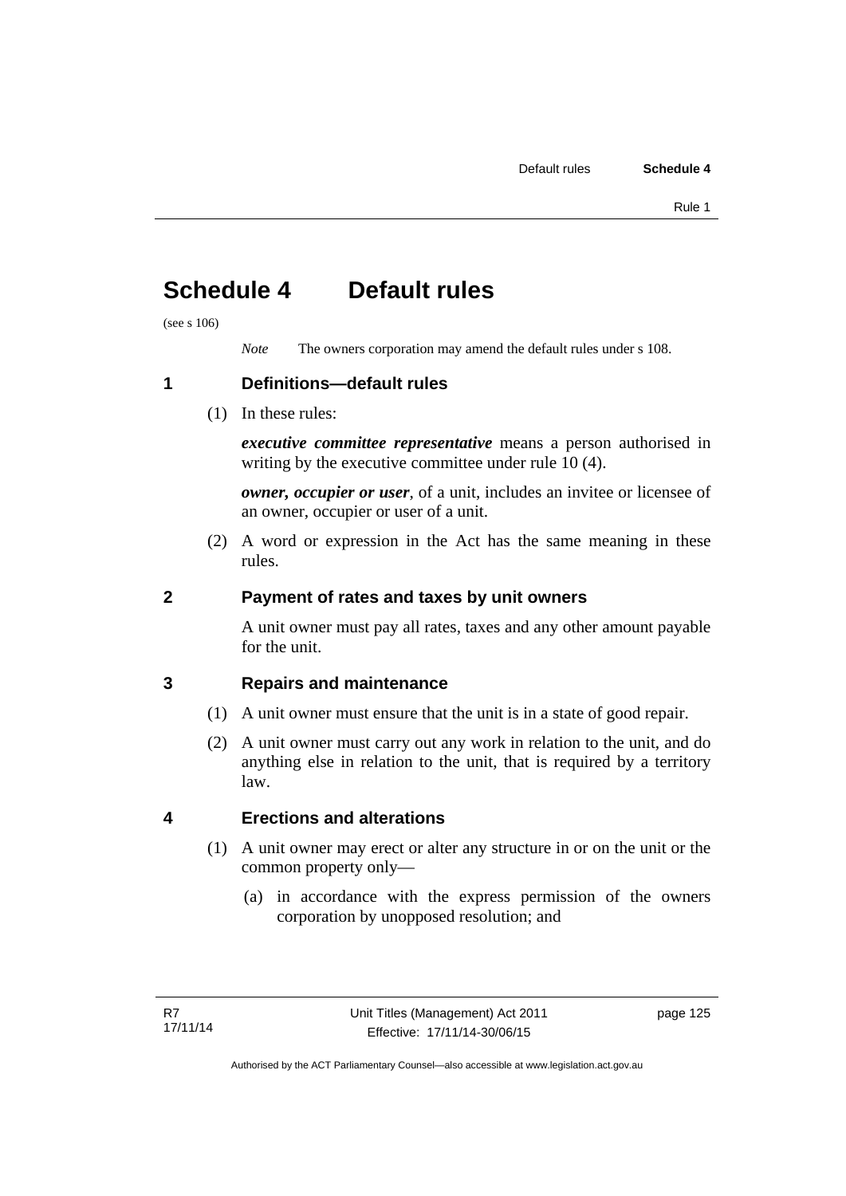# Schedule 4 Default rules

(see s 106)

*Note* The owners corporation may amend the default rules under s 108.

## 1 Definitions—default rules

(1) In these rules:

***executive committee representative*** means a person authorised in writing by the executive committee under rule 10 (4).

***owner, occupier or user***, of a unit, includes an invitee or licensee of an owner, occupier or user of a unit.

(2) A word or expression in the Act has the same meaning in these rules.

## 2 Payment of rates and taxes by unit owners

A unit owner must pay all rates, taxes and any other amount payable for the unit.

## 3 Repairs and maintenance

(1) A unit owner must ensure that the unit is in a state of good repair.

(2) A unit owner must carry out any work in relation to the unit, and do anything else in relation to the unit, that is required by a territory law.

## 4 Erections and alterations

(1) A unit owner may erect or alter any structure in or on the unit or the common property only—

(a) in accordance with the express permission of the owners corporation by unopposed resolution; and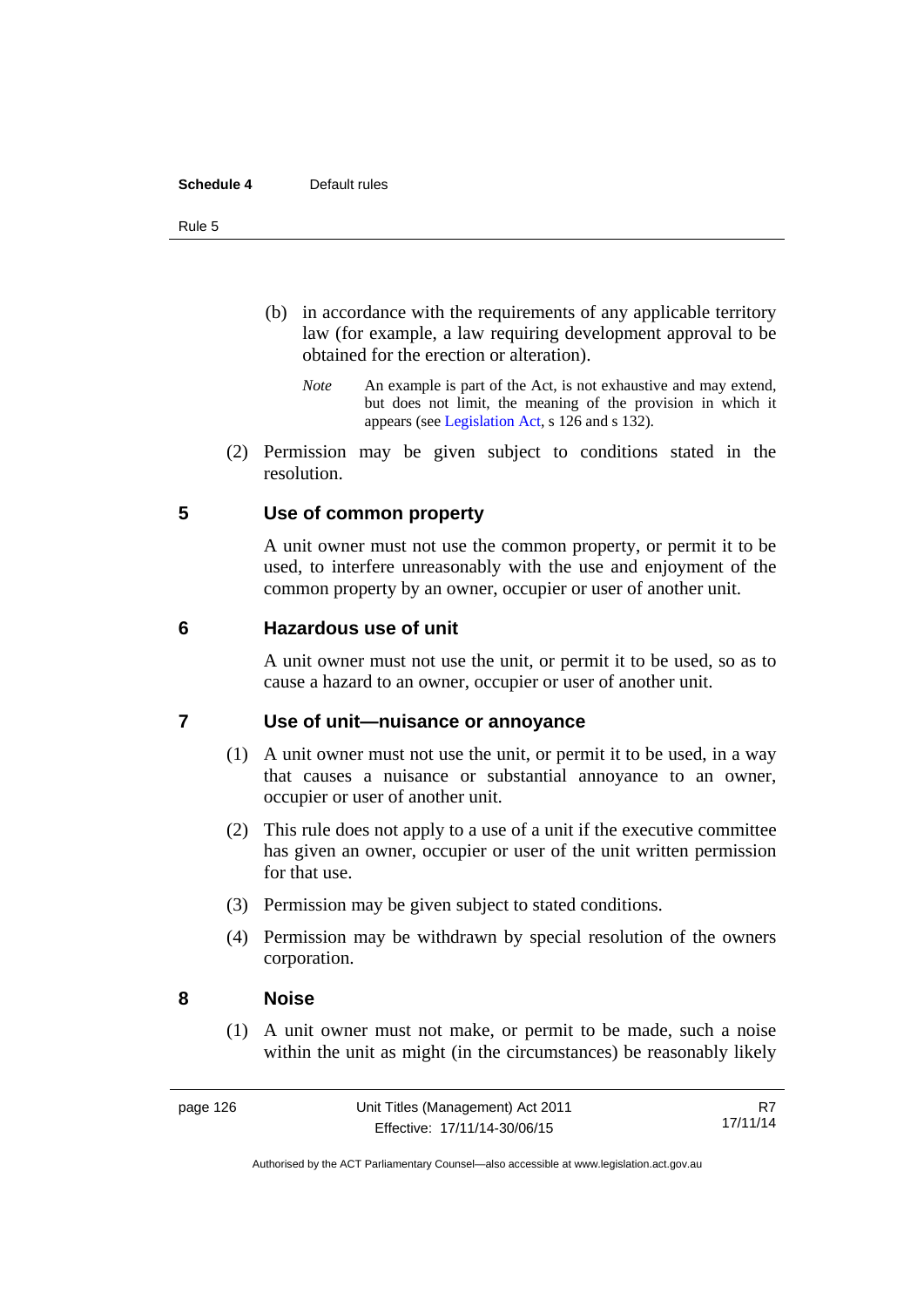(b) in accordance with the requirements of any applicable territory law (for example, a law requiring development approval to be obtained for the erection or alteration).

*Note* An example is part of the Act, is not exhaustive and may extend, but does not limit, the meaning of the provision in which it appears (see Legislation Act, s 126 and s 132).

(2) Permission may be given subject to conditions stated in the resolution.

## 5 Use of common property

A unit owner must not use the common property, or permit it to be used, to interfere unreasonably with the use and enjoyment of the common property by an owner, occupier or user of another unit.

## 6 Hazardous use of unit

A unit owner must not use the unit, or permit it to be used, so as to cause a hazard to an owner, occupier or user of another unit.

## 7 Use of unit—nuisance or annoyance

(1) A unit owner must not use the unit, or permit it to be used, in a way that causes a nuisance or substantial annoyance to an owner, occupier or user of another unit.

(2) This rule does not apply to a use of a unit if the executive committee has given an owner, occupier or user of the unit written permission for that use.

(3) Permission may be given subject to stated conditions.

(4) Permission may be withdrawn by special resolution of the owners corporation.

## 8 Noise

(1) A unit owner must not make, or permit to be made, such a noise within the unit as might (in the circumstances) be reasonably likely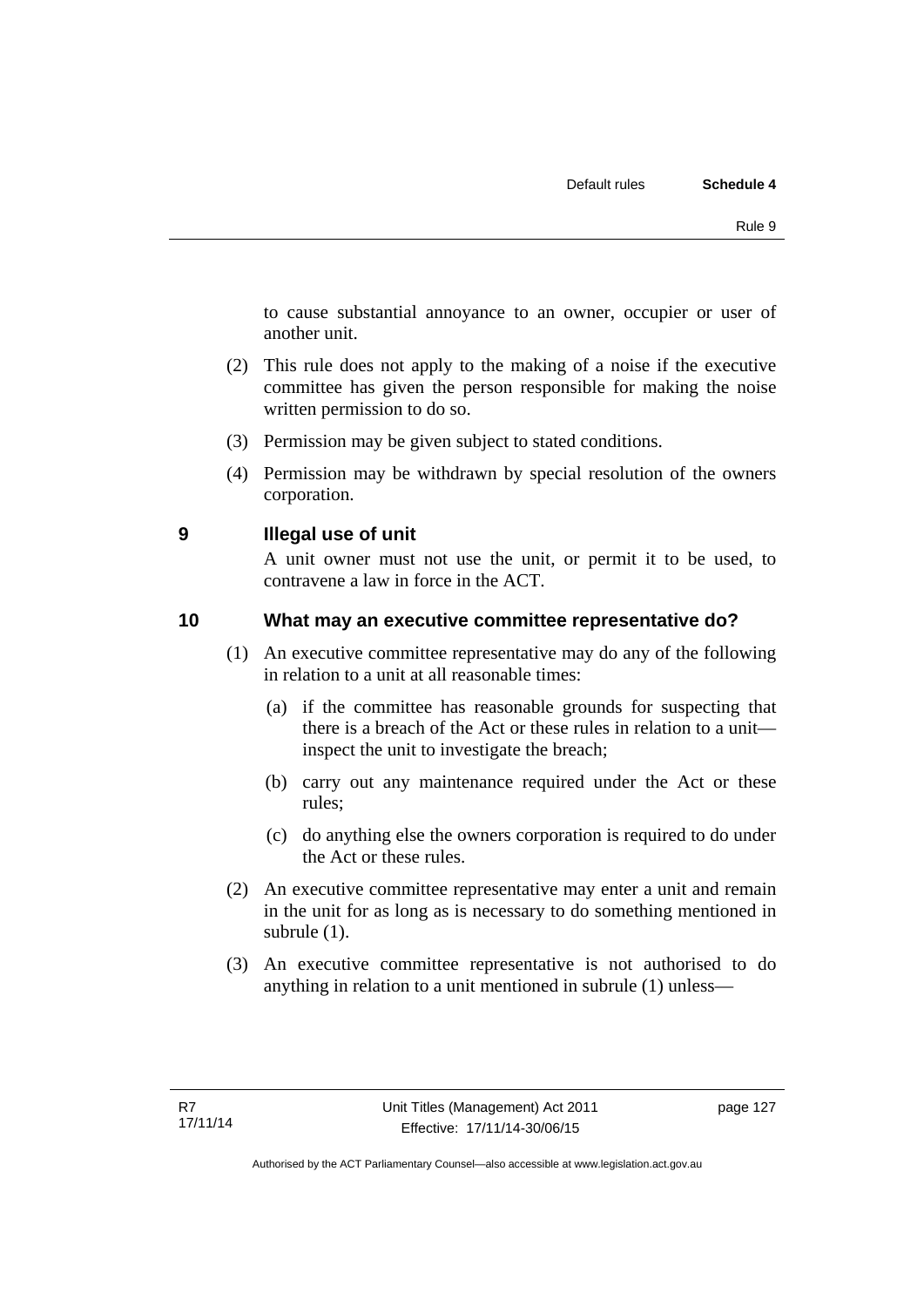to cause substantial annoyance to an owner, occupier or user of another unit.

(2) This rule does not apply to the making of a noise if the executive committee has given the person responsible for making the noise written permission to do so.

(3) Permission may be given subject to stated conditions.

(4) Permission may be withdrawn by special resolution of the owners corporation.

## 9 Illegal use of unit

A unit owner must not use the unit, or permit it to be used, to contravene a law in force in the ACT.

## 10 What may an executive committee representative do?

(1) An executive committee representative may do any of the following in relation to a unit at all reasonable times:

(a) if the committee has reasonable grounds for suspecting that there is a breach of the Act or these rules in relation to a unit—inspect the unit to investigate the breach;

(b) carry out any maintenance required under the Act or these rules;

(c) do anything else the owners corporation is required to do under the Act or these rules.

(2) An executive committee representative may enter a unit and remain in the unit for as long as is necessary to do something mentioned in subrule (1).

(3) An executive committee representative is not authorised to do anything in relation to a unit mentioned in subrule (1) unless—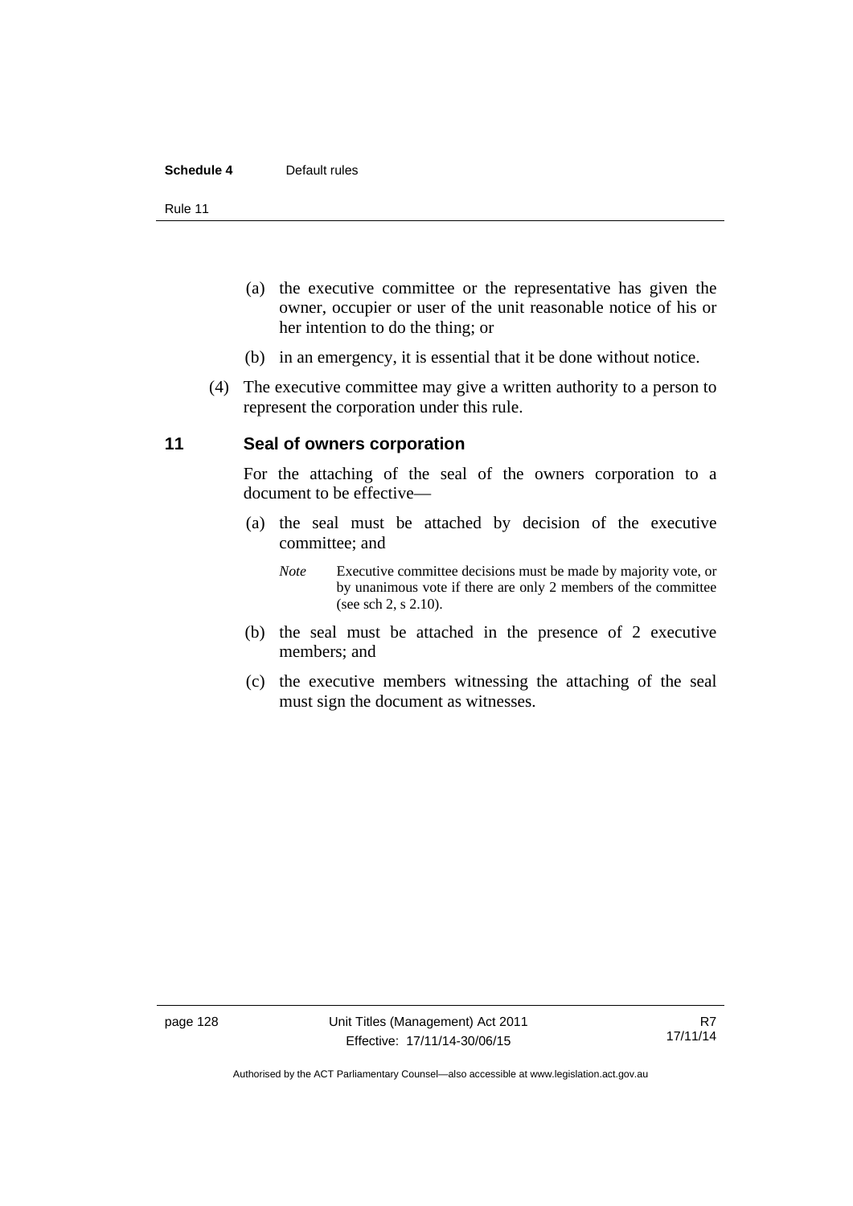(a) the executive committee or the representative has given the owner, occupier or user of the unit reasonable notice of his or her intention to do the thing; or

(b) in an emergency, it is essential that it be done without notice.

(4) The executive committee may give a written authority to a person to represent the corporation under this rule.

## 11 Seal of owners corporation

For the attaching of the seal of the owners corporation to a document to be effective—

(a) the seal must be attached by decision of the executive committee; and

*Note* Executive committee decisions must be made by majority vote, or by unanimous vote if there are only 2 members of the committee (see sch 2, s 2.10).

(b) the seal must be attached in the presence of 2 executive members; and

(c) the executive members witnessing the attaching of the seal must sign the document as witnesses.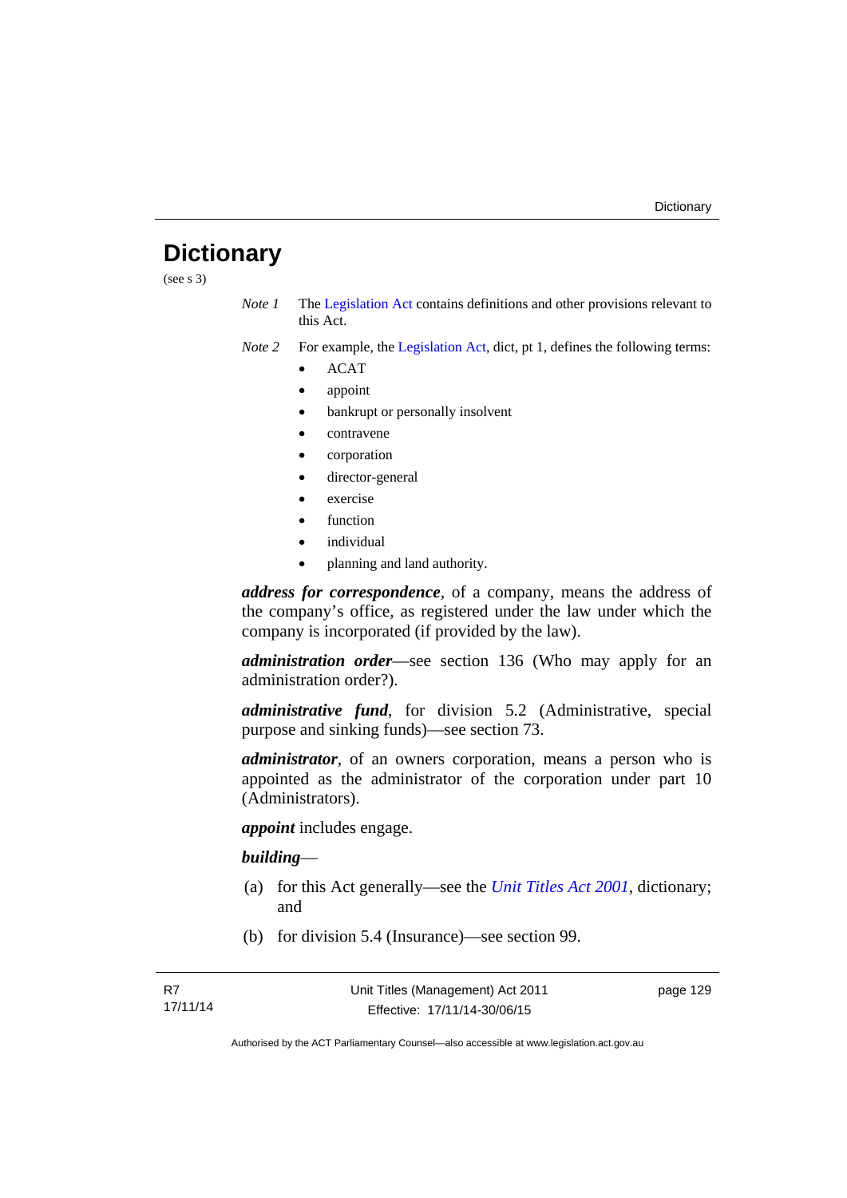# Dictionary

(see s 3)

*Note 1* The Legislation Act contains definitions and other provisions relevant to this Act.

*Note 2* For example, the Legislation Act, dict, pt 1, defines the following terms:

- ACAT
- appoint
- bankrupt or personally insolvent
- contravene
- corporation
- director-general
- exercise
- function
- individual
- planning and land authority.

***address for correspondence***, of a company, means the address of the company's office, as registered under the law under which the company is incorporated (if provided by the law).

***administration order***—see section 136 (Who may apply for an administration order?).

***administrative fund***, for division 5.2 (Administrative, special purpose and sinking funds)—see section 73.

***administrator***, of an owners corporation, means a person who is appointed as the administrator of the corporation under part 10 (Administrators).

***appoint*** includes engage.

***building***—

(a) for this Act generally—see the *Unit Titles Act 2001*, dictionary; and

(b) for division 5.4 (Insurance)—see section 99.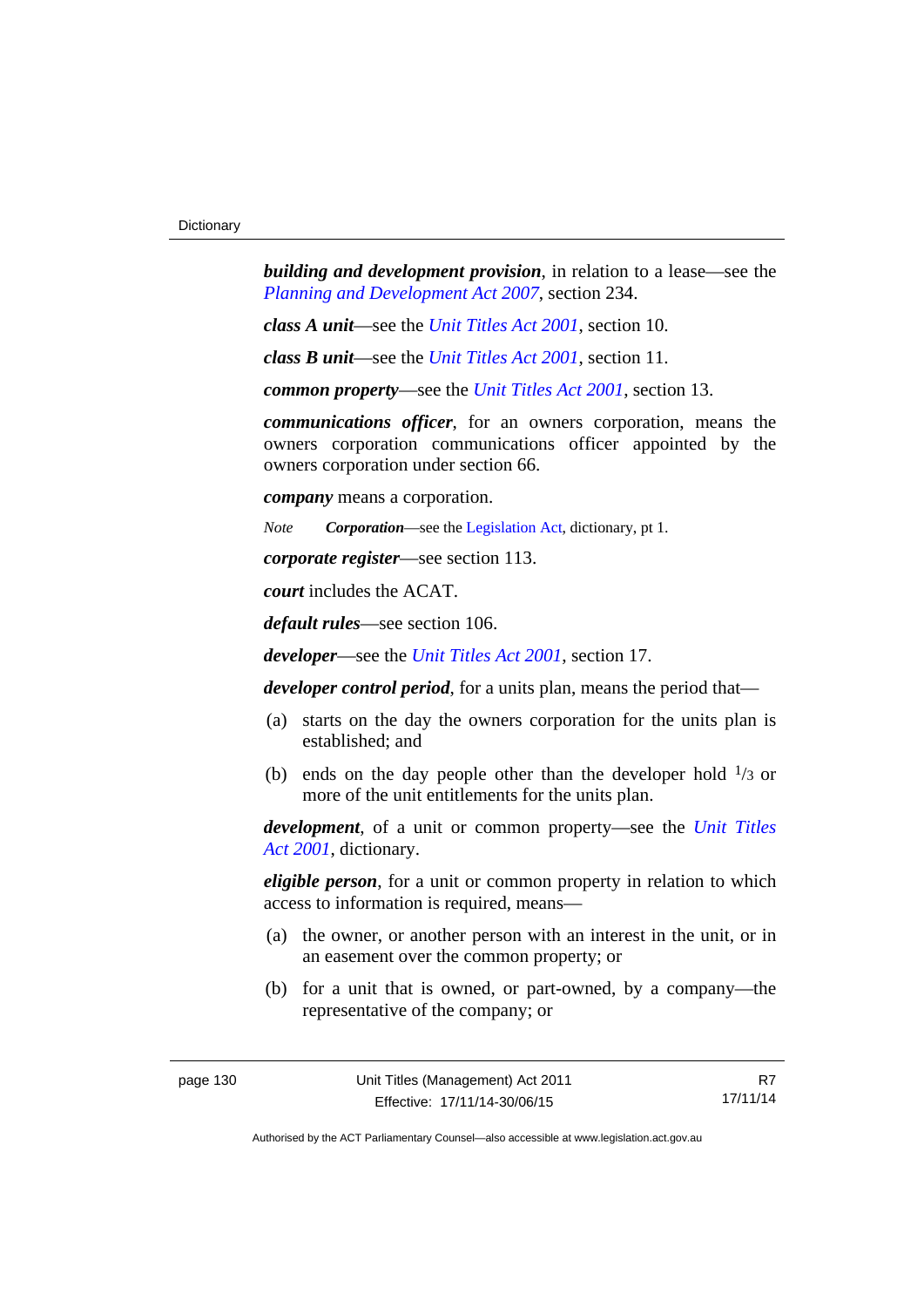***building and development provision***, in relation to a lease—see the *Planning and Development Act 2007*, section 234.

***class A unit***—see the *Unit Titles Act 2001*, section 10.

***class B unit***—see the *Unit Titles Act 2001*, section 11.

***common property***—see the *Unit Titles Act 2001*, section 13.

***communications officer***, for an owners corporation, means the owners corporation communications officer appointed by the owners corporation under section 66.

***company*** means a corporation.

*Note* ***Corporation***—see the Legislation Act, dictionary, pt 1.

***corporate register***—see section 113.

***court*** includes the ACAT.

***default rules***—see section 106.

***developer***—see the *Unit Titles Act 2001*, section 17.

***developer control period***, for a units plan, means the period that—

(a) starts on the day the owners corporation for the units plan is established; and

(b) ends on the day people other than the developer hold $^{1}/_{3}$ or more of the unit entitlements for the units plan.

***development***, of a unit or common property—see the *Unit Titles Act 2001*, dictionary.

***eligible person***, for a unit or common property in relation to which access to information is required, means—

(a) the owner, or another person with an interest in the unit, or in an easement over the common property; or

(b) for a unit that is owned, or part-owned, by a company—the representative of the company; or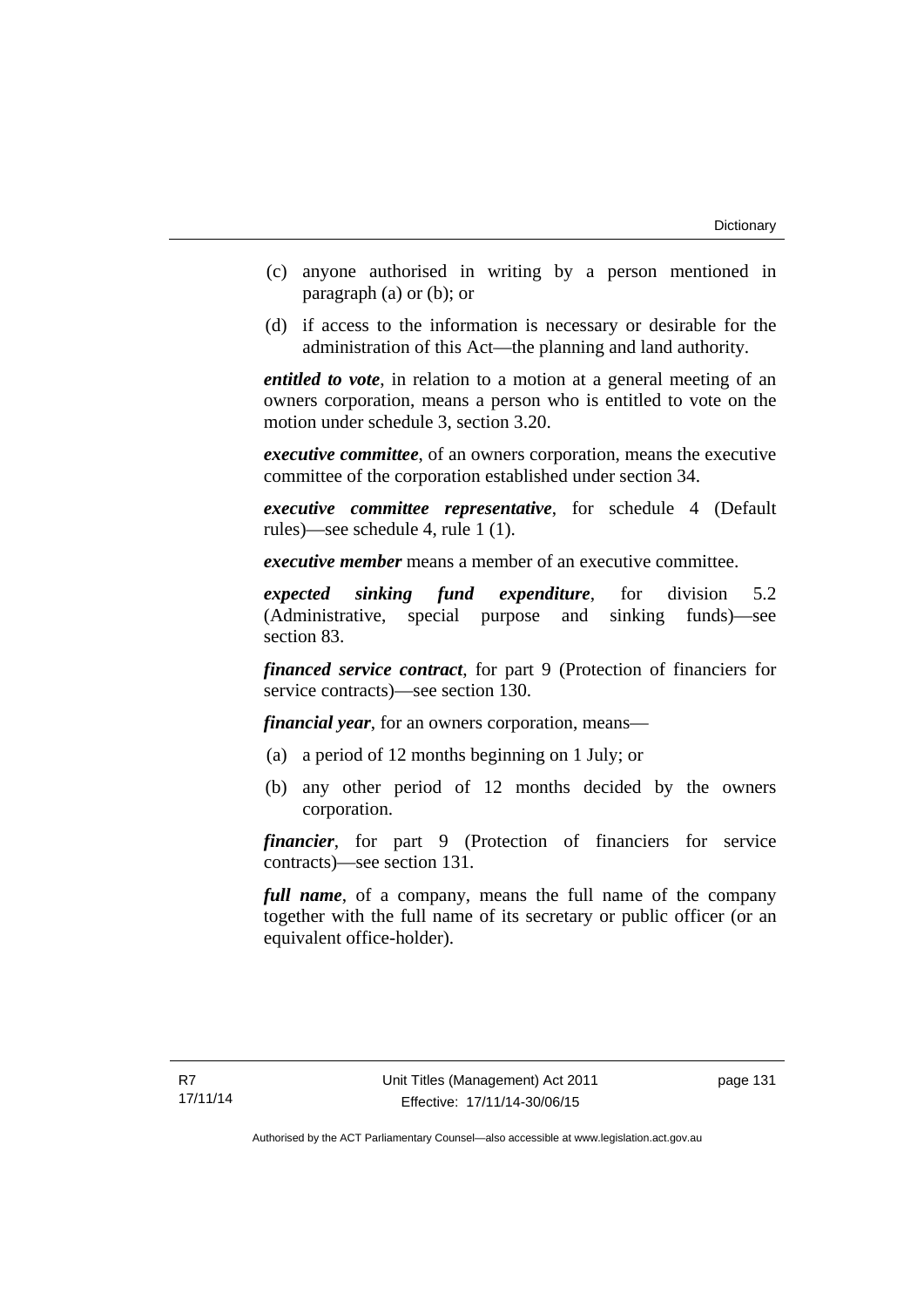(c) anyone authorised in writing by a person mentioned in paragraph (a) or (b); or

(d) if access to the information is necessary or desirable for the administration of this Act—the planning and land authority.

***entitled to vote***, in relation to a motion at a general meeting of an owners corporation, means a person who is entitled to vote on the motion under schedule 3, section 3.20.

***executive committee***, of an owners corporation, means the executive committee of the corporation established under section 34.

***executive committee representative***, for schedule 4 (Default rules)—see schedule 4, rule 1 (1).

***executive member*** means a member of an executive committee.

***expected sinking fund expenditure***, for division 5.2 (Administrative, special purpose and sinking funds)—see section 83.

***financed service contract***, for part 9 (Protection of financiers for service contracts)—see section 130.

***financial year***, for an owners corporation, means—

(a) a period of 12 months beginning on 1 July; or

(b) any other period of 12 months decided by the owners corporation.

***financier***, for part 9 (Protection of financiers for service contracts)—see section 131.

***full name***, of a company, means the full name of the company together with the full name of its secretary or public officer (or an equivalent office-holder).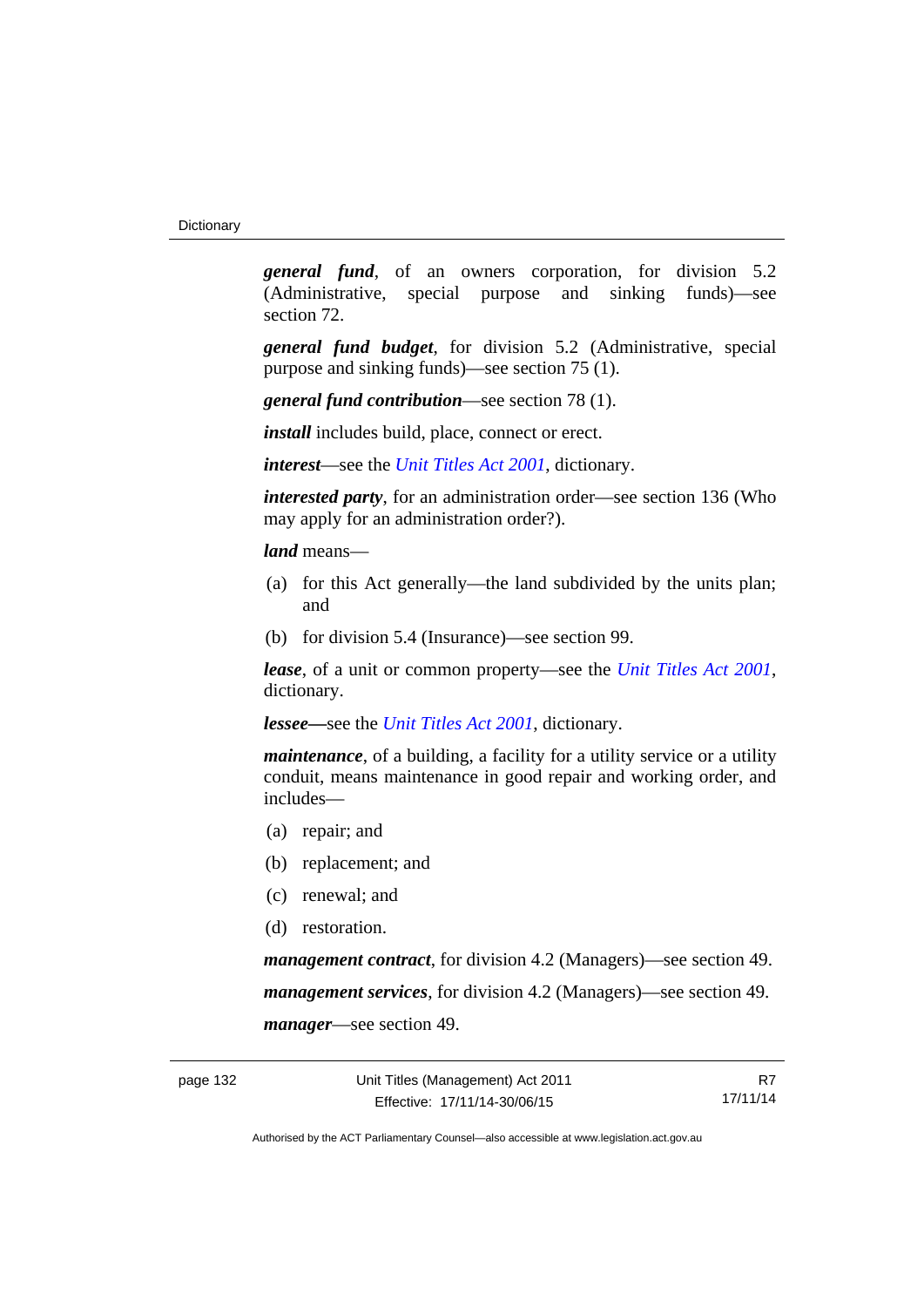***general fund***, of an owners corporation, for division 5.2 (Administrative, special purpose and sinking funds)—see section 72.

***general fund budget***, for division 5.2 (Administrative, special purpose and sinking funds)—see section 75 (1).

***general fund contribution***—see section 78 (1).

***install*** includes build, place, connect or erect.

***interest***—see the *Unit Titles Act 2001*, dictionary.

***interested party***, for an administration order—see section 136 (Who may apply for an administration order?).

***land*** means—

(a) for this Act generally—the land subdivided by the units plan; and

(b) for division 5.4 (Insurance)—see section 99.

***lease***, of a unit or common property—see the *Unit Titles Act 2001*, dictionary.

***lessee***—see the *Unit Titles Act 2001*, dictionary.

***maintenance***, of a building, a facility for a utility service or a utility conduit, means maintenance in good repair and working order, and includes—

(a) repair; and

(b) replacement; and

(c) renewal; and

(d) restoration.

***management contract***, for division 4.2 (Managers)—see section 49.

***management services***, for division 4.2 (Managers)—see section 49.

***manager***—see section 49.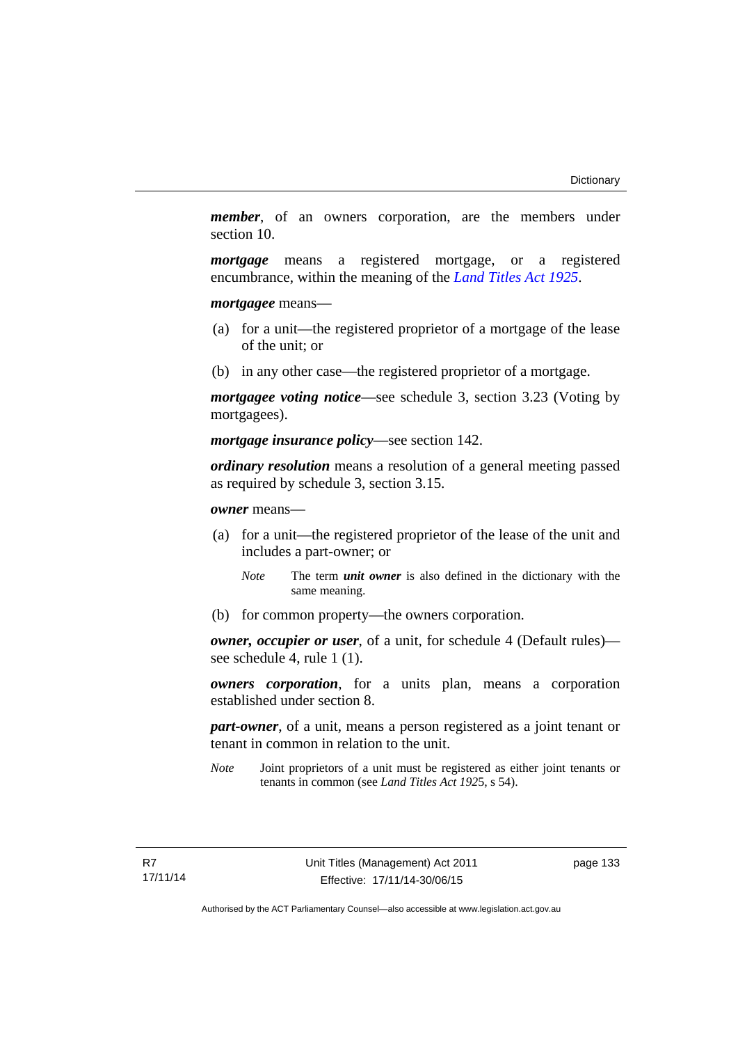***member***, of an owners corporation, are the members under section 10.

***mortgage*** means a registered mortgage, or a registered encumbrance, within the meaning of the *Land Titles Act 1925*.

***mortgagee*** means—

(a) for a unit—the registered proprietor of a mortgage of the lease of the unit; or

(b) in any other case—the registered proprietor of a mortgage.

***mortgagee voting notice***—see schedule 3, section 3.23 (Voting by mortgagees).

***mortgage insurance policy***—see section 142.

***ordinary resolution*** means a resolution of a general meeting passed as required by schedule 3, section 3.15.

***owner*** means—

(a) for a unit—the registered proprietor of the lease of the unit and includes a part-owner; or

*Note* The term ***unit owner*** is also defined in the dictionary with the same meaning.

(b) for common property—the owners corporation.

***owner, occupier or user***, of a unit, for schedule 4 (Default rules)—see schedule 4, rule 1 (1).

***owners corporation***, for a units plan, means a corporation established under section 8.

***part-owner***, of a unit, means a person registered as a joint tenant or tenant in common in relation to the unit.

*Note* Joint proprietors of a unit must be registered as either joint tenants or tenants in common (see *Land Titles Act 1925*, s 54).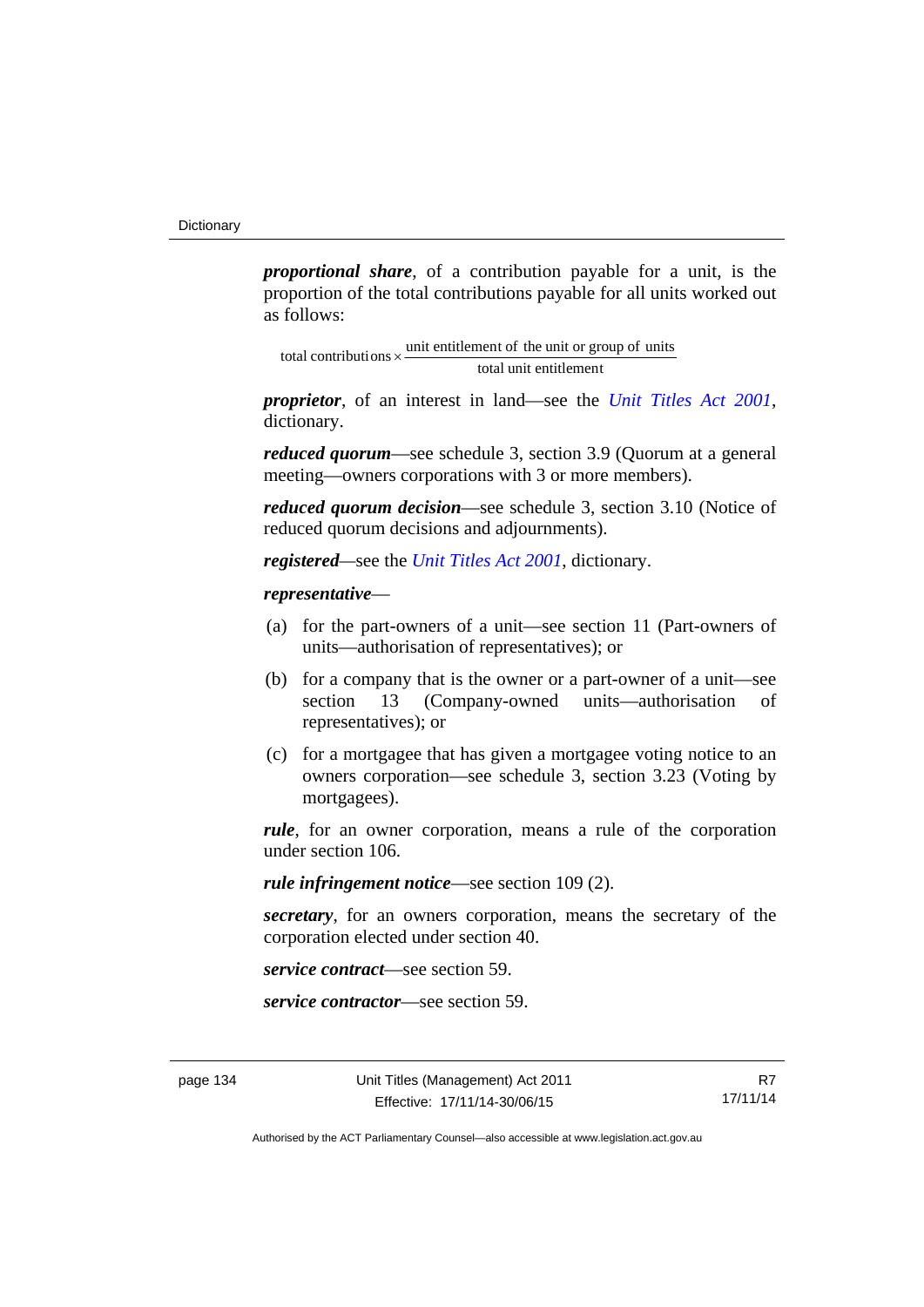***proportional share***, of a contribution payable for a unit, is the proportion of the total contributions payable for all units worked out as follows:

$$\text{total contributions} \times \frac{\text{unit entitlement of the unit or group of units}}{\text{total unit entitlement}}$$

***proprietor***, of an interest in land—see the *Unit Titles Act 2001*, dictionary.

***reduced quorum***—see schedule 3, section 3.9 (Quorum at a general meeting—owners corporations with 3 or more members).

***reduced quorum decision***—see schedule 3, section 3.10 (Notice of reduced quorum decisions and adjournments).

***registered***—see the *Unit Titles Act 2001*, dictionary.

***representative***—

(a) for the part-owners of a unit—see section 11 (Part-owners of units—authorisation of representatives); or

(b) for a company that is the owner or a part-owner of a unit—see section 13 (Company-owned units—authorisation of representatives); or

(c) for a mortgagee that has given a mortgagee voting notice to an owners corporation—see schedule 3, section 3.23 (Voting by mortgagees).

***rule***, for an owner corporation, means a rule of the corporation under section 106.

***rule infringement notice***—see section 109 (2).

***secretary***, for an owners corporation, means the secretary of the corporation elected under section 40.

***service contract***—see section 59.

***service contractor***—see section 59.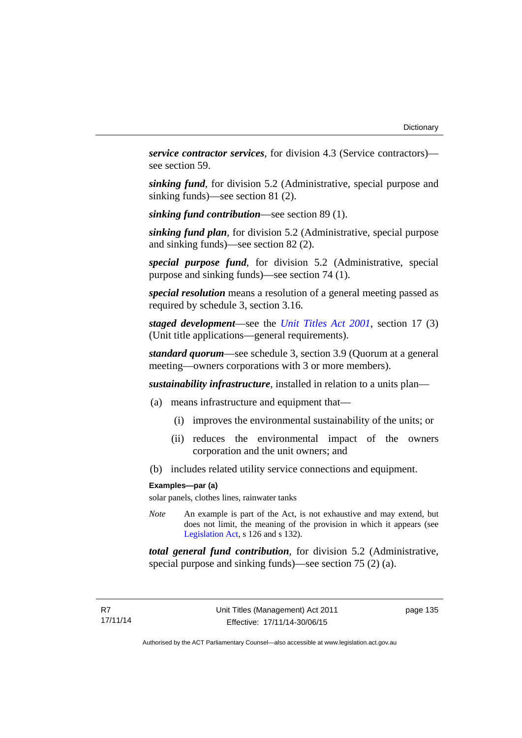***service contractor services***, for division 4.3 (Service contractors)—see section 59.

***sinking fund***, for division 5.2 (Administrative, special purpose and sinking funds)—see section 81 (2).

***sinking fund contribution***—see section 89 (1).

***sinking fund plan***, for division 5.2 (Administrative, special purpose and sinking funds)—see section 82 (2).

***special purpose fund***, for division 5.2 (Administrative, special purpose and sinking funds)—see section 74 (1).

***special resolution*** means a resolution of a general meeting passed as required by schedule 3, section 3.16.

***staged development***—see the *Unit Titles Act 2001*, section 17 (3) (Unit title applications—general requirements).

***standard quorum***—see schedule 3, section 3.9 (Quorum at a general meeting—owners corporations with 3 or more members).

***sustainability infrastructure***, installed in relation to a units plan—

(a) means infrastructure and equipment that—

(i) improves the environmental sustainability of the units; or

(ii) reduces the environmental impact of the owners corporation and the unit owners; and

(b) includes related utility service connections and equipment.

**Examples—par (a)**

solar panels, clothes lines, rainwater tanks

*Note* An example is part of the Act, is not exhaustive and may extend, but does not limit, the meaning of the provision in which it appears (see Legislation Act, s 126 and s 132).

***total general fund contribution***, for division 5.2 (Administrative, special purpose and sinking funds)—see section 75 (2) (a).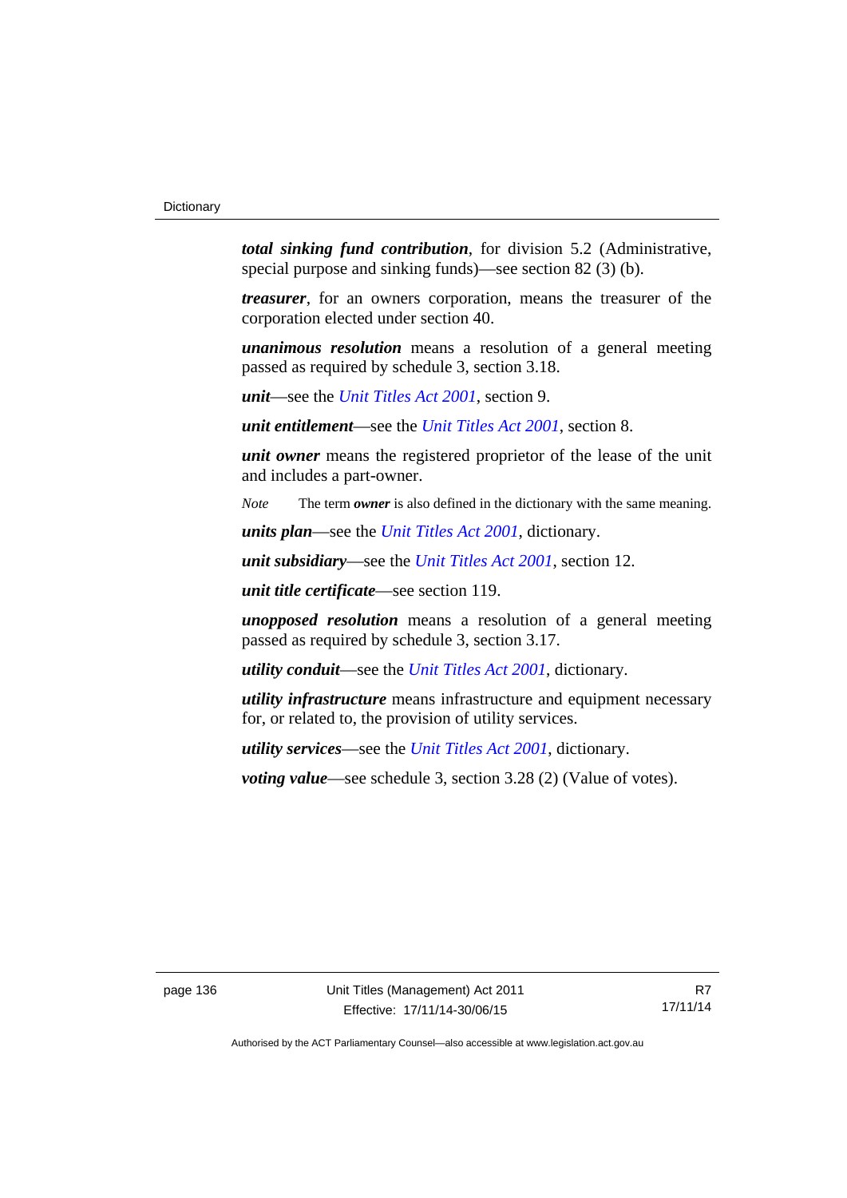***total sinking fund contribution***, for division 5.2 (Administrative, special purpose and sinking funds)—see section 82 (3) (b).

***treasurer***, for an owners corporation, means the treasurer of the corporation elected under section 40.

***unanimous resolution*** means a resolution of a general meeting passed as required by schedule 3, section 3.18.

***unit***—see the *Unit Titles Act 2001*, section 9.

***unit entitlement***—see the *Unit Titles Act 2001*, section 8.

***unit owner*** means the registered proprietor of the lease of the unit and includes a part-owner.

*Note* The term ***owner*** is also defined in the dictionary with the same meaning.

***units plan***—see the *Unit Titles Act 2001*, dictionary.

***unit subsidiary***—see the *Unit Titles Act 2001*, section 12.

***unit title certificate***—see section 119.

***unopposed resolution*** means a resolution of a general meeting passed as required by schedule 3, section 3.17.

***utility conduit***—see the *Unit Titles Act 2001*, dictionary.

***utility infrastructure*** means infrastructure and equipment necessary for, or related to, the provision of utility services.

***utility services***—see the *Unit Titles Act 2001*, dictionary.

***voting value***—see schedule 3, section 3.28 (2) (Value of votes).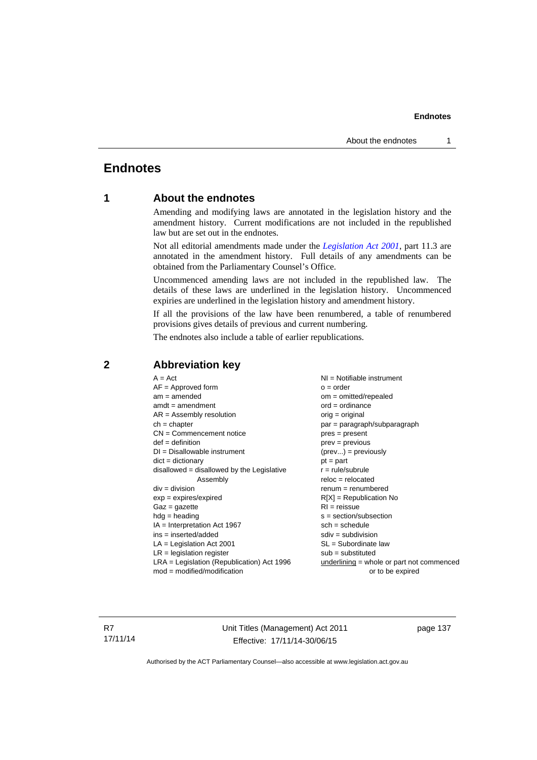# Endnotes

## 1 About the endnotes

Amending and modifying laws are annotated in the legislation history and the amendment history. Current modifications are not included in the republished law but are set out in the endnotes.

Not all editorial amendments made under the *Legislation Act 2001*, part 11.3 are annotated in the amendment history. Full details of any amendments can be obtained from the Parliamentary Counsel's Office.

Uncommenced amending laws are not included in the republished law. The details of these laws are underlined in the legislation history. Uncommenced expiries are underlined in the legislation history and amendment history.

If all the provisions of the law have been renumbered, a table of renumbered provisions gives details of previous and current numbering.

The endnotes also include a table of earlier republications.

## 2 Abbreviation key

A = Act
AF = Approved form
am = amended
amdt = amendment
AR = Assembly resolution
ch = chapter
CN = Commencement notice
def = definition
DI = Disallowable instrument
dict = dictionary
disallowed = disallowed by the Legislative Assembly
div = division
exp = expires/expired
Gaz = gazette
hdg = heading
IA = Interpretation Act 1967
ins = inserted/added
LA = Legislation Act 2001
LR = legislation register
LRA = Legislation (Republication) Act 1996
mod = modified/modification
NI = Notifiable instrument
o = order
om = omitted/repealed
ord = ordinance
orig = original
par = paragraph/subparagraph
pres = present
prev = previous
(prev...) = previously
pt = part
r = rule/subrule
reloc = relocated
renum = renumbered
R[X] = Republication No
RI = reissue
s = section/subsection
sch = schedule
sdiv = subdivision
SL = Subordinate law
sub = substituted
underlining = whole or part not commenced or to be expired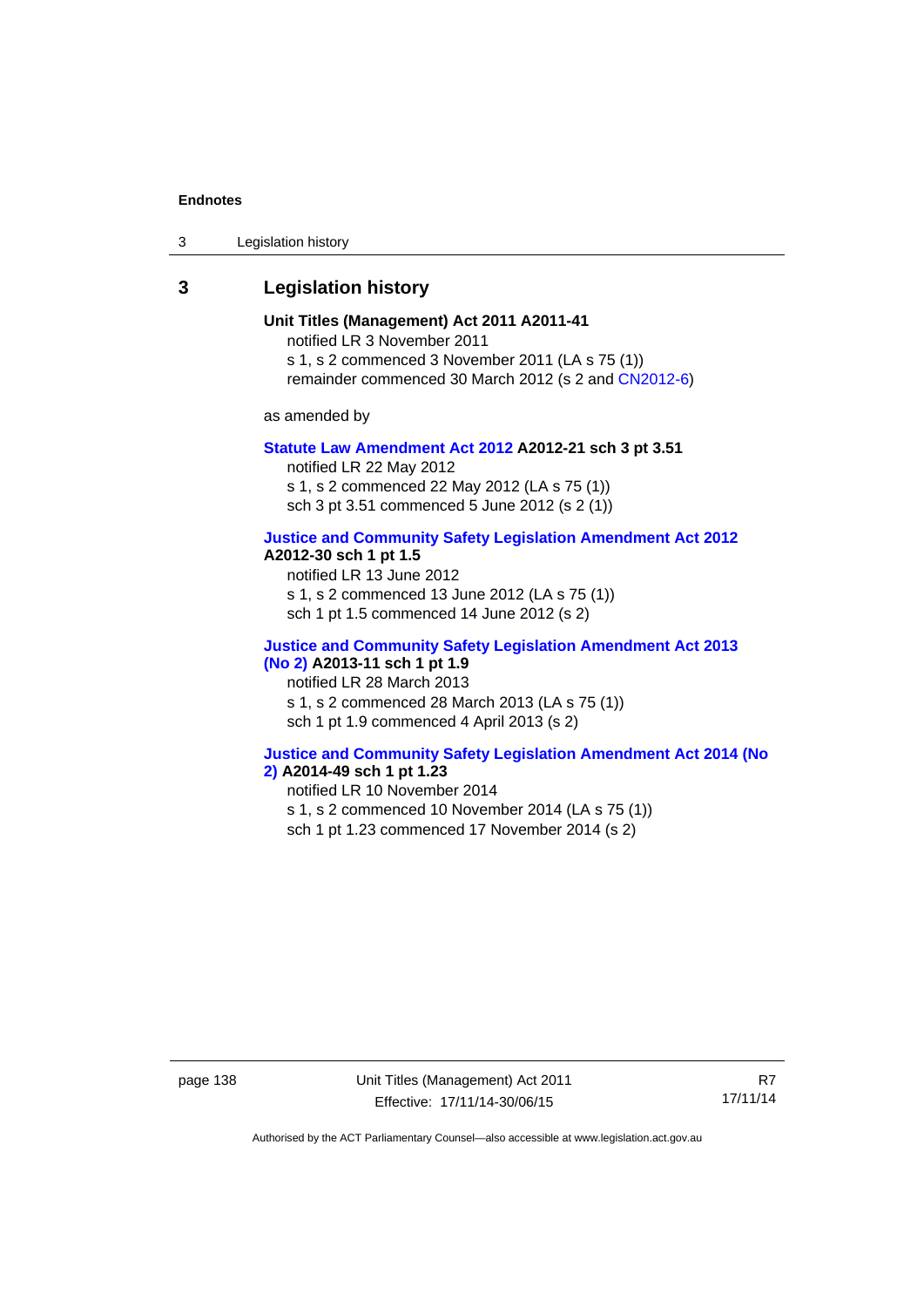## 3 Legislation history

**Unit Titles (Management) Act 2011 A2011-41**

notified LR 3 November 2011

s 1, s 2 commenced 3 November 2011 (LA s 75 (1))

remainder commenced 30 March 2012 (s 2 and CN2012-6)

as amended by

**Statute Law Amendment Act 2012 A2012-21 sch 3 pt 3.51**

notified LR 22 May 2012

s 1, s 2 commenced 22 May 2012 (LA s 75 (1))

sch 3 pt 3.51 commenced 5 June 2012 (s 2 (1))

**Justice and Community Safety Legislation Amendment Act 2012 A2012-30 sch 1 pt 1.5**

notified LR 13 June 2012

s 1, s 2 commenced 13 June 2012 (LA s 75 (1))

sch 1 pt 1.5 commenced 14 June 2012 (s 2)

**Justice and Community Safety Legislation Amendment Act 2013 (No 2) A2013-11 sch 1 pt 1.9**

notified LR 28 March 2013

s 1, s 2 commenced 28 March 2013 (LA s 75 (1))

sch 1 pt 1.9 commenced 4 April 2013 (s 2)

**Justice and Community Safety Legislation Amendment Act 2014 (No 2) A2014-49 sch 1 pt 1.23**

notified LR 10 November 2014

s 1, s 2 commenced 10 November 2014 (LA s 75 (1))

sch 1 pt 1.23 commenced 17 November 2014 (s 2)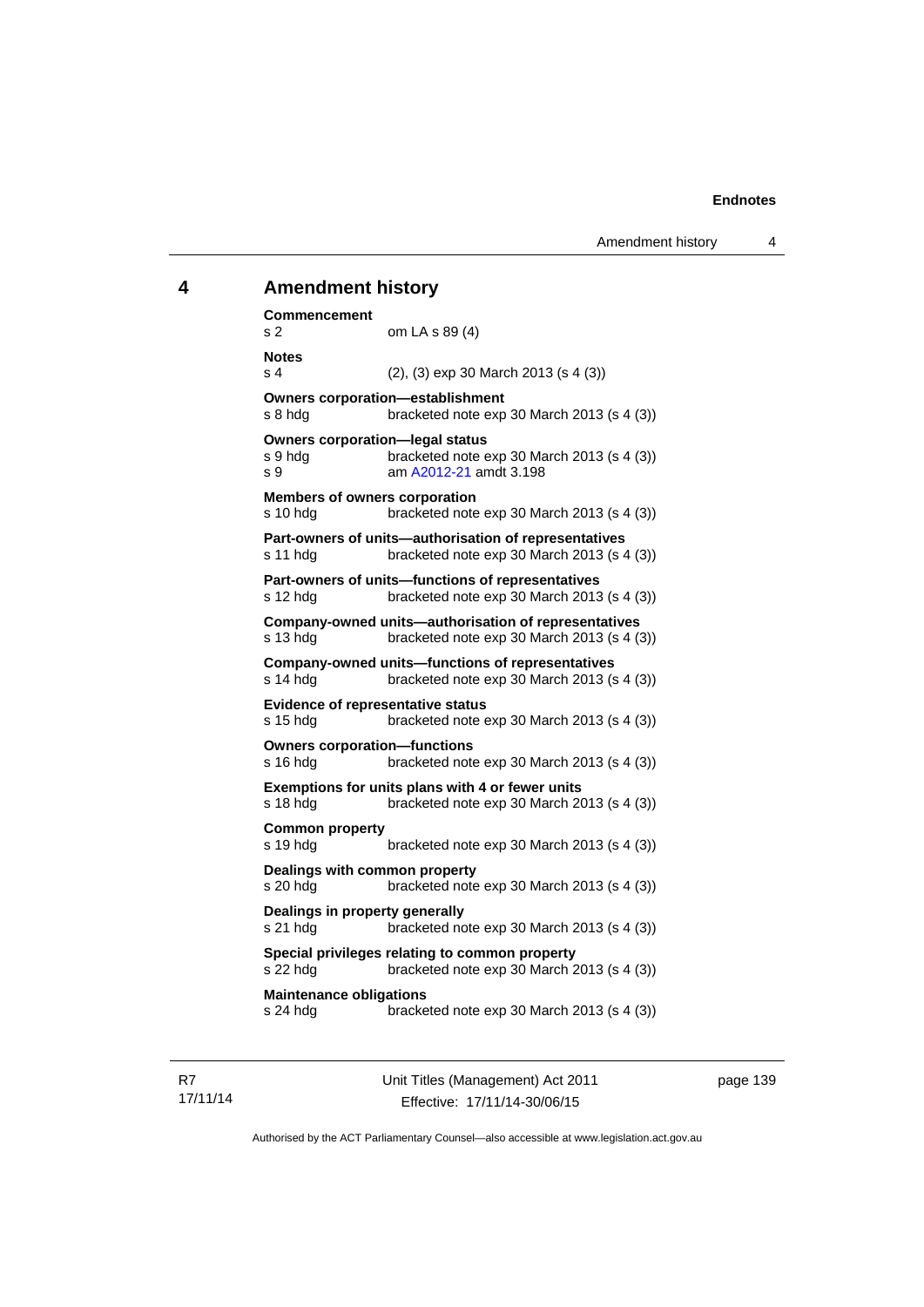## 4 Amendment history

**Commencement**
s 2 om LA s 89 (4)

**Notes**
s 4 (2), (3) exp 30 March 2013 (s 4 (3))

**Owners corporation—establishment**
s 8 hdg bracketed note exp 30 March 2013 (s 4 (3))

**Owners corporation—legal status**
s 9 hdg bracketed note exp 30 March 2013 (s 4 (3))
s 9 am A2012-21 amdt 3.198

**Members of owners corporation**
s 10 hdg bracketed note exp 30 March 2013 (s 4 (3))

**Part-owners of units—authorisation of representatives**
s 11 hdg bracketed note exp 30 March 2013 (s 4 (3))

**Part-owners of units—functions of representatives**
s 12 hdg bracketed note exp 30 March 2013 (s 4 (3))

**Company-owned units—authorisation of representatives**
s 13 hdg bracketed note exp 30 March 2013 (s 4 (3))

**Company-owned units—functions of representatives**
s 14 hdg bracketed note exp 30 March 2013 (s 4 (3))

**Evidence of representative status**
s 15 hdg bracketed note exp 30 March 2013 (s 4 (3))

**Owners corporation—functions**
s 16 hdg bracketed note exp 30 March 2013 (s 4 (3))

**Exemptions for units plans with 4 or fewer units**
s 18 hdg bracketed note exp 30 March 2013 (s 4 (3))

**Common property**
s 19 hdg bracketed note exp 30 March 2013 (s 4 (3))

**Dealings with common property**
s 20 hdg bracketed note exp 30 March 2013 (s 4 (3))

**Dealings in property generally**
s 21 hdg bracketed note exp 30 March 2013 (s 4 (3))

**Special privileges relating to common property**
s 22 hdg bracketed note exp 30 March 2013 (s 4 (3))

**Maintenance obligations**
s 24 hdg bracketed note exp 30 March 2013 (s 4 (3))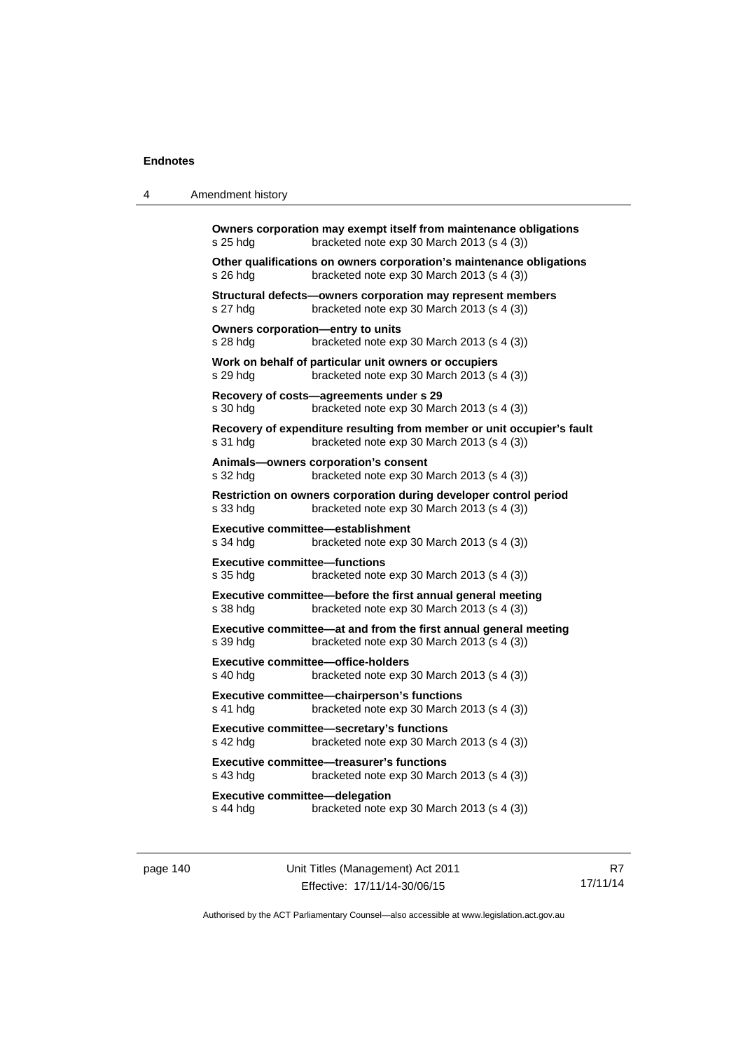**Owners corporation may exempt itself from maintenance obligations**
s 25 hdg bracketed note exp 30 March 2013 (s 4 (3))

**Other qualifications on owners corporation's maintenance obligations**
s 26 hdg bracketed note exp 30 March 2013 (s 4 (3))

**Structural defects—owners corporation may represent members**
s 27 hdg bracketed note exp 30 March 2013 (s 4 (3))

**Owners corporation—entry to units**
s 28 hdg bracketed note exp 30 March 2013 (s 4 (3))

**Work on behalf of particular unit owners or occupiers**
s 29 hdg bracketed note exp 30 March 2013 (s 4 (3))

**Recovery of costs—agreements under s 29**
s 30 hdg bracketed note exp 30 March 2013 (s 4 (3))

**Recovery of expenditure resulting from member or unit occupier's fault**
s 31 hdg bracketed note exp 30 March 2013 (s 4 (3))

**Animals—owners corporation's consent**
s 32 hdg bracketed note exp 30 March 2013 (s 4 (3))

**Restriction on owners corporation during developer control period**
s 33 hdg bracketed note exp 30 March 2013 (s 4 (3))

**Executive committee—establishment**
s 34 hdg bracketed note exp 30 March 2013 (s 4 (3))

**Executive committee—functions**
s 35 hdg bracketed note exp 30 March 2013 (s 4 (3))

**Executive committee—before the first annual general meeting**
s 38 hdg bracketed note exp 30 March 2013 (s 4 (3))

**Executive committee—at and from the first annual general meeting**
s 39 hdg bracketed note exp 30 March 2013 (s 4 (3))

**Executive committee—office-holders**
s 40 hdg bracketed note exp 30 March 2013 (s 4 (3))

**Executive committee—chairperson's functions**
s 41 hdg bracketed note exp 30 March 2013 (s 4 (3))

**Executive committee—secretary's functions**
s 42 hdg bracketed note exp 30 March 2013 (s 4 (3))

**Executive committee—treasurer's functions**
s 43 hdg bracketed note exp 30 March 2013 (s 4 (3))

**Executive committee—delegation**
s 44 hdg bracketed note exp 30 March 2013 (s 4 (3))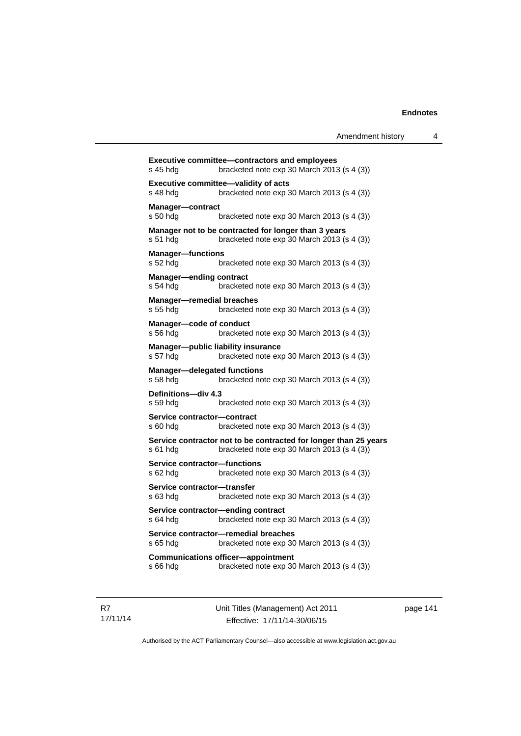**Executive committee—contractors and employees**
s 45 hdg bracketed note exp 30 March 2013 (s 4 (3))

**Executive committee—validity of acts**
s 48 hdg bracketed note exp 30 March 2013 (s 4 (3))

**Manager—contract**
s 50 hdg bracketed note exp 30 March 2013 (s 4 (3))

**Manager not to be contracted for longer than 3 years**
s 51 hdg bracketed note exp 30 March 2013 (s 4 (3))

**Manager—functions**
s 52 hdg bracketed note exp 30 March 2013 (s 4 (3))

**Manager—ending contract**
s 54 hdg bracketed note exp 30 March 2013 (s 4 (3))

**Manager—remedial breaches**
s 55 hdg bracketed note exp 30 March 2013 (s 4 (3))

**Manager—code of conduct**
s 56 hdg bracketed note exp 30 March 2013 (s 4 (3))

**Manager—public liability insurance**
s 57 hdg bracketed note exp 30 March 2013 (s 4 (3))

**Manager—delegated functions**
s 58 hdg bracketed note exp 30 March 2013 (s 4 (3))

**Definitions—div 4.3**
s 59 hdg bracketed note exp 30 March 2013 (s 4 (3))

**Service contractor—contract**
s 60 hdg bracketed note exp 30 March 2013 (s 4 (3))

**Service contractor not to be contracted for longer than 25 years**
s 61 hdg bracketed note exp 30 March 2013 (s 4 (3))

**Service contractor—functions**
s 62 hdg bracketed note exp 30 March 2013 (s 4 (3))

**Service contractor—transfer**
s 63 hdg bracketed note exp 30 March 2013 (s 4 (3))

**Service contractor—ending contract**
s 64 hdg bracketed note exp 30 March 2013 (s 4 (3))

**Service contractor—remedial breaches**
s 65 hdg bracketed note exp 30 March 2013 (s 4 (3))

**Communications officer—appointment**
s 66 hdg bracketed note exp 30 March 2013 (s 4 (3))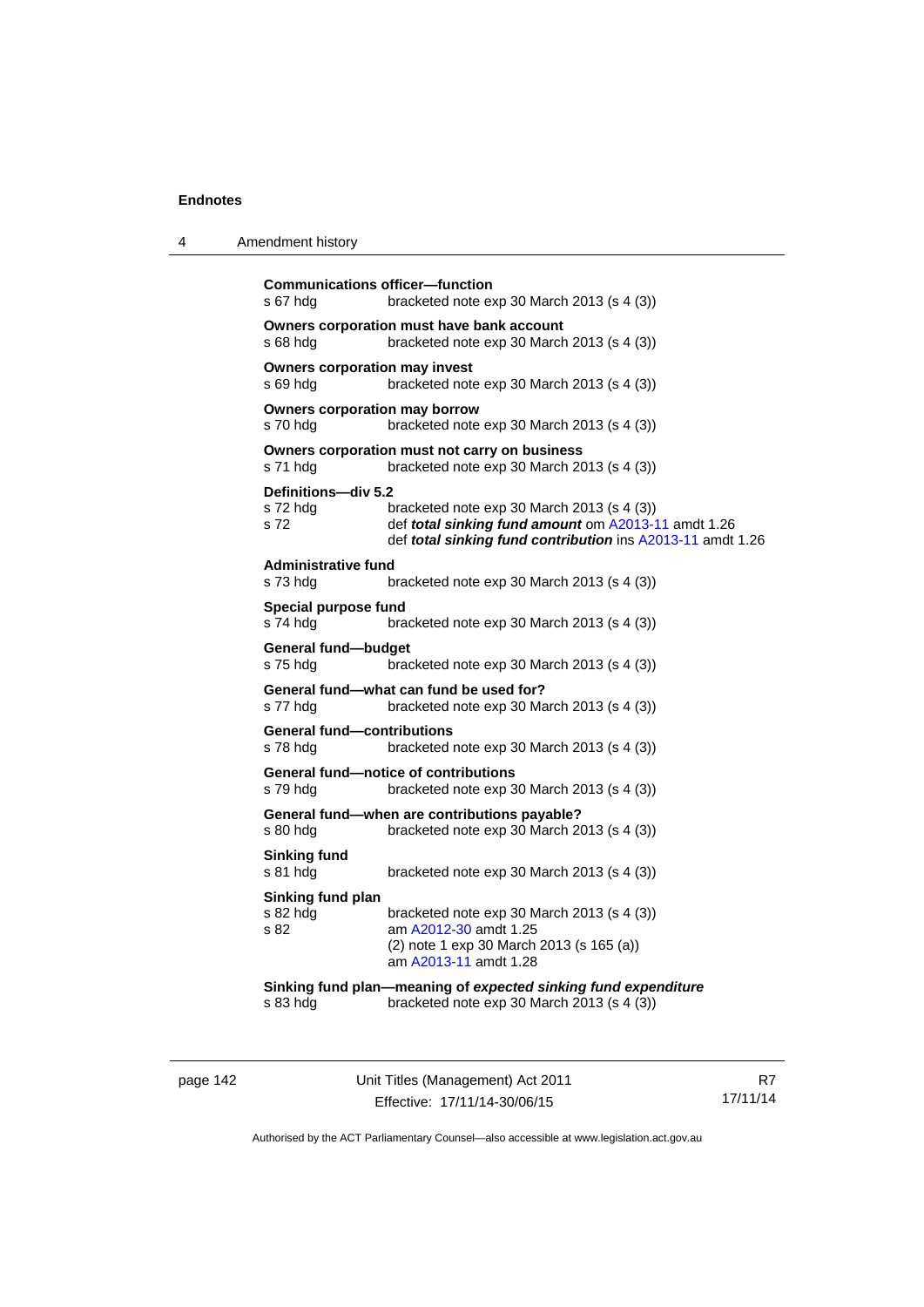**Communications officer—function**
s 67 hdg bracketed note exp 30 March 2013 (s 4 (3))

**Owners corporation must have bank account**
s 68 hdg bracketed note exp 30 March 2013 (s 4 (3))

**Owners corporation may invest**
s 69 hdg bracketed note exp 30 March 2013 (s 4 (3))

**Owners corporation may borrow**
s 70 hdg bracketed note exp 30 March 2013 (s 4 (3))

**Owners corporation must not carry on business**
s 71 hdg bracketed note exp 30 March 2013 (s 4 (3))

**Definitions—div 5.2**
s 72 hdg bracketed note exp 30 March 2013 (s 4 (3))
s 72 def ***total sinking fund amount*** om A2013-11 amdt 1.26
def ***total sinking fund contribution*** ins A2013-11 amdt 1.26

**Administrative fund**
s 73 hdg bracketed note exp 30 March 2013 (s 4 (3))

**Special purpose fund**
s 74 hdg bracketed note exp 30 March 2013 (s 4 (3))

**General fund—budget**
s 75 hdg bracketed note exp 30 March 2013 (s 4 (3))

**General fund—what can fund be used for?**
s 77 hdg bracketed note exp 30 March 2013 (s 4 (3))

**General fund—contributions**
s 78 hdg bracketed note exp 30 March 2013 (s 4 (3))

**General fund—notice of contributions**
s 79 hdg bracketed note exp 30 March 2013 (s 4 (3))

**General fund—when are contributions payable?**
s 80 hdg bracketed note exp 30 March 2013 (s 4 (3))

**Sinking fund**
s 81 hdg bracketed note exp 30 March 2013 (s 4 (3))

**Sinking fund plan**
s 82 hdg bracketed note exp 30 March 2013 (s 4 (3))
s 82 am A2012-30 amdt 1.25
(2) note 1 exp 30 March 2013 (s 165 (a))
am A2013-11 amdt 1.28

**Sinking fund plan—meaning of *expected sinking fund expenditure***
s 83 hdg bracketed note exp 30 March 2013 (s 4 (3))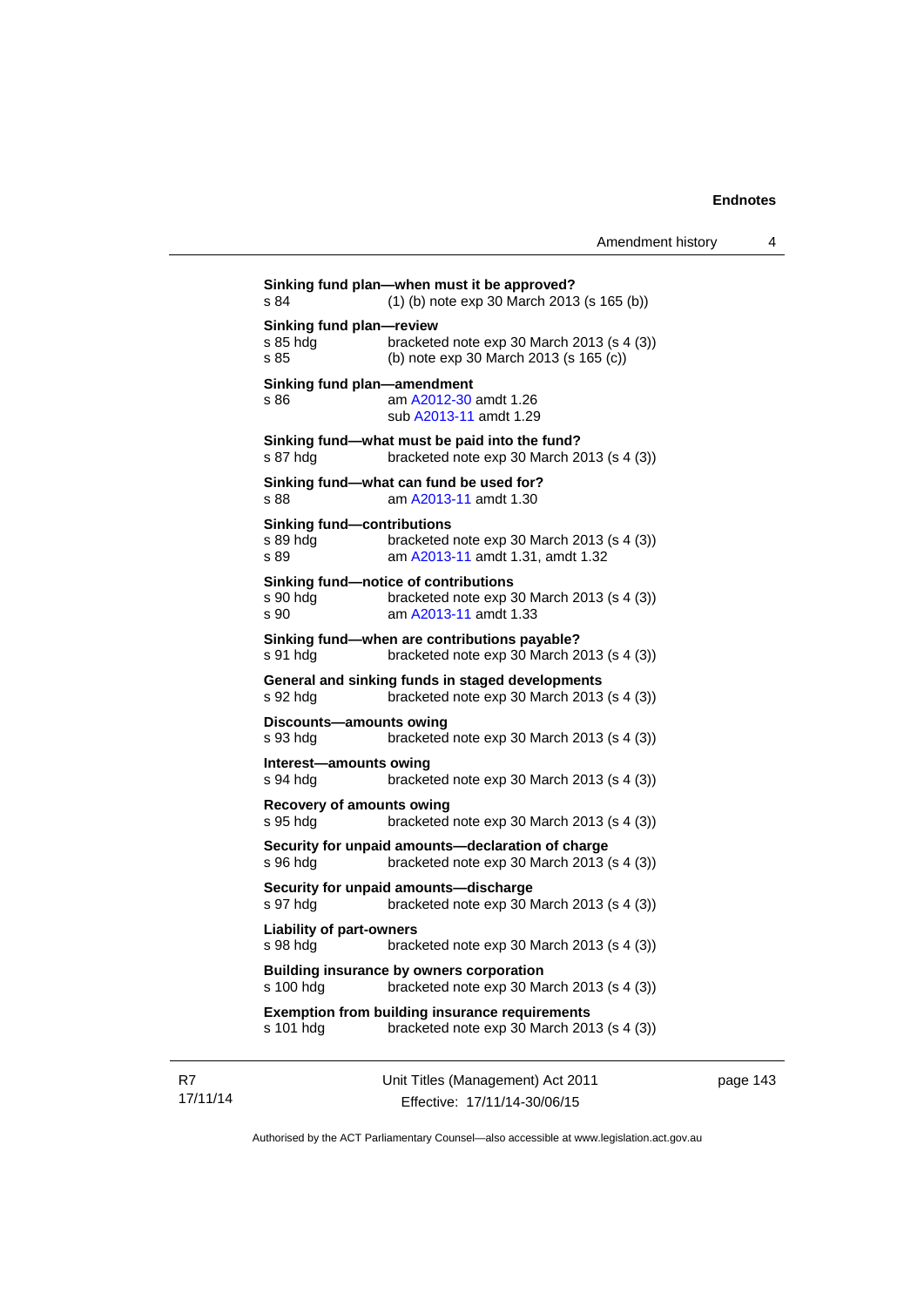**Sinking fund plan—when must it be approved?**
s 84 (1) (b) note exp 30 March 2013 (s 165 (b))

**Sinking fund plan—review**
s 85 hdg bracketed note exp 30 March 2013 (s 4 (3))
s 85 (b) note exp 30 March 2013 (s 165 (c))

**Sinking fund plan—amendment**
s 86 am A2012-30 amdt 1.26
sub A2013-11 amdt 1.29

**Sinking fund—what must be paid into the fund?**
s 87 hdg bracketed note exp 30 March 2013 (s 4 (3))

**Sinking fund—what can fund be used for?**
s 88 am A2013-11 amdt 1.30

**Sinking fund—contributions**
s 89 hdg bracketed note exp 30 March 2013 (s 4 (3))
s 89 am A2013-11 amdt 1.31, amdt 1.32

**Sinking fund—notice of contributions**
s 90 hdg bracketed note exp 30 March 2013 (s 4 (3))
s 90 am A2013-11 amdt 1.33

**Sinking fund—when are contributions payable?**
s 91 hdg bracketed note exp 30 March 2013 (s 4 (3))

**General and sinking funds in staged developments**
s 92 hdg bracketed note exp 30 March 2013 (s 4 (3))

**Discounts—amounts owing**
s 93 hdg bracketed note exp 30 March 2013 (s 4 (3))

**Interest—amounts owing**
s 94 hdg bracketed note exp 30 March 2013 (s 4 (3))

**Recovery of amounts owing**
s 95 hdg bracketed note exp 30 March 2013 (s 4 (3))

**Security for unpaid amounts—declaration of charge**
s 96 hdg bracketed note exp 30 March 2013 (s 4 (3))

**Security for unpaid amounts—discharge**
s 97 hdg bracketed note exp 30 March 2013 (s 4 (3))

**Liability of part-owners**
s 98 hdg bracketed note exp 30 March 2013 (s 4 (3))

**Building insurance by owners corporation**
s 100 hdg bracketed note exp 30 March 2013 (s 4 (3))

**Exemption from building insurance requirements**
s 101 hdg bracketed note exp 30 March 2013 (s 4 (3))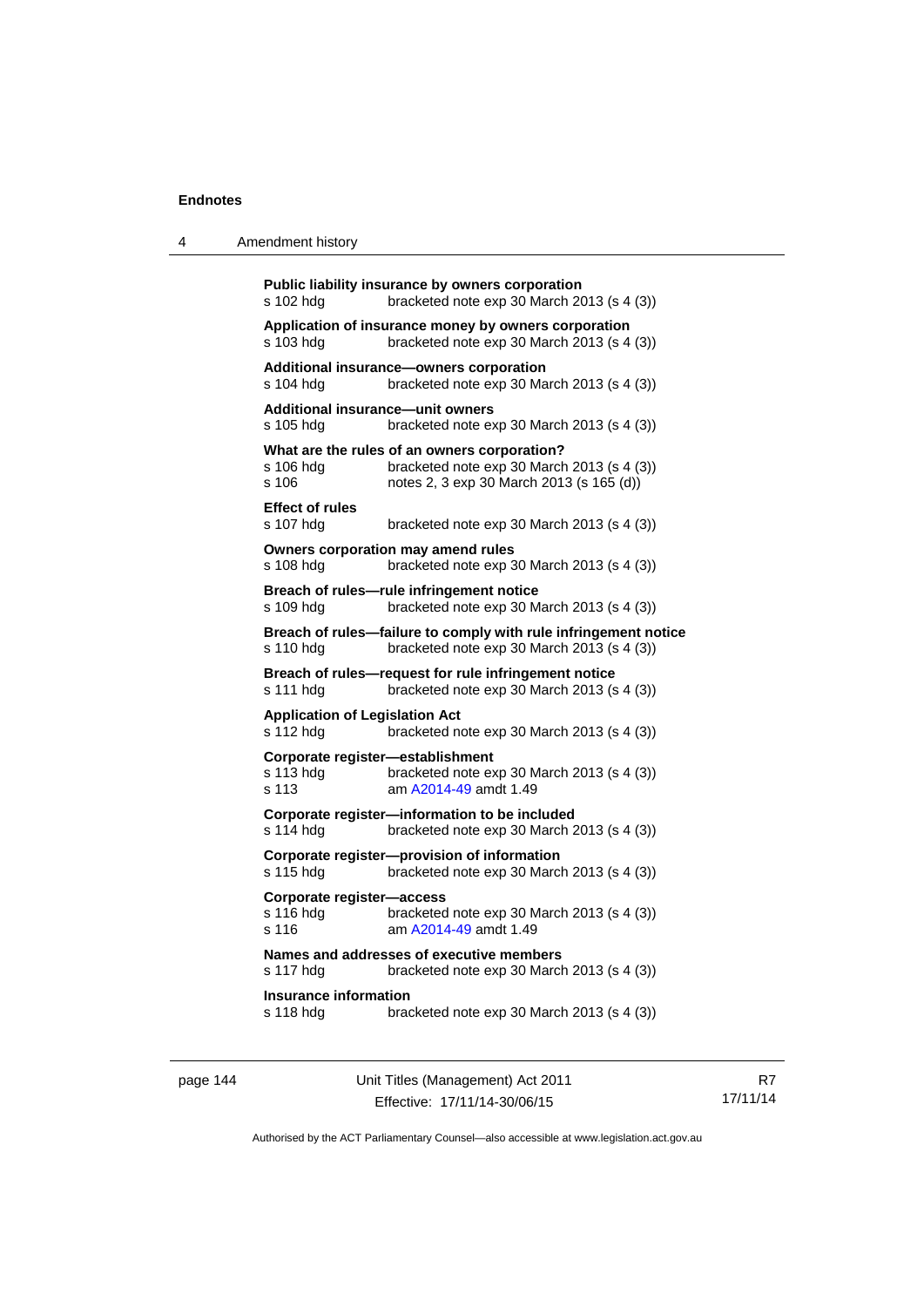**Public liability insurance by owners corporation**
s 102 hdg bracketed note exp 30 March 2013 (s 4 (3))

**Application of insurance money by owners corporation**
s 103 hdg bracketed note exp 30 March 2013 (s 4 (3))

**Additional insurance—owners corporation**
s 104 hdg bracketed note exp 30 March 2013 (s 4 (3))

**Additional insurance—unit owners**
s 105 hdg bracketed note exp 30 March 2013 (s 4 (3))

**What are the rules of an owners corporation?**
s 106 hdg bracketed note exp 30 March 2013 (s 4 (3))
s 106 notes 2, 3 exp 30 March 2013 (s 165 (d))

**Effect of rules**
s 107 hdg bracketed note exp 30 March 2013 (s 4 (3))

**Owners corporation may amend rules**
s 108 hdg bracketed note exp 30 March 2013 (s 4 (3))

**Breach of rules—rule infringement notice**
s 109 hdg bracketed note exp 30 March 2013 (s 4 (3))

**Breach of rules—failure to comply with rule infringement notice**
s 110 hdg bracketed note exp 30 March 2013 (s 4 (3))

**Breach of rules—request for rule infringement notice**
s 111 hdg bracketed note exp 30 March 2013 (s 4 (3))

**Application of Legislation Act**
s 112 hdg bracketed note exp 30 March 2013 (s 4 (3))

**Corporate register—establishment**
s 113 hdg bracketed note exp 30 March 2013 (s 4 (3))
s 113 am A2014-49 amdt 1.49

**Corporate register—information to be included**
s 114 hdg bracketed note exp 30 March 2013 (s 4 (3))

**Corporate register—provision of information**
s 115 hdg bracketed note exp 30 March 2013 (s 4 (3))

**Corporate register—access**
s 116 hdg bracketed note exp 30 March 2013 (s 4 (3))
s 116 am A2014-49 amdt 1.49

**Names and addresses of executive members**
s 117 hdg bracketed note exp 30 March 2013 (s 4 (3))

**Insurance information**
s 118 hdg bracketed note exp 30 March 2013 (s 4 (3))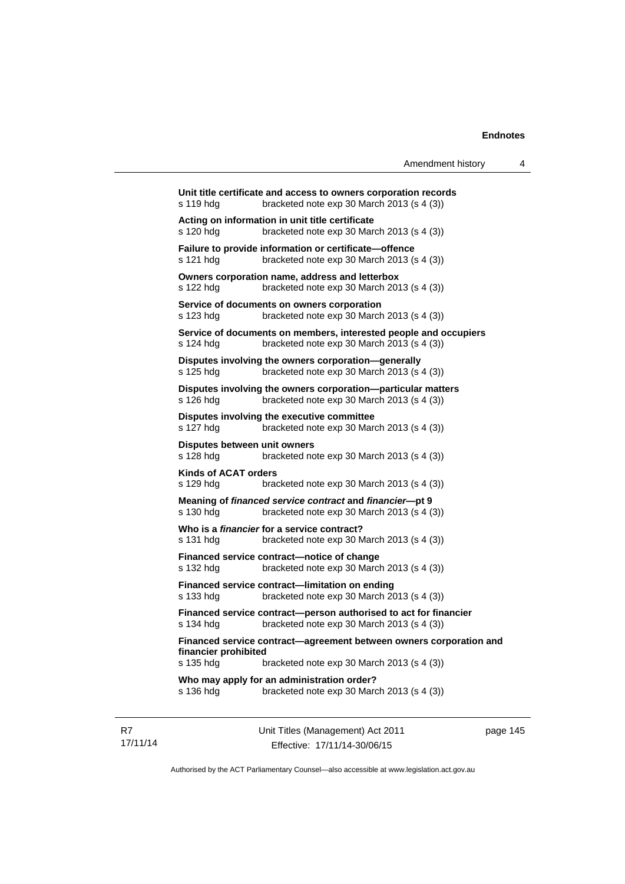**Unit title certificate and access to owners corporation records**
s 119 hdg bracketed note exp 30 March 2013 (s 4 (3))

**Acting on information in unit title certificate**
s 120 hdg bracketed note exp 30 March 2013 (s 4 (3))

**Failure to provide information or certificate—offence**
s 121 hdg bracketed note exp 30 March 2013 (s 4 (3))

**Owners corporation name, address and letterbox**
s 122 hdg bracketed note exp 30 March 2013 (s 4 (3))

**Service of documents on owners corporation**
s 123 hdg bracketed note exp 30 March 2013 (s 4 (3))

**Service of documents on members, interested people and occupiers**
s 124 hdg bracketed note exp 30 March 2013 (s 4 (3))

**Disputes involving the owners corporation—generally**
s 125 hdg bracketed note exp 30 March 2013 (s 4 (3))

**Disputes involving the owners corporation—particular matters**
s 126 hdg bracketed note exp 30 March 2013 (s 4 (3))

**Disputes involving the executive committee**
s 127 hdg bracketed note exp 30 March 2013 (s 4 (3))

**Disputes between unit owners**
s 128 hdg bracketed note exp 30 March 2013 (s 4 (3))

**Kinds of ACAT orders**
s 129 hdg bracketed note exp 30 March 2013 (s 4 (3))

**Meaning of *financed service contract* and *financier*—pt 9**
s 130 hdg bracketed note exp 30 March 2013 (s 4 (3))

**Who is a *financier* for a service contract?**
s 131 hdg bracketed note exp 30 March 2013 (s 4 (3))

**Financed service contract—notice of change**
s 132 hdg bracketed note exp 30 March 2013 (s 4 (3))

**Financed service contract—limitation on ending**
s 133 hdg bracketed note exp 30 March 2013 (s 4 (3))

**Financed service contract—person authorised to act for financier**
s 134 hdg bracketed note exp 30 March 2013 (s 4 (3))

**Financed service contract—agreement between owners corporation and financier prohibited**
s 135 hdg bracketed note exp 30 March 2013 (s 4 (3))

**Who may apply for an administration order?**
s 136 hdg bracketed note exp 30 March 2013 (s 4 (3))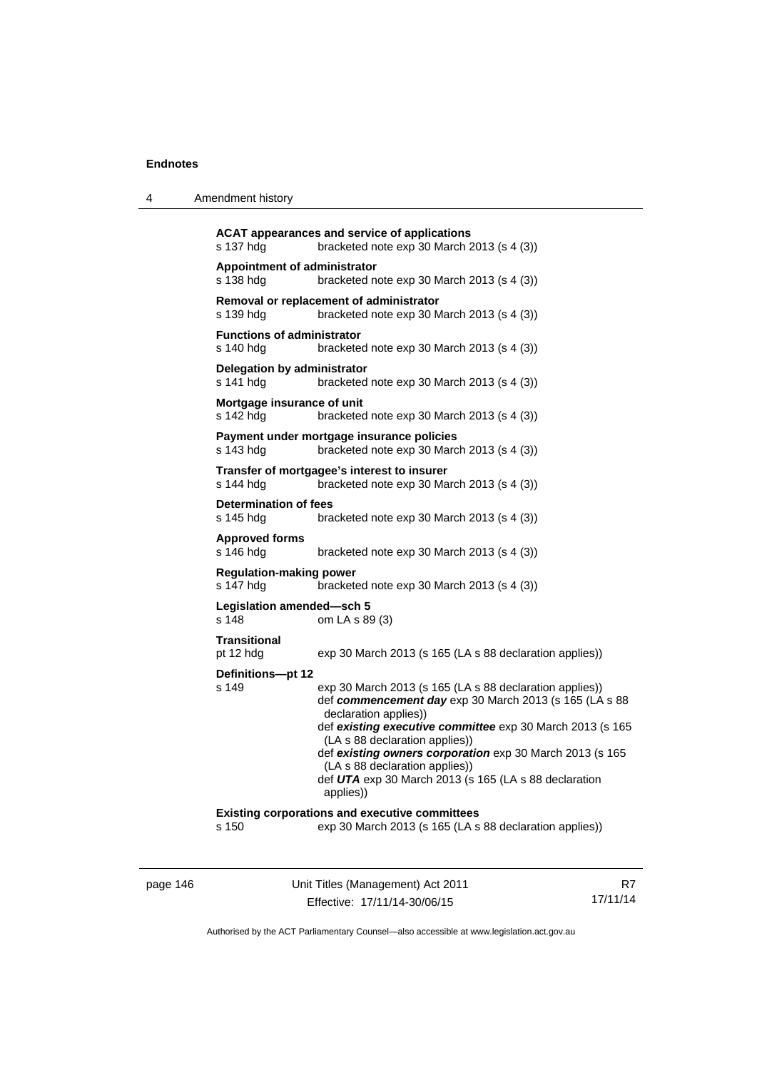**ACAT appearances and service of applications**
s 137 hdg bracketed note exp 30 March 2013 (s 4 (3))

**Appointment of administrator**
s 138 hdg bracketed note exp 30 March 2013 (s 4 (3))

**Removal or replacement of administrator**
s 139 hdg bracketed note exp 30 March 2013 (s 4 (3))

**Functions of administrator**
s 140 hdg bracketed note exp 30 March 2013 (s 4 (3))

**Delegation by administrator**
s 141 hdg bracketed note exp 30 March 2013 (s 4 (3))

**Mortgage insurance of unit**
s 142 hdg bracketed note exp 30 March 2013 (s 4 (3))

**Payment under mortgage insurance policies**
s 143 hdg bracketed note exp 30 March 2013 (s 4 (3))

**Transfer of mortgagee's interest to insurer**
s 144 hdg bracketed note exp 30 March 2013 (s 4 (3))

**Determination of fees**
s 145 hdg bracketed note exp 30 March 2013 (s 4 (3))

**Approved forms**
s 146 hdg bracketed note exp 30 March 2013 (s 4 (3))

**Regulation-making power**
s 147 hdg bracketed note exp 30 March 2013 (s 4 (3))

**Legislation amended—sch 5**
s 148 om LA s 89 (3)

**Transitional**
pt 12 hdg exp 30 March 2013 (s 165 (LA s 88 declaration applies))

**Definitions—pt 12**
s 149 exp 30 March 2013 (s 165 (LA s 88 declaration applies))
def ***commencement day*** exp 30 March 2013 (s 165 (LA s 88 declaration applies))
def ***existing executive committee*** exp 30 March 2013 (s 165 (LA s 88 declaration applies))
def ***existing owners corporation*** exp 30 March 2013 (s 165 (LA s 88 declaration applies))
def ***UTA*** exp 30 March 2013 (s 165 (LA s 88 declaration applies))

**Existing corporations and executive committees**
s 150 exp 30 March 2013 (s 165 (LA s 88 declaration applies))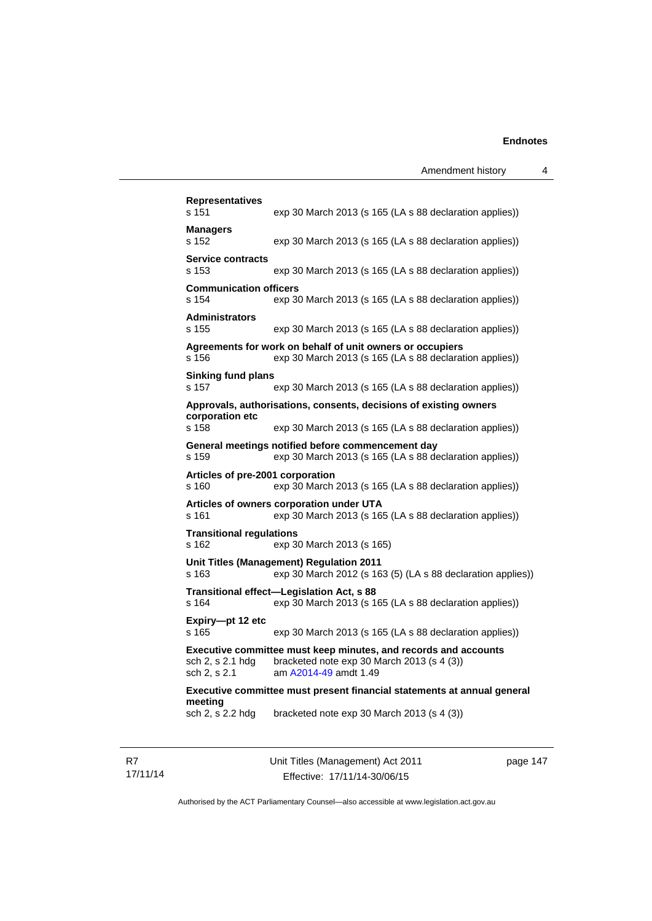**Representatives**
s 151 exp 30 March 2013 (s 165 (LA s 88 declaration applies))

**Managers**
s 152 exp 30 March 2013 (s 165 (LA s 88 declaration applies))

**Service contracts**
s 153 exp 30 March 2013 (s 165 (LA s 88 declaration applies))

**Communication officers**
s 154 exp 30 March 2013 (s 165 (LA s 88 declaration applies))

**Administrators**
s 155 exp 30 March 2013 (s 165 (LA s 88 declaration applies))

**Agreements for work on behalf of unit owners or occupiers**
s 156 exp 30 March 2013 (s 165 (LA s 88 declaration applies))

**Sinking fund plans**
s 157 exp 30 March 2013 (s 165 (LA s 88 declaration applies))

**Approvals, authorisations, consents, decisions of existing owners corporation etc**
s 158 exp 30 March 2013 (s 165 (LA s 88 declaration applies))

**General meetings notified before commencement day**
s 159 exp 30 March 2013 (s 165 (LA s 88 declaration applies))

**Articles of pre-2001 corporation**
s 160 exp 30 March 2013 (s 165 (LA s 88 declaration applies))

**Articles of owners corporation under UTA**
s 161 exp 30 March 2013 (s 165 (LA s 88 declaration applies))

**Transitional regulations**
s 162 exp 30 March 2013 (s 165)

**Unit Titles (Management) Regulation 2011**
s 163 exp 30 March 2012 (s 163 (5) (LA s 88 declaration applies))

**Transitional effect—Legislation Act, s 88**
s 164 exp 30 March 2013 (s 165 (LA s 88 declaration applies))

**Expiry—pt 12 etc**
s 165 exp 30 March 2013 (s 165 (LA s 88 declaration applies))

**Executive committee must keep minutes, and records and accounts**
sch 2, s 2.1 hdg bracketed note exp 30 March 2013 (s 4 (3))
sch 2, s 2.1 am A2014-49 amdt 1.49

**Executive committee must present financial statements at annual general meeting**
sch 2, s 2.2 hdg bracketed note exp 30 March 2013 (s 4 (3))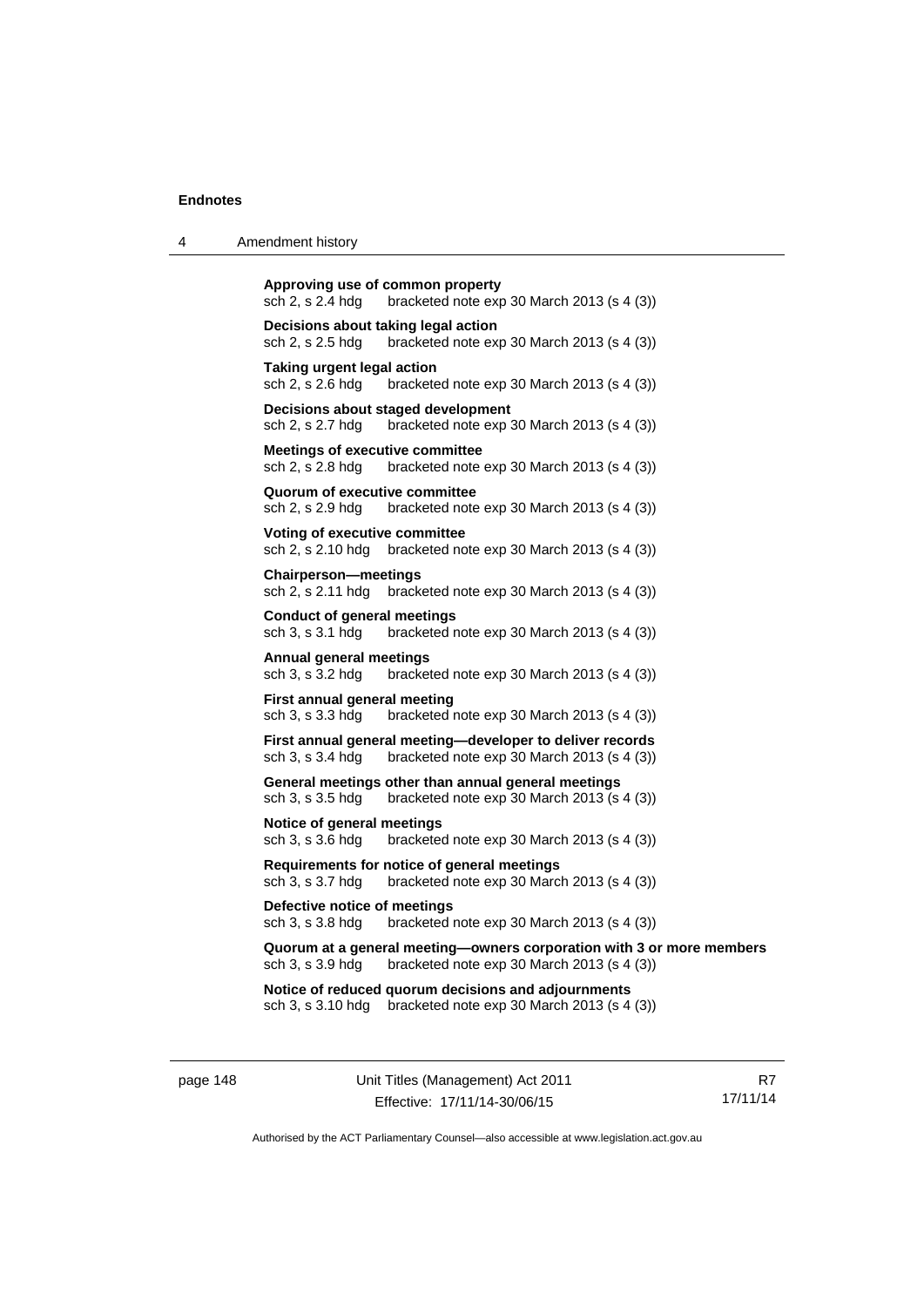**Approving use of common property**
sch 2, s 2.4 hdg bracketed note exp 30 March 2013 (s 4 (3))

**Decisions about taking legal action**
sch 2, s 2.5 hdg bracketed note exp 30 March 2013 (s 4 (3))

**Taking urgent legal action**
sch 2, s 2.6 hdg bracketed note exp 30 March 2013 (s 4 (3))

**Decisions about staged development**
sch 2, s 2.7 hdg bracketed note exp 30 March 2013 (s 4 (3))

**Meetings of executive committee**
sch 2, s 2.8 hdg bracketed note exp 30 March 2013 (s 4 (3))

**Quorum of executive committee**
sch 2, s 2.9 hdg bracketed note exp 30 March 2013 (s 4 (3))

**Voting of executive committee**
sch 2, s 2.10 hdg bracketed note exp 30 March 2013 (s 4 (3))

**Chairperson—meetings**
sch 2, s 2.11 hdg bracketed note exp 30 March 2013 (s 4 (3))

**Conduct of general meetings**
sch 3, s 3.1 hdg bracketed note exp 30 March 2013 (s 4 (3))

**Annual general meetings**
sch 3, s 3.2 hdg bracketed note exp 30 March 2013 (s 4 (3))

**First annual general meeting**
sch 3, s 3.3 hdg bracketed note exp 30 March 2013 (s 4 (3))

**First annual general meeting—developer to deliver records**
sch 3, s 3.4 hdg bracketed note exp 30 March 2013 (s 4 (3))

**General meetings other than annual general meetings**
sch 3, s 3.5 hdg bracketed note exp 30 March 2013 (s 4 (3))

**Notice of general meetings**
sch 3, s 3.6 hdg bracketed note exp 30 March 2013 (s 4 (3))

**Requirements for notice of general meetings**
sch 3, s 3.7 hdg bracketed note exp 30 March 2013 (s 4 (3))

**Defective notice of meetings**
sch 3, s 3.8 hdg bracketed note exp 30 March 2013 (s 4 (3))

**Quorum at a general meeting—owners corporation with 3 or more members**
sch 3, s 3.9 hdg bracketed note exp 30 March 2013 (s 4 (3))

**Notice of reduced quorum decisions and adjournments**
sch 3, s 3.10 hdg bracketed note exp 30 March 2013 (s 4 (3))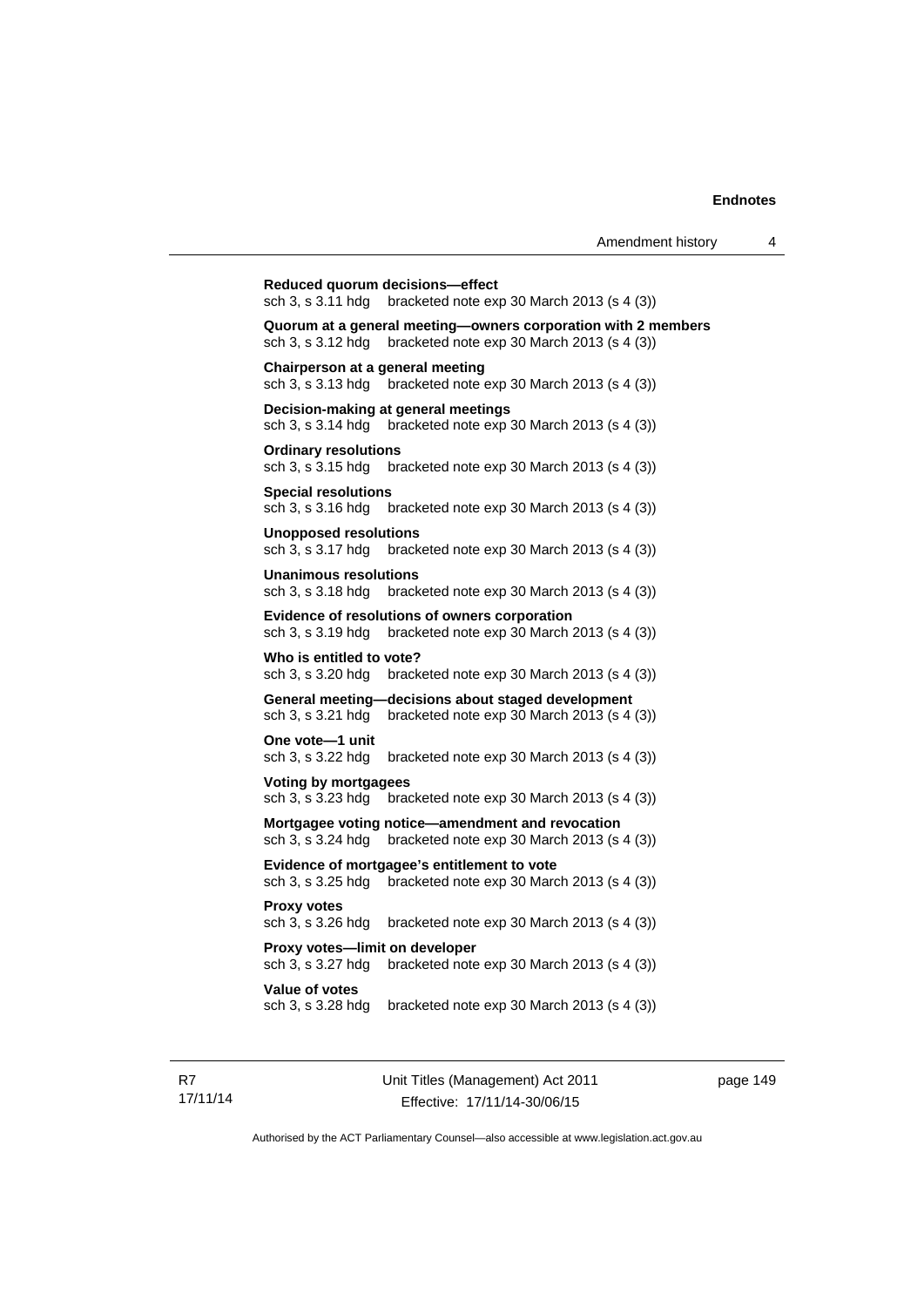**Reduced quorum decisions—effect**
sch 3, s 3.11 hdg bracketed note exp 30 March 2013 (s 4 (3))

**Quorum at a general meeting—owners corporation with 2 members**
sch 3, s 3.12 hdg bracketed note exp 30 March 2013 (s 4 (3))

**Chairperson at a general meeting**
sch 3, s 3.13 hdg bracketed note exp 30 March 2013 (s 4 (3))

**Decision-making at general meetings**
sch 3, s 3.14 hdg bracketed note exp 30 March 2013 (s 4 (3))

**Ordinary resolutions**
sch 3, s 3.15 hdg bracketed note exp 30 March 2013 (s 4 (3))

**Special resolutions**
sch 3, s 3.16 hdg bracketed note exp 30 March 2013 (s 4 (3))

**Unopposed resolutions**
sch 3, s 3.17 hdg bracketed note exp 30 March 2013 (s 4 (3))

**Unanimous resolutions**
sch 3, s 3.18 hdg bracketed note exp 30 March 2013 (s 4 (3))

**Evidence of resolutions of owners corporation**
sch 3, s 3.19 hdg bracketed note exp 30 March 2013 (s 4 (3))

**Who is entitled to vote?**
sch 3, s 3.20 hdg bracketed note exp 30 March 2013 (s 4 (3))

**General meeting—decisions about staged development**
sch 3, s 3.21 hdg bracketed note exp 30 March 2013 (s 4 (3))

**One vote—1 unit**
sch 3, s 3.22 hdg bracketed note exp 30 March 2013 (s 4 (3))

**Voting by mortgagees**
sch 3, s 3.23 hdg bracketed note exp 30 March 2013 (s 4 (3))

**Mortgagee voting notice—amendment and revocation**
sch 3, s 3.24 hdg bracketed note exp 30 March 2013 (s 4 (3))

**Evidence of mortgagee's entitlement to vote**
sch 3, s 3.25 hdg bracketed note exp 30 March 2013 (s 4 (3))

**Proxy votes**
sch 3, s 3.26 hdg bracketed note exp 30 March 2013 (s 4 (3))

**Proxy votes—limit on developer**
sch 3, s 3.27 hdg bracketed note exp 30 March 2013 (s 4 (3))

**Value of votes**
sch 3, s 3.28 hdg bracketed note exp 30 March 2013 (s 4 (3))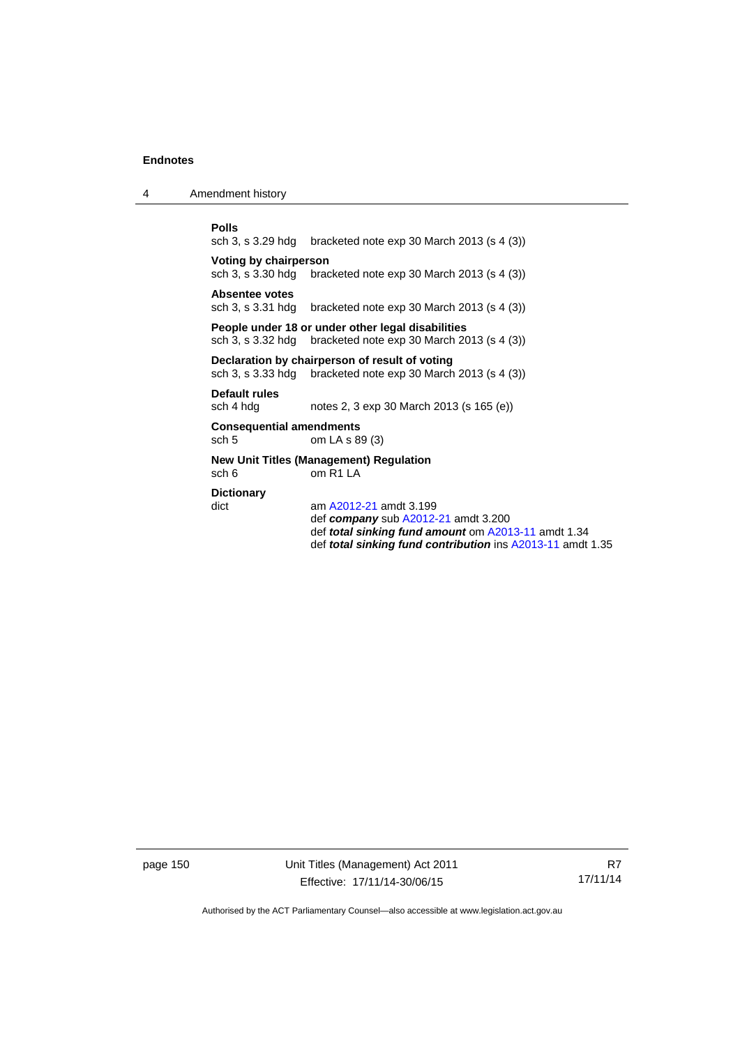**Polls**
sch 3, s 3.29 hdg  bracketed note exp 30 March 2013 (s 4 (3))

**Voting by chairperson**
sch 3, s 3.30 hdg  bracketed note exp 30 March 2013 (s 4 (3))

**Absentee votes**
sch 3, s 3.31 hdg  bracketed note exp 30 March 2013 (s 4 (3))

**People under 18 or under other legal disabilities**
sch 3, s 3.32 hdg  bracketed note exp 30 March 2013 (s 4 (3))

**Declaration by chairperson of result of voting**
sch 3, s 3.33 hdg  bracketed note exp 30 March 2013 (s 4 (3))

**Default rules**
sch 4 hdg  notes 2, 3 exp 30 March 2013 (s 165 (e))

**Consequential amendments**
sch 5  om LA s 89 (3)

**New Unit Titles (Management) Regulation**
sch 6  om R1 LA

**Dictionary**
dict  am A2012-21 amdt 3.199
def ***company*** sub A2012-21 amdt 3.200
def ***total sinking fund amount*** om A2013-11 amdt 1.34
def ***total sinking fund contribution*** ins A2013-11 amdt 1.35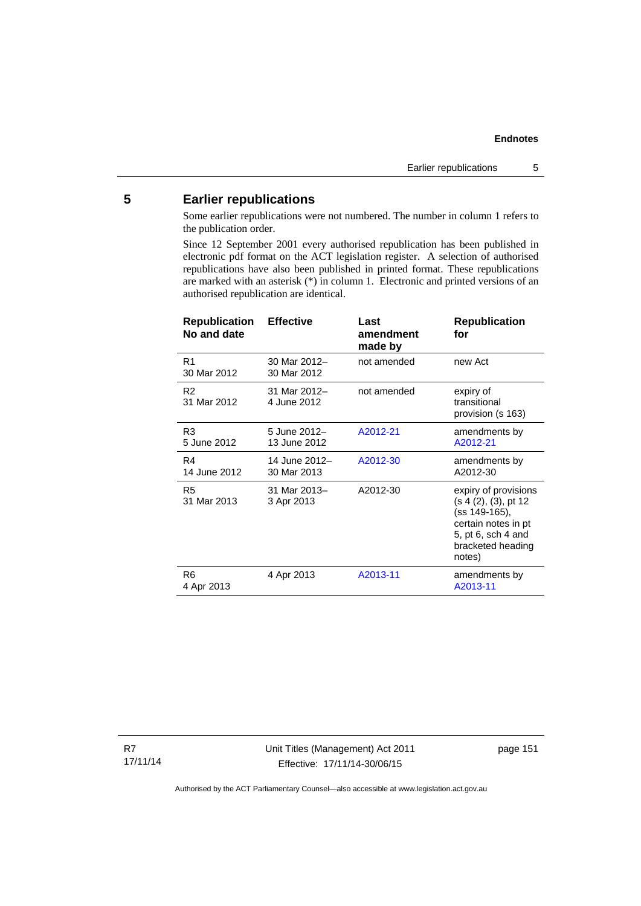## 5 Earlier republications

Some earlier republications were not numbered. The number in column 1 refers to the publication order.

Since 12 September 2001 every authorised republication has been published in electronic pdf format on the ACT legislation register. A selection of authorised republications have also been published in printed format. These republications are marked with an asterisk (*) in column 1. Electronic and printed versions of an authorised republication are identical.

| Republication No and date | Effective | Last amendment made by | Republication for |
|---|---|---|---|
| R1 30 Mar 2012 | 30 Mar 2012– 30 Mar 2012 | not amended | new Act |
| R2 31 Mar 2012 | 31 Mar 2012– 4 June 2012 | not amended | expiry of transitional provision (s 163) |
| R3 5 June 2012 | 5 June 2012– 13 June 2012 | A2012-21 | amendments by A2012-21 |
| R4 14 June 2012 | 14 June 2012– 30 Mar 2013 | A2012-30 | amendments by A2012-30 |
| R5 31 Mar 2013 | 31 Mar 2013– 3 Apr 2013 | A2012-30 | expiry of provisions (s 4 (2), (3), pt 12 (ss 149-165), certain notes in pt 5, pt 6, sch 4 and bracketed heading notes) |
| R6 4 Apr 2013 | 4 Apr 2013 | A2013-11 | amendments by A2013-11 |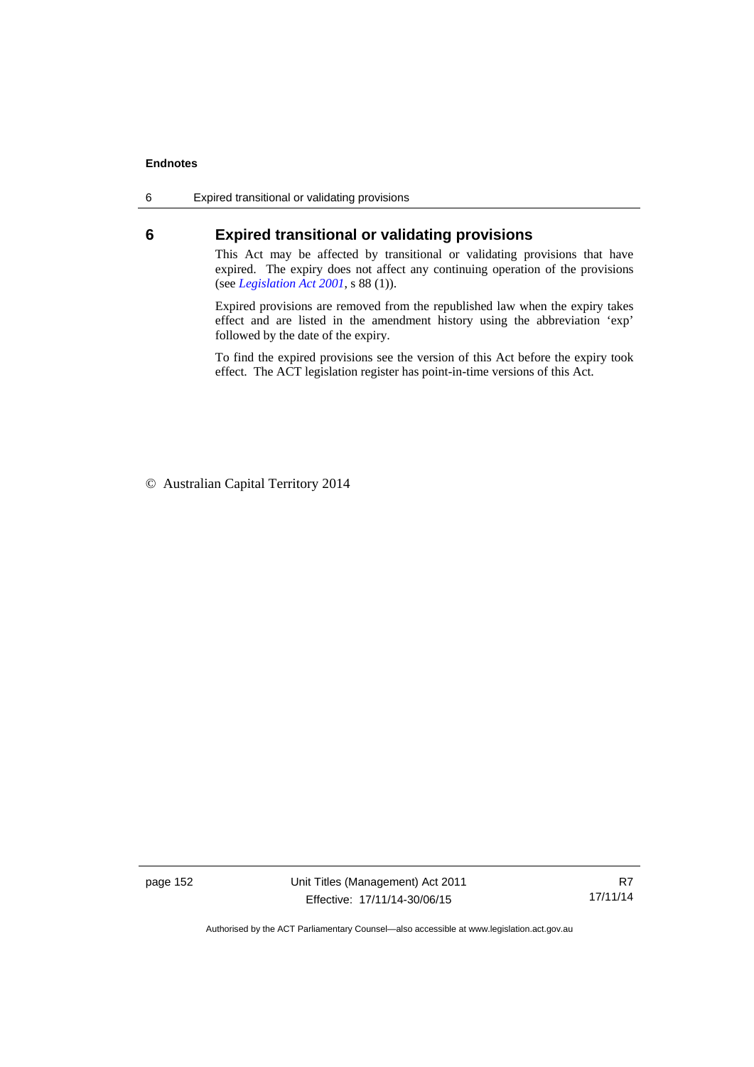## 6 Expired transitional or validating provisions

This Act may be affected by transitional or validating provisions that have expired. The expiry does not affect any continuing operation of the provisions (see *Legislation Act 2001*, s 88 (1)).

Expired provisions are removed from the republished law when the expiry takes effect and are listed in the amendment history using the abbreviation 'exp' followed by the date of the expiry.

To find the expired provisions see the version of this Act before the expiry took effect. The ACT legislation register has point-in-time versions of this Act.

© Australian Capital Territory 2014